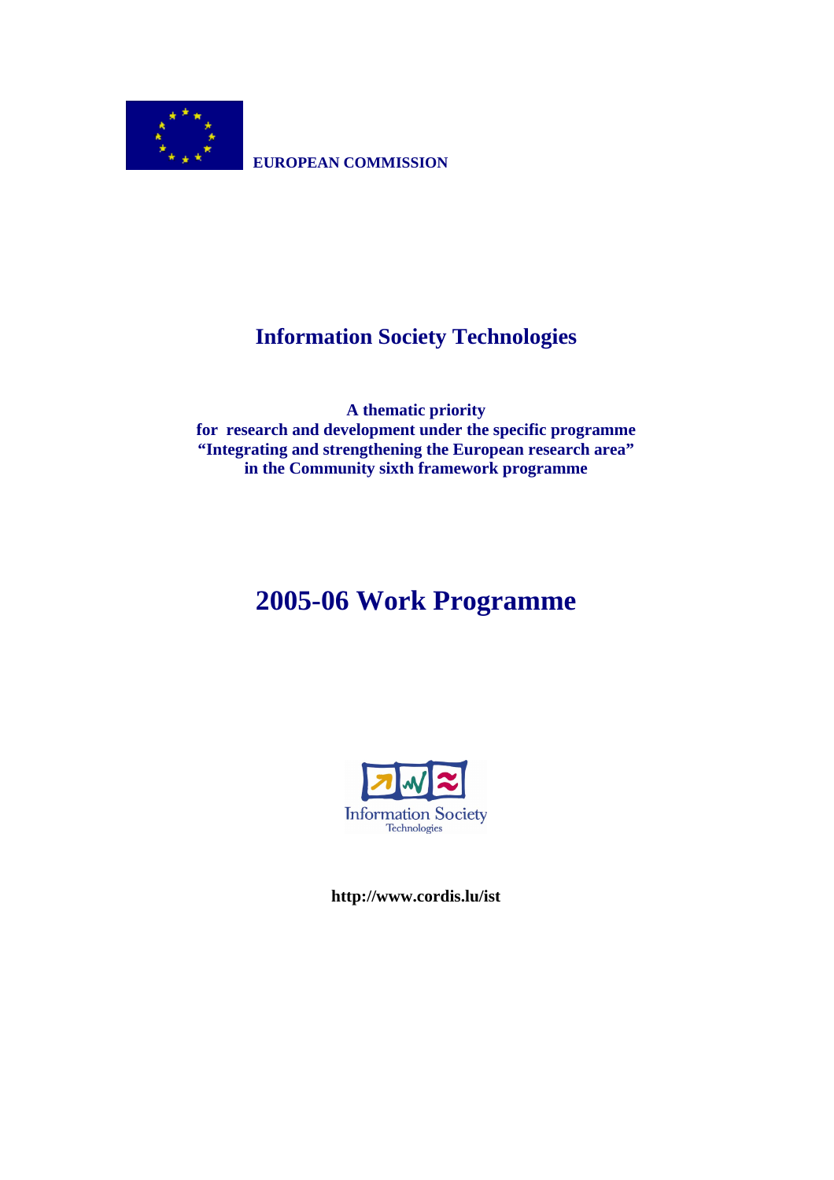**EUROPEAN COMMISSION**

# Information Society Technologies

**A thematic priority**
**for research and development under the specific programme**
**"Integrating and strengthening the European research area"**
**in the Community sixth framework programme**

# 2005-06 Work Programme

Information Society Technologies

**http://www.cordis.lu/ist**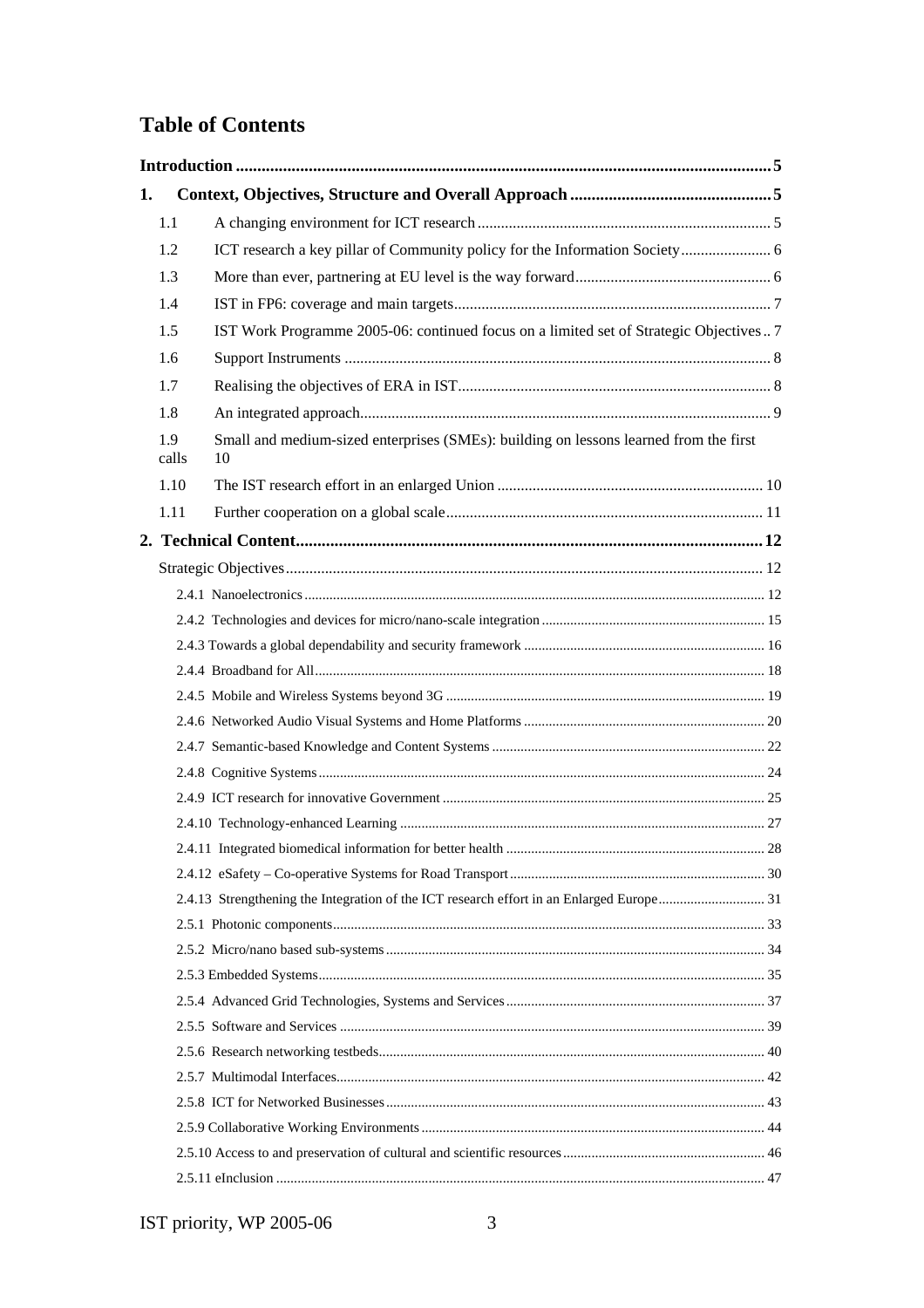# Table of Contents

**Introduction** ............................................................ **5**

**1. Context, Objectives, Structure and Overall Approach** ............................................................ **5**

- 1.1 A changing environment for ICT research ............................................................ 5
- 1.2 ICT research a key pillar of Community policy for the Information Society ............................................................ 6
- 1.3 More than ever, partnering at EU level is the way forward ............................................................ 6
- 1.4 IST in FP6: coverage and main targets ............................................................ 7
- 1.5 IST Work Programme 2005-06: continued focus on a limited set of Strategic Objectives .. 7
- 1.6 Support Instruments ............................................................ 8
- 1.7 Realising the objectives of ERA in IST ............................................................ 8
- 1.8 An integrated approach ............................................................ 9
- 1.9 Small and medium-sized enterprises (SMEs): building on lessons learned from the first calls 10
- 1.10 The IST research effort in an enlarged Union ............................................................ 10
- 1.11 Further cooperation on a global scale ............................................................ 11

**2. Technical Content** ............................................................ **12**

- Strategic Objectives ............................................................ 12
  - 2.4.1 Nanoelectronics ............................................................ 12
  - 2.4.2 Technologies and devices for micro/nano-scale integration ............................................................ 15
  - 2.4.3 Towards a global dependability and security framework ............................................................ 16
  - 2.4.4 Broadband for All ............................................................ 18
  - 2.4.5 Mobile and Wireless Systems beyond 3G ............................................................ 19
  - 2.4.6 Networked Audio Visual Systems and Home Platforms ............................................................ 20
  - 2.4.7 Semantic-based Knowledge and Content Systems ............................................................ 22
  - 2.4.8 Cognitive Systems ............................................................ 24
  - 2.4.9 ICT research for innovative Government ............................................................ 25
  - 2.4.10 Technology-enhanced Learning ............................................................ 27
  - 2.4.11 Integrated biomedical information for better health ............................................................ 28
  - 2.4.12 eSafety – Co-operative Systems for Road Transport ............................................................ 30
  - 2.4.13 Strengthening the Integration of the ICT research effort in an Enlarged Europe ............................................................ 31
  - 2.5.1 Photonic components ............................................................ 33
  - 2.5.2 Micro/nano based sub-systems ............................................................ 34
  - 2.5.3 Embedded Systems ............................................................ 35
  - 2.5.4 Advanced Grid Technologies, Systems and Services ............................................................ 37
  - 2.5.5 Software and Services ............................................................ 39
  - 2.5.6 Research networking testbeds ............................................................ 40
  - 2.5.7 Multimodal Interfaces ............................................................ 42
  - 2.5.8 ICT for Networked Businesses ............................................................ 43
  - 2.5.9 Collaborative Working Environments ............................................................ 44
  - 2.5.10 Access to and preservation of cultural and scientific resources ............................................................ 46
  - 2.5.11 eInclusion ............................................................ 47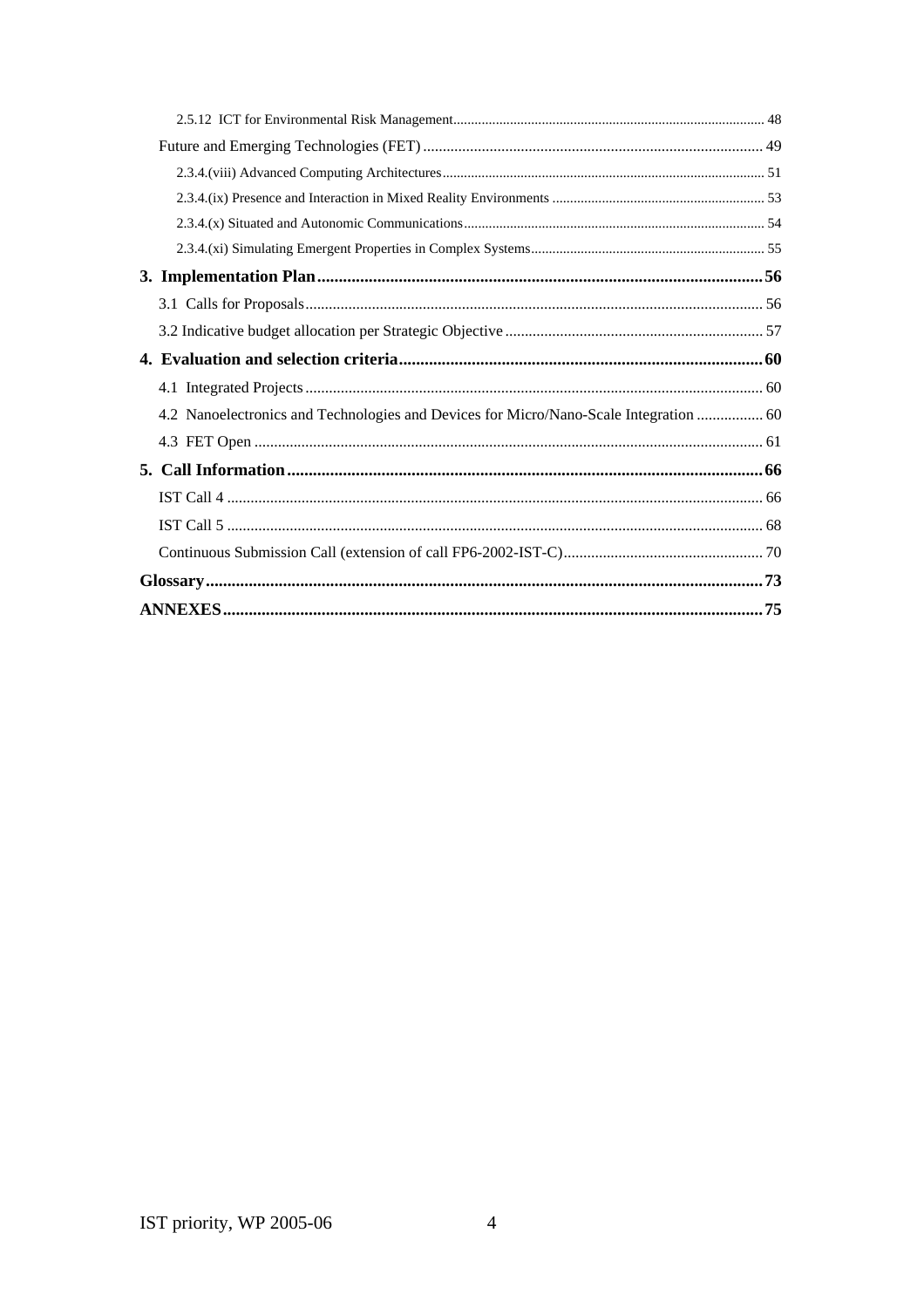2.5.12 ICT for Environmental Risk Management ........ 48

Future and Emerging Technologies (FET) ........ 49

2.3.4.(viii) Advanced Computing Architectures ........ 51

2.3.4.(ix) Presence and Interaction in Mixed Reality Environments ........ 53

2.3.4.(x) Situated and Autonomic Communications ........ 54

2.3.4.(xi) Simulating Emergent Properties in Complex Systems ........ 55

**3. Implementation Plan ........ 56**

3.1 Calls for Proposals ........ 56

3.2 Indicative budget allocation per Strategic Objective ........ 57

**4. Evaluation and selection criteria ........ 60**

4.1 Integrated Projects ........ 60

4.2 Nanoelectronics and Technologies and Devices for Micro/Nano-Scale Integration ........ 60

4.3 FET Open ........ 61

**5. Call Information ........ 66**

IST Call 4 ........ 66

IST Call 5 ........ 68

Continuous Submission Call (extension of call FP6-2002-IST-C) ........ 70

**Glossary ........ 73**

**ANNEXES ........ 75**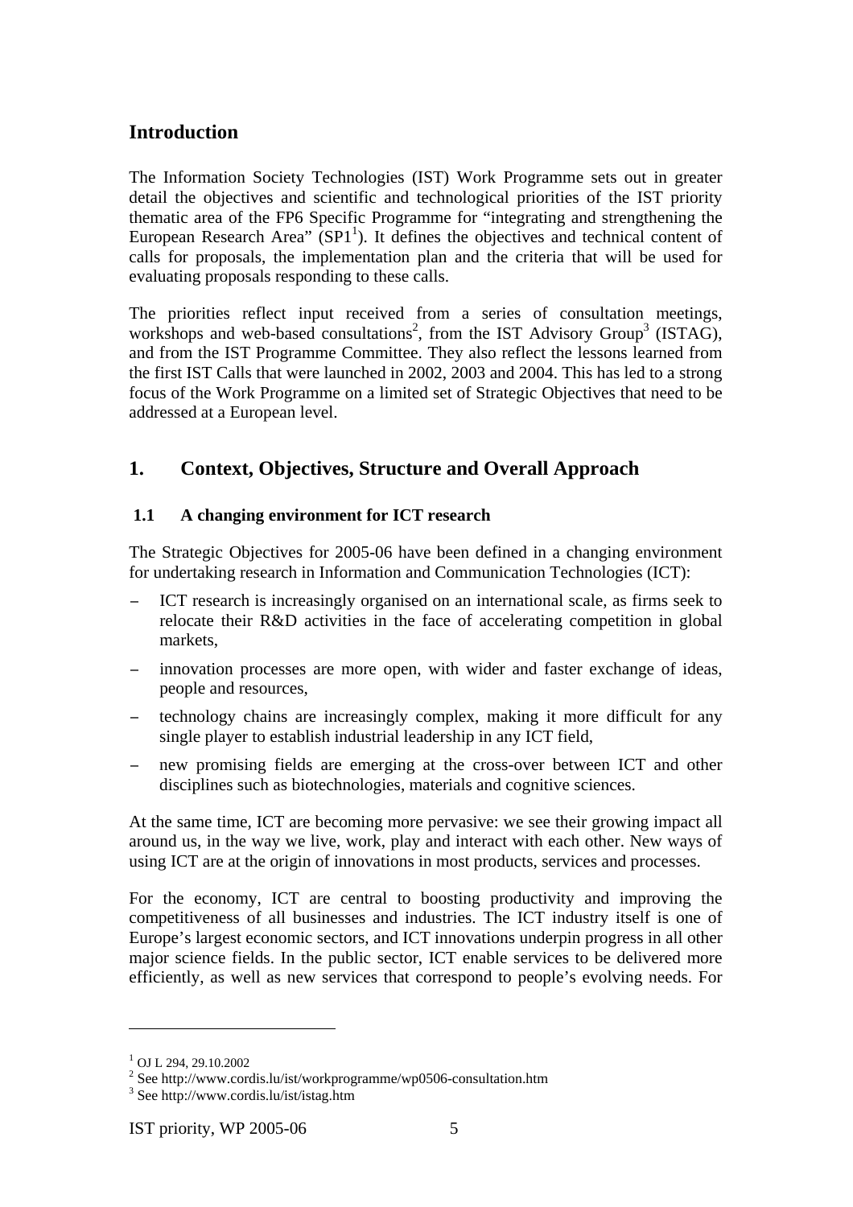## Introduction

The Information Society Technologies (IST) Work Programme sets out in greater detail the objectives and scientific and technological priorities of the IST priority thematic area of the FP6 Specific Programme for "integrating and strengthening the European Research Area" (SP1[1]). It defines the objectives and technical content of calls for proposals, the implementation plan and the criteria that will be used for evaluating proposals responding to these calls.

The priorities reflect input received from a series of consultation meetings, workshops and web-based consultations[2], from the IST Advisory Group[3] (ISTAG), and from the IST Programme Committee. They also reflect the lessons learned from the first IST Calls that were launched in 2002, 2003 and 2004. This has led to a strong focus of the Work Programme on a limited set of Strategic Objectives that need to be addressed at a European level.

## 1. Context, Objectives, Structure and Overall Approach

### 1.1 A changing environment for ICT research

The Strategic Objectives for 2005-06 have been defined in a changing environment for undertaking research in Information and Communication Technologies (ICT):

- ICT research is increasingly organised on an international scale, as firms seek to relocate their R&D activities in the face of accelerating competition in global markets,
- innovation processes are more open, with wider and faster exchange of ideas, people and resources,
- technology chains are increasingly complex, making it more difficult for any single player to establish industrial leadership in any ICT field,
- new promising fields are emerging at the cross-over between ICT and other disciplines such as biotechnologies, materials and cognitive sciences.

At the same time, ICT are becoming more pervasive: we see their growing impact all around us, in the way we live, work, play and interact with each other. New ways of using ICT are at the origin of innovations in most products, services and processes.

For the economy, ICT are central to boosting productivity and improving the competitiveness of all businesses and industries. The ICT industry itself is one of Europe's largest economic sectors, and ICT innovations underpin progress in all other major science fields. In the public sector, ICT enable services to be delivered more efficiently, as well as new services that correspond to people's evolving needs. For

---

[1] OJ L 294, 29.10.2002

[2] See http://www.cordis.lu/ist/workprogramme/wp0506-consultation.htm

[3] See http://www.cordis.lu/ist/istag.htm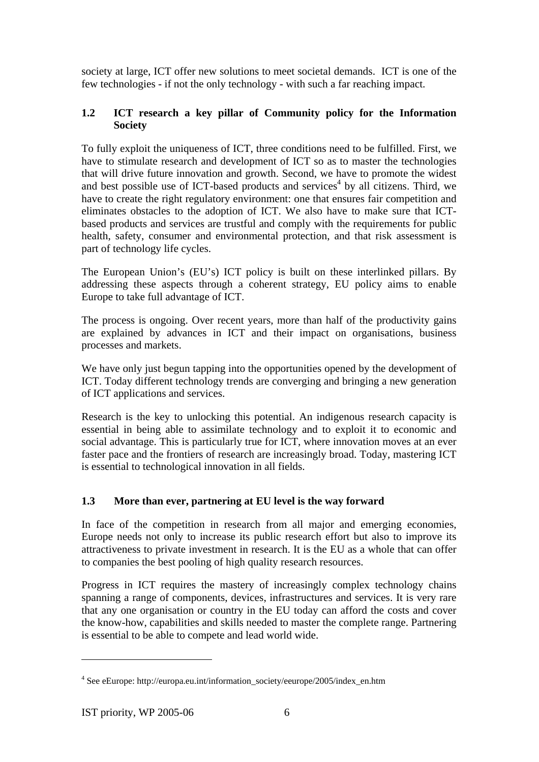society at large, ICT offer new solutions to meet societal demands. ICT is one of the few technologies - if not the only technology - with such a far reaching impact.

### 1.2 ICT research a key pillar of Community policy for the Information Society

To fully exploit the uniqueness of ICT, three conditions need to be fulfilled. First, we have to stimulate research and development of ICT so as to master the technologies that will drive future innovation and growth. Second, we have to promote the widest and best possible use of ICT-based products and services[4] by all citizens. Third, we have to create the right regulatory environment: one that ensures fair competition and eliminates obstacles to the adoption of ICT. We also have to make sure that ICT-based products and services are trustful and comply with the requirements for public health, safety, consumer and environmental protection, and that risk assessment is part of technology life cycles.

The European Union's (EU's) ICT policy is built on these interlinked pillars. By addressing these aspects through a coherent strategy, EU policy aims to enable Europe to take full advantage of ICT.

The process is ongoing. Over recent years, more than half of the productivity gains are explained by advances in ICT and their impact on organisations, business processes and markets.

We have only just begun tapping into the opportunities opened by the development of ICT. Today different technology trends are converging and bringing a new generation of ICT applications and services.

Research is the key to unlocking this potential. An indigenous research capacity is essential in being able to assimilate technology and to exploit it to economic and social advantage. This is particularly true for ICT, where innovation moves at an ever faster pace and the frontiers of research are increasingly broad. Today, mastering ICT is essential to technological innovation in all fields.

### 1.3 More than ever, partnering at EU level is the way forward

In face of the competition in research from all major and emerging economies, Europe needs not only to increase its public research effort but also to improve its attractiveness to private investment in research. It is the EU as a whole that can offer to companies the best pooling of high quality research resources.

Progress in ICT requires the mastery of increasingly complex technology chains spanning a range of components, devices, infrastructures and services. It is very rare that any one organisation or country in the EU today can afford the costs and cover the know-how, capabilities and skills needed to master the complete range. Partnering is essential to be able to compete and lead world wide.

---

[4] See eEurope: http://europa.eu.int/information_society/eeurope/2005/index_en.htm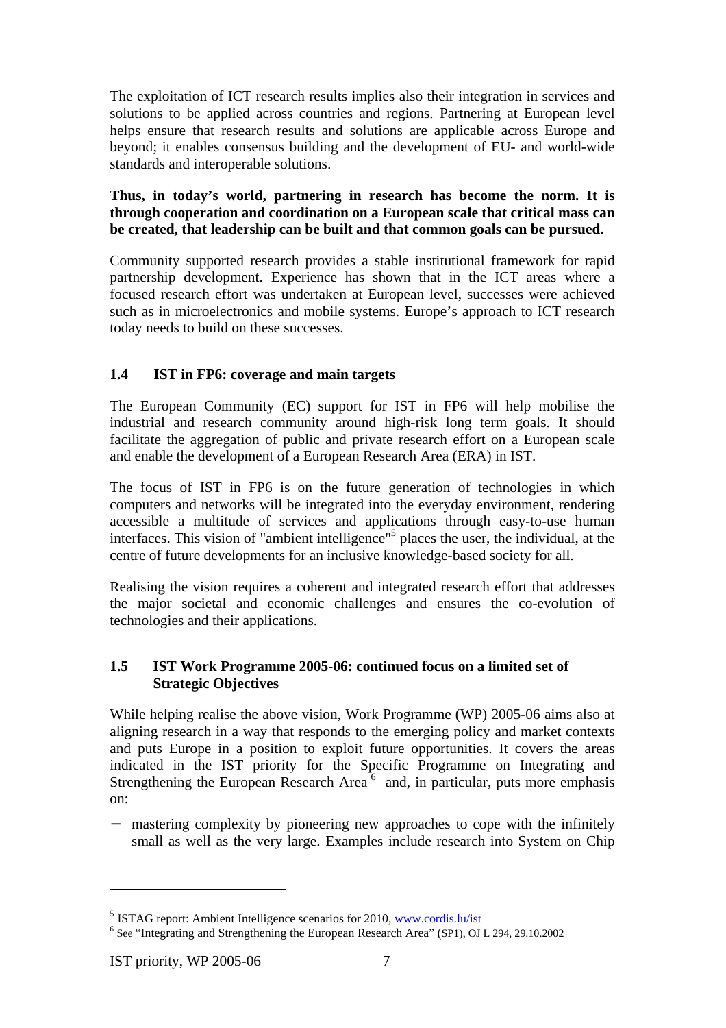The exploitation of ICT research results implies also their integration in services and solutions to be applied across countries and regions. Partnering at European level helps ensure that research results and solutions are applicable across Europe and beyond; it enables consensus building and the development of EU- and world-wide standards and interoperable solutions.

**Thus, in today's world, partnering in research has become the norm. It is through cooperation and coordination on a European scale that critical mass can be created, that leadership can be built and that common goals can be pursued.**

Community supported research provides a stable institutional framework for rapid partnership development. Experience has shown that in the ICT areas where a focused research effort was undertaken at European level, successes were achieved such as in microelectronics and mobile systems. Europe's approach to ICT research today needs to build on these successes.

### 1.4 IST in FP6: coverage and main targets

The European Community (EC) support for IST in FP6 will help mobilise the industrial and research community around high-risk long term goals. It should facilitate the aggregation of public and private research effort on a European scale and enable the development of a European Research Area (ERA) in IST.

The focus of IST in FP6 is on the future generation of technologies in which computers and networks will be integrated into the everyday environment, rendering accessible a multitude of services and applications through easy-to-use human interfaces. This vision of "ambient intelligence"[5] places the user, the individual, at the centre of future developments for an inclusive knowledge-based society for all.

Realising the vision requires a coherent and integrated research effort that addresses the major societal and economic challenges and ensures the co-evolution of technologies and their applications.

### 1.5 IST Work Programme 2005-06: continued focus on a limited set of Strategic Objectives

While helping realise the above vision, Work Programme (WP) 2005-06 aims also at aligning research in a way that responds to the emerging policy and market contexts and puts Europe in a position to exploit future opportunities. It covers the areas indicated in the IST priority for the Specific Programme on Integrating and Strengthening the European Research Area [6] and, in particular, puts more emphasis on:

- mastering complexity by pioneering new approaches to cope with the infinitely small as well as the very large. Examples include research into System on Chip

---

[5] ISTAG report: Ambient Intelligence scenarios for 2010, www.cordis.lu/ist

[6] See "Integrating and Strengthening the European Research Area" (SP1), OJ L 294, 29.10.2002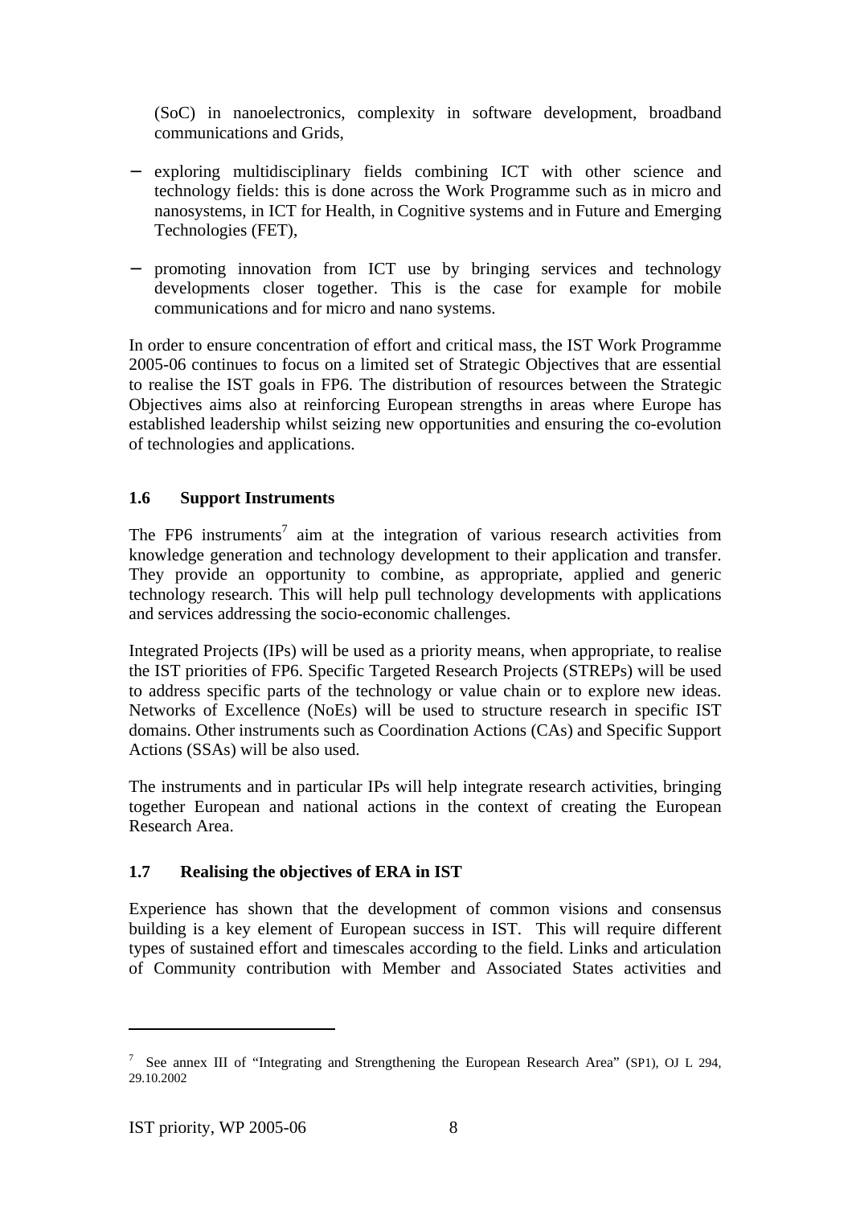(SoC) in nanoelectronics, complexity in software development, broadband communications and Grids,

- exploring multidisciplinary fields combining ICT with other science and technology fields: this is done across the Work Programme such as in micro and nanosystems, in ICT for Health, in Cognitive systems and in Future and Emerging Technologies (FET),
- promoting innovation from ICT use by bringing services and technology developments closer together. This is the case for example for mobile communications and for micro and nano systems.

In order to ensure concentration of effort and critical mass, the IST Work Programme 2005-06 continues to focus on a limited set of Strategic Objectives that are essential to realise the IST goals in FP6. The distribution of resources between the Strategic Objectives aims also at reinforcing European strengths in areas where Europe has established leadership whilst seizing new opportunities and ensuring the co-evolution of technologies and applications.

### 1.6 Support Instruments

The FP6 instruments[7] aim at the integration of various research activities from knowledge generation and technology development to their application and transfer. They provide an opportunity to combine, as appropriate, applied and generic technology research. This will help pull technology developments with applications and services addressing the socio-economic challenges.

Integrated Projects (IPs) will be used as a priority means, when appropriate, to realise the IST priorities of FP6. Specific Targeted Research Projects (STREPs) will be used to address specific parts of the technology or value chain or to explore new ideas. Networks of Excellence (NoEs) will be used to structure research in specific IST domains. Other instruments such as Coordination Actions (CAs) and Specific Support Actions (SSAs) will be also used.

The instruments and in particular IPs will help integrate research activities, bringing together European and national actions in the context of creating the European Research Area.

### 1.7 Realising the objectives of ERA in IST

Experience has shown that the development of common visions and consensus building is a key element of European success in IST. This will require different types of sustained effort and timescales according to the field. Links and articulation of Community contribution with Member and Associated States activities and

---

[7] See annex III of "Integrating and Strengthening the European Research Area" (SP1), OJ L 294, 29.10.2002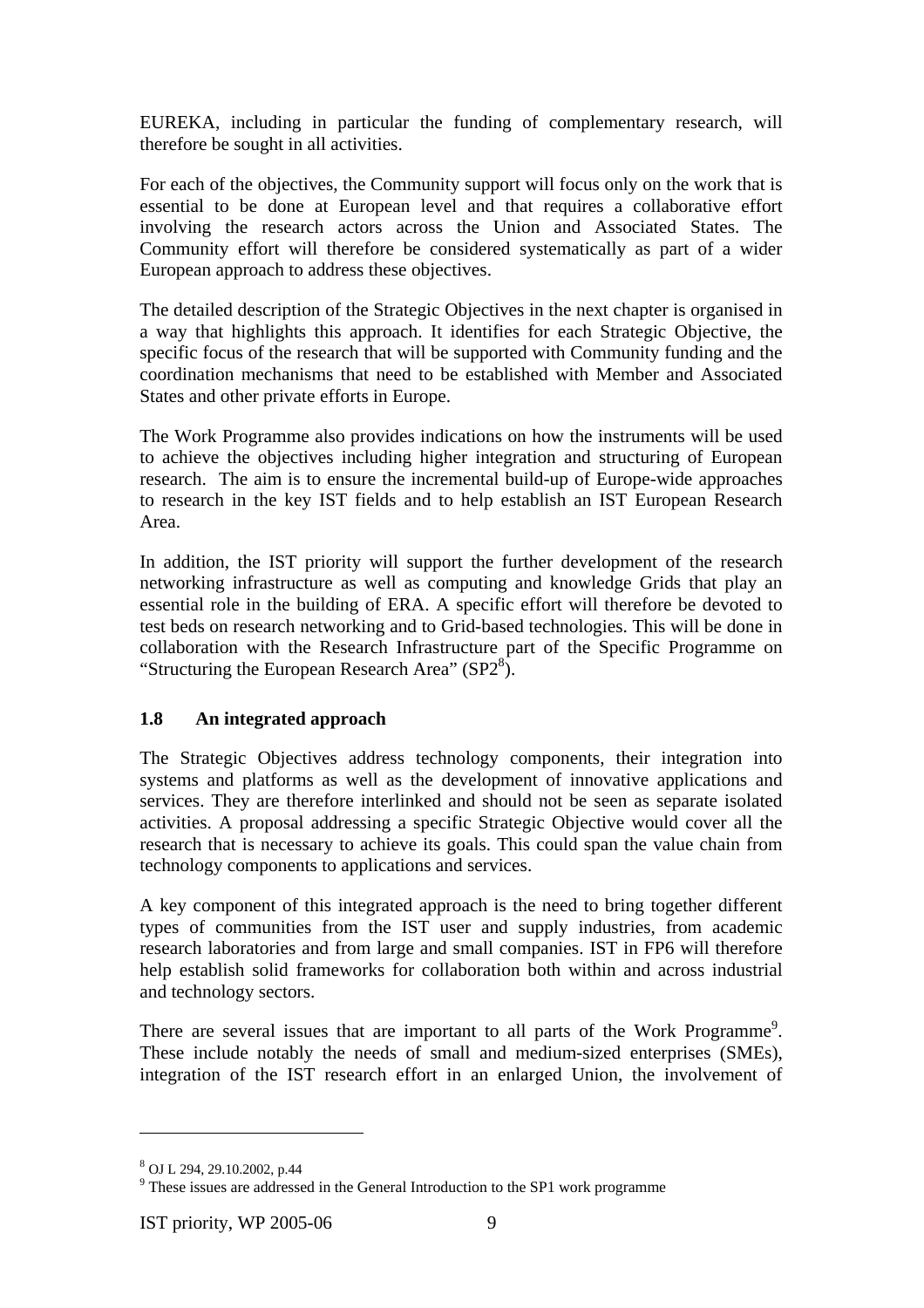EUREKA, including in particular the funding of complementary research, will therefore be sought in all activities.

For each of the objectives, the Community support will focus only on the work that is essential to be done at European level and that requires a collaborative effort involving the research actors across the Union and Associated States. The Community effort will therefore be considered systematically as part of a wider European approach to address these objectives.

The detailed description of the Strategic Objectives in the next chapter is organised in a way that highlights this approach. It identifies for each Strategic Objective, the specific focus of the research that will be supported with Community funding and the coordination mechanisms that need to be established with Member and Associated States and other private efforts in Europe.

The Work Programme also provides indications on how the instruments will be used to achieve the objectives including higher integration and structuring of European research. The aim is to ensure the incremental build-up of Europe-wide approaches to research in the key IST fields and to help establish an IST European Research Area.

In addition, the IST priority will support the further development of the research networking infrastructure as well as computing and knowledge Grids that play an essential role in the building of ERA. A specific effort will therefore be devoted to test beds on research networking and to Grid-based technologies. This will be done in collaboration with the Research Infrastructure part of the Specific Programme on "Structuring the European Research Area" (SP2[8]).

### 1.8 An integrated approach

The Strategic Objectives address technology components, their integration into systems and platforms as well as the development of innovative applications and services. They are therefore interlinked and should not be seen as separate isolated activities. A proposal addressing a specific Strategic Objective would cover all the research that is necessary to achieve its goals. This could span the value chain from technology components to applications and services.

A key component of this integrated approach is the need to bring together different types of communities from the IST user and supply industries, from academic research laboratories and from large and small companies. IST in FP6 will therefore help establish solid frameworks for collaboration both within and across industrial and technology sectors.

There are several issues that are important to all parts of the Work Programme[9]. These include notably the needs of small and medium-sized enterprises (SMEs), integration of the IST research effort in an enlarged Union, the involvement of

---

[8] OJ L 294, 29.10.2002, p.44

[9] These issues are addressed in the General Introduction to the SP1 work programme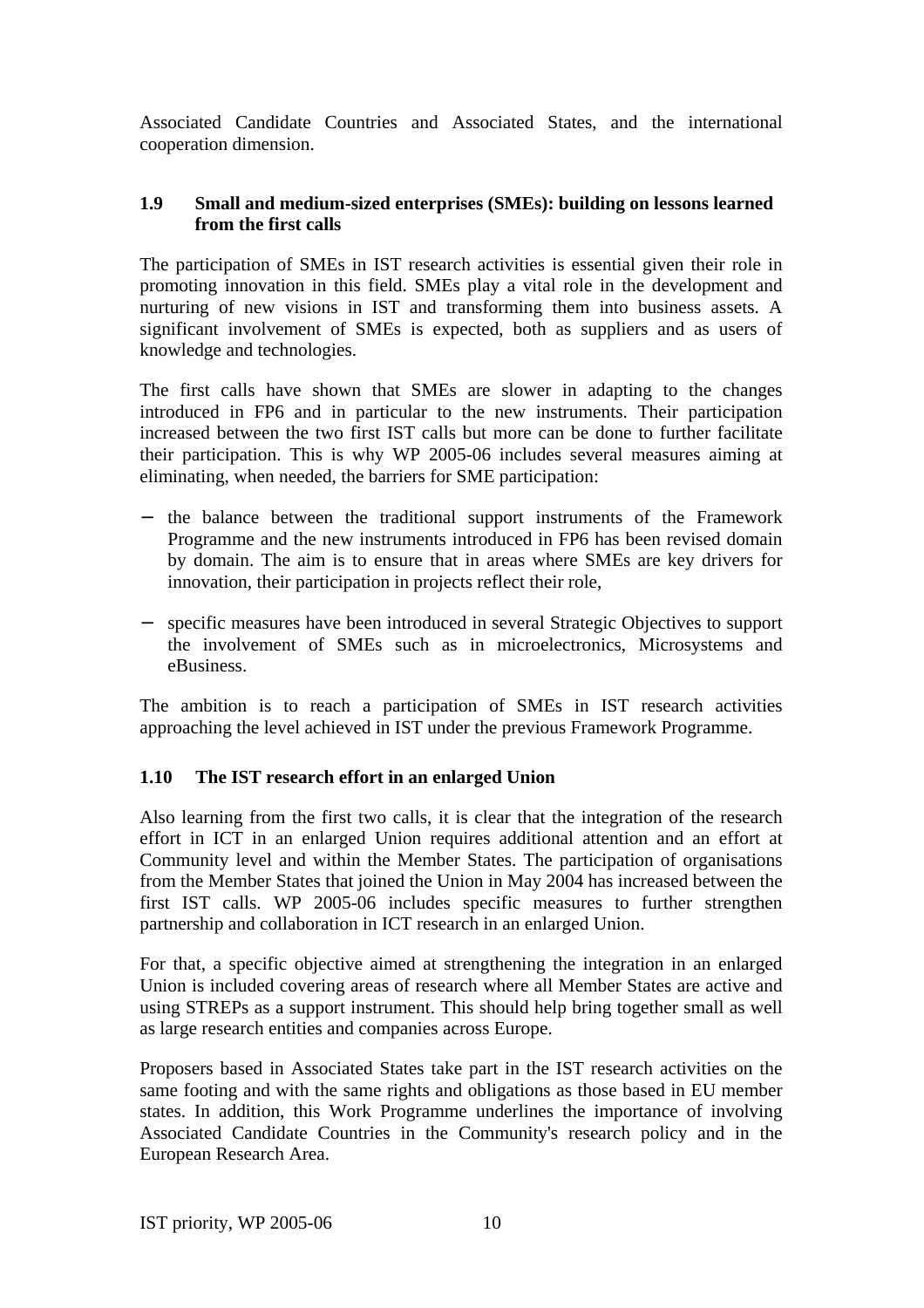Associated Candidate Countries and Associated States, and the international cooperation dimension.

### 1.9 Small and medium-sized enterprises (SMEs): building on lessons learned from the first calls

The participation of SMEs in IST research activities is essential given their role in promoting innovation in this field. SMEs play a vital role in the development and nurturing of new visions in IST and transforming them into business assets. A significant involvement of SMEs is expected, both as suppliers and as users of knowledge and technologies.

The first calls have shown that SMEs are slower in adapting to the changes introduced in FP6 and in particular to the new instruments. Their participation increased between the two first IST calls but more can be done to further facilitate their participation. This is why WP 2005-06 includes several measures aiming at eliminating, when needed, the barriers for SME participation:

- the balance between the traditional support instruments of the Framework Programme and the new instruments introduced in FP6 has been revised domain by domain. The aim is to ensure that in areas where SMEs are key drivers for innovation, their participation in projects reflect their role,
- specific measures have been introduced in several Strategic Objectives to support the involvement of SMEs such as in microelectronics, Microsystems and eBusiness.

The ambition is to reach a participation of SMEs in IST research activities approaching the level achieved in IST under the previous Framework Programme.

### 1.10 The IST research effort in an enlarged Union

Also learning from the first two calls, it is clear that the integration of the research effort in ICT in an enlarged Union requires additional attention and an effort at Community level and within the Member States. The participation of organisations from the Member States that joined the Union in May 2004 has increased between the first IST calls. WP 2005-06 includes specific measures to further strengthen partnership and collaboration in ICT research in an enlarged Union.

For that, a specific objective aimed at strengthening the integration in an enlarged Union is included covering areas of research where all Member States are active and using STREPs as a support instrument. This should help bring together small as well as large research entities and companies across Europe.

Proposers based in Associated States take part in the IST research activities on the same footing and with the same rights and obligations as those based in EU member states. In addition, this Work Programme underlines the importance of involving Associated Candidate Countries in the Community's research policy and in the European Research Area.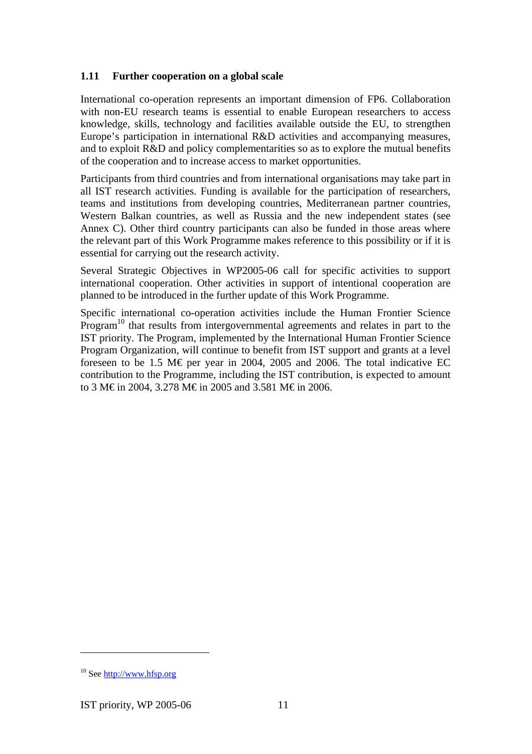### 1.11 Further cooperation on a global scale

International co-operation represents an important dimension of FP6. Collaboration with non-EU research teams is essential to enable European researchers to access knowledge, skills, technology and facilities available outside the EU, to strengthen Europe's participation in international R&D activities and accompanying measures, and to exploit R&D and policy complementarities so as to explore the mutual benefits of the cooperation and to increase access to market opportunities.

Participants from third countries and from international organisations may take part in all IST research activities. Funding is available for the participation of researchers, teams and institutions from developing countries, Mediterranean partner countries, Western Balkan countries, as well as Russia and the new independent states (see Annex C). Other third country participants can also be funded in those areas where the relevant part of this Work Programme makes reference to this possibility or if it is essential for carrying out the research activity.

Several Strategic Objectives in WP2005-06 call for specific activities to support international cooperation. Other activities in support of intentional cooperation are planned to be introduced in the further update of this Work Programme.

Specific international co-operation activities include the Human Frontier Science Program[10] that results from intergovernmental agreements and relates in part to the IST priority. The Program, implemented by the International Human Frontier Science Program Organization, will continue to benefit from IST support and grants at a level foreseen to be 1.5 M€ per year in 2004, 2005 and 2006. The total indicative EC contribution to the Programme, including the IST contribution, is expected to amount to 3 M€ in 2004, 3.278 M€ in 2005 and 3.581 M€ in 2006.

---

[10] See http://www.hfsp.org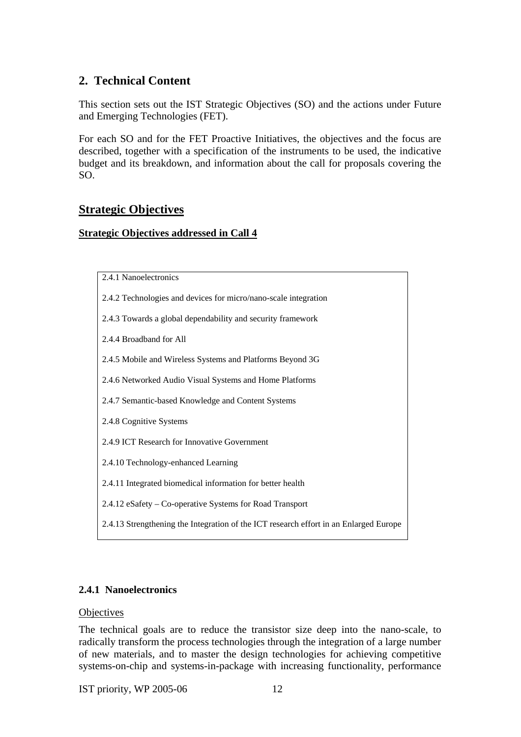## 2. Technical Content

This section sets out the IST Strategic Objectives (SO) and the actions under Future and Emerging Technologies (FET).

For each SO and for the FET Proactive Initiatives, the objectives and the focus are described, together with a specification of the instruments to be used, the indicative budget and its breakdown, and information about the call for proposals covering the SO.

## Strategic Objectives

**Strategic Objectives addressed in Call 4**

| |
|---|
| 2.4.1 Nanoelectronics |
| 2.4.2 Technologies and devices for micro/nano-scale integration |
| 2.4.3 Towards a global dependability and security framework |
| 2.4.4 Broadband for All |
| 2.4.5 Mobile and Wireless Systems and Platforms Beyond 3G |
| 2.4.6 Networked Audio Visual Systems and Home Platforms |
| 2.4.7 Semantic-based Knowledge and Content Systems |
| 2.4.8 Cognitive Systems |
| 2.4.9 ICT Research for Innovative Government |
| 2.4.10 Technology-enhanced Learning |
| 2.4.11 Integrated biomedical information for better health |
| 2.4.12 eSafety – Co-operative Systems for Road Transport |
| 2.4.13 Strengthening the Integration of the ICT research effort in an Enlarged Europe |

### 2.4.1 Nanoelectronics

Objectives

The technical goals are to reduce the transistor size deep into the nano-scale, to radically transform the process technologies through the integration of a large number of new materials, and to master the design technologies for achieving competitive systems-on-chip and systems-in-package with increasing functionality, performance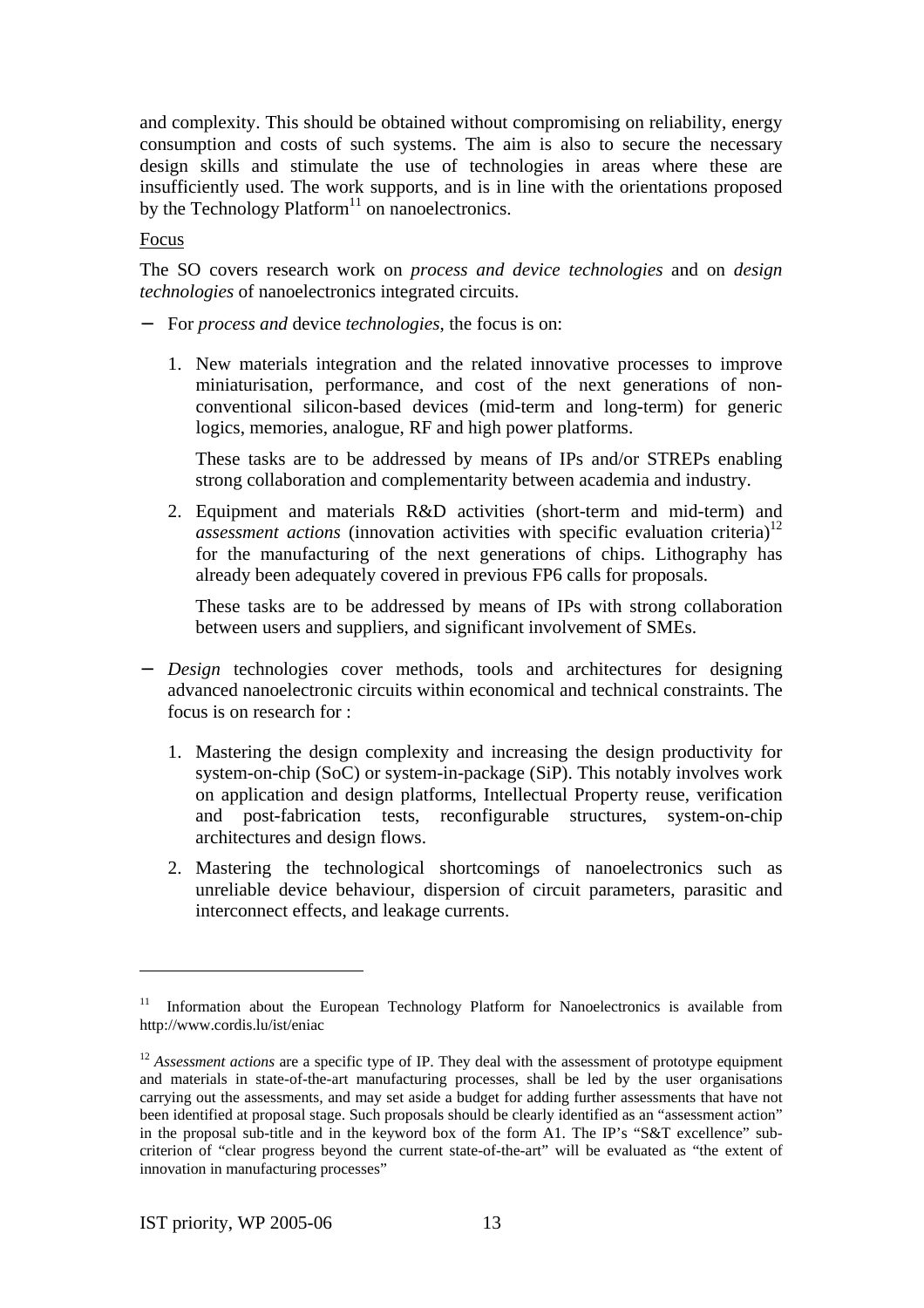and complexity. This should be obtained without compromising on reliability, energy consumption and costs of such systems. The aim is also to secure the necessary design skills and stimulate the use of technologies in areas where these are insufficiently used. The work supports, and is in line with the orientations proposed by the Technology Platform[11] on nanoelectronics.

Focus

The SO covers research work on *process and device technologies* and on *design technologies* of nanoelectronics integrated circuits.

- For *process and* device *technologies*, the focus is on:

  1. New materials integration and the related innovative processes to improve miniaturisation, performance, and cost of the next generations of non-conventional silicon-based devices (mid-term and long-term) for generic logics, memories, analogue, RF and high power platforms.

     These tasks are to be addressed by means of IPs and/or STREPs enabling strong collaboration and complementarity between academia and industry.

  2. Equipment and materials R&D activities (short-term and mid-term) and *assessment actions* (innovation activities with specific evaluation criteria)[12] for the manufacturing of the next generations of chips. Lithography has already been adequately covered in previous FP6 calls for proposals.

     These tasks are to be addressed by means of IPs with strong collaboration between users and suppliers, and significant involvement of SMEs.

- *Design* technologies cover methods, tools and architectures for designing advanced nanoelectronic circuits within economical and technical constraints. The focus is on research for :

  1. Mastering the design complexity and increasing the design productivity for system-on-chip (SoC) or system-in-package (SiP). This notably involves work on application and design platforms, Intellectual Property reuse, verification and post-fabrication tests, reconfigurable structures, system-on-chip architectures and design flows.

  2. Mastering the technological shortcomings of nanoelectronics such as unreliable device behaviour, dispersion of circuit parameters, parasitic and interconnect effects, and leakage currents.

---

[11] Information about the European Technology Platform for Nanoelectronics is available from http://www.cordis.lu/ist/eniac

[12] *Assessment actions* are a specific type of IP. They deal with the assessment of prototype equipment and materials in state-of-the-art manufacturing processes, shall be led by the user organisations carrying out the assessments, and may set aside a budget for adding further assessments that have not been identified at proposal stage. Such proposals should be clearly identified as an "assessment action" in the proposal sub-title and in the keyword box of the form A1. The IP's "S&T excellence" sub-criterion of "clear progress beyond the current state-of-the-art" will be evaluated as "the extent of innovation in manufacturing processes"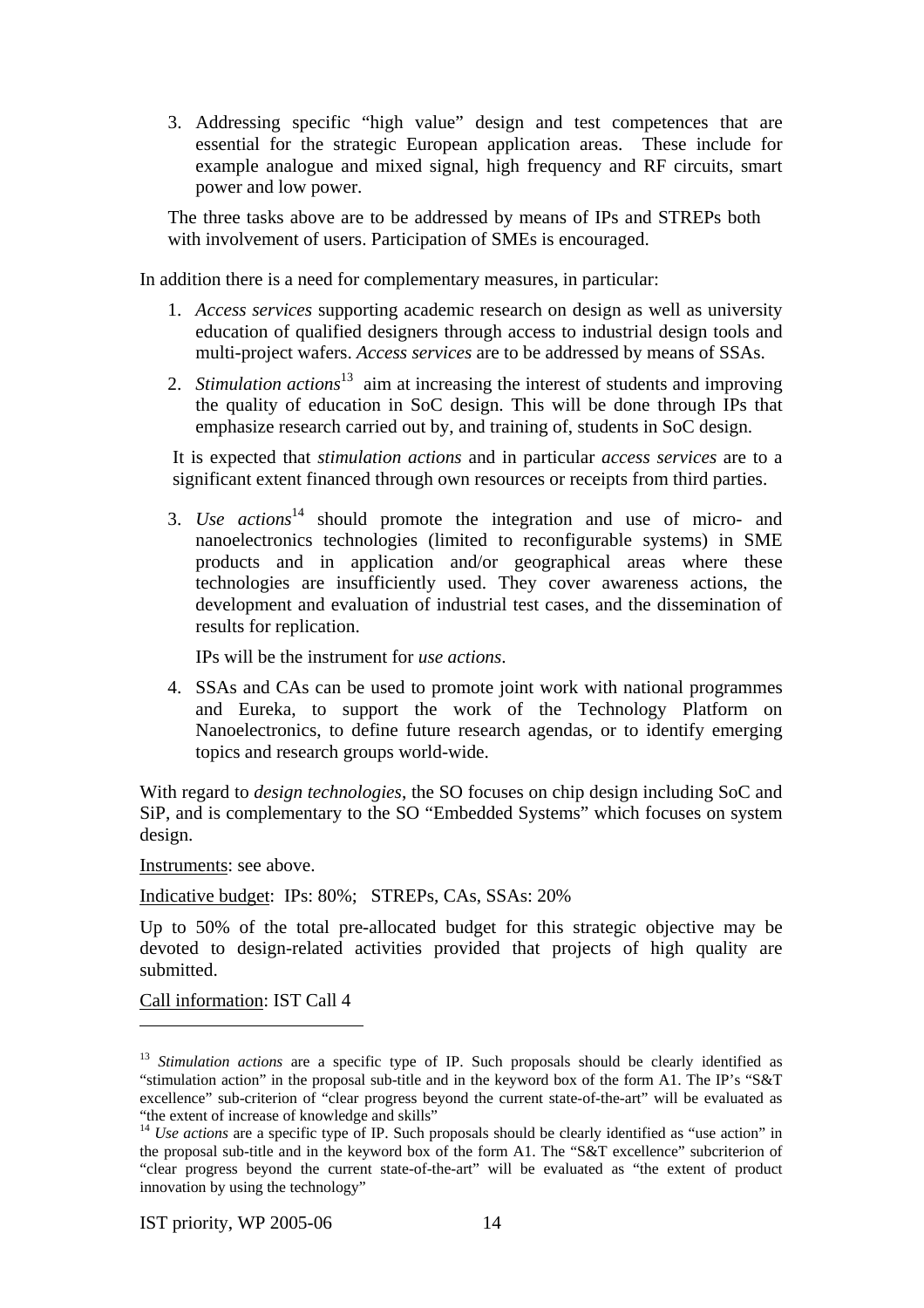3. Addressing specific "high value" design and test competences that are essential for the strategic European application areas. These include for example analogue and mixed signal, high frequency and RF circuits, smart power and low power.

The three tasks above are to be addressed by means of IPs and STREPs both with involvement of users. Participation of SMEs is encouraged.

In addition there is a need for complementary measures, in particular:

1. *Access services* supporting academic research on design as well as university education of qualified designers through access to industrial design tools and multi-project wafers. *Access services* are to be addressed by means of SSAs.

2. *Stimulation actions*[13] aim at increasing the interest of students and improving the quality of education in SoC design. This will be done through IPs that emphasize research carried out by, and training of, students in SoC design.

It is expected that *stimulation actions* and in particular *access services* are to a significant extent financed through own resources or receipts from third parties.

3. *Use actions*[14] should promote the integration and use of micro- and nanoelectronics technologies (limited to reconfigurable systems) in SME products and in application and/or geographical areas where these technologies are insufficiently used. They cover awareness actions, the development and evaluation of industrial test cases, and the dissemination of results for replication.

   IPs will be the instrument for *use actions*.

4. SSAs and CAs can be used to promote joint work with national programmes and Eureka, to support the work of the Technology Platform on Nanoelectronics, to define future research agendas, or to identify emerging topics and research groups world-wide.

With regard to *design technologies*, the SO focuses on chip design including SoC and SiP, and is complementary to the SO "Embedded Systems" which focuses on system design.

Instruments: see above.

Indicative budget: IPs: 80%; STREPs, CAs, SSAs: 20%

Up to 50% of the total pre-allocated budget for this strategic objective may be devoted to design-related activities provided that projects of high quality are submitted.

Call information: IST Call 4

---

[13] *Stimulation actions* are a specific type of IP. Such proposals should be clearly identified as "stimulation action" in the proposal sub-title and in the keyword box of the form A1. The IP's "S&T excellence" sub-criterion of "clear progress beyond the current state-of-the-art" will be evaluated as "the extent of increase of knowledge and skills"

[14] *Use actions* are a specific type of IP. Such proposals should be clearly identified as "use action" in the proposal sub-title and in the keyword box of the form A1. The "S&T excellence" subcriterion of "clear progress beyond the current state-of-the-art" will be evaluated as "the extent of product innovation by using the technology"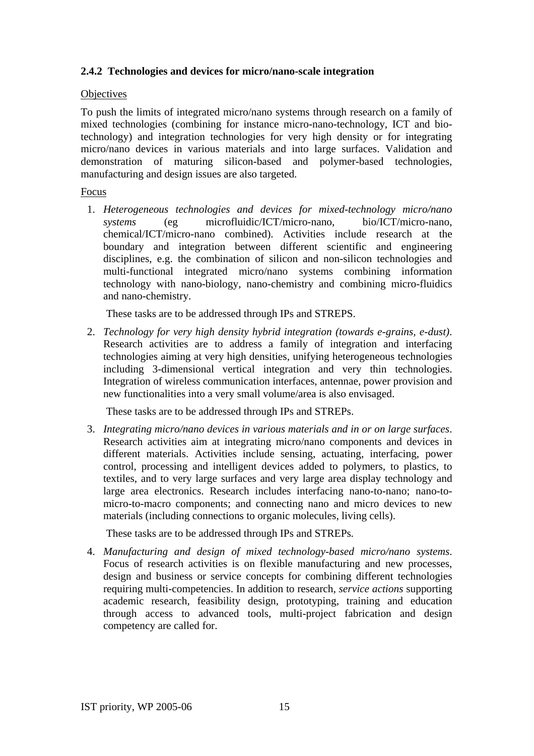### 2.4.2 Technologies and devices for micro/nano-scale integration

Objectives

To push the limits of integrated micro/nano systems through research on a family of mixed technologies (combining for instance micro-nano-technology, ICT and bio-technology) and integration technologies for very high density or for integrating micro/nano devices in various materials and into large surfaces. Validation and demonstration of maturing silicon-based and polymer-based technologies, manufacturing and design issues are also targeted.

Focus

1. *Heterogeneous technologies and devices for mixed-technology micro/nano systems* (eg microfluidic/ICT/micro-nano, bio/ICT/micro-nano, chemical/ICT/micro-nano combined). Activities include research at the boundary and integration between different scientific and engineering disciplines, e.g. the combination of silicon and non-silicon technologies and multi-functional integrated micro/nano systems combining information technology with nano-biology, nano-chemistry and combining micro-fluidics and nano-chemistry.

   These tasks are to be addressed through IPs and STREPS.

2. *Technology for very high density hybrid integration (towards e-grains, e-dust)*. Research activities are to address a family of integration and interfacing technologies aiming at very high densities, unifying heterogeneous technologies including 3-dimensional vertical integration and very thin technologies. Integration of wireless communication interfaces, antennae, power provision and new functionalities into a very small volume/area is also envisaged.

   These tasks are to be addressed through IPs and STREPs.

3. *Integrating micro/nano devices in various materials and in or on large surfaces*. Research activities aim at integrating micro/nano components and devices in different materials. Activities include sensing, actuating, interfacing, power control, processing and intelligent devices added to polymers, to plastics, to textiles, and to very large surfaces and very large area display technology and large area electronics. Research includes interfacing nano-to-nano; nano-to-micro-to-macro components; and connecting nano and micro devices to new materials (including connections to organic molecules, living cells).

   These tasks are to be addressed through IPs and STREPs.

4. *Manufacturing and design of mixed technology-based micro/nano systems*. Focus of research activities is on flexible manufacturing and new processes, design and business or service concepts for combining different technologies requiring multi-competencies. In addition to research, *service actions* supporting academic research, feasibility design, prototyping, training and education through access to advanced tools, multi-project fabrication and design competency are called for.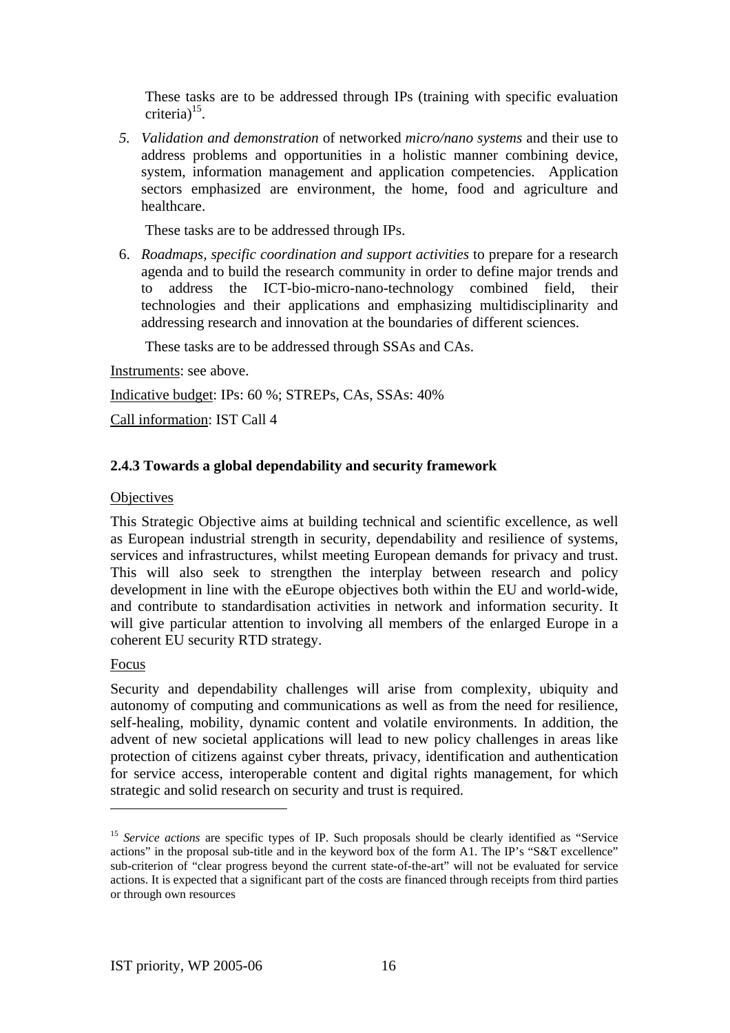These tasks are to be addressed through IPs (training with specific evaluation criteria)[15].

5. *Validation and demonstration* of networked *micro/nano systems* and their use to address problems and opportunities in a holistic manner combining device, system, information management and application competencies. Application sectors emphasized are environment, the home, food and agriculture and healthcare.

   These tasks are to be addressed through IPs.

6. *Roadmaps, specific coordination and support activities* to prepare for a research agenda and to build the research community in order to define major trends and to address the ICT-bio-micro-nano-technology combined field, their technologies and their applications and emphasizing multidisciplinarity and addressing research and innovation at the boundaries of different sciences.

   These tasks are to be addressed through SSAs and CAs.

Instruments: see above.

Indicative budget: IPs: 60 %; STREPs, CAs, SSAs: 40%

Call information: IST Call 4

### 2.4.3 Towards a global dependability and security framework

Objectives

This Strategic Objective aims at building technical and scientific excellence, as well as European industrial strength in security, dependability and resilience of systems, services and infrastructures, whilst meeting European demands for privacy and trust. This will also seek to strengthen the interplay between research and policy development in line with the eEurope objectives both within the EU and world-wide, and contribute to standardisation activities in network and information security. It will give particular attention to involving all members of the enlarged Europe in a coherent EU security RTD strategy.

Focus

Security and dependability challenges will arise from complexity, ubiquity and autonomy of computing and communications as well as from the need for resilience, self-healing, mobility, dynamic content and volatile environments. In addition, the advent of new societal applications will lead to new policy challenges in areas like protection of citizens against cyber threats, privacy, identification and authentication for service access, interoperable content and digital rights management, for which strategic and solid research on security and trust is required.

---

[15] *Service actions* are specific types of IP. Such proposals should be clearly identified as "Service actions" in the proposal sub-title and in the keyword box of the form A1. The IP's "S&T excellence" sub-criterion of "clear progress beyond the current state-of-the-art" will not be evaluated for service actions. It is expected that a significant part of the costs are financed through receipts from third parties or through own resources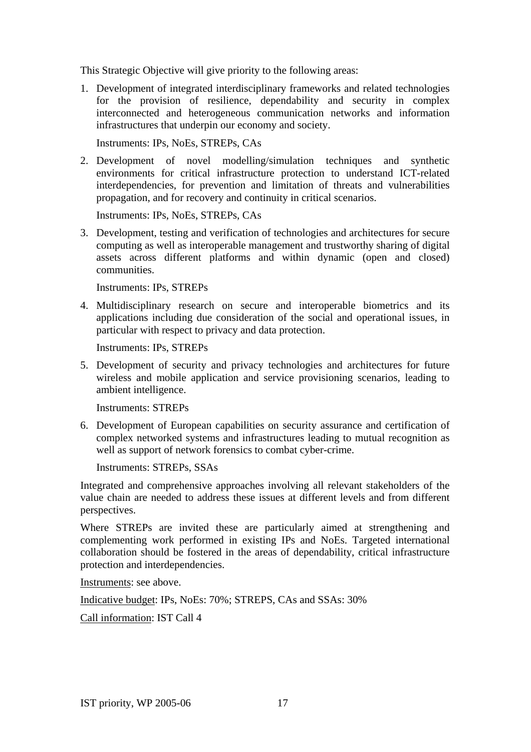This Strategic Objective will give priority to the following areas:

1. Development of integrated interdisciplinary frameworks and related technologies for the provision of resilience, dependability and security in complex interconnected and heterogeneous communication networks and information infrastructures that underpin our economy and society.

   Instruments: IPs, NoEs, STREPs, CAs

2. Development of novel modelling/simulation techniques and synthetic environments for critical infrastructure protection to understand ICT-related interdependencies, for prevention and limitation of threats and vulnerabilities propagation, and for recovery and continuity in critical scenarios.

   Instruments: IPs, NoEs, STREPs, CAs

3. Development, testing and verification of technologies and architectures for secure computing as well as interoperable management and trustworthy sharing of digital assets across different platforms and within dynamic (open and closed) communities.

   Instruments: IPs, STREPs

4. Multidisciplinary research on secure and interoperable biometrics and its applications including due consideration of the social and operational issues, in particular with respect to privacy and data protection.

   Instruments: IPs, STREPs

5. Development of security and privacy technologies and architectures for future wireless and mobile application and service provisioning scenarios, leading to ambient intelligence.

   Instruments: STREPs

6. Development of European capabilities on security assurance and certification of complex networked systems and infrastructures leading to mutual recognition as well as support of network forensics to combat cyber-crime.

   Instruments: STREPs, SSAs

Integrated and comprehensive approaches involving all relevant stakeholders of the value chain are needed to address these issues at different levels and from different perspectives.

Where STREPs are invited these are particularly aimed at strengthening and complementing work performed in existing IPs and NoEs. Targeted international collaboration should be fostered in the areas of dependability, critical infrastructure protection and interdependencies.

Instruments: see above.

Indicative budget: IPs, NoEs: 70%; STREPS, CAs and SSAs: 30%

Call information: IST Call 4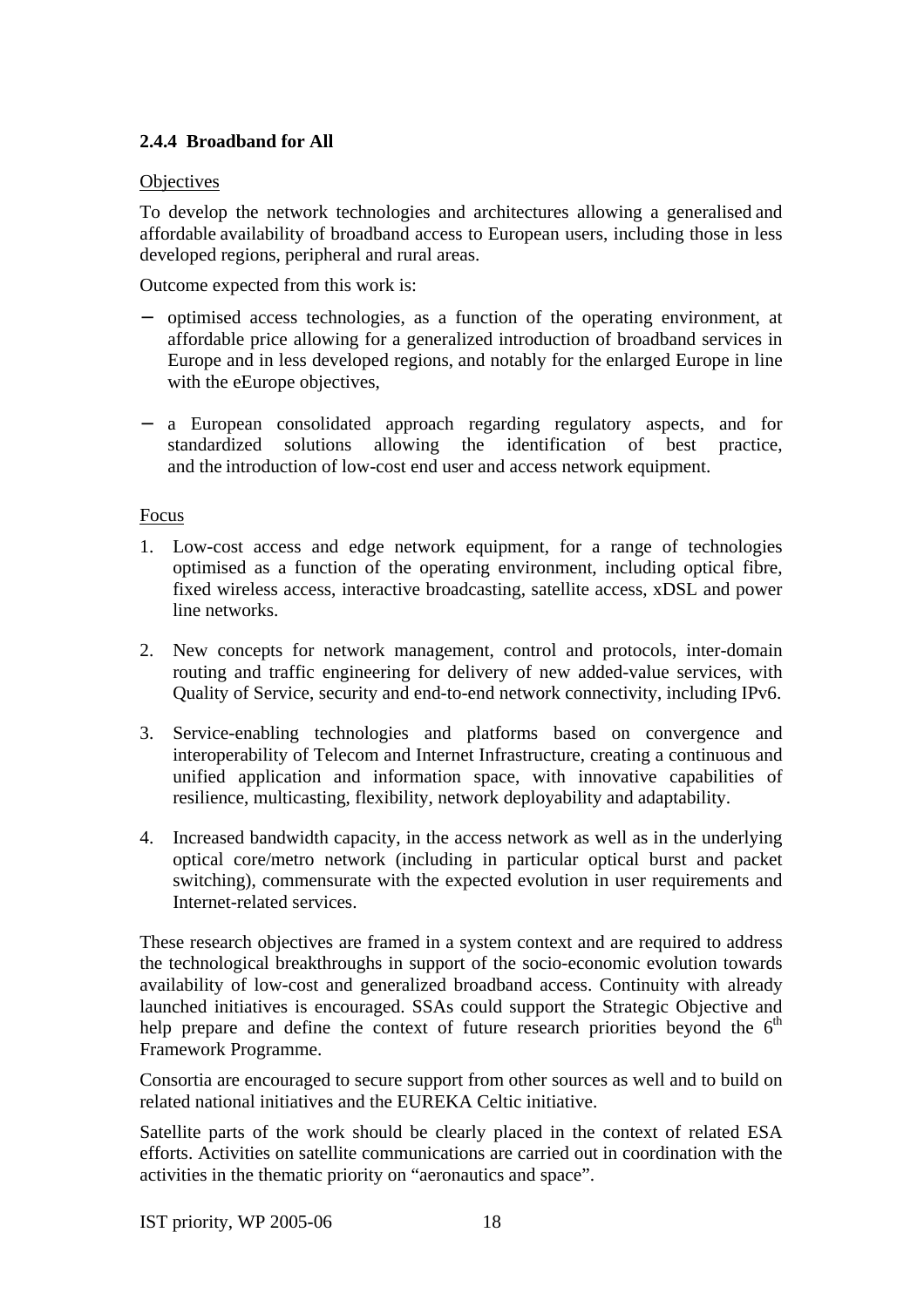### 2.4.4 Broadband for All

Objectives

To develop the network technologies and architectures allowing a generalised and affordable availability of broadband access to European users, including those in less developed regions, peripheral and rural areas.

Outcome expected from this work is:

- optimised access technologies, as a function of the operating environment, at affordable price allowing for a generalized introduction of broadband services in Europe and in less developed regions, and notably for the enlarged Europe in line with the eEurope objectives,
- a European consolidated approach regarding regulatory aspects, and for standardized solutions allowing the identification of best practice, and the introduction of low-cost end user and access network equipment.

Focus

1. Low-cost access and edge network equipment, for a range of technologies optimised as a function of the operating environment, including optical fibre, fixed wireless access, interactive broadcasting, satellite access, xDSL and power line networks.
2. New concepts for network management, control and protocols, inter-domain routing and traffic engineering for delivery of new added-value services, with Quality of Service, security and end-to-end network connectivity, including IPv6.
3. Service-enabling technologies and platforms based on convergence and interoperability of Telecom and Internet Infrastructure, creating a continuous and unified application and information space, with innovative capabilities of resilience, multicasting, flexibility, network deployability and adaptability.
4. Increased bandwidth capacity, in the access network as well as in the underlying optical core/metro network (including in particular optical burst and packet switching), commensurate with the expected evolution in user requirements and Internet-related services.

These research objectives are framed in a system context and are required to address the technological breakthroughs in support of the socio-economic evolution towards availability of low-cost and generalized broadband access. Continuity with already launched initiatives is encouraged. SSAs could support the Strategic Objective and help prepare and define the context of future research priorities beyond the 6th Framework Programme.

Consortia are encouraged to secure support from other sources as well and to build on related national initiatives and the EUREKA Celtic initiative.

Satellite parts of the work should be clearly placed in the context of related ESA efforts. Activities on satellite communications are carried out in coordination with the activities in the thematic priority on "aeronautics and space".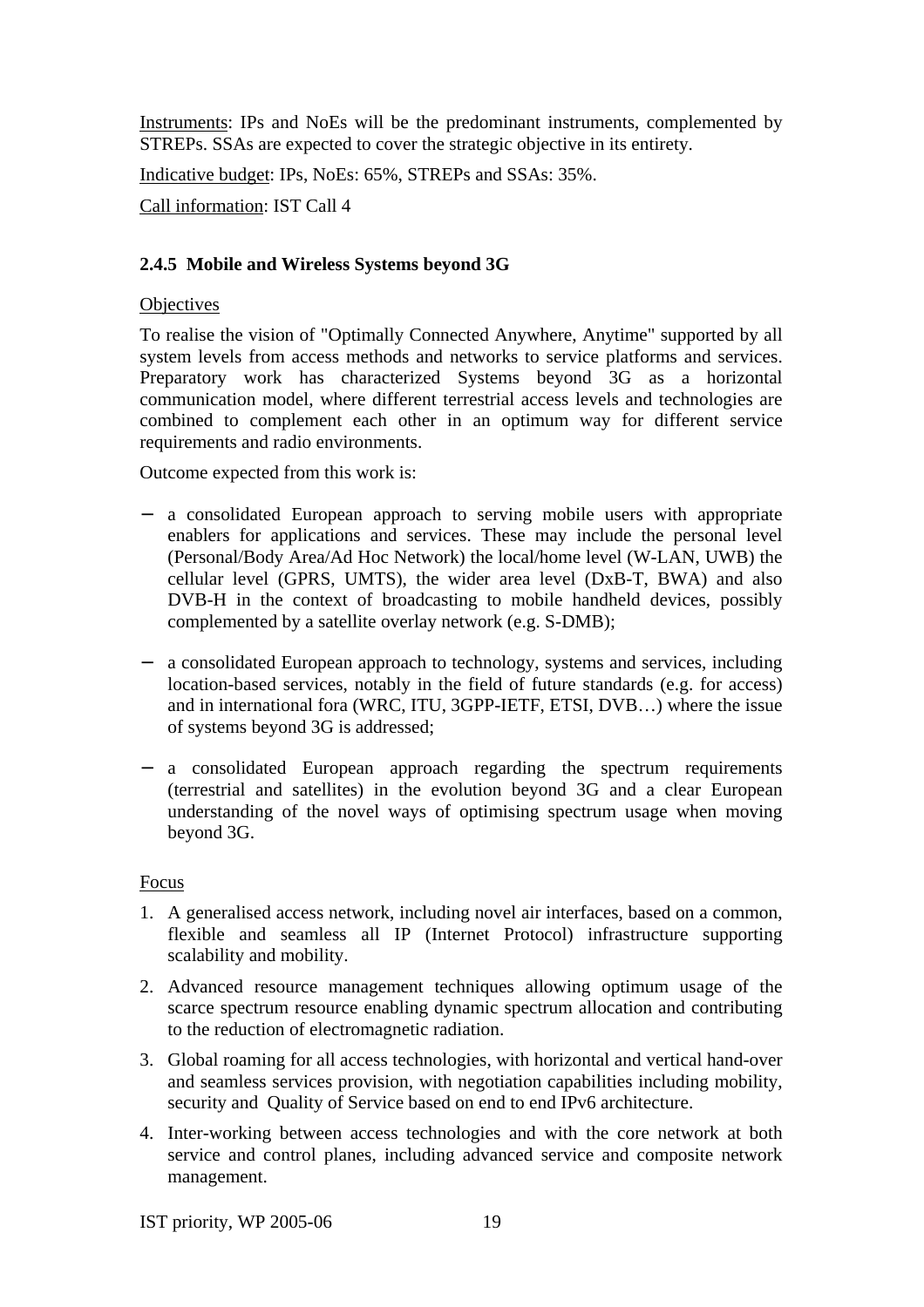Instruments: IPs and NoEs will be the predominant instruments, complemented by STREPs. SSAs are expected to cover the strategic objective in its entirety.

Indicative budget: IPs, NoEs: 65%, STREPs and SSAs: 35%.

Call information: IST Call 4

### 2.4.5 Mobile and Wireless Systems beyond 3G

Objectives

To realise the vision of "Optimally Connected Anywhere, Anytime" supported by all system levels from access methods and networks to service platforms and services. Preparatory work has characterized Systems beyond 3G as a horizontal communication model, where different terrestrial access levels and technologies are combined to complement each other in an optimum way for different service requirements and radio environments.

Outcome expected from this work is:

- a consolidated European approach to serving mobile users with appropriate enablers for applications and services. These may include the personal level (Personal/Body Area/Ad Hoc Network) the local/home level (W-LAN, UWB) the cellular level (GPRS, UMTS), the wider area level (DxB-T, BWA) and also DVB-H in the context of broadcasting to mobile handheld devices, possibly complemented by a satellite overlay network (e.g. S-DMB);
- a consolidated European approach to technology, systems and services, including location-based services, notably in the field of future standards (e.g. for access) and in international fora (WRC, ITU, 3GPP-IETF, ETSI, DVB…) where the issue of systems beyond 3G is addressed;
- a consolidated European approach regarding the spectrum requirements (terrestrial and satellites) in the evolution beyond 3G and a clear European understanding of the novel ways of optimising spectrum usage when moving beyond 3G.

Focus

1. A generalised access network, including novel air interfaces, based on a common, flexible and seamless all IP (Internet Protocol) infrastructure supporting scalability and mobility.
2. Advanced resource management techniques allowing optimum usage of the scarce spectrum resource enabling dynamic spectrum allocation and contributing to the reduction of electromagnetic radiation.
3. Global roaming for all access technologies, with horizontal and vertical hand-over and seamless services provision, with negotiation capabilities including mobility, security and Quality of Service based on end to end IPv6 architecture.
4. Inter-working between access technologies and with the core network at both service and control planes, including advanced service and composite network management.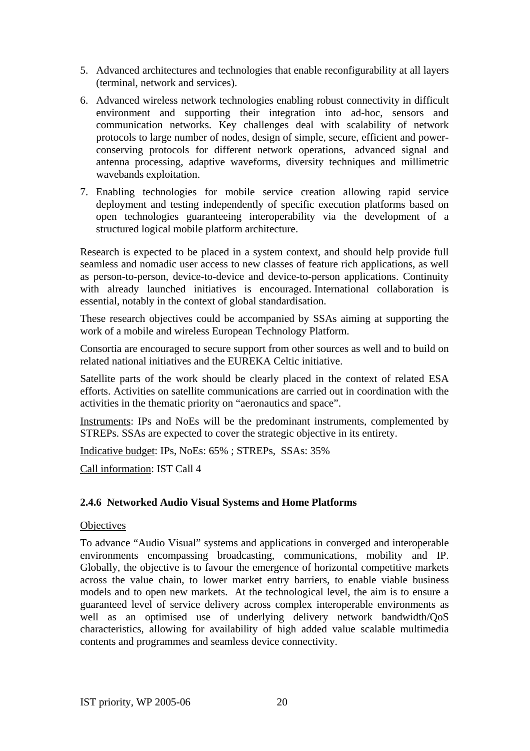5. Advanced architectures and technologies that enable reconfigurability at all layers (terminal, network and services).
6. Advanced wireless network technologies enabling robust connectivity in difficult environment and supporting their integration into ad-hoc, sensors and communication networks. Key challenges deal with scalability of network protocols to large number of nodes, design of simple, secure, efficient and power-conserving protocols for different network operations, advanced signal and antenna processing, adaptive waveforms, diversity techniques and millimetric wavebands exploitation.
7. Enabling technologies for mobile service creation allowing rapid service deployment and testing independently of specific execution platforms based on open technologies guaranteeing interoperability via the development of a structured logical mobile platform architecture.

Research is expected to be placed in a system context, and should help provide full seamless and nomadic user access to new classes of feature rich applications, as well as person-to-person, device-to-device and device-to-person applications. Continuity with already launched initiatives is encouraged. International collaboration is essential, notably in the context of global standardisation.

These research objectives could be accompanied by SSAs aiming at supporting the work of a mobile and wireless European Technology Platform.

Consortia are encouraged to secure support from other sources as well and to build on related national initiatives and the EUREKA Celtic initiative.

Satellite parts of the work should be clearly placed in the context of related ESA efforts. Activities on satellite communications are carried out in coordination with the activities in the thematic priority on "aeronautics and space".

<u>Instruments</u>: IPs and NoEs will be the predominant instruments, complemented by STREPs. SSAs are expected to cover the strategic objective in its entirety.

<u>Indicative budget</u>: IPs, NoEs: 65% ; STREPs, SSAs: 35%

<u>Call information</u>: IST Call 4

### 2.4.6 Networked Audio Visual Systems and Home Platforms

<u>Objectives</u>

To advance "Audio Visual" systems and applications in converged and interoperable environments encompassing broadcasting, communications, mobility and IP. Globally, the objective is to favour the emergence of horizontal competitive markets across the value chain, to lower market entry barriers, to enable viable business models and to open new markets. At the technological level, the aim is to ensure a guaranteed level of service delivery across complex interoperable environments as well as an optimised use of underlying delivery network bandwidth/QoS characteristics, allowing for availability of high added value scalable multimedia contents and programmes and seamless device connectivity.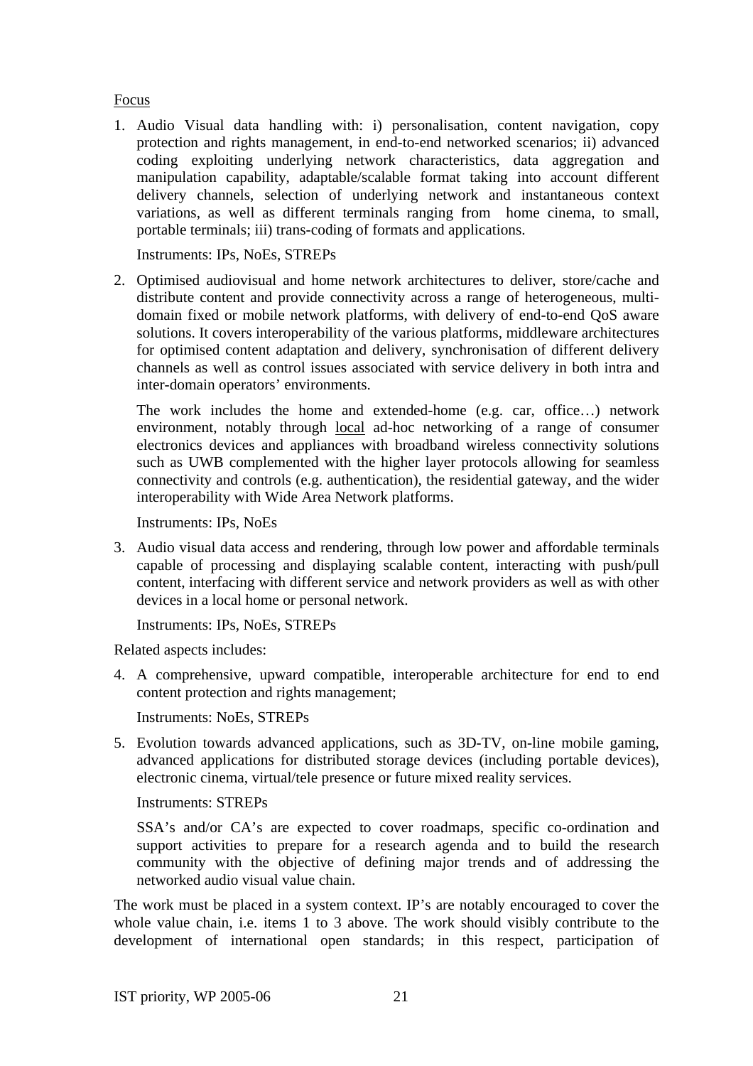Focus

1. Audio Visual data handling with: i) personalisation, content navigation, copy protection and rights management, in end-to-end networked scenarios; ii) advanced coding exploiting underlying network characteristics, data aggregation and manipulation capability, adaptable/scalable format taking into account different delivery channels, selection of underlying network and instantaneous context variations, as well as different terminals ranging from home cinema, to small, portable terminals; iii) trans-coding of formats and applications.

   Instruments: IPs, NoEs, STREPs

2. Optimised audiovisual and home network architectures to deliver, store/cache and distribute content and provide connectivity across a range of heterogeneous, multi-domain fixed or mobile network platforms, with delivery of end-to-end QoS aware solutions. It covers interoperability of the various platforms, middleware architectures for optimised content adaptation and delivery, synchronisation of different delivery channels as well as control issues associated with service delivery in both intra and inter-domain operators' environments.

   The work includes the home and extended-home (e.g. car, office…) network environment, notably through <u>local</u> ad-hoc networking of a range of consumer electronics devices and appliances with broadband wireless connectivity solutions such as UWB complemented with the higher layer protocols allowing for seamless connectivity and controls (e.g. authentication), the residential gateway, and the wider interoperability with Wide Area Network platforms.

   Instruments: IPs, NoEs

3. Audio visual data access and rendering, through low power and affordable terminals capable of processing and displaying scalable content, interacting with push/pull content, interfacing with different service and network providers as well as with other devices in a local home or personal network.

   Instruments: IPs, NoEs, STREPs

Related aspects includes:

4. A comprehensive, upward compatible, interoperable architecture for end to end content protection and rights management;

   Instruments: NoEs, STREPs

5. Evolution towards advanced applications, such as 3D-TV, on-line mobile gaming, advanced applications for distributed storage devices (including portable devices), electronic cinema, virtual/tele presence or future mixed reality services.

   Instruments: STREPs

   SSA's and/or CA's are expected to cover roadmaps, specific co-ordination and support activities to prepare for a research agenda and to build the research community with the objective of defining major trends and of addressing the networked audio visual value chain.

The work must be placed in a system context. IP's are notably encouraged to cover the whole value chain, i.e. items 1 to 3 above. The work should visibly contribute to the development of international open standards; in this respect, participation of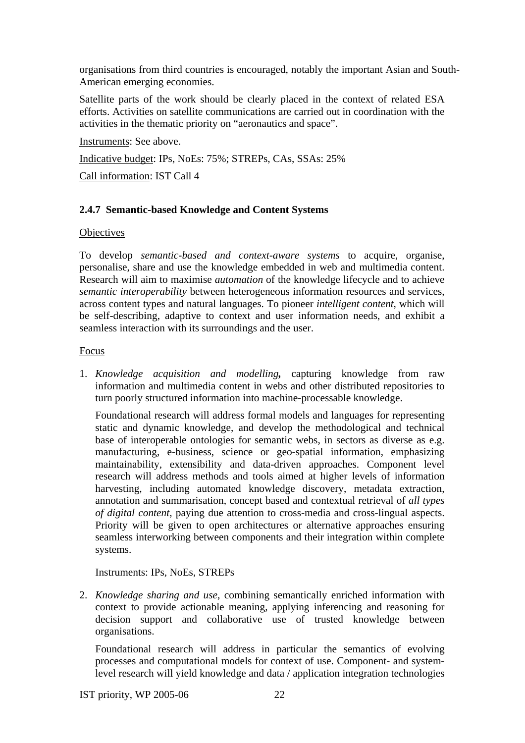organisations from third countries is encouraged, notably the important Asian and South-American emerging economies.

Satellite parts of the work should be clearly placed in the context of related ESA efforts. Activities on satellite communications are carried out in coordination with the activities in the thematic priority on "aeronautics and space".

Instruments: See above.

Indicative budget: IPs, NoEs: 75%; STREPs, CAs, SSAs: 25%

Call information: IST Call 4

### 2.4.7 Semantic-based Knowledge and Content Systems

Objectives

To develop *semantic-based and context-aware systems* to acquire, organise, personalise, share and use the knowledge embedded in web and multimedia content. Research will aim to maximise *automation* of the knowledge lifecycle and to achieve *semantic interoperability* between heterogeneous information resources and services, across content types and natural languages. To pioneer *intelligent content*, which will be self-describing, adaptive to context and user information needs, and exhibit a seamless interaction with its surroundings and the user.

Focus

1. *Knowledge acquisition and modelling*, capturing knowledge from raw information and multimedia content in webs and other distributed repositories to turn poorly structured information into machine-processable knowledge.

   Foundational research will address formal models and languages for representing static and dynamic knowledge, and develop the methodological and technical base of interoperable ontologies for semantic webs, in sectors as diverse as e.g. manufacturing, e-business, science or geo-spatial information, emphasizing maintainability, extensibility and data-driven approaches. Component level research will address methods and tools aimed at higher levels of information harvesting, including automated knowledge discovery, metadata extraction, annotation and summarisation, concept based and contextual retrieval of *all types of digital content*, paying due attention to cross-media and cross-lingual aspects. Priority will be given to open architectures or alternative approaches ensuring seamless interworking between components and their integration within complete systems.

   Instruments: IPs, NoEs, STREPs

2. *Knowledge sharing and use*, combining semantically enriched information with context to provide actionable meaning, applying inferencing and reasoning for decision support and collaborative use of trusted knowledge between organisations.

   Foundational research will address in particular the semantics of evolving processes and computational models for context of use. Component- and system-level research will yield knowledge and data / application integration technologies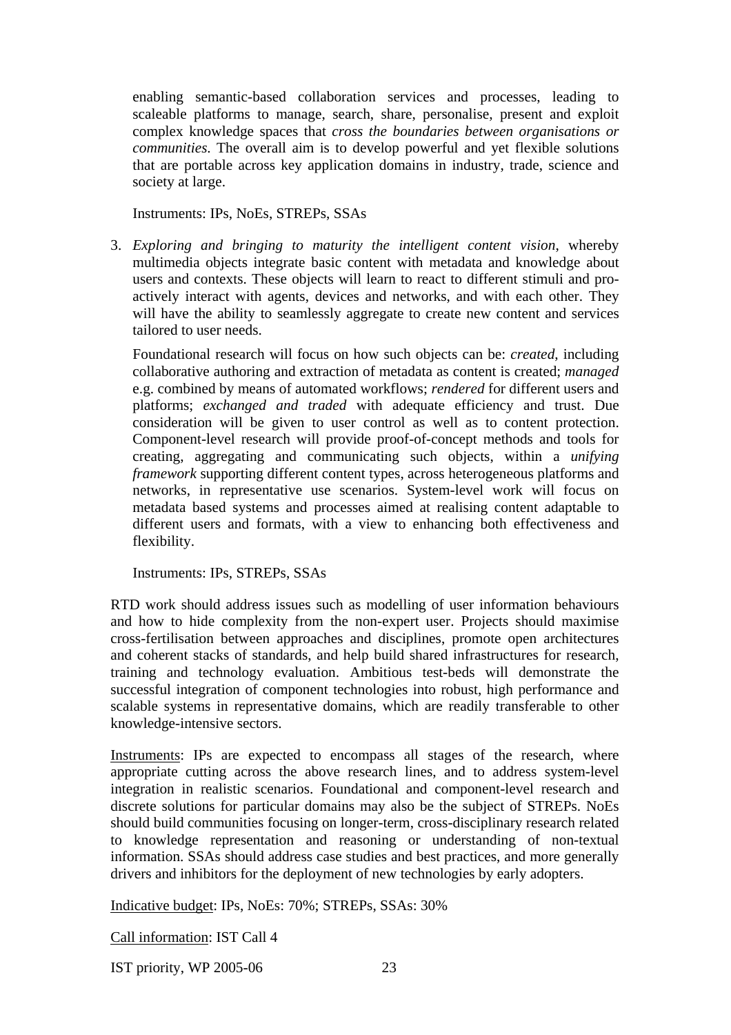enabling semantic-based collaboration services and processes, leading to scaleable platforms to manage, search, share, personalise, present and exploit complex knowledge spaces that *cross the boundaries between organisations or communities*. The overall aim is to develop powerful and yet flexible solutions that are portable across key application domains in industry, trade, science and society at large.

Instruments: IPs, NoEs, STREPs, SSAs

3. *Exploring and bringing to maturity the intelligent content vision*, whereby multimedia objects integrate basic content with metadata and knowledge about users and contexts. These objects will learn to react to different stimuli and pro-actively interact with agents, devices and networks, and with each other. They will have the ability to seamlessly aggregate to create new content and services tailored to user needs.

   Foundational research will focus on how such objects can be: *created*, including collaborative authoring and extraction of metadata as content is created; *managed* e.g. combined by means of automated workflows; *rendered* for different users and platforms; *exchanged and traded* with adequate efficiency and trust. Due consideration will be given to user control as well as to content protection. Component-level research will provide proof-of-concept methods and tools for creating, aggregating and communicating such objects, within a *unifying framework* supporting different content types, across heterogeneous platforms and networks, in representative use scenarios. System-level work will focus on metadata based systems and processes aimed at realising content adaptable to different users and formats, with a view to enhancing both effectiveness and flexibility.

   Instruments: IPs, STREPs, SSAs

RTD work should address issues such as modelling of user information behaviours and how to hide complexity from the non-expert user. Projects should maximise cross-fertilisation between approaches and disciplines, promote open architectures and coherent stacks of standards, and help build shared infrastructures for research, training and technology evaluation. Ambitious test-beds will demonstrate the successful integration of component technologies into robust, high performance and scalable systems in representative domains, which are readily transferable to other knowledge-intensive sectors.

<u>Instruments</u>: IPs are expected to encompass all stages of the research, where appropriate cutting across the above research lines, and to address system-level integration in realistic scenarios. Foundational and component-level research and discrete solutions for particular domains may also be the subject of STREPs. NoEs should build communities focusing on longer-term, cross-disciplinary research related to knowledge representation and reasoning or understanding of non-textual information. SSAs should address case studies and best practices, and more generally drivers and inhibitors for the deployment of new technologies by early adopters.

<u>Indicative budget</u>: IPs, NoEs: 70%; STREPs, SSAs: 30%

<u>Call information</u>: IST Call 4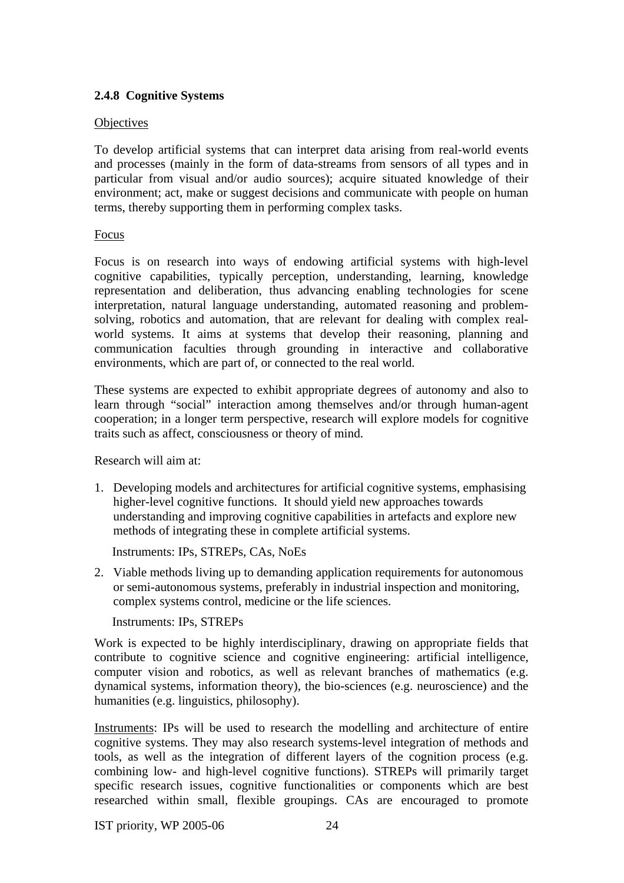### 2.4.8 Cognitive Systems

Objectives

To develop artificial systems that can interpret data arising from real-world events and processes (mainly in the form of data-streams from sensors of all types and in particular from visual and/or audio sources); acquire situated knowledge of their environment; act, make or suggest decisions and communicate with people on human terms, thereby supporting them in performing complex tasks.

Focus

Focus is on research into ways of endowing artificial systems with high-level cognitive capabilities, typically perception, understanding, learning, knowledge representation and deliberation, thus advancing enabling technologies for scene interpretation, natural language understanding, automated reasoning and problem-solving, robotics and automation, that are relevant for dealing with complex real-world systems. It aims at systems that develop their reasoning, planning and communication faculties through grounding in interactive and collaborative environments, which are part of, or connected to the real world.

These systems are expected to exhibit appropriate degrees of autonomy and also to learn through "social" interaction among themselves and/or through human-agent cooperation; in a longer term perspective, research will explore models for cognitive traits such as affect, consciousness or theory of mind.

Research will aim at:

1. Developing models and architectures for artificial cognitive systems, emphasising higher-level cognitive functions. It should yield new approaches towards understanding and improving cognitive capabilities in artefacts and explore new methods of integrating these in complete artificial systems.

   Instruments: IPs, STREPs, CAs, NoEs

2. Viable methods living up to demanding application requirements for autonomous or semi-autonomous systems, preferably in industrial inspection and monitoring, complex systems control, medicine or the life sciences.

   Instruments: IPs, STREPs

Work is expected to be highly interdisciplinary, drawing on appropriate fields that contribute to cognitive science and cognitive engineering: artificial intelligence, computer vision and robotics, as well as relevant branches of mathematics (e.g. dynamical systems, information theory), the bio-sciences (e.g. neuroscience) and the humanities (e.g. linguistics, philosophy).

Instruments: IPs will be used to research the modelling and architecture of entire cognitive systems. They may also research systems-level integration of methods and tools, as well as the integration of different layers of the cognition process (e.g. combining low- and high-level cognitive functions). STREPs will primarily target specific research issues, cognitive functionalities or components which are best researched within small, flexible groupings. CAs are encouraged to promote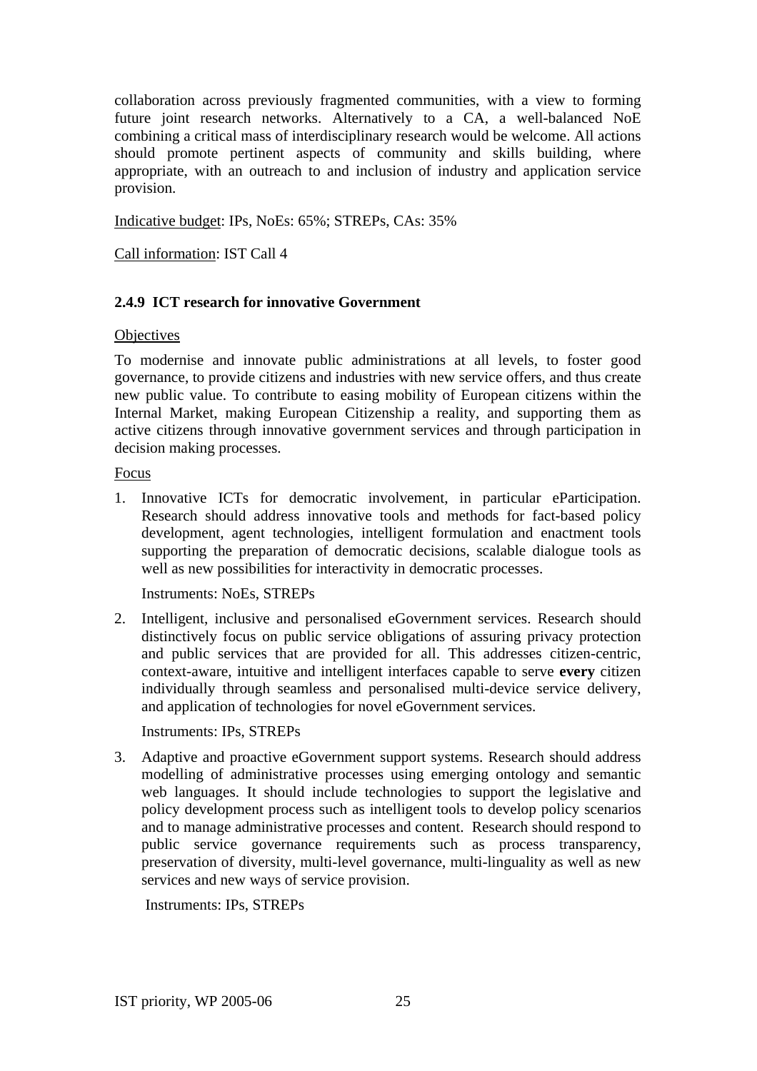collaboration across previously fragmented communities, with a view to forming future joint research networks. Alternatively to a CA, a well-balanced NoE combining a critical mass of interdisciplinary research would be welcome. All actions should promote pertinent aspects of community and skills building, where appropriate, with an outreach to and inclusion of industry and application service provision.

Indicative budget: IPs, NoEs: 65%; STREPs, CAs: 35%

Call information: IST Call 4

### 2.4.9 ICT research for innovative Government

Objectives

To modernise and innovate public administrations at all levels, to foster good governance, to provide citizens and industries with new service offers, and thus create new public value. To contribute to easing mobility of European citizens within the Internal Market, making European Citizenship a reality, and supporting them as active citizens through innovative government services and through participation in decision making processes.

Focus

1. Innovative ICTs for democratic involvement, in particular eParticipation. Research should address innovative tools and methods for fact-based policy development, agent technologies, intelligent formulation and enactment tools supporting the preparation of democratic decisions, scalable dialogue tools as well as new possibilities for interactivity in democratic processes.

   Instruments: NoEs, STREPs

2. Intelligent, inclusive and personalised eGovernment services. Research should distinctively focus on public service obligations of assuring privacy protection and public services that are provided for all. This addresses citizen-centric, context-aware, intuitive and intelligent interfaces capable to serve **every** citizen individually through seamless and personalised multi-device service delivery, and application of technologies for novel eGovernment services.

   Instruments: IPs, STREPs

3. Adaptive and proactive eGovernment support systems. Research should address modelling of administrative processes using emerging ontology and semantic web languages. It should include technologies to support the legislative and policy development process such as intelligent tools to develop policy scenarios and to manage administrative processes and content. Research should respond to public service governance requirements such as process transparency, preservation of diversity, multi-level governance, multi-linguality as well as new services and new ways of service provision.

   Instruments: IPs, STREPs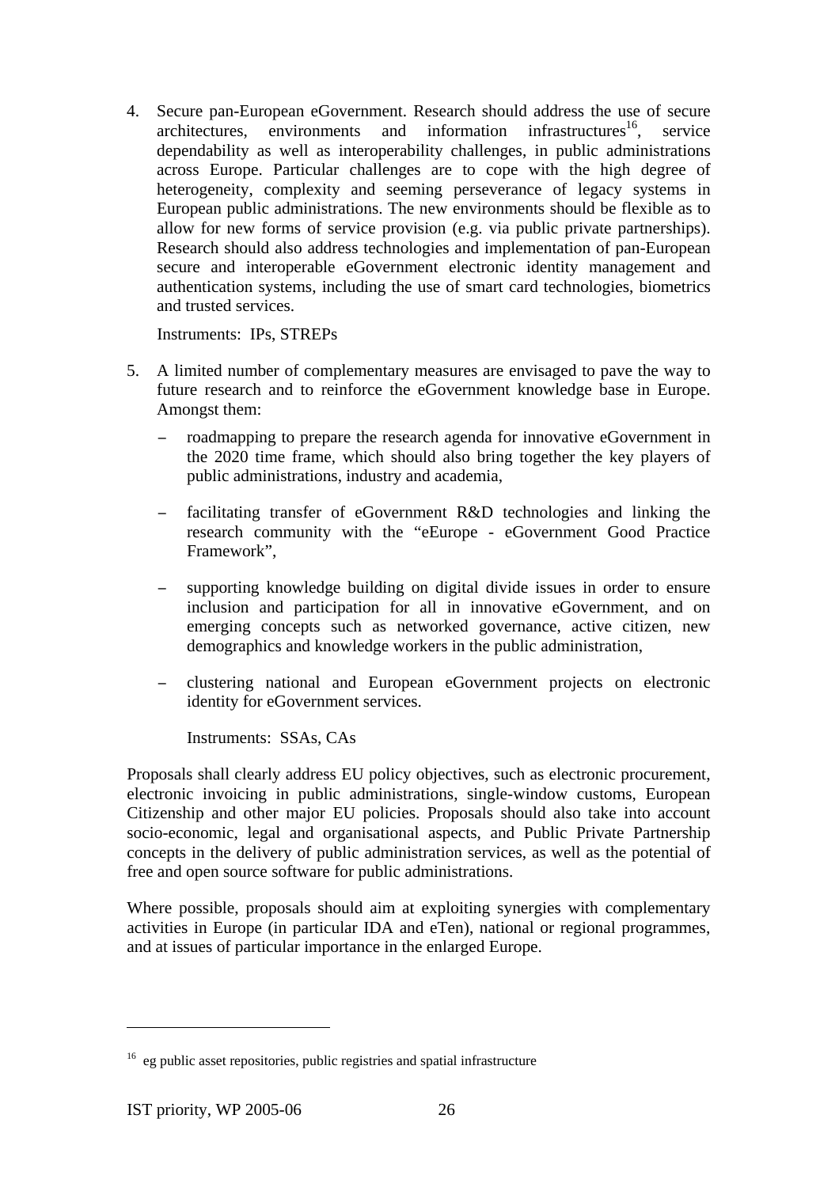4. Secure pan-European eGovernment. Research should address the use of secure architectures, environments and information infrastructures[16], service dependability as well as interoperability challenges, in public administrations across Europe. Particular challenges are to cope with the high degree of heterogeneity, complexity and seeming perseverance of legacy systems in European public administrations. The new environments should be flexible as to allow for new forms of service provision (e.g. via public private partnerships). Research should also address technologies and implementation of pan-European secure and interoperable eGovernment electronic identity management and authentication systems, including the use of smart card technologies, biometrics and trusted services.

   Instruments: IPs, STREPs

5. A limited number of complementary measures are envisaged to pave the way to future research and to reinforce the eGovernment knowledge base in Europe. Amongst them:

   - roadmapping to prepare the research agenda for innovative eGovernment in the 2020 time frame, which should also bring together the key players of public administrations, industry and academia,

   - facilitating transfer of eGovernment R&D technologies and linking the research community with the "eEurope - eGovernment Good Practice Framework",

   - supporting knowledge building on digital divide issues in order to ensure inclusion and participation for all in innovative eGovernment, and on emerging concepts such as networked governance, active citizen, new demographics and knowledge workers in the public administration,

   - clustering national and European eGovernment projects on electronic identity for eGovernment services.

     Instruments: SSAs, CAs

Proposals shall clearly address EU policy objectives, such as electronic procurement, electronic invoicing in public administrations, single-window customs, European Citizenship and other major EU policies. Proposals should also take into account socio-economic, legal and organisational aspects, and Public Private Partnership concepts in the delivery of public administration services, as well as the potential of free and open source software for public administrations.

Where possible, proposals should aim at exploiting synergies with complementary activities in Europe (in particular IDA and eTen), national or regional programmes, and at issues of particular importance in the enlarged Europe.

---

[16] eg public asset repositories, public registries and spatial infrastructure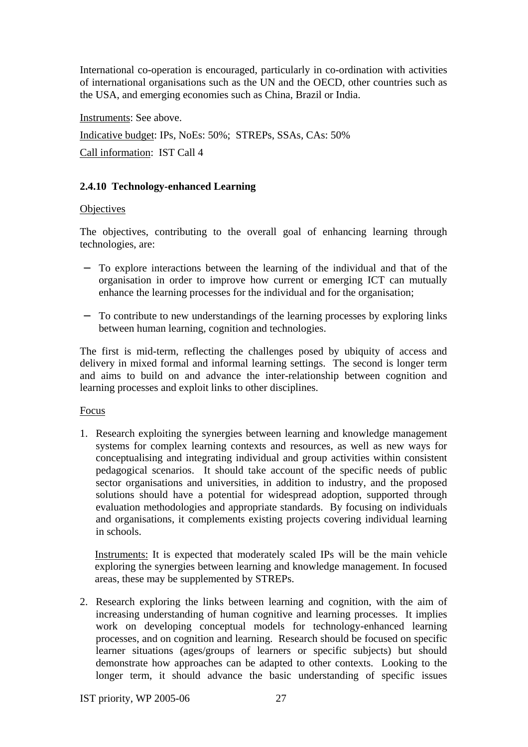International co-operation is encouraged, particularly in co-ordination with activities of international organisations such as the UN and the OECD, other countries such as the USA, and emerging economies such as China, Brazil or India.

Instruments: See above.

Indicative budget: IPs, NoEs: 50%; STREPs, SSAs, CAs: 50%

Call information: IST Call 4

### 2.4.10 Technology-enhanced Learning

Objectives

The objectives, contributing to the overall goal of enhancing learning through technologies, are:

- To explore interactions between the learning of the individual and that of the organisation in order to improve how current or emerging ICT can mutually enhance the learning processes for the individual and for the organisation;

- To contribute to new understandings of the learning processes by exploring links between human learning, cognition and technologies.

The first is mid-term, reflecting the challenges posed by ubiquity of access and delivery in mixed formal and informal learning settings. The second is longer term and aims to build on and advance the inter-relationship between cognition and learning processes and exploit links to other disciplines.

Focus

1. Research exploiting the synergies between learning and knowledge management systems for complex learning contexts and resources, as well as new ways for conceptualising and integrating individual and group activities within consistent pedagogical scenarios. It should take account of the specific needs of public sector organisations and universities, in addition to industry, and the proposed solutions should have a potential for widespread adoption, supported through evaluation methodologies and appropriate standards. By focusing on individuals and organisations, it complements existing projects covering individual learning in schools.

   Instruments: It is expected that moderately scaled IPs will be the main vehicle exploring the synergies between learning and knowledge management. In focused areas, these may be supplemented by STREPs.

2. Research exploring the links between learning and cognition, with the aim of increasing understanding of human cognitive and learning processes. It implies work on developing conceptual models for technology-enhanced learning processes, and on cognition and learning. Research should be focused on specific learner situations (ages/groups of learners or specific subjects) but should demonstrate how approaches can be adapted to other contexts. Looking to the longer term, it should advance the basic understanding of specific issues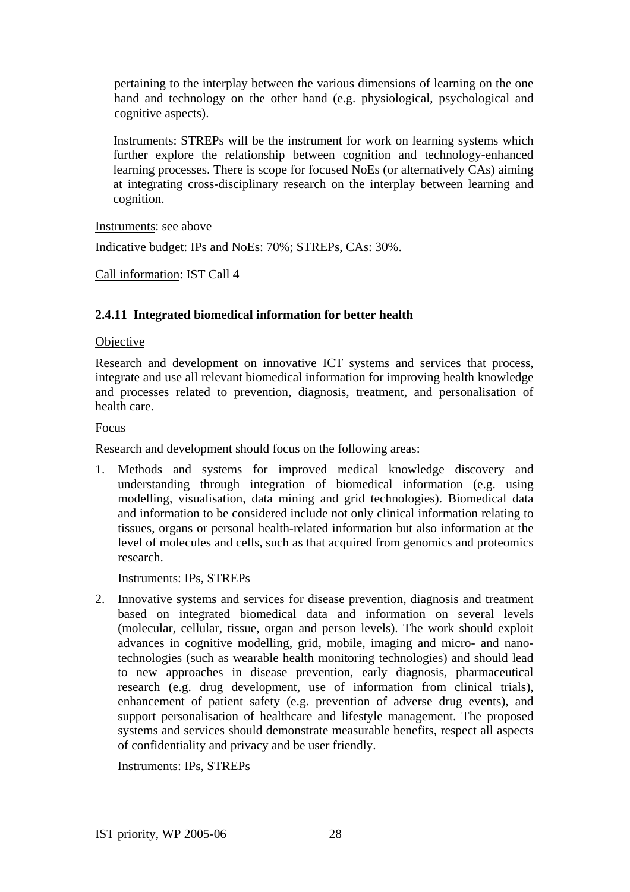pertaining to the interplay between the various dimensions of learning on the one hand and technology on the other hand (e.g. physiological, psychological and cognitive aspects).

Instruments: STREPs will be the instrument for work on learning systems which further explore the relationship between cognition and technology-enhanced learning processes. There is scope for focused NoEs (or alternatively CAs) aiming at integrating cross-disciplinary research on the interplay between learning and cognition.

Instruments: see above

Indicative budget: IPs and NoEs: 70%; STREPs, CAs: 30%.

Call information: IST Call 4

### 2.4.11 Integrated biomedical information for better health

Objective

Research and development on innovative ICT systems and services that process, integrate and use all relevant biomedical information for improving health knowledge and processes related to prevention, diagnosis, treatment, and personalisation of health care.

Focus

Research and development should focus on the following areas:

1. Methods and systems for improved medical knowledge discovery and understanding through integration of biomedical information (e.g. using modelling, visualisation, data mining and grid technologies). Biomedical data and information to be considered include not only clinical information relating to tissues, organs or personal health-related information but also information at the level of molecules and cells, such as that acquired from genomics and proteomics research.

   Instruments: IPs, STREPs

2. Innovative systems and services for disease prevention, diagnosis and treatment based on integrated biomedical data and information on several levels (molecular, cellular, tissue, organ and person levels). The work should exploit advances in cognitive modelling, grid, mobile, imaging and micro- and nano-technologies (such as wearable health monitoring technologies) and should lead to new approaches in disease prevention, early diagnosis, pharmaceutical research (e.g. drug development, use of information from clinical trials), enhancement of patient safety (e.g. prevention of adverse drug events), and support personalisation of healthcare and lifestyle management. The proposed systems and services should demonstrate measurable benefits, respect all aspects of confidentiality and privacy and be user friendly.

   Instruments: IPs, STREPs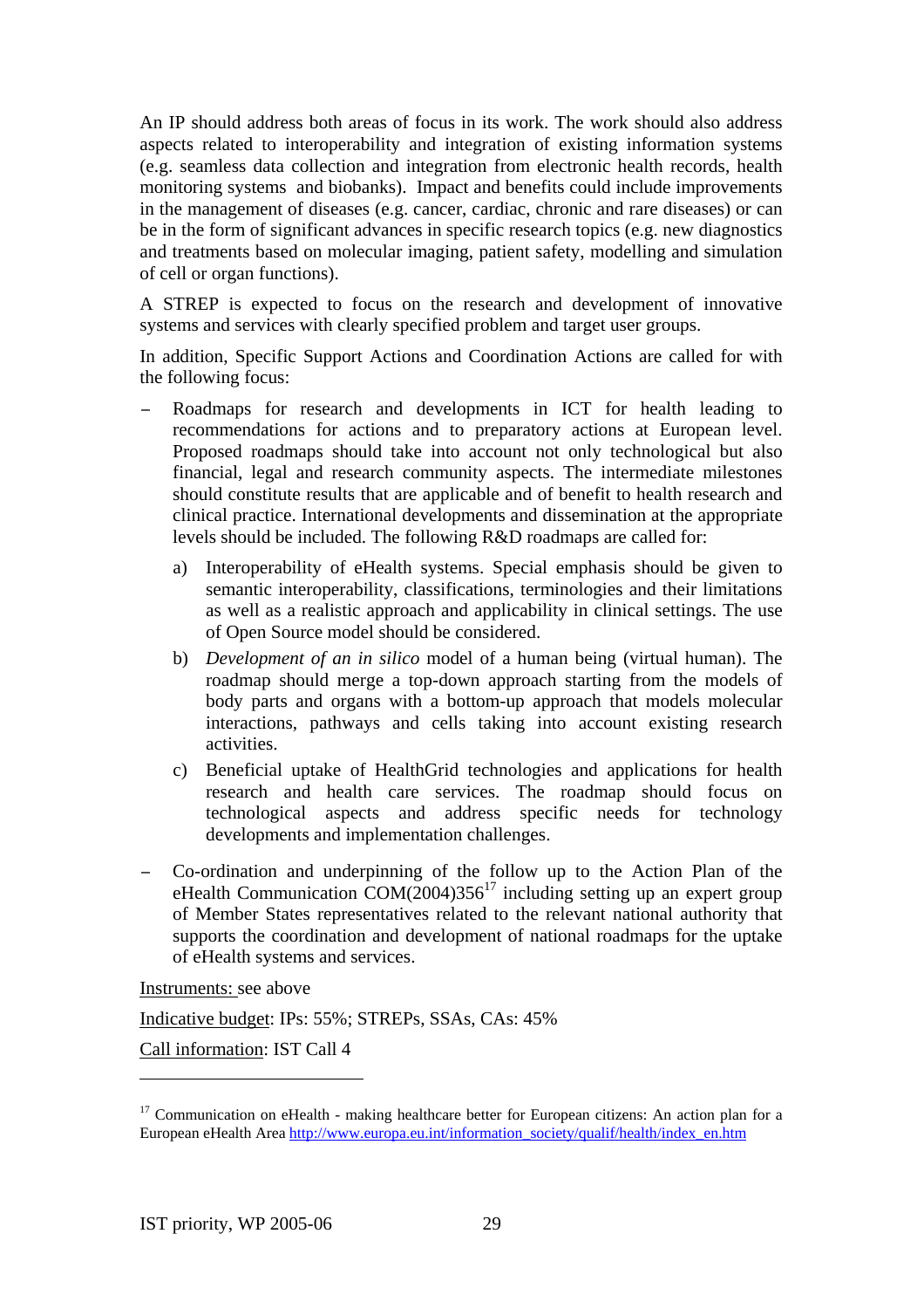An IP should address both areas of focus in its work. The work should also address aspects related to interoperability and integration of existing information systems (e.g. seamless data collection and integration from electronic health records, health monitoring systems and biobanks). Impact and benefits could include improvements in the management of diseases (e.g. cancer, cardiac, chronic and rare diseases) or can be in the form of significant advances in specific research topics (e.g. new diagnostics and treatments based on molecular imaging, patient safety, modelling and simulation of cell or organ functions).

A STREP is expected to focus on the research and development of innovative systems and services with clearly specified problem and target user groups.

In addition, Specific Support Actions and Coordination Actions are called for with the following focus:

- Roadmaps for research and developments in ICT for health leading to recommendations for actions and to preparatory actions at European level. Proposed roadmaps should take into account not only technological but also financial, legal and research community aspects. The intermediate milestones should constitute results that are applicable and of benefit to health research and clinical practice. International developments and dissemination at the appropriate levels should be included. The following R&D roadmaps are called for:
  a) Interoperability of eHealth systems. Special emphasis should be given to semantic interoperability, classifications, terminologies and their limitations as well as a realistic approach and applicability in clinical settings. The use of Open Source model should be considered.
  b) *Development of an in silico* model of a human being (virtual human). The roadmap should merge a top-down approach starting from the models of body parts and organs with a bottom-up approach that models molecular interactions, pathways and cells taking into account existing research activities.
  c) Beneficial uptake of HealthGrid technologies and applications for health research and health care services. The roadmap should focus on technological aspects and address specific needs for technology developments and implementation challenges.
- Co-ordination and underpinning of the follow up to the Action Plan of the eHealth Communication COM(2004)356[17] including setting up an expert group of Member States representatives related to the relevant national authority that supports the coordination and development of national roadmaps for the uptake of eHealth systems and services.

Instruments: see above

Indicative budget: IPs: 55%; STREPs, SSAs, CAs: 45%

Call information: IST Call 4

---

[17] Communication on eHealth - making healthcare better for European citizens: An action plan for a European eHealth Area http://www.europa.eu.int/information_society/qualif/health/index_en.htm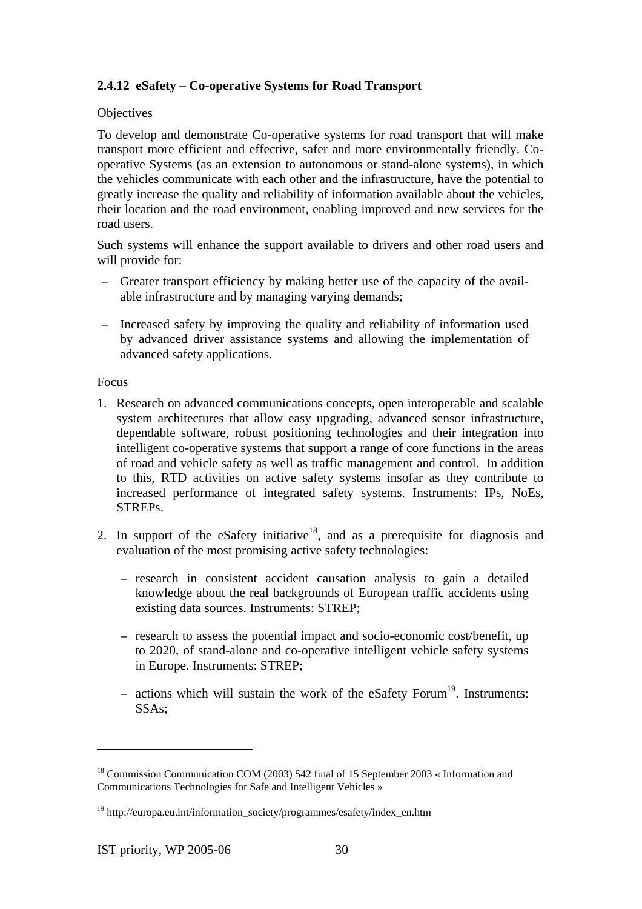### 2.4.12 eSafety – Co-operative Systems for Road Transport

Objectives

To develop and demonstrate Co-operative systems for road transport that will make transport more efficient and effective, safer and more environmentally friendly. Co-operative Systems (as an extension to autonomous or stand-alone systems), in which the vehicles communicate with each other and the infrastructure, have the potential to greatly increase the quality and reliability of information available about the vehicles, their location and the road environment, enabling improved and new services for the road users.

Such systems will enhance the support available to drivers and other road users and will provide for:

- Greater transport efficiency by making better use of the capacity of the available infrastructure and by managing varying demands;
- Increased safety by improving the quality and reliability of information used by advanced driver assistance systems and allowing the implementation of advanced safety applications.

Focus

1. Research on advanced communications concepts, open interoperable and scalable system architectures that allow easy upgrading, advanced sensor infrastructure, dependable software, robust positioning technologies and their integration into intelligent co-operative systems that support a range of core functions in the areas of road and vehicle safety as well as traffic management and control. In addition to this, RTD activities on active safety systems insofar as they contribute to increased performance of integrated safety systems. Instruments: IPs, NoEs, STREPs.

2. In support of the eSafety initiative[18], and as a prerequisite for diagnosis and evaluation of the most promising active safety technologies:
   - research in consistent accident causation analysis to gain a detailed knowledge about the real backgrounds of European traffic accidents using existing data sources. Instruments: STREP;
   - research to assess the potential impact and socio-economic cost/benefit, up to 2020, of stand-alone and co-operative intelligent vehicle safety systems in Europe. Instruments: STREP;
   - actions which will sustain the work of the eSafety Forum[19]. Instruments: SSAs;

[18] Commission Communication COM (2003) 542 final of 15 September 2003 « Information and Communications Technologies for Safe and Intelligent Vehicles »

[19] http://europa.eu.int/information_society/programmes/esafety/index_en.htm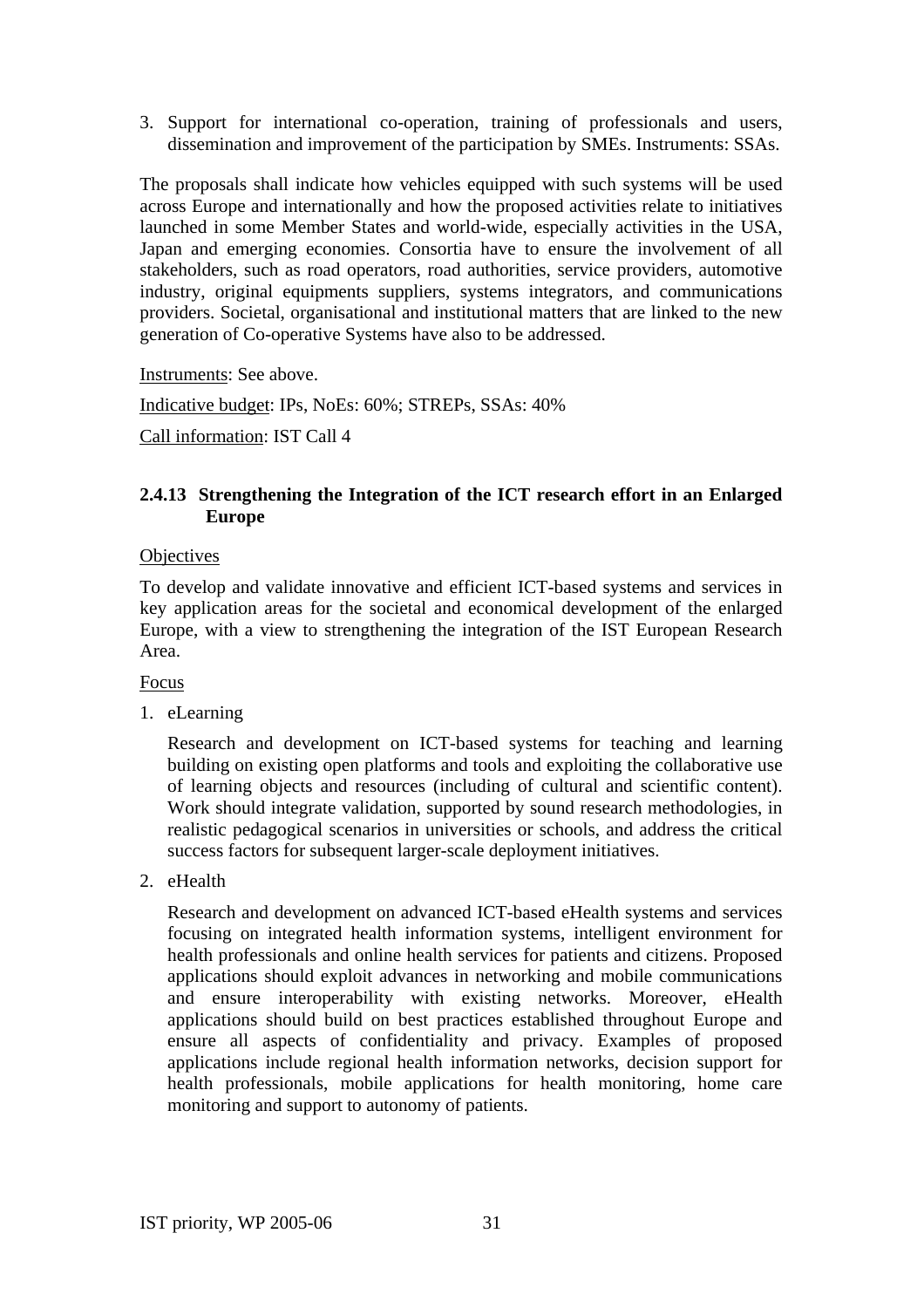3. Support for international co-operation, training of professionals and users, dissemination and improvement of the participation by SMEs. Instruments: SSAs.

The proposals shall indicate how vehicles equipped with such systems will be used across Europe and internationally and how the proposed activities relate to initiatives launched in some Member States and world-wide, especially activities in the USA, Japan and emerging economies. Consortia have to ensure the involvement of all stakeholders, such as road operators, road authorities, service providers, automotive industry, original equipments suppliers, systems integrators, and communications providers. Societal, organisational and institutional matters that are linked to the new generation of Co-operative Systems have also to be addressed.

Instruments: See above.

Indicative budget: IPs, NoEs: 60%; STREPs, SSAs: 40%

Call information: IST Call 4

### 2.4.13 Strengthening the Integration of the ICT research effort in an Enlarged Europe

Objectives

To develop and validate innovative and efficient ICT-based systems and services in key application areas for the societal and economical development of the enlarged Europe, with a view to strengthening the integration of the IST European Research Area.

Focus

1. eLearning

   Research and development on ICT-based systems for teaching and learning building on existing open platforms and tools and exploiting the collaborative use of learning objects and resources (including of cultural and scientific content). Work should integrate validation, supported by sound research methodologies, in realistic pedagogical scenarios in universities or schools, and address the critical success factors for subsequent larger-scale deployment initiatives.

2. eHealth

   Research and development on advanced ICT-based eHealth systems and services focusing on integrated health information systems, intelligent environment for health professionals and online health services for patients and citizens. Proposed applications should exploit advances in networking and mobile communications and ensure interoperability with existing networks. Moreover, eHealth applications should build on best practices established throughout Europe and ensure all aspects of confidentiality and privacy. Examples of proposed applications include regional health information networks, decision support for health professionals, mobile applications for health monitoring, home care monitoring and support to autonomy of patients.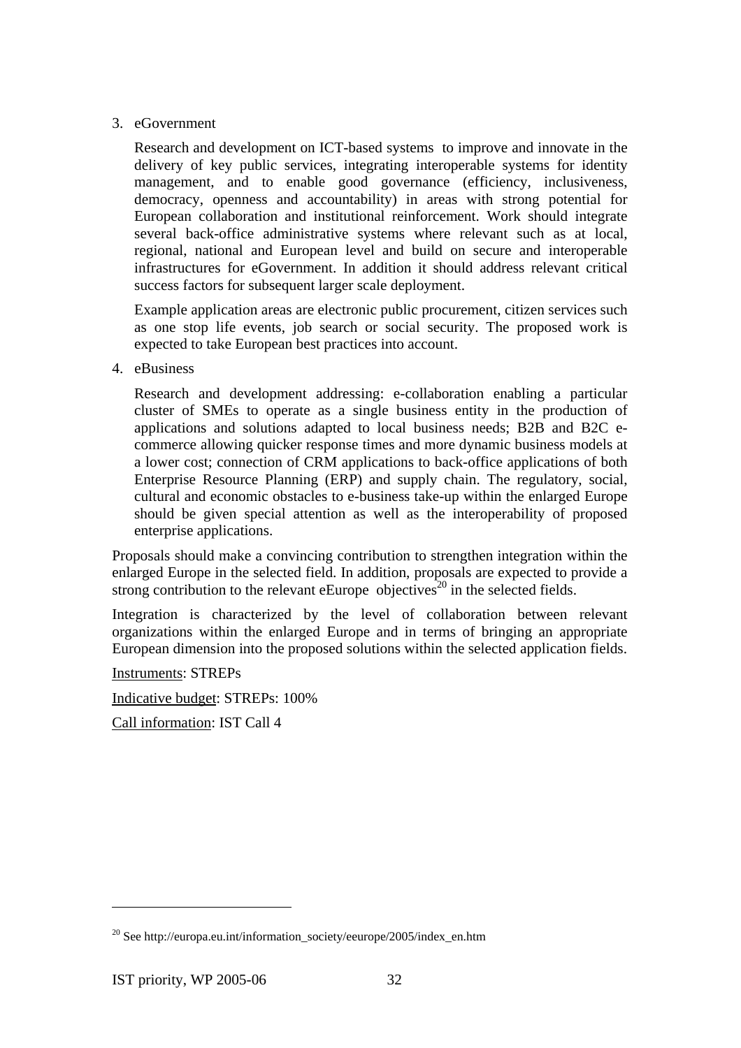3. eGovernment

   Research and development on ICT-based systems to improve and innovate in the delivery of key public services, integrating interoperable systems for identity management, and to enable good governance (efficiency, inclusiveness, democracy, openness and accountability) in areas with strong potential for European collaboration and institutional reinforcement. Work should integrate several back-office administrative systems where relevant such as at local, regional, national and European level and build on secure and interoperable infrastructures for eGovernment. In addition it should address relevant critical success factors for subsequent larger scale deployment.

   Example application areas are electronic public procurement, citizen services such as one stop life events, job search or social security. The proposed work is expected to take European best practices into account.

4. eBusiness

   Research and development addressing: e-collaboration enabling a particular cluster of SMEs to operate as a single business entity in the production of applications and solutions adapted to local business needs; B2B and B2C e-commerce allowing quicker response times and more dynamic business models at a lower cost; connection of CRM applications to back-office applications of both Enterprise Resource Planning (ERP) and supply chain. The regulatory, social, cultural and economic obstacles to e-business take-up within the enlarged Europe should be given special attention as well as the interoperability of proposed enterprise applications.

Proposals should make a convincing contribution to strengthen integration within the enlarged Europe in the selected field. In addition, proposals are expected to provide a strong contribution to the relevant eEurope objectives[20] in the selected fields.

Integration is characterized by the level of collaboration between relevant organizations within the enlarged Europe and in terms of bringing an appropriate European dimension into the proposed solutions within the selected application fields.

Instruments: STREPs

Indicative budget: STREPs: 100%

Call information: IST Call 4

---

[20] See http://europa.eu.int/information_society/eeurope/2005/index_en.htm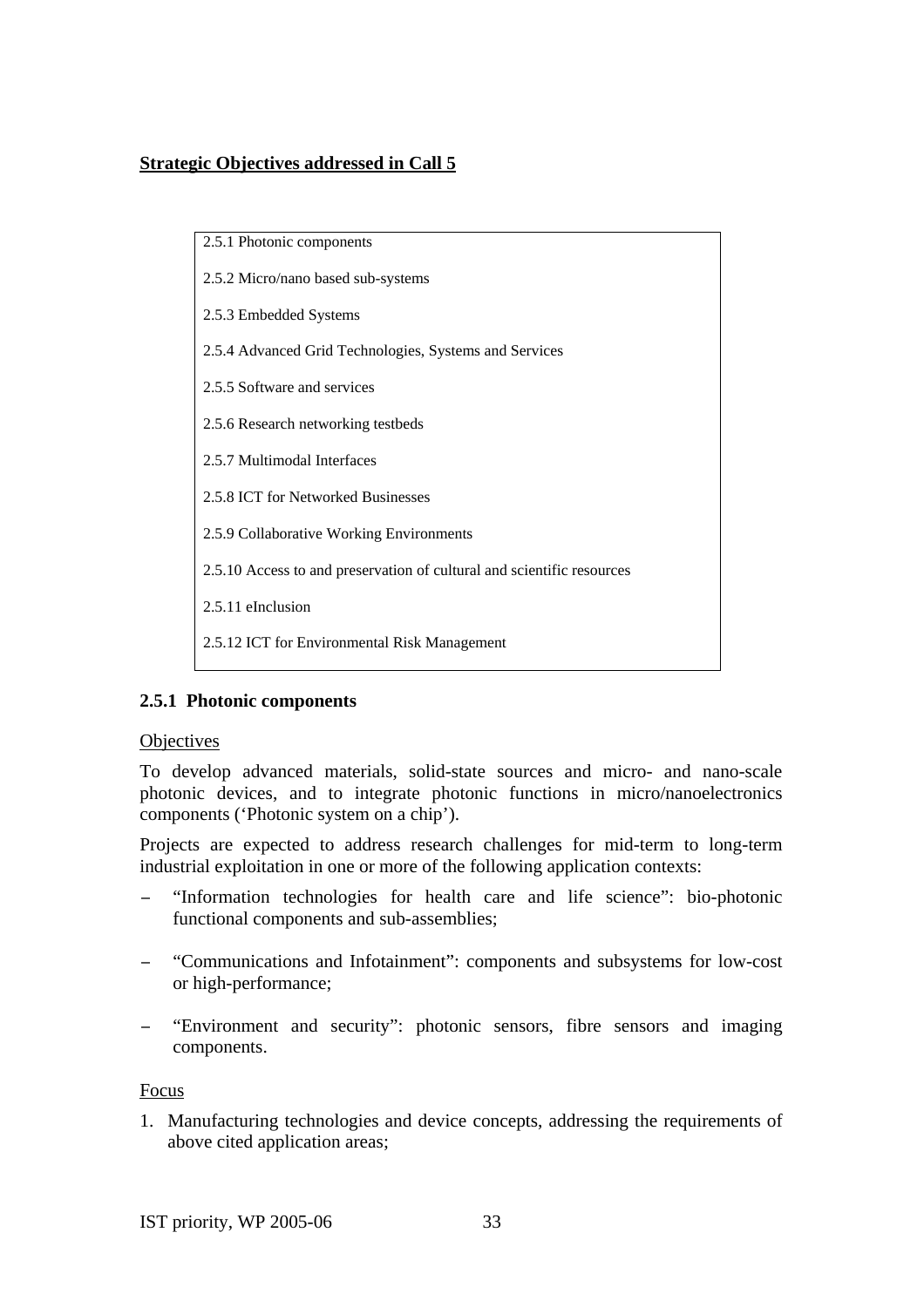**Strategic Objectives addressed in Call 5**

| |
|---|
| 2.5.1 Photonic components |
| 2.5.2 Micro/nano based sub-systems |
| 2.5.3 Embedded Systems |
| 2.5.4 Advanced Grid Technologies, Systems and Services |
| 2.5.5 Software and services |
| 2.5.6 Research networking testbeds |
| 2.5.7 Multimodal Interfaces |
| 2.5.8 ICT for Networked Businesses |
| 2.5.9 Collaborative Working Environments |
| 2.5.10 Access to and preservation of cultural and scientific resources |
| 2.5.11 eInclusion |
| 2.5.12 ICT for Environmental Risk Management |

### 2.5.1 Photonic components

Objectives

To develop advanced materials, solid-state sources and micro- and nano-scale photonic devices, and to integrate photonic functions in micro/nanoelectronics components ('Photonic system on a chip').

Projects are expected to address research challenges for mid-term to long-term industrial exploitation in one or more of the following application contexts:

- "Information technologies for health care and life science": bio-photonic functional components and sub-assemblies;
- "Communications and Infotainment": components and subsystems for low-cost or high-performance;
- "Environment and security": photonic sensors, fibre sensors and imaging components.

Focus

1. Manufacturing technologies and device concepts, addressing the requirements of above cited application areas;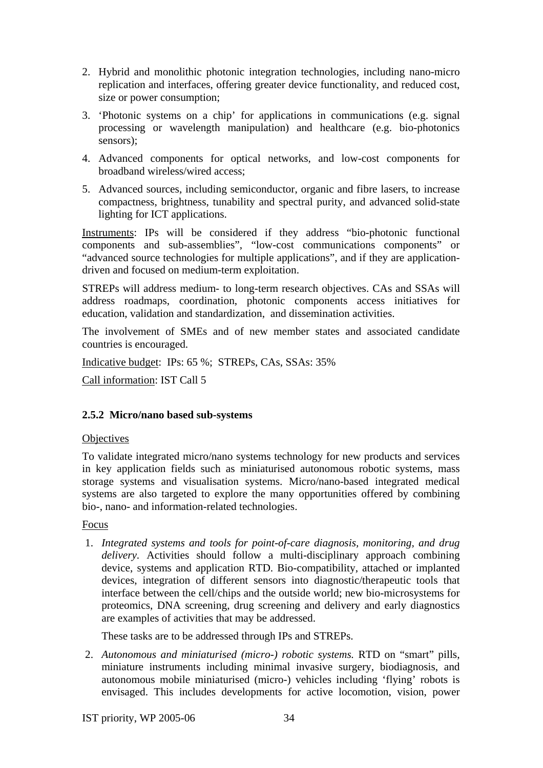2. Hybrid and monolithic photonic integration technologies, including nano-micro replication and interfaces, offering greater device functionality, and reduced cost, size or power consumption;
3. 'Photonic systems on a chip' for applications in communications (e.g. signal processing or wavelength manipulation) and healthcare (e.g. bio-photonics sensors);
4. Advanced components for optical networks, and low-cost components for broadband wireless/wired access;
5. Advanced sources, including semiconductor, organic and fibre lasers, to increase compactness, brightness, tunability and spectral purity, and advanced solid-state lighting for ICT applications.

Instruments: IPs will be considered if they address "bio-photonic functional components and sub-assemblies", "low-cost communications components" or "advanced source technologies for multiple applications", and if they are application-driven and focused on medium-term exploitation.

STREPs will address medium- to long-term research objectives. CAs and SSAs will address roadmaps, coordination, photonic components access initiatives for education, validation and standardization, and dissemination activities.

The involvement of SMEs and of new member states and associated candidate countries is encouraged.

Indicative budget: IPs: 65 %; STREPs, CAs, SSAs: 35%

Call information: IST Call 5

### 2.5.2 Micro/nano based sub-systems

Objectives

To validate integrated micro/nano systems technology for new products and services in key application fields such as miniaturised autonomous robotic systems, mass storage systems and visualisation systems. Micro/nano-based integrated medical systems are also targeted to explore the many opportunities offered by combining bio-, nano- and information-related technologies.

Focus

1. *Integrated systems and tools for point-of-care diagnosis, monitoring, and drug delivery.* Activities should follow a multi-disciplinary approach combining device, systems and application RTD. Bio-compatibility, attached or implanted devices, integration of different sensors into diagnostic/therapeutic tools that interface between the cell/chips and the outside world; new bio-microsystems for proteomics, DNA screening, drug screening and delivery and early diagnostics are examples of activities that may be addressed.

   These tasks are to be addressed through IPs and STREPs.

2. *Autonomous and miniaturised (micro-) robotic systems.* RTD on "smart" pills, miniature instruments including minimal invasive surgery, biodiagnosis, and autonomous mobile miniaturised (micro-) vehicles including 'flying' robots is envisaged. This includes developments for active locomotion, vision, power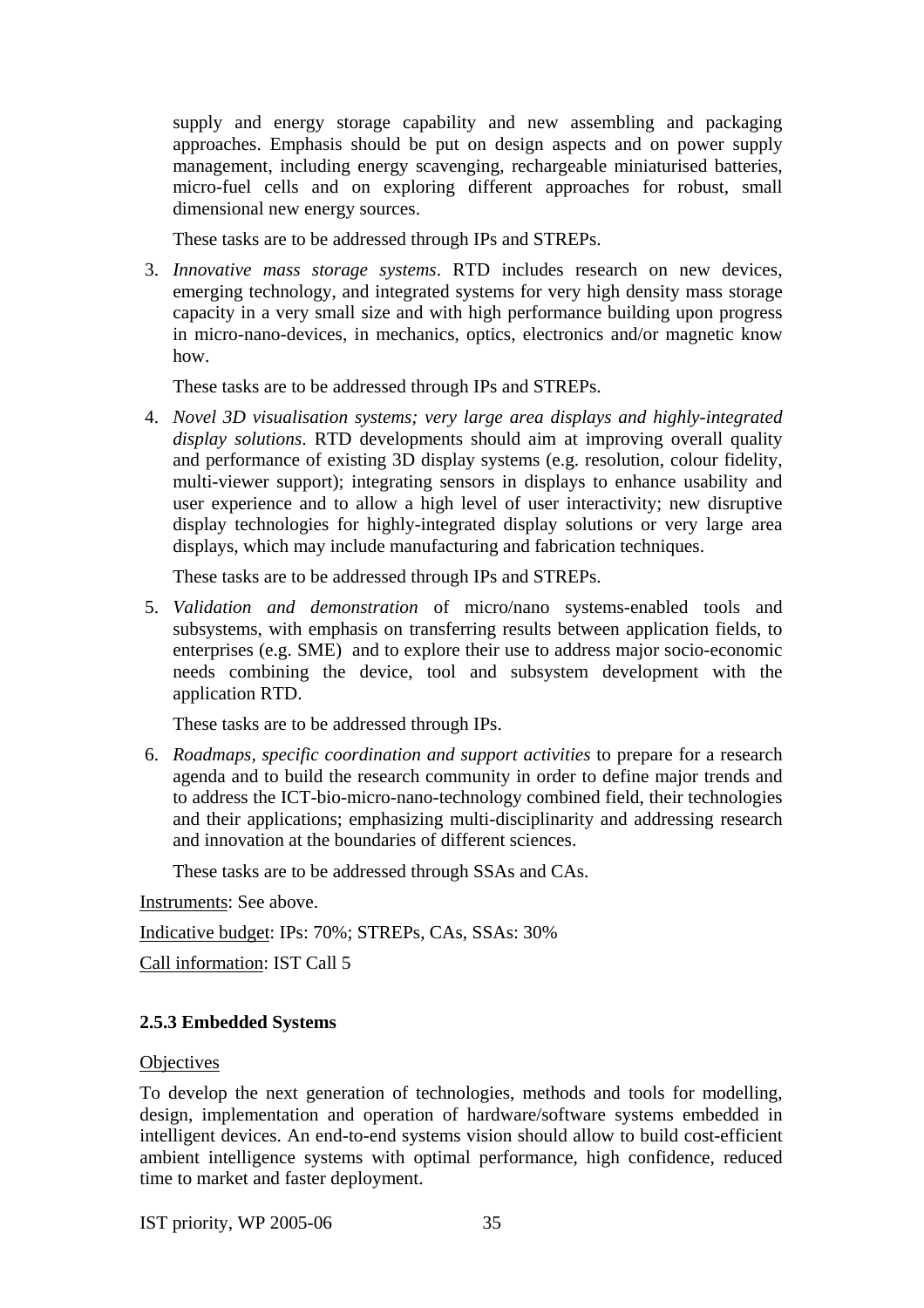supply and energy storage capability and new assembling and packaging approaches. Emphasis should be put on design aspects and on power supply management, including energy scavenging, rechargeable miniaturised batteries, micro-fuel cells and on exploring different approaches for robust, small dimensional new energy sources.

These tasks are to be addressed through IPs and STREPs.

3. *Innovative mass storage systems*. RTD includes research on new devices, emerging technology, and integrated systems for very high density mass storage capacity in a very small size and with high performance building upon progress in micro-nano-devices, in mechanics, optics, electronics and/or magnetic know how.

   These tasks are to be addressed through IPs and STREPs.

4. *Novel 3D visualisation systems; very large area displays and highly-integrated display solutions*. RTD developments should aim at improving overall quality and performance of existing 3D display systems (e.g. resolution, colour fidelity, multi-viewer support); integrating sensors in displays to enhance usability and user experience and to allow a high level of user interactivity; new disruptive display technologies for highly-integrated display solutions or very large area displays, which may include manufacturing and fabrication techniques.

   These tasks are to be addressed through IPs and STREPs.

5. *Validation and demonstration* of micro/nano systems-enabled tools and subsystems, with emphasis on transferring results between application fields, to enterprises (e.g. SME) and to explore their use to address major socio-economic needs combining the device, tool and subsystem development with the application RTD.

   These tasks are to be addressed through IPs.

6. *Roadmaps, specific coordination and support activities* to prepare for a research agenda and to build the research community in order to define major trends and to address the ICT-bio-micro-nano-technology combined field, their technologies and their applications; emphasizing multi-disciplinarity and addressing research and innovation at the boundaries of different sciences.

   These tasks are to be addressed through SSAs and CAs.

Instruments: See above.

Indicative budget: IPs: 70%; STREPs, CAs, SSAs: 30%

Call information: IST Call 5

### 2.5.3 Embedded Systems

Objectives

To develop the next generation of technologies, methods and tools for modelling, design, implementation and operation of hardware/software systems embedded in intelligent devices. An end-to-end systems vision should allow to build cost-efficient ambient intelligence systems with optimal performance, high confidence, reduced time to market and faster deployment.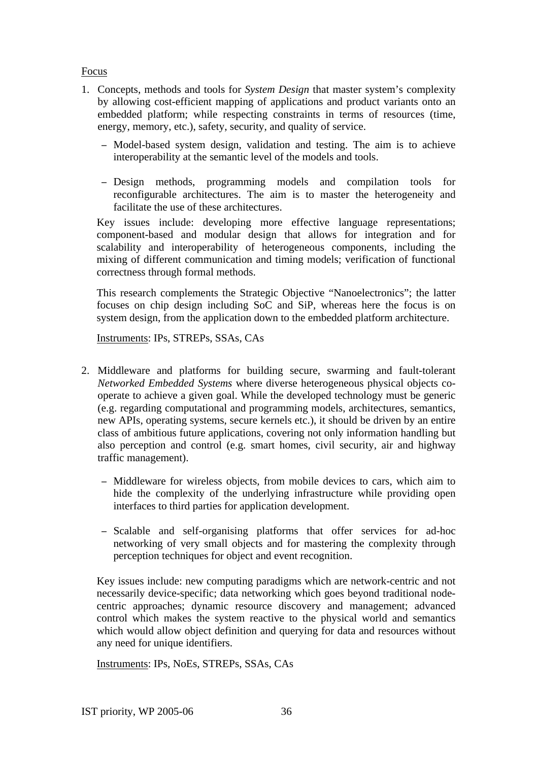Focus

1. Concepts, methods and tools for *System Design* that master system's complexity by allowing cost-efficient mapping of applications and product variants onto an embedded platform; while respecting constraints in terms of resources (time, energy, memory, etc.), safety, security, and quality of service.

   – Model-based system design, validation and testing. The aim is to achieve interoperability at the semantic level of the models and tools.

   – Design methods, programming models and compilation tools for reconfigurable architectures. The aim is to master the heterogeneity and facilitate the use of these architectures.

   Key issues include: developing more effective language representations; component-based and modular design that allows for integration and for scalability and interoperability of heterogeneous components, including the mixing of different communication and timing models; verification of functional correctness through formal methods.

   This research complements the Strategic Objective "Nanoelectronics"; the latter focuses on chip design including SoC and SiP, whereas here the focus is on system design, from the application down to the embedded platform architecture.

   Instruments: IPs, STREPs, SSAs, CAs

2. Middleware and platforms for building secure, swarming and fault-tolerant *Networked Embedded Systems* where diverse heterogeneous physical objects co-operate to achieve a given goal. While the developed technology must be generic (e.g. regarding computational and programming models, architectures, semantics, new APIs, operating systems, secure kernels etc.), it should be driven by an entire class of ambitious future applications, covering not only information handling but also perception and control (e.g. smart homes, civil security, air and highway traffic management).

   – Middleware for wireless objects, from mobile devices to cars, which aim to hide the complexity of the underlying infrastructure while providing open interfaces to third parties for application development.

   – Scalable and self-organising platforms that offer services for ad-hoc networking of very small objects and for mastering the complexity through perception techniques for object and event recognition.

   Key issues include: new computing paradigms which are network-centric and not necessarily device-specific; data networking which goes beyond traditional node-centric approaches; dynamic resource discovery and management; advanced control which makes the system reactive to the physical world and semantics which would allow object definition and querying for data and resources without any need for unique identifiers.

   Instruments: IPs, NoEs, STREPs, SSAs, CAs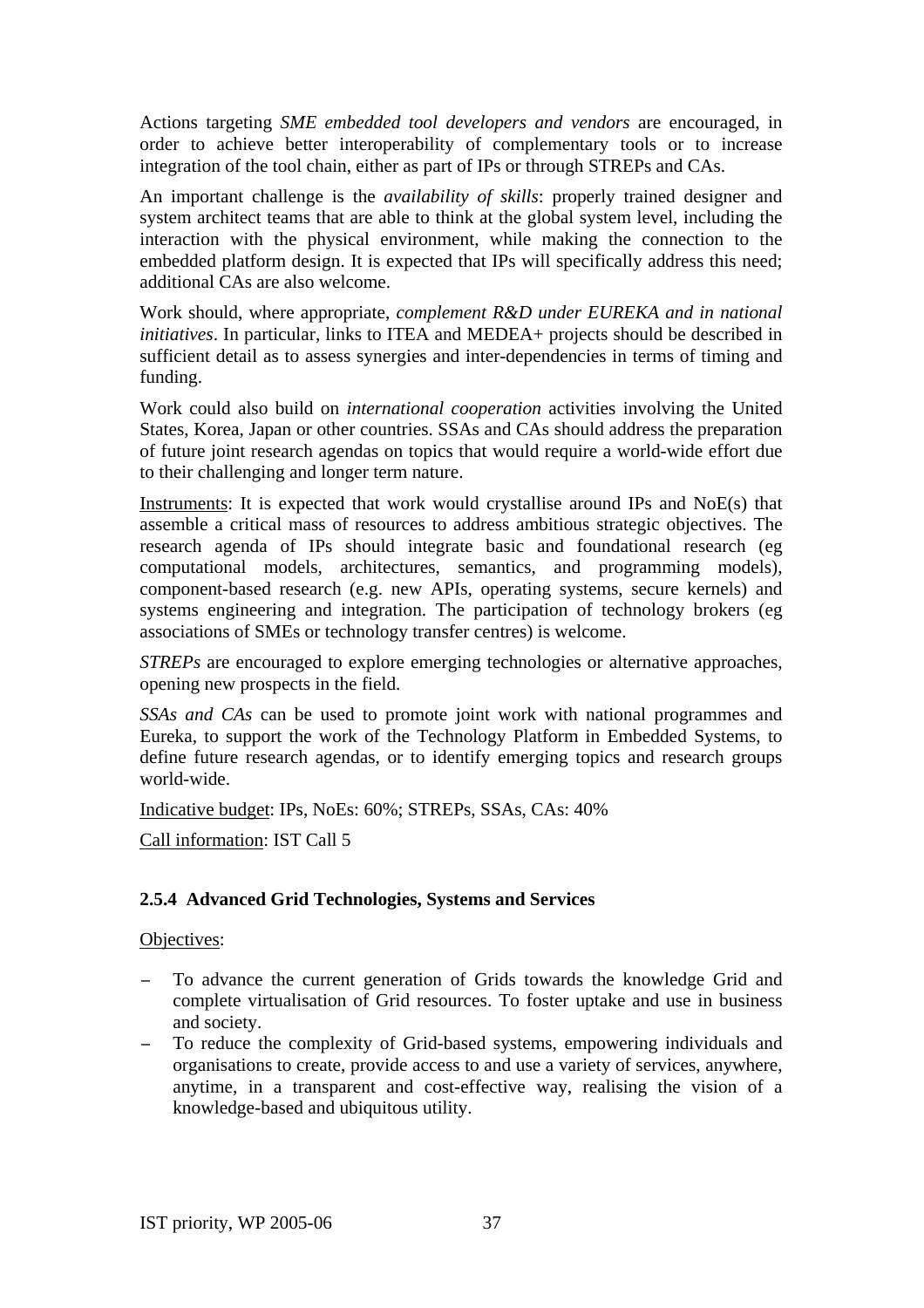Actions targeting *SME embedded tool developers and vendors* are encouraged, in order to achieve better interoperability of complementary tools or to increase integration of the tool chain, either as part of IPs or through STREPs and CAs.

An important challenge is the *availability of skills*: properly trained designer and system architect teams that are able to think at the global system level, including the interaction with the physical environment, while making the connection to the embedded platform design. It is expected that IPs will specifically address this need; additional CAs are also welcome.

Work should, where appropriate, *complement R&D under EUREKA and in national initiatives*. In particular, links to ITEA and MEDEA+ projects should be described in sufficient detail as to assess synergies and inter-dependencies in terms of timing and funding.

Work could also build on *international cooperation* activities involving the United States, Korea, Japan or other countries. SSAs and CAs should address the preparation of future joint research agendas on topics that would require a world-wide effort due to their challenging and longer term nature.

Instruments: It is expected that work would crystallise around IPs and NoE(s) that assemble a critical mass of resources to address ambitious strategic objectives. The research agenda of IPs should integrate basic and foundational research (eg computational models, architectures, semantics, and programming models), component-based research (e.g. new APIs, operating systems, secure kernels) and systems engineering and integration. The participation of technology brokers (eg associations of SMEs or technology transfer centres) is welcome.

*STREPs* are encouraged to explore emerging technologies or alternative approaches, opening new prospects in the field.

*SSAs and CAs* can be used to promote joint work with national programmes and Eureka, to support the work of the Technology Platform in Embedded Systems, to define future research agendas, or to identify emerging topics and research groups world-wide.

Indicative budget: IPs, NoEs: 60%; STREPs, SSAs, CAs: 40%

Call information: IST Call 5

#### 2.5.4 Advanced Grid Technologies, Systems and Services

Objectives:

- To advance the current generation of Grids towards the knowledge Grid and complete virtualisation of Grid resources. To foster uptake and use in business and society.
- To reduce the complexity of Grid-based systems, empowering individuals and organisations to create, provide access to and use a variety of services, anywhere, anytime, in a transparent and cost-effective way, realising the vision of a knowledge-based and ubiquitous utility.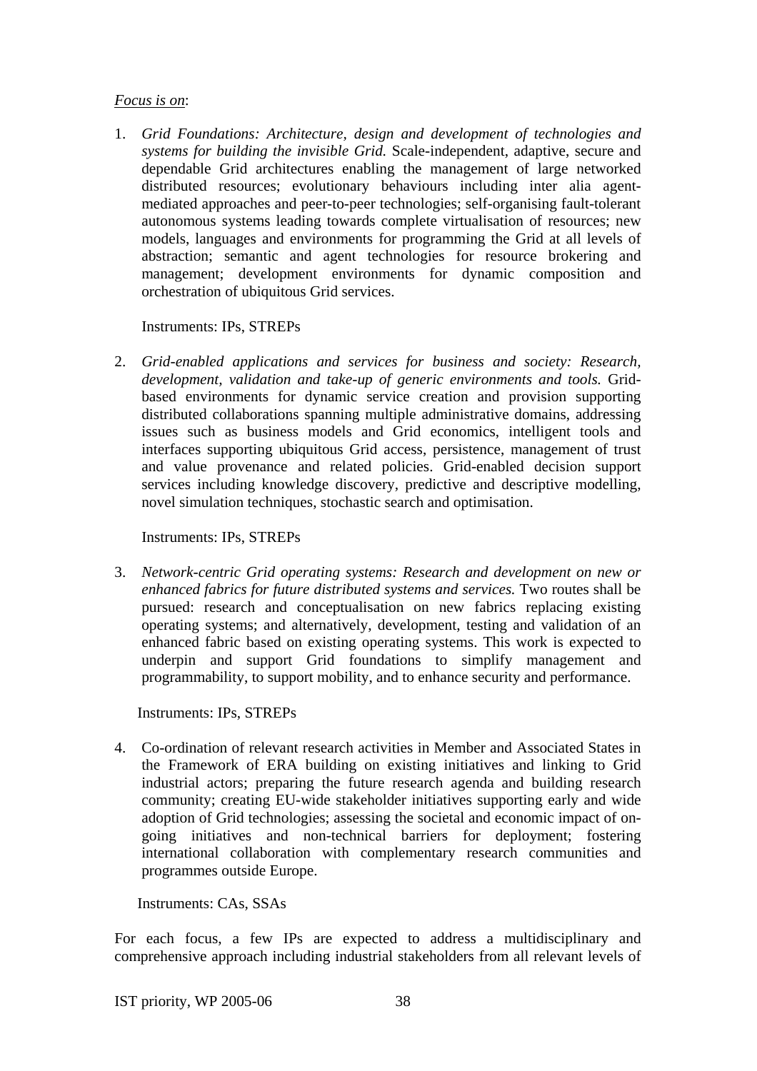_Focus is on_:

1. *Grid Foundations: Architecture, design and development of technologies and systems for building the invisible Grid.* Scale-independent, adaptive, secure and dependable Grid architectures enabling the management of large networked distributed resources; evolutionary behaviours including inter alia agent-mediated approaches and peer-to-peer technologies; self-organising fault-tolerant autonomous systems leading towards complete virtualisation of resources; new models, languages and environments for programming the Grid at all levels of abstraction; semantic and agent technologies for resource brokering and management; development environments for dynamic composition and orchestration of ubiquitous Grid services.

   Instruments: IPs, STREPs

2. *Grid-enabled applications and services for business and society: Research, development, validation and take-up of generic environments and tools.* Grid-based environments for dynamic service creation and provision supporting distributed collaborations spanning multiple administrative domains, addressing issues such as business models and Grid economics, intelligent tools and interfaces supporting ubiquitous Grid access, persistence, management of trust and value provenance and related policies. Grid-enabled decision support services including knowledge discovery, predictive and descriptive modelling, novel simulation techniques, stochastic search and optimisation.

   Instruments: IPs, STREPs

3. *Network-centric Grid operating systems: Research and development on new or enhanced fabrics for future distributed systems and services.* Two routes shall be pursued: research and conceptualisation on new fabrics replacing existing operating systems; and alternatively, development, testing and validation of an enhanced fabric based on existing operating systems. This work is expected to underpin and support Grid foundations to simplify management and programmability, to support mobility, and to enhance security and performance.

   Instruments: IPs, STREPs

4. Co-ordination of relevant research activities in Member and Associated States in the Framework of ERA building on existing initiatives and linking to Grid industrial actors; preparing the future research agenda and building research community; creating EU-wide stakeholder initiatives supporting early and wide adoption of Grid technologies; assessing the societal and economic impact of on-going initiatives and non-technical barriers for deployment; fostering international collaboration with complementary research communities and programmes outside Europe.

   Instruments: CAs, SSAs

For each focus, a few IPs are expected to address a multidisciplinary and comprehensive approach including industrial stakeholders from all relevant levels of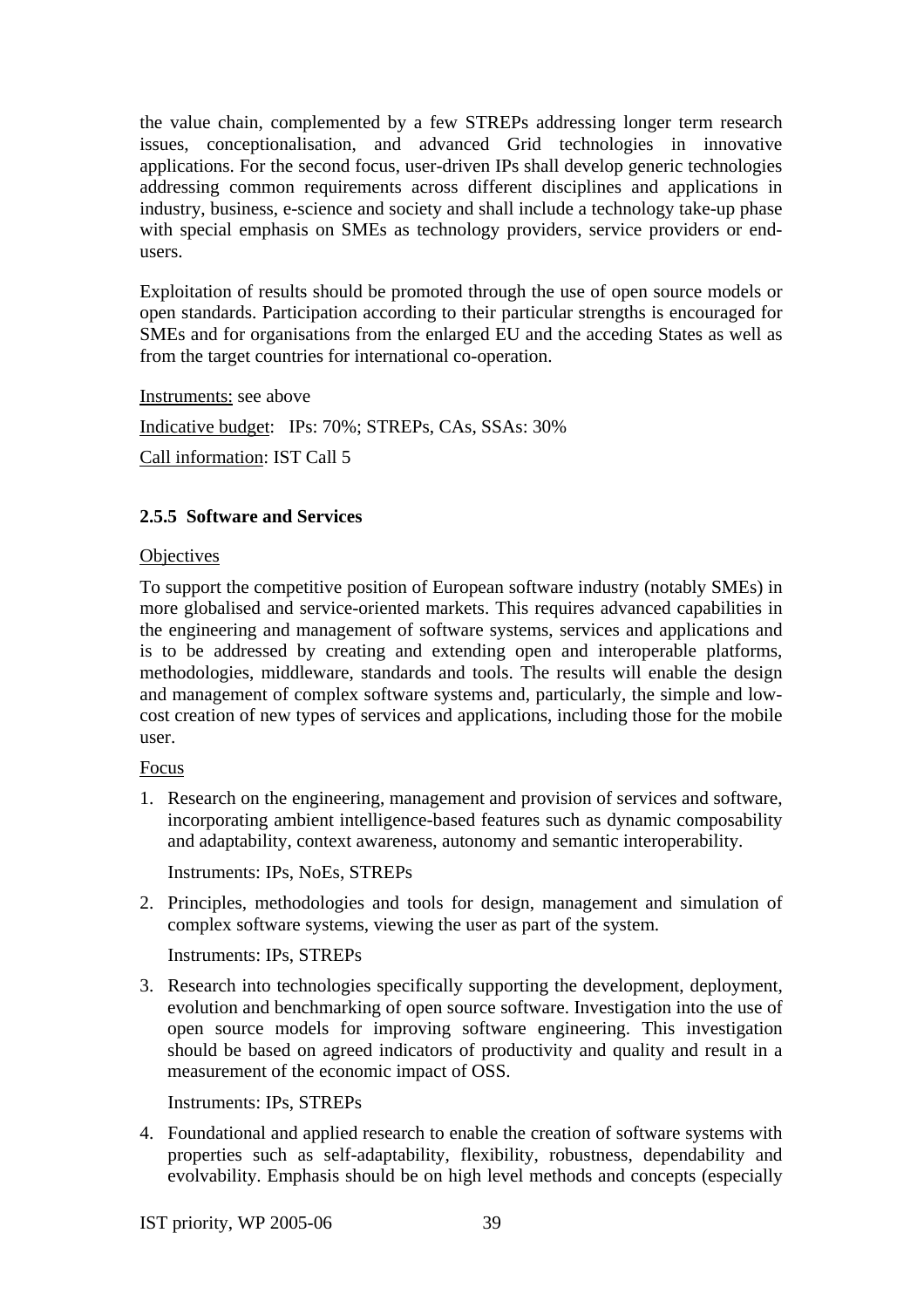the value chain, complemented by a few STREPs addressing longer term research issues, conceptionalisation, and advanced Grid technologies in innovative applications. For the second focus, user-driven IPs shall develop generic technologies addressing common requirements across different disciplines and applications in industry, business, e-science and society and shall include a technology take-up phase with special emphasis on SMEs as technology providers, service providers or end-users.

Exploitation of results should be promoted through the use of open source models or open standards. Participation according to their particular strengths is encouraged for SMEs and for organisations from the enlarged EU and the acceding States as well as from the target countries for international co-operation.

<u>Instruments:</u> see above

<u>Indicative budget</u>: IPs: 70%; STREPs, CAs, SSAs: 30%

<u>Call information</u>: IST Call 5

### 2.5.5 Software and Services

<u>Objectives</u>

To support the competitive position of European software industry (notably SMEs) in more globalised and service-oriented markets. This requires advanced capabilities in the engineering and management of software systems, services and applications and is to be addressed by creating and extending open and interoperable platforms, methodologies, middleware, standards and tools. The results will enable the design and management of complex software systems and, particularly, the simple and low-cost creation of new types of services and applications, including those for the mobile user.

<u>Focus</u>

1. Research on the engineering, management and provision of services and software, incorporating ambient intelligence-based features such as dynamic composability and adaptability, context awareness, autonomy and semantic interoperability.

   Instruments: IPs, NoEs, STREPs

2. Principles, methodologies and tools for design, management and simulation of complex software systems, viewing the user as part of the system.

   Instruments: IPs, STREPs

3. Research into technologies specifically supporting the development, deployment, evolution and benchmarking of open source software. Investigation into the use of open source models for improving software engineering. This investigation should be based on agreed indicators of productivity and quality and result in a measurement of the economic impact of OSS.

   Instruments: IPs, STREPs

4. Foundational and applied research to enable the creation of software systems with properties such as self-adaptability, flexibility, robustness, dependability and evolvability. Emphasis should be on high level methods and concepts (especially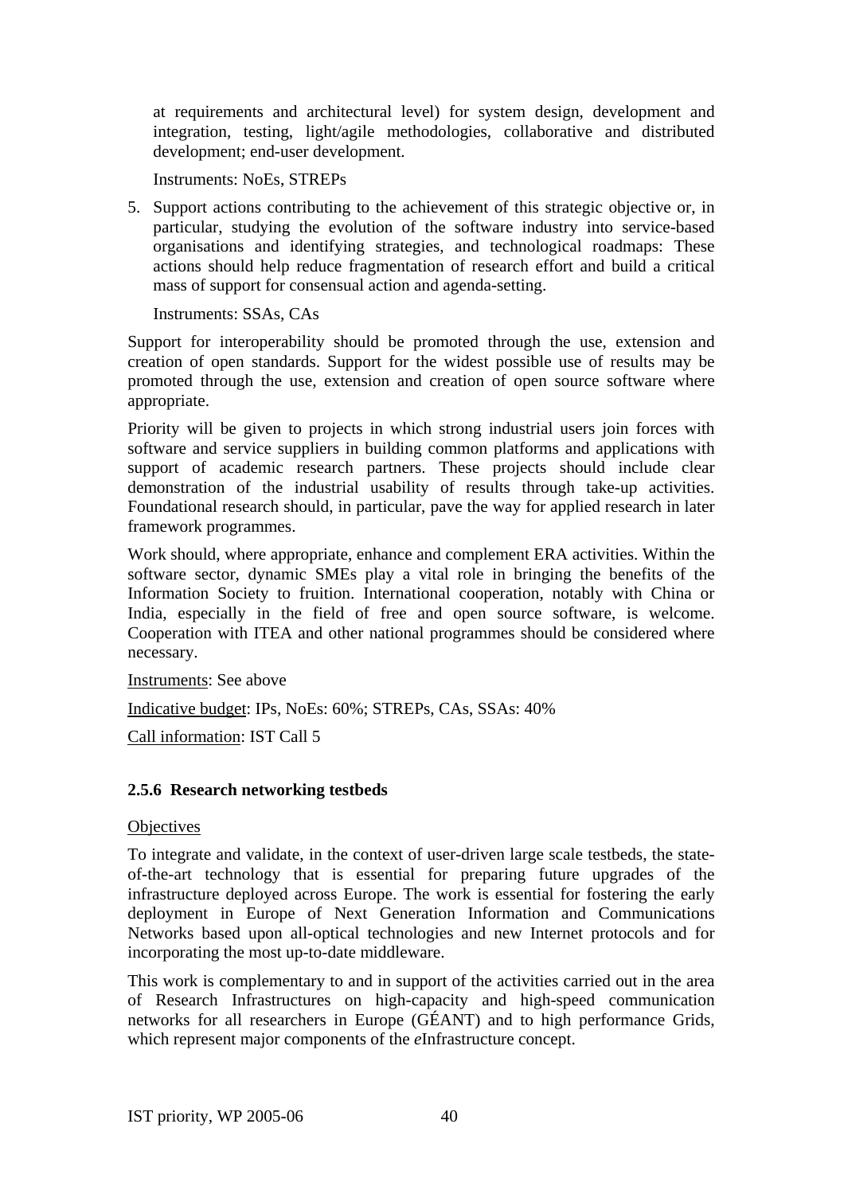at requirements and architectural level) for system design, development and integration, testing, light/agile methodologies, collaborative and distributed development; end-user development.

Instruments: NoEs, STREPs

5. Support actions contributing to the achievement of this strategic objective or, in particular, studying the evolution of the software industry into service-based organisations and identifying strategies, and technological roadmaps: These actions should help reduce fragmentation of research effort and build a critical mass of support for consensual action and agenda-setting.

   Instruments: SSAs, CAs

Support for interoperability should be promoted through the use, extension and creation of open standards. Support for the widest possible use of results may be promoted through the use, extension and creation of open source software where appropriate.

Priority will be given to projects in which strong industrial users join forces with software and service suppliers in building common platforms and applications with support of academic research partners. These projects should include clear demonstration of the industrial usability of results through take-up activities. Foundational research should, in particular, pave the way for applied research in later framework programmes.

Work should, where appropriate, enhance and complement ERA activities. Within the software sector, dynamic SMEs play a vital role in bringing the benefits of the Information Society to fruition. International cooperation, notably with China or India, especially in the field of free and open source software, is welcome. Cooperation with ITEA and other national programmes should be considered where necessary.

Instruments: See above

Indicative budget: IPs, NoEs: 60%; STREPs, CAs, SSAs: 40%

Call information: IST Call 5

### 2.5.6 Research networking testbeds

Objectives

To integrate and validate, in the context of user-driven large scale testbeds, the state-of-the-art technology that is essential for preparing future upgrades of the infrastructure deployed across Europe. The work is essential for fostering the early deployment in Europe of Next Generation Information and Communications Networks based upon all-optical technologies and new Internet protocols and for incorporating the most up-to-date middleware.

This work is complementary to and in support of the activities carried out in the area of Research Infrastructures on high-capacity and high-speed communication networks for all researchers in Europe (GÉANT) and to high performance Grids, which represent major components of the *e*Infrastructure concept.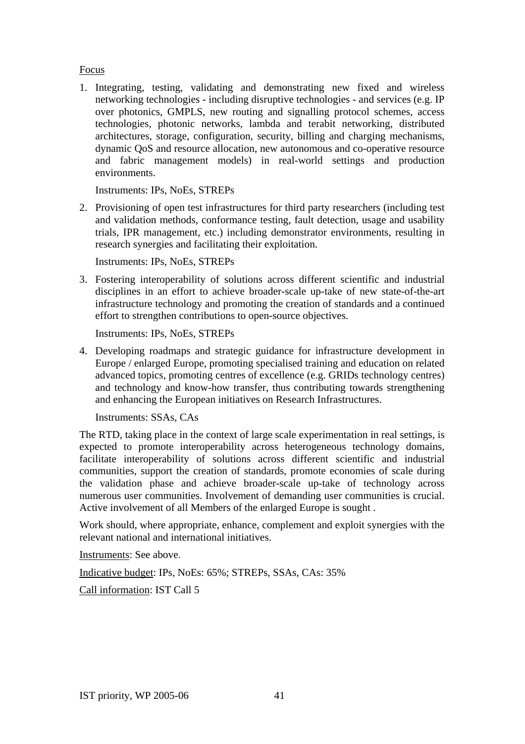Focus

1. Integrating, testing, validating and demonstrating new fixed and wireless networking technologies - including disruptive technologies - and services (e.g. IP over photonics, GMPLS, new routing and signalling protocol schemes, access technologies, photonic networks, lambda and terabit networking, distributed architectures, storage, configuration, security, billing and charging mechanisms, dynamic QoS and resource allocation, new autonomous and co-operative resource and fabric management models) in real-world settings and production environments.

   Instruments: IPs, NoEs, STREPs

2. Provisioning of open test infrastructures for third party researchers (including test and validation methods, conformance testing, fault detection, usage and usability trials, IPR management, etc.) including demonstrator environments, resulting in research synergies and facilitating their exploitation.

   Instruments: IPs, NoEs, STREPs

3. Fostering interoperability of solutions across different scientific and industrial disciplines in an effort to achieve broader-scale up-take of new state-of-the-art infrastructure technology and promoting the creation of standards and a continued effort to strengthen contributions to open-source objectives.

   Instruments: IPs, NoEs, STREPs

4. Developing roadmaps and strategic guidance for infrastructure development in Europe / enlarged Europe, promoting specialised training and education on related advanced topics, promoting centres of excellence (e.g. GRIDs technology centres) and technology and know-how transfer, thus contributing towards strengthening and enhancing the European initiatives on Research Infrastructures.

   Instruments: SSAs, CAs

The RTD, taking place in the context of large scale experimentation in real settings, is expected to promote interoperability across heterogeneous technology domains, facilitate interoperability of solutions across different scientific and industrial communities, support the creation of standards, promote economies of scale during the validation phase and achieve broader-scale up-take of technology across numerous user communities. Involvement of demanding user communities is crucial. Active involvement of all Members of the enlarged Europe is sought .

Work should, where appropriate, enhance, complement and exploit synergies with the relevant national and international initiatives.

Instruments: See above.

Indicative budget: IPs, NoEs: 65%; STREPs, SSAs, CAs: 35%

Call information: IST Call 5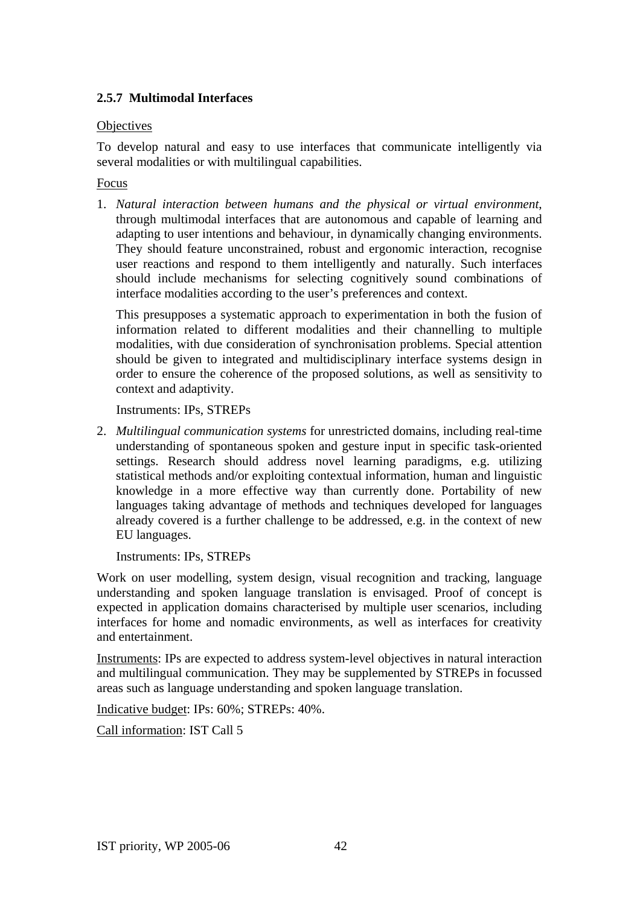### 2.5.7 Multimodal Interfaces

Objectives

To develop natural and easy to use interfaces that communicate intelligently via several modalities or with multilingual capabilities.

Focus

1. *Natural interaction between humans and the physical or virtual environment*, through multimodal interfaces that are autonomous and capable of learning and adapting to user intentions and behaviour, in dynamically changing environments. They should feature unconstrained, robust and ergonomic interaction, recognise user reactions and respond to them intelligently and naturally. Such interfaces should include mechanisms for selecting cognitively sound combinations of interface modalities according to the user's preferences and context.

   This presupposes a systematic approach to experimentation in both the fusion of information related to different modalities and their channelling to multiple modalities, with due consideration of synchronisation problems. Special attention should be given to integrated and multidisciplinary interface systems design in order to ensure the coherence of the proposed solutions, as well as sensitivity to context and adaptivity.

   Instruments: IPs, STREPs

2. *Multilingual communication systems* for unrestricted domains, including real-time understanding of spontaneous spoken and gesture input in specific task-oriented settings. Research should address novel learning paradigms, e.g. utilizing statistical methods and/or exploiting contextual information, human and linguistic knowledge in a more effective way than currently done. Portability of new languages taking advantage of methods and techniques developed for languages already covered is a further challenge to be addressed, e.g. in the context of new EU languages.

   Instruments: IPs, STREPs

Work on user modelling, system design, visual recognition and tracking, language understanding and spoken language translation is envisaged. Proof of concept is expected in application domains characterised by multiple user scenarios, including interfaces for home and nomadic environments, as well as interfaces for creativity and entertainment.

Instruments: IPs are expected to address system-level objectives in natural interaction and multilingual communication. They may be supplemented by STREPs in focussed areas such as language understanding and spoken language translation.

Indicative budget: IPs: 60%; STREPs: 40%.

Call information: IST Call 5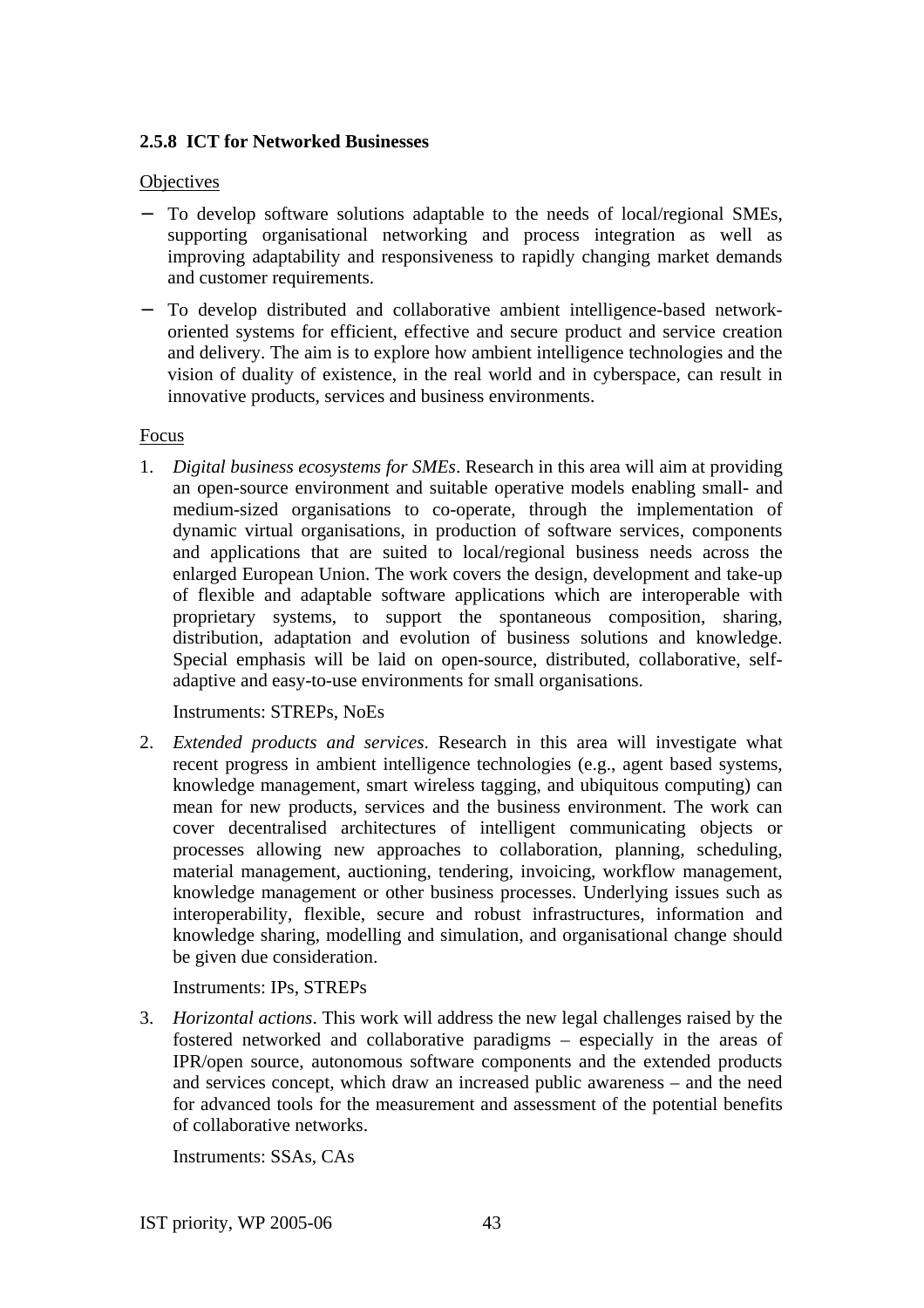### 2.5.8 ICT for Networked Businesses

Objectives

- To develop software solutions adaptable to the needs of local/regional SMEs, supporting organisational networking and process integration as well as improving adaptability and responsiveness to rapidly changing market demands and customer requirements.
- To develop distributed and collaborative ambient intelligence-based network-oriented systems for efficient, effective and secure product and service creation and delivery. The aim is to explore how ambient intelligence technologies and the vision of duality of existence, in the real world and in cyberspace, can result in innovative products, services and business environments.

Focus

1. *Digital business ecosystems for SMEs*. Research in this area will aim at providing an open-source environment and suitable operative models enabling small- and medium-sized organisations to co-operate, through the implementation of dynamic virtual organisations, in production of software services, components and applications that are suited to local/regional business needs across the enlarged European Union. The work covers the design, development and take-up of flexible and adaptable software applications which are interoperable with proprietary systems, to support the spontaneous composition, sharing, distribution, adaptation and evolution of business solutions and knowledge. Special emphasis will be laid on open-source, distributed, collaborative, self-adaptive and easy-to-use environments for small organisations.

   Instruments: STREPs, NoEs

2. *Extended products and services*. Research in this area will investigate what recent progress in ambient intelligence technologies (e.g., agent based systems, knowledge management, smart wireless tagging, and ubiquitous computing) can mean for new products, services and the business environment. The work can cover decentralised architectures of intelligent communicating objects or processes allowing new approaches to collaboration, planning, scheduling, material management, auctioning, tendering, invoicing, workflow management, knowledge management or other business processes. Underlying issues such as interoperability, flexible, secure and robust infrastructures, information and knowledge sharing, modelling and simulation, and organisational change should be given due consideration.

   Instruments: IPs, STREPs

3. *Horizontal actions*. This work will address the new legal challenges raised by the fostered networked and collaborative paradigms – especially in the areas of IPR/open source, autonomous software components and the extended products and services concept, which draw an increased public awareness – and the need for advanced tools for the measurement and assessment of the potential benefits of collaborative networks.

   Instruments: SSAs, CAs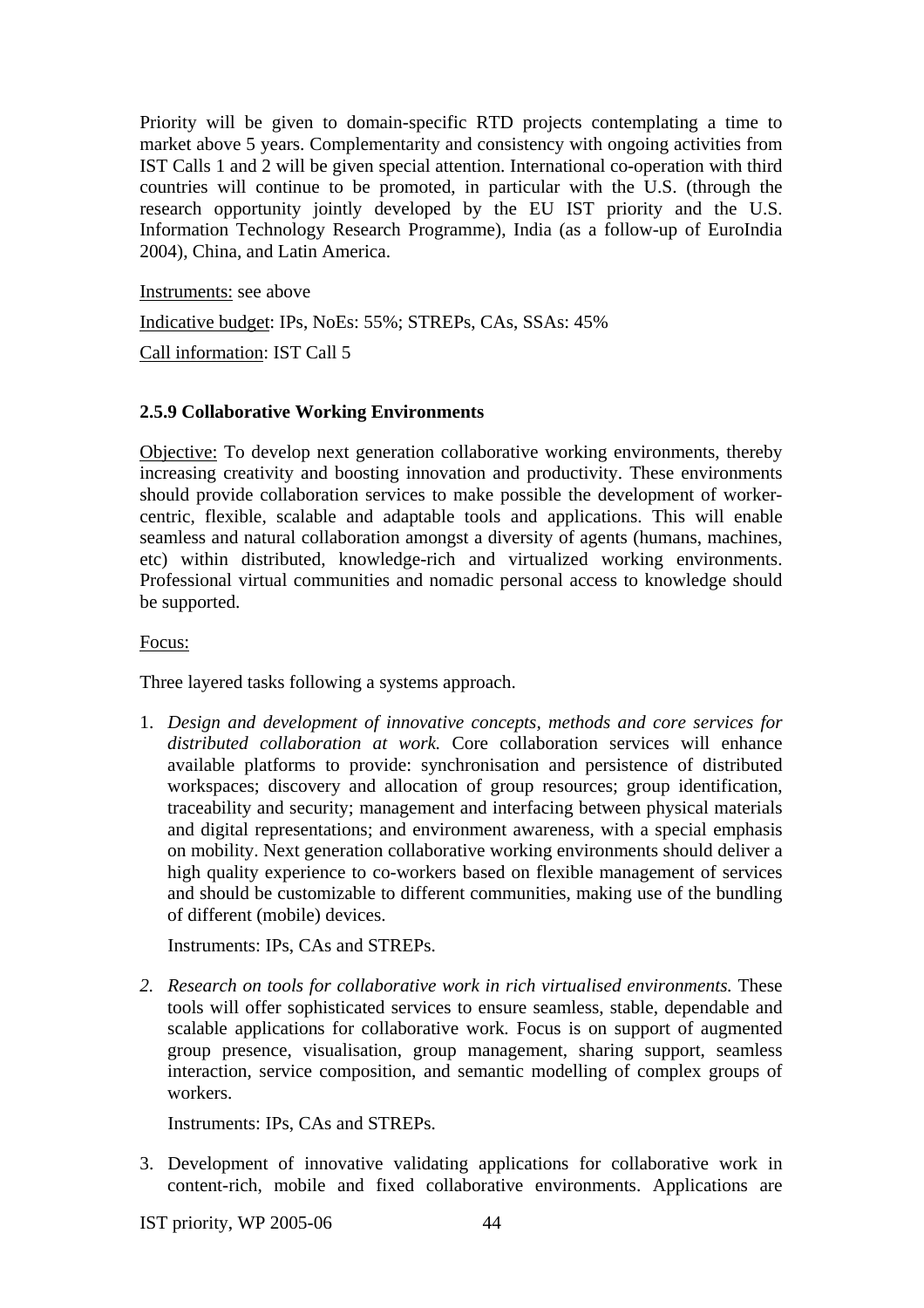Priority will be given to domain-specific RTD projects contemplating a time to market above 5 years. Complementarity and consistency with ongoing activities from IST Calls 1 and 2 will be given special attention. International co-operation with third countries will continue to be promoted, in particular with the U.S. (through the research opportunity jointly developed by the EU IST priority and the U.S. Information Technology Research Programme), India (as a follow-up of EuroIndia 2004), China, and Latin America.

Instruments: see above

Indicative budget: IPs, NoEs: 55%; STREPs, CAs, SSAs: 45%

Call information: IST Call 5

#### 2.5.9 Collaborative Working Environments

Objective: To develop next generation collaborative working environments, thereby increasing creativity and boosting innovation and productivity. These environments should provide collaboration services to make possible the development of worker-centric, flexible, scalable and adaptable tools and applications. This will enable seamless and natural collaboration amongst a diversity of agents (humans, machines, etc) within distributed, knowledge-rich and virtualized working environments. Professional virtual communities and nomadic personal access to knowledge should be supported.

Focus:

Three layered tasks following a systems approach.

1. *Design and development of innovative concepts, methods and core services for distributed collaboration at work.* Core collaboration services will enhance available platforms to provide: synchronisation and persistence of distributed workspaces; discovery and allocation of group resources; group identification, traceability and security; management and interfacing between physical materials and digital representations; and environment awareness, with a special emphasis on mobility. Next generation collaborative working environments should deliver a high quality experience to co-workers based on flexible management of services and should be customizable to different communities, making use of the bundling of different (mobile) devices.

   Instruments: IPs, CAs and STREPs.

2. *Research on tools for collaborative work in rich virtualised environments.* These tools will offer sophisticated services to ensure seamless, stable, dependable and scalable applications for collaborative work. Focus is on support of augmented group presence, visualisation, group management, sharing support, seamless interaction, service composition, and semantic modelling of complex groups of workers.

   Instruments: IPs, CAs and STREPs.

3. Development of innovative validating applications for collaborative work in content-rich, mobile and fixed collaborative environments. Applications are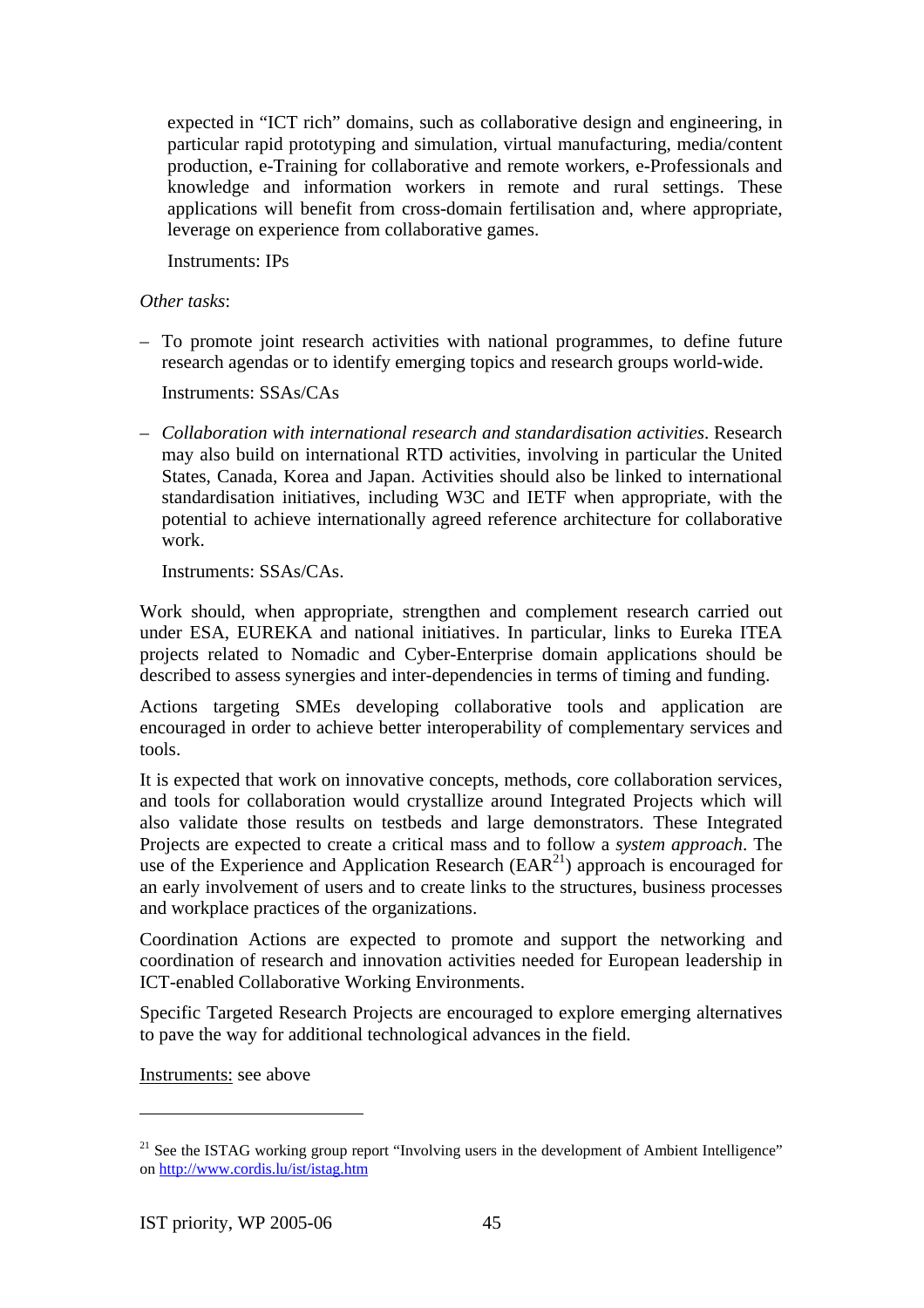expected in "ICT rich" domains, such as collaborative design and engineering, in particular rapid prototyping and simulation, virtual manufacturing, media/content production, e-Training for collaborative and remote workers, e-Professionals and knowledge and information workers in remote and rural settings. These applications will benefit from cross-domain fertilisation and, where appropriate, leverage on experience from collaborative games.

Instruments: IPs

*Other tasks*:

- To promote joint research activities with national programmes, to define future research agendas or to identify emerging topics and research groups world-wide.

  Instruments: SSAs/CAs

- *Collaboration with international research and standardisation activities*. Research may also build on international RTD activities, involving in particular the United States, Canada, Korea and Japan. Activities should also be linked to international standardisation initiatives, including W3C and IETF when appropriate, with the potential to achieve internationally agreed reference architecture for collaborative work.

  Instruments: SSAs/CAs.

Work should, when appropriate, strengthen and complement research carried out under ESA, EUREKA and national initiatives. In particular, links to Eureka ITEA projects related to Nomadic and Cyber-Enterprise domain applications should be described to assess synergies and inter-dependencies in terms of timing and funding.

Actions targeting SMEs developing collaborative tools and application are encouraged in order to achieve better interoperability of complementary services and tools.

It is expected that work on innovative concepts, methods, core collaboration services, and tools for collaboration would crystallize around Integrated Projects which will also validate those results on testbeds and large demonstrators. These Integrated Projects are expected to create a critical mass and to follow a *system approach*. The use of the Experience and Application Research (EAR[21]) approach is encouraged for an early involvement of users and to create links to the structures, business processes and workplace practices of the organizations.

Coordination Actions are expected to promote and support the networking and coordination of research and innovation activities needed for European leadership in ICT-enabled Collaborative Working Environments.

Specific Targeted Research Projects are encouraged to explore emerging alternatives to pave the way for additional technological advances in the field.

Instruments: see above

---

[21] See the ISTAG working group report "Involving users in the development of Ambient Intelligence" on http://www.cordis.lu/ist/istag.htm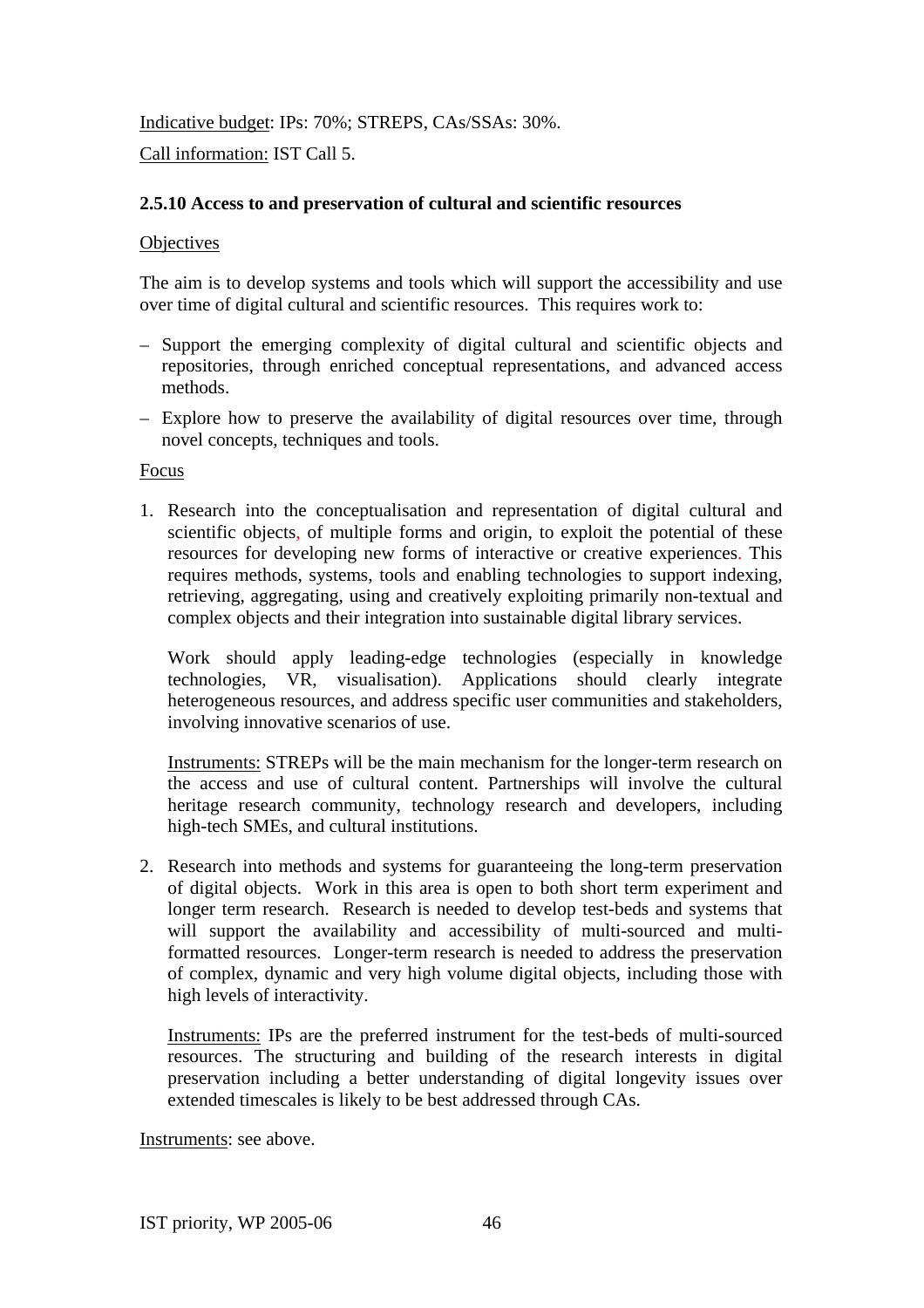Indicative budget: IPs: 70%; STREPS, CAs/SSAs: 30%.

Call information: IST Call 5.

### 2.5.10 Access to and preservation of cultural and scientific resources

Objectives

The aim is to develop systems and tools which will support the accessibility and use over time of digital cultural and scientific resources. This requires work to:

– Support the emerging complexity of digital cultural and scientific objects and repositories, through enriched conceptual representations, and advanced access methods.

– Explore how to preserve the availability of digital resources over time, through novel concepts, techniques and tools.

Focus

1. Research into the conceptualisation and representation of digital cultural and scientific objects, of multiple forms and origin, to exploit the potential of these resources for developing new forms of interactive or creative experiences. This requires methods, systems, tools and enabling technologies to support indexing, retrieving, aggregating, using and creatively exploiting primarily non-textual and complex objects and their integration into sustainable digital library services.

   Work should apply leading-edge technologies (especially in knowledge technologies, VR, visualisation). Applications should clearly integrate heterogeneous resources, and address specific user communities and stakeholders, involving innovative scenarios of use.

   Instruments: STREPs will be the main mechanism for the longer-term research on the access and use of cultural content. Partnerships will involve the cultural heritage research community, technology research and developers, including high-tech SMEs, and cultural institutions.

2. Research into methods and systems for guaranteeing the long-term preservation of digital objects. Work in this area is open to both short term experiment and longer term research. Research is needed to develop test-beds and systems that will support the availability and accessibility of multi-sourced and multi-formatted resources. Longer-term research is needed to address the preservation of complex, dynamic and very high volume digital objects, including those with high levels of interactivity.

   Instruments: IPs are the preferred instrument for the test-beds of multi-sourced resources. The structuring and building of the research interests in digital preservation including a better understanding of digital longevity issues over extended timescales is likely to be best addressed through CAs.

Instruments: see above.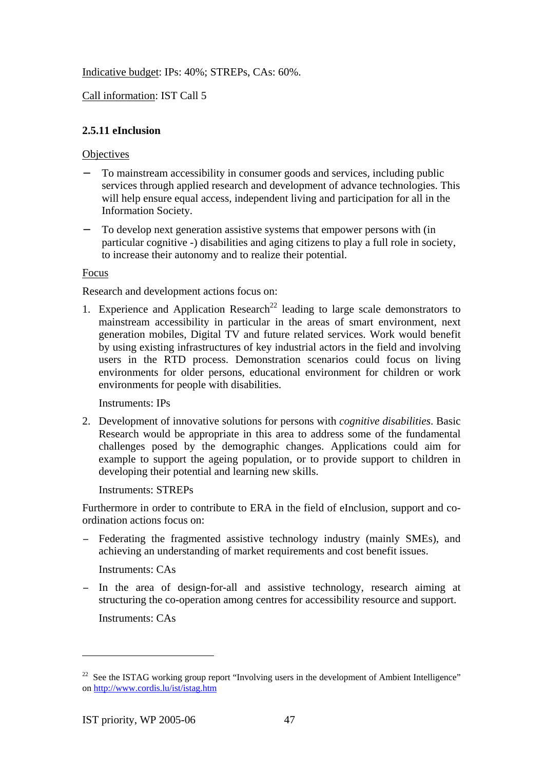Indicative budget: IPs: 40%; STREPs, CAs: 60%.

Call information: IST Call 5

### 2.5.11 eInclusion

Objectives

- To mainstream accessibility in consumer goods and services, including public services through applied research and development of advance technologies. This will help ensure equal access, independent living and participation for all in the Information Society.
- To develop next generation assistive systems that empower persons with (in particular cognitive -) disabilities and aging citizens to play a full role in society, to increase their autonomy and to realize their potential.

Focus

Research and development actions focus on:

1. Experience and Application Research[22] leading to large scale demonstrators to mainstream accessibility in particular in the areas of smart environment, next generation mobiles, Digital TV and future related services. Work would benefit by using existing infrastructures of key industrial actors in the field and involving users in the RTD process. Demonstration scenarios could focus on living environments for older persons, educational environment for children or work environments for people with disabilities.

   Instruments: IPs

2. Development of innovative solutions for persons with *cognitive disabilities*. Basic Research would be appropriate in this area to address some of the fundamental challenges posed by the demographic changes. Applications could aim for example to support the ageing population, or to provide support to children in developing their potential and learning new skills.

   Instruments: STREPs

Furthermore in order to contribute to ERA in the field of eInclusion, support and co-ordination actions focus on:

- Federating the fragmented assistive technology industry (mainly SMEs), and achieving an understanding of market requirements and cost benefit issues.

  Instruments: CAs

- In the area of design-for-all and assistive technology, research aiming at structuring the co-operation among centres for accessibility resource and support.

  Instruments: CAs

---

[22] See the ISTAG working group report "Involving users in the development of Ambient Intelligence" on http://www.cordis.lu/ist/istag.htm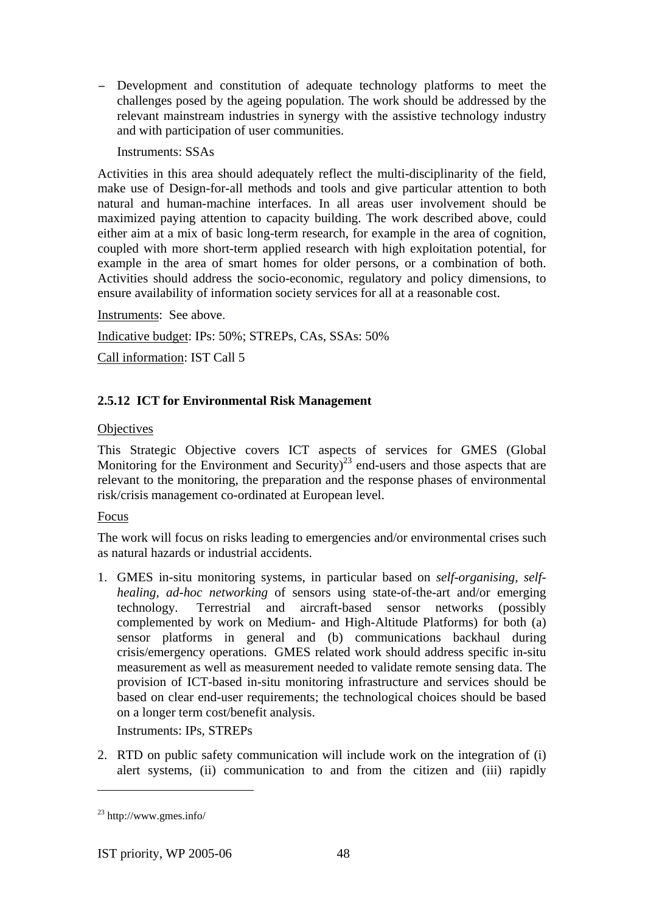- Development and constitution of adequate technology platforms to meet the challenges posed by the ageing population. The work should be addressed by the relevant mainstream industries in synergy with the assistive technology industry and with participation of user communities.

  Instruments: SSAs

Activities in this area should adequately reflect the multi-disciplinarity of the field, make use of Design-for-all methods and tools and give particular attention to both natural and human-machine interfaces. In all areas user involvement should be maximized paying attention to capacity building. The work described above, could either aim at a mix of basic long-term research, for example in the area of cognition, coupled with more short-term applied research with high exploitation potential, for example in the area of smart homes for older persons, or a combination of both. Activities should address the socio-economic, regulatory and policy dimensions, to ensure availability of information society services for all at a reasonable cost.

Instruments: See above.

Indicative budget: IPs: 50%; STREPs, CAs, SSAs: 50%

Call information: IST Call 5

### 2.5.12 ICT for Environmental Risk Management

Objectives

This Strategic Objective covers ICT aspects of services for GMES (Global Monitoring for the Environment and Security)[23] end-users and those aspects that are relevant to the monitoring, the preparation and the response phases of environmental risk/crisis management co-ordinated at European level.

Focus

The work will focus on risks leading to emergencies and/or environmental crises such as natural hazards or industrial accidents.

1. GMES in-situ monitoring systems, in particular based on *self-organising, self-healing, ad-hoc networking* of sensors using state-of-the-art and/or emerging technology. Terrestrial and aircraft-based sensor networks (possibly complemented by work on Medium- and High-Altitude Platforms) for both (a) sensor platforms in general and (b) communications backhaul during crisis/emergency operations. GMES related work should address specific in-situ measurement as well as measurement needed to validate remote sensing data. The provision of ICT-based in-situ monitoring infrastructure and services should be based on clear end-user requirements; the technological choices should be based on a longer term cost/benefit analysis.

   Instruments: IPs, STREPs

2. RTD on public safety communication will include work on the integration of (i) alert systems, (ii) communication to and from the citizen and (iii) rapidly

---

[23] http://www.gmes.info/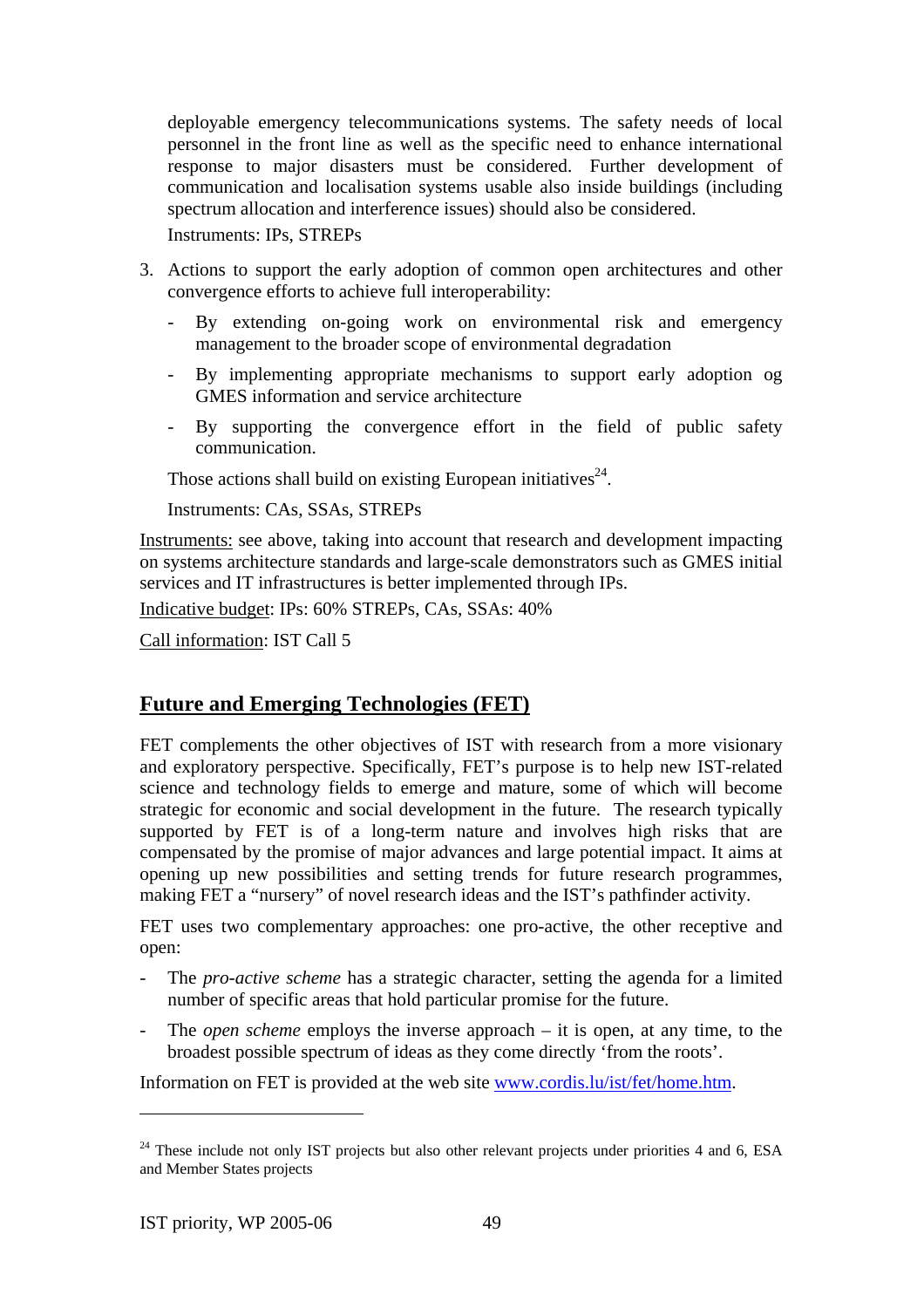deployable emergency telecommunications systems. The safety needs of local personnel in the front line as well as the specific need to enhance international response to major disasters must be considered. Further development of communication and localisation systems usable also inside buildings (including spectrum allocation and interference issues) should also be considered.

Instruments: IPs, STREPs

3. Actions to support the early adoption of common open architectures and other convergence efforts to achieve full interoperability:

   - By extending on-going work on environmental risk and emergency management to the broader scope of environmental degradation
   - By implementing appropriate mechanisms to support early adoption og GMES information and service architecture
   - By supporting the convergence effort in the field of public safety communication.

   Those actions shall build on existing European initiatives[24].

   Instruments: CAs, SSAs, STREPs

Instruments: see above, taking into account that research and development impacting on systems architecture standards and large-scale demonstrators such as GMES initial services and IT infrastructures is better implemented through IPs.

Indicative budget: IPs: 60% STREPs, CAs, SSAs: 40%

Call information: IST Call 5

## Future and Emerging Technologies (FET)

FET complements the other objectives of IST with research from a more visionary and exploratory perspective. Specifically, FET's purpose is to help new IST-related science and technology fields to emerge and mature, some of which will become strategic for economic and social development in the future. The research typically supported by FET is of a long-term nature and involves high risks that are compensated by the promise of major advances and large potential impact. It aims at opening up new possibilities and setting trends for future research programmes, making FET a "nursery" of novel research ideas and the IST's pathfinder activity.

FET uses two complementary approaches: one pro-active, the other receptive and open:

- The *pro-active scheme* has a strategic character, setting the agenda for a limited number of specific areas that hold particular promise for the future.
- The *open scheme* employs the inverse approach – it is open, at any time, to the broadest possible spectrum of ideas as they come directly 'from the roots'.

Information on FET is provided at the web site www.cordis.lu/ist/fet/home.htm.

---

[24] These include not only IST projects but also other relevant projects under priorities 4 and 6, ESA and Member States projects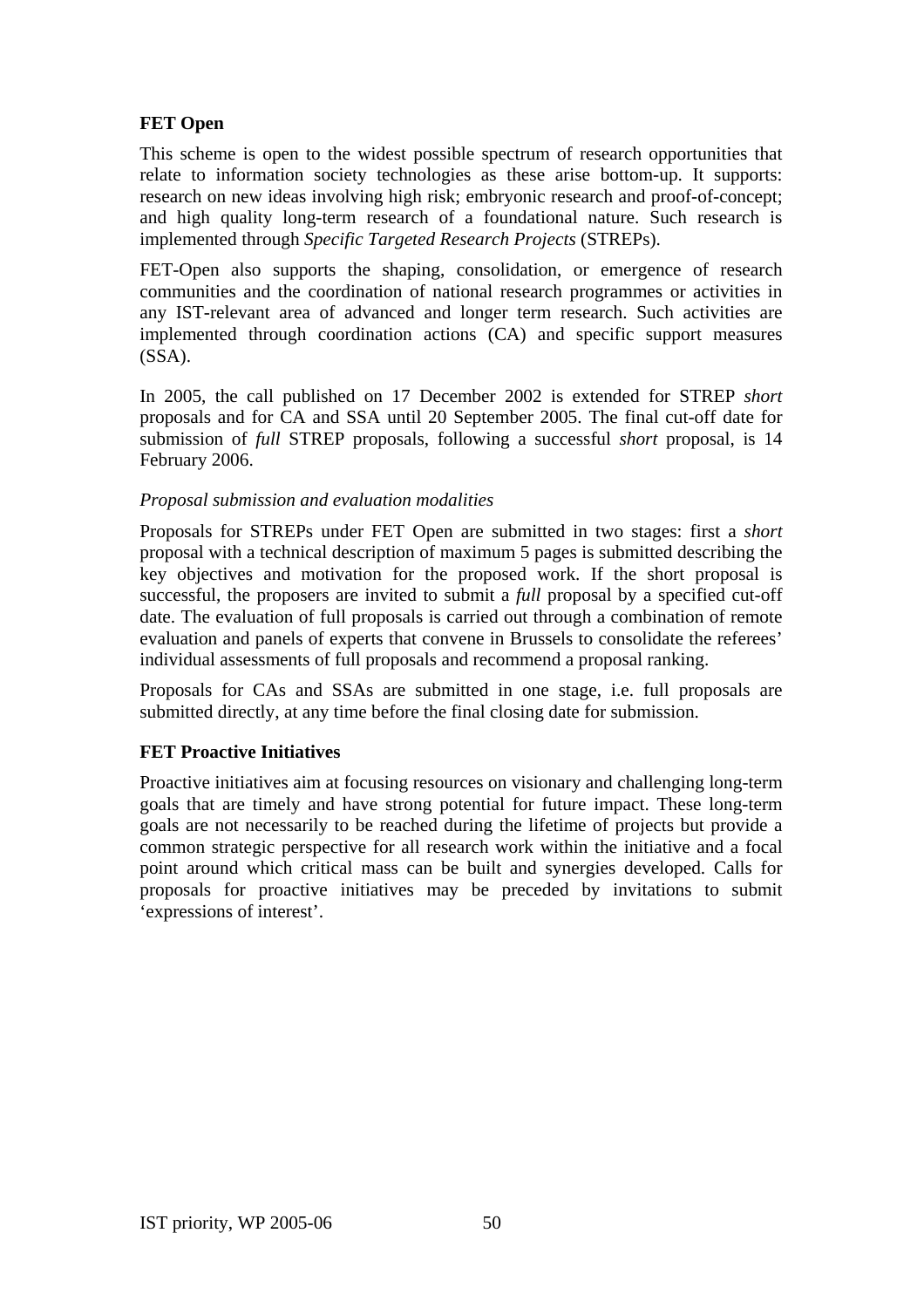**FET Open**

This scheme is open to the widest possible spectrum of research opportunities that relate to information society technologies as these arise bottom-up. It supports: research on new ideas involving high risk; embryonic research and proof-of-concept; and high quality long-term research of a foundational nature. Such research is implemented through *Specific Targeted Research Projects* (STREPs).

FET-Open also supports the shaping, consolidation, or emergence of research communities and the coordination of national research programmes or activities in any IST-relevant area of advanced and longer term research. Such activities are implemented through coordination actions (CA) and specific support measures (SSA).

In 2005, the call published on 17 December 2002 is extended for STREP *short* proposals and for CA and SSA until 20 September 2005. The final cut-off date for submission of *full* STREP proposals, following a successful *short* proposal, is 14 February 2006.

*Proposal submission and evaluation modalities*

Proposals for STREPs under FET Open are submitted in two stages: first a *short* proposal with a technical description of maximum 5 pages is submitted describing the key objectives and motivation for the proposed work. If the short proposal is successful, the proposers are invited to submit a *full* proposal by a specified cut-off date. The evaluation of full proposals is carried out through a combination of remote evaluation and panels of experts that convene in Brussels to consolidate the referees' individual assessments of full proposals and recommend a proposal ranking.

Proposals for CAs and SSAs are submitted in one stage, i.e. full proposals are submitted directly, at any time before the final closing date for submission.

**FET Proactive Initiatives**

Proactive initiatives aim at focusing resources on visionary and challenging long-term goals that are timely and have strong potential for future impact. These long-term goals are not necessarily to be reached during the lifetime of projects but provide a common strategic perspective for all research work within the initiative and a focal point around which critical mass can be built and synergies developed. Calls for proposals for proactive initiatives may be preceded by invitations to submit 'expressions of interest'.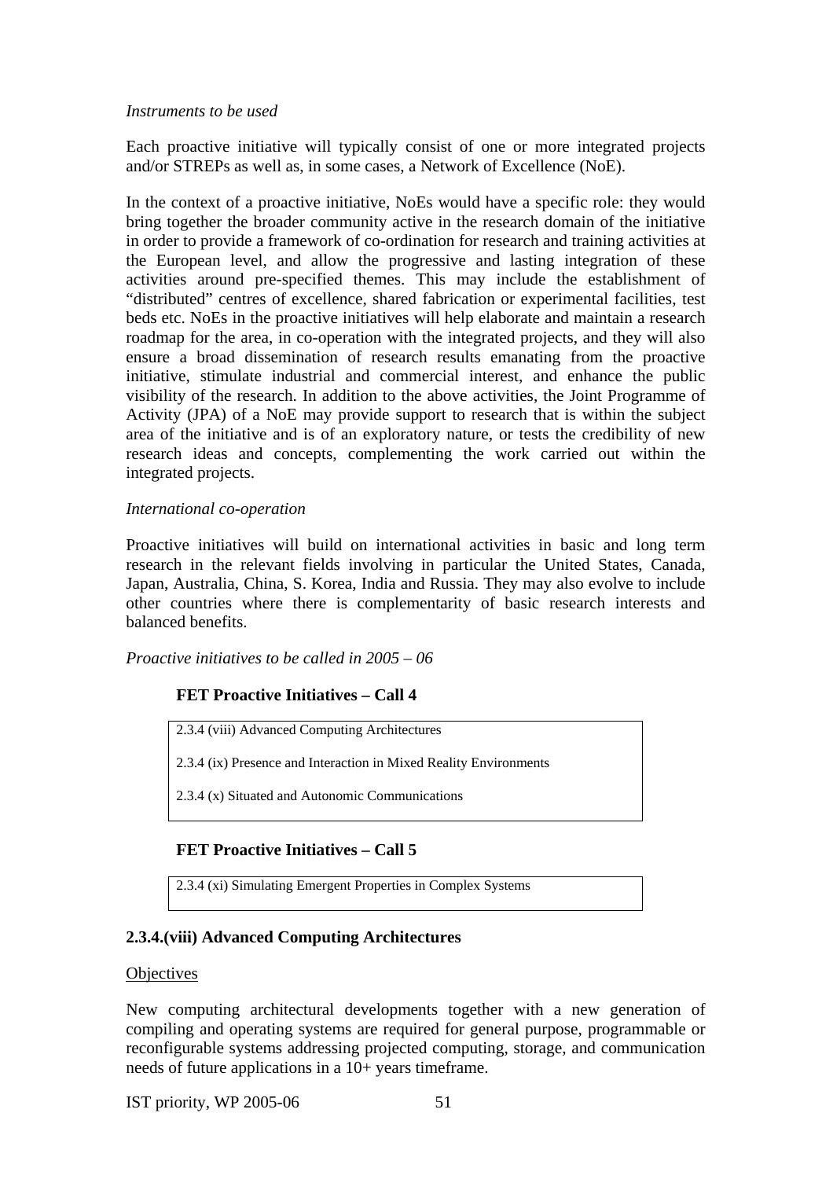*Instruments to be used*

Each proactive initiative will typically consist of one or more integrated projects and/or STREPs as well as, in some cases, a Network of Excellence (NoE).

In the context of a proactive initiative, NoEs would have a specific role: they would bring together the broader community active in the research domain of the initiative in order to provide a framework of co-ordination for research and training activities at the European level, and allow the progressive and lasting integration of these activities around pre-specified themes. This may include the establishment of "distributed" centres of excellence, shared fabrication or experimental facilities, test beds etc. NoEs in the proactive initiatives will help elaborate and maintain a research roadmap for the area, in co-operation with the integrated projects, and they will also ensure a broad dissemination of research results emanating from the proactive initiative, stimulate industrial and commercial interest, and enhance the public visibility of the research. In addition to the above activities, the Joint Programme of Activity (JPA) of a NoE may provide support to research that is within the subject area of the initiative and is of an exploratory nature, or tests the credibility of new research ideas and concepts, complementing the work carried out within the integrated projects.

*International co-operation*

Proactive initiatives will build on international activities in basic and long term research in the relevant fields involving in particular the United States, Canada, Japan, Australia, China, S. Korea, India and Russia. They may also evolve to include other countries where there is complementarity of basic research interests and balanced benefits.

*Proactive initiatives to be called in 2005 – 06*

**FET Proactive Initiatives – Call 4**

| |
|---|
| 2.3.4 (viii) Advanced Computing Architectures |
| 2.3.4 (ix) Presence and Interaction in Mixed Reality Environments |
| 2.3.4 (x) Situated and Autonomic Communications |

**FET Proactive Initiatives – Call 5**

| |
|---|
| 2.3.4 (xi) Simulating Emergent Properties in Complex Systems |

### 2.3.4.(viii) Advanced Computing Architectures

Objectives

New computing architectural developments together with a new generation of compiling and operating systems are required for general purpose, programmable or reconfigurable systems addressing projected computing, storage, and communication needs of future applications in a 10+ years timeframe.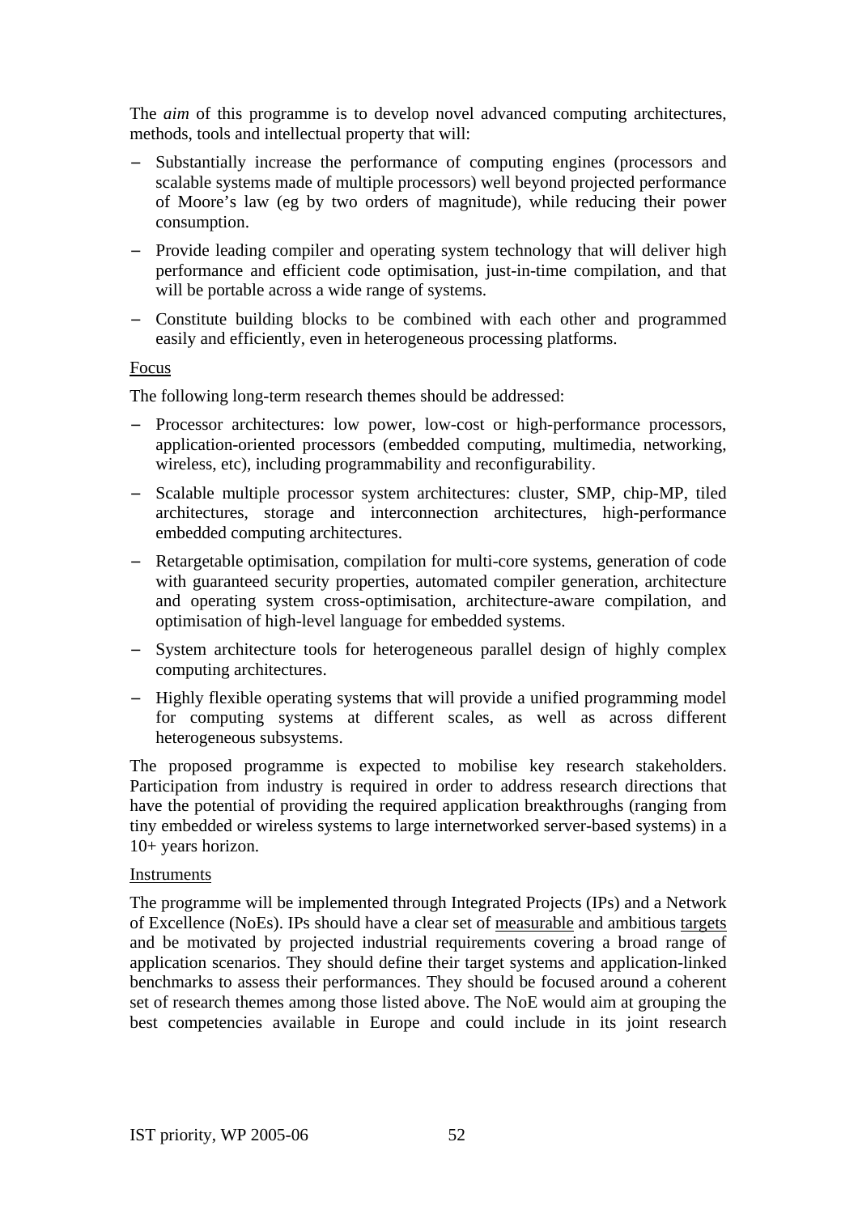The *aim* of this programme is to develop novel advanced computing architectures, methods, tools and intellectual property that will:

- Substantially increase the performance of computing engines (processors and scalable systems made of multiple processors) well beyond projected performance of Moore's law (eg by two orders of magnitude), while reducing their power consumption.
- Provide leading compiler and operating system technology that will deliver high performance and efficient code optimisation, just-in-time compilation, and that will be portable across a wide range of systems.
- Constitute building blocks to be combined with each other and programmed easily and efficiently, even in heterogeneous processing platforms.

Focus

The following long-term research themes should be addressed:

- Processor architectures: low power, low-cost or high-performance processors, application-oriented processors (embedded computing, multimedia, networking, wireless, etc), including programmability and reconfigurability.
- Scalable multiple processor system architectures: cluster, SMP, chip-MP, tiled architectures, storage and interconnection architectures, high-performance embedded computing architectures.
- Retargetable optimisation, compilation for multi-core systems, generation of code with guaranteed security properties, automated compiler generation, architecture and operating system cross-optimisation, architecture-aware compilation, and optimisation of high-level language for embedded systems.
- System architecture tools for heterogeneous parallel design of highly complex computing architectures.
- Highly flexible operating systems that will provide a unified programming model for computing systems at different scales, as well as across different heterogeneous subsystems.

The proposed programme is expected to mobilise key research stakeholders. Participation from industry is required in order to address research directions that have the potential of providing the required application breakthroughs (ranging from tiny embedded or wireless systems to large internetworked server-based systems) in a 10+ years horizon.

Instruments

The programme will be implemented through Integrated Projects (IPs) and a Network of Excellence (NoEs). IPs should have a clear set of measurable and ambitious targets and be motivated by projected industrial requirements covering a broad range of application scenarios. They should define their target systems and application-linked benchmarks to assess their performances. They should be focused around a coherent set of research themes among those listed above. The NoE would aim at grouping the best competencies available in Europe and could include in its joint research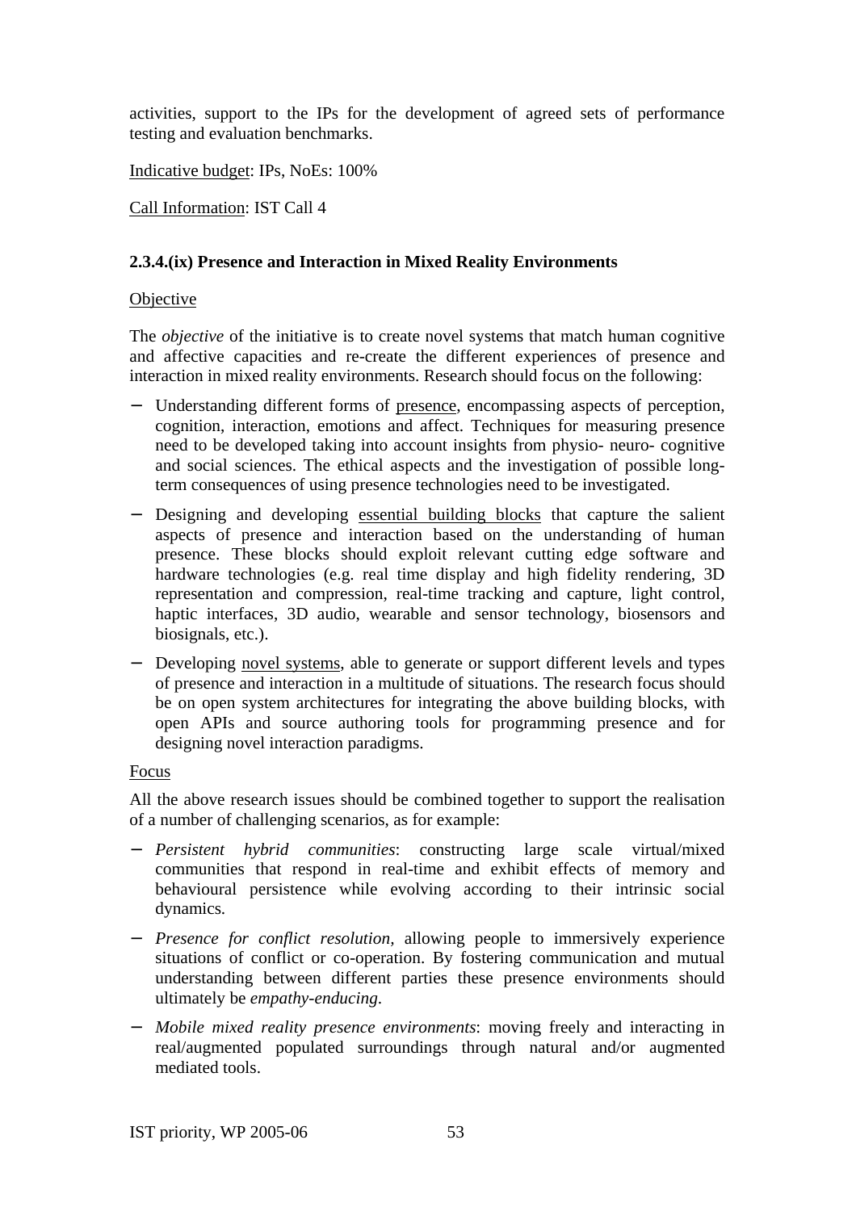activities, support to the IPs for the development of agreed sets of performance testing and evaluation benchmarks.

Indicative budget: IPs, NoEs: 100%

Call Information: IST Call 4

### 2.3.4.(ix) Presence and Interaction in Mixed Reality Environments

Objective

The *objective* of the initiative is to create novel systems that match human cognitive and affective capacities and re-create the different experiences of presence and interaction in mixed reality environments. Research should focus on the following:

- Understanding different forms of presence, encompassing aspects of perception, cognition, interaction, emotions and affect. Techniques for measuring presence need to be developed taking into account insights from physio- neuro- cognitive and social sciences. The ethical aspects and the investigation of possible long-term consequences of using presence technologies need to be investigated.
- Designing and developing essential building blocks that capture the salient aspects of presence and interaction based on the understanding of human presence. These blocks should exploit relevant cutting edge software and hardware technologies (e.g. real time display and high fidelity rendering, 3D representation and compression, real-time tracking and capture, light control, haptic interfaces, 3D audio, wearable and sensor technology, biosensors and biosignals, etc.).
- Developing novel systems, able to generate or support different levels and types of presence and interaction in a multitude of situations. The research focus should be on open system architectures for integrating the above building blocks, with open APIs and source authoring tools for programming presence and for designing novel interaction paradigms.

Focus

All the above research issues should be combined together to support the realisation of a number of challenging scenarios, as for example:

- *Persistent hybrid communities*: constructing large scale virtual/mixed communities that respond in real-time and exhibit effects of memory and behavioural persistence while evolving according to their intrinsic social dynamics.
- *Presence for conflict resolution*, allowing people to immersively experience situations of conflict or co-operation. By fostering communication and mutual understanding between different parties these presence environments should ultimately be *empathy-enducing*.
- *Mobile mixed reality presence environments*: moving freely and interacting in real/augmented populated surroundings through natural and/or augmented mediated tools.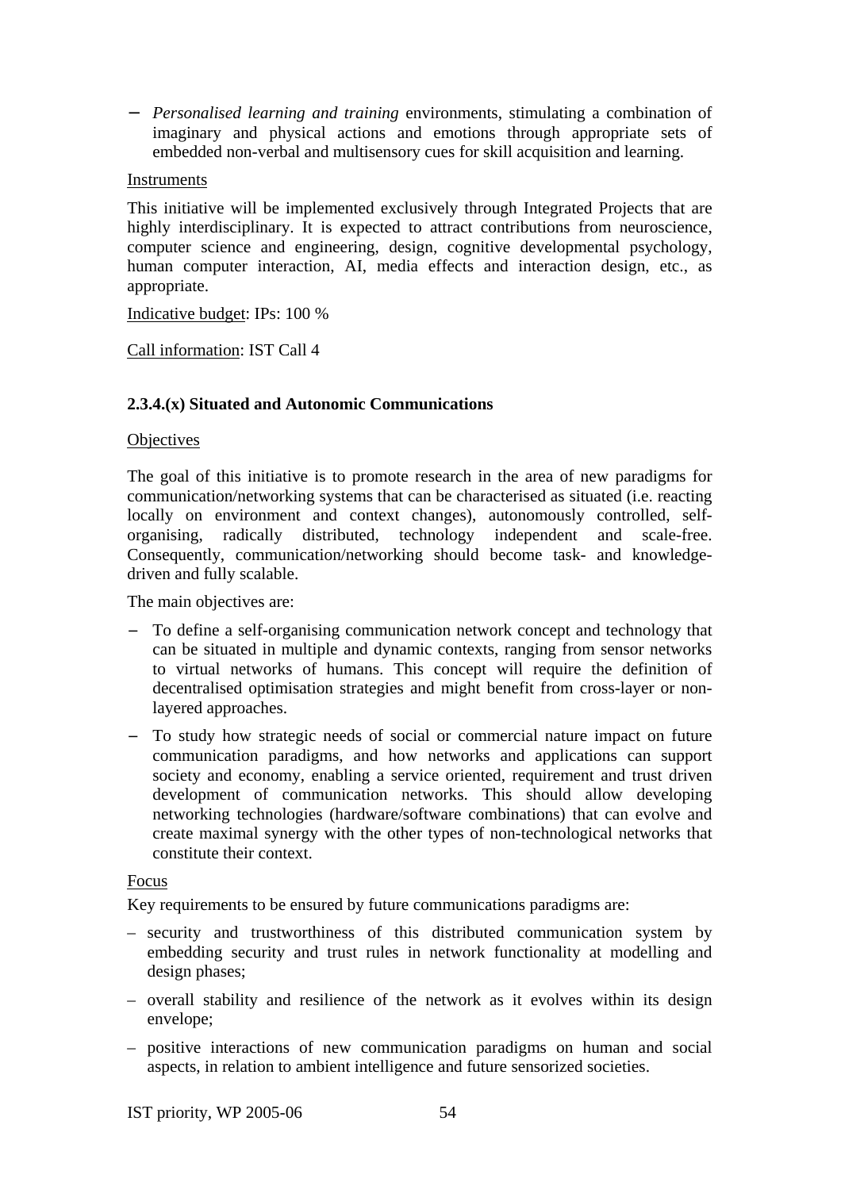- *Personalised learning and training* environments, stimulating a combination of imaginary and physical actions and emotions through appropriate sets of embedded non-verbal and multisensory cues for skill acquisition and learning.

Instruments

This initiative will be implemented exclusively through Integrated Projects that are highly interdisciplinary. It is expected to attract contributions from neuroscience, computer science and engineering, design, cognitive developmental psychology, human computer interaction, AI, media effects and interaction design, etc., as appropriate.

Indicative budget: IPs: 100 %

Call information: IST Call 4

### 2.3.4.(x) Situated and Autonomic Communications

Objectives

The goal of this initiative is to promote research in the area of new paradigms for communication/networking systems that can be characterised as situated (i.e. reacting locally on environment and context changes), autonomously controlled, self-organising, radically distributed, technology independent and scale-free. Consequently, communication/networking should become task- and knowledge-driven and fully scalable.

The main objectives are:

- To define a self-organising communication network concept and technology that can be situated in multiple and dynamic contexts, ranging from sensor networks to virtual networks of humans. This concept will require the definition of decentralised optimisation strategies and might benefit from cross-layer or non-layered approaches.
- To study how strategic needs of social or commercial nature impact on future communication paradigms, and how networks and applications can support society and economy, enabling a service oriented, requirement and trust driven development of communication networks. This should allow developing networking technologies (hardware/software combinations) that can evolve and create maximal synergy with the other types of non-technological networks that constitute their context.

Focus

Key requirements to be ensured by future communications paradigms are:

- security and trustworthiness of this distributed communication system by embedding security and trust rules in network functionality at modelling and design phases;
- overall stability and resilience of the network as it evolves within its design envelope;
- positive interactions of new communication paradigms on human and social aspects, in relation to ambient intelligence and future sensorized societies.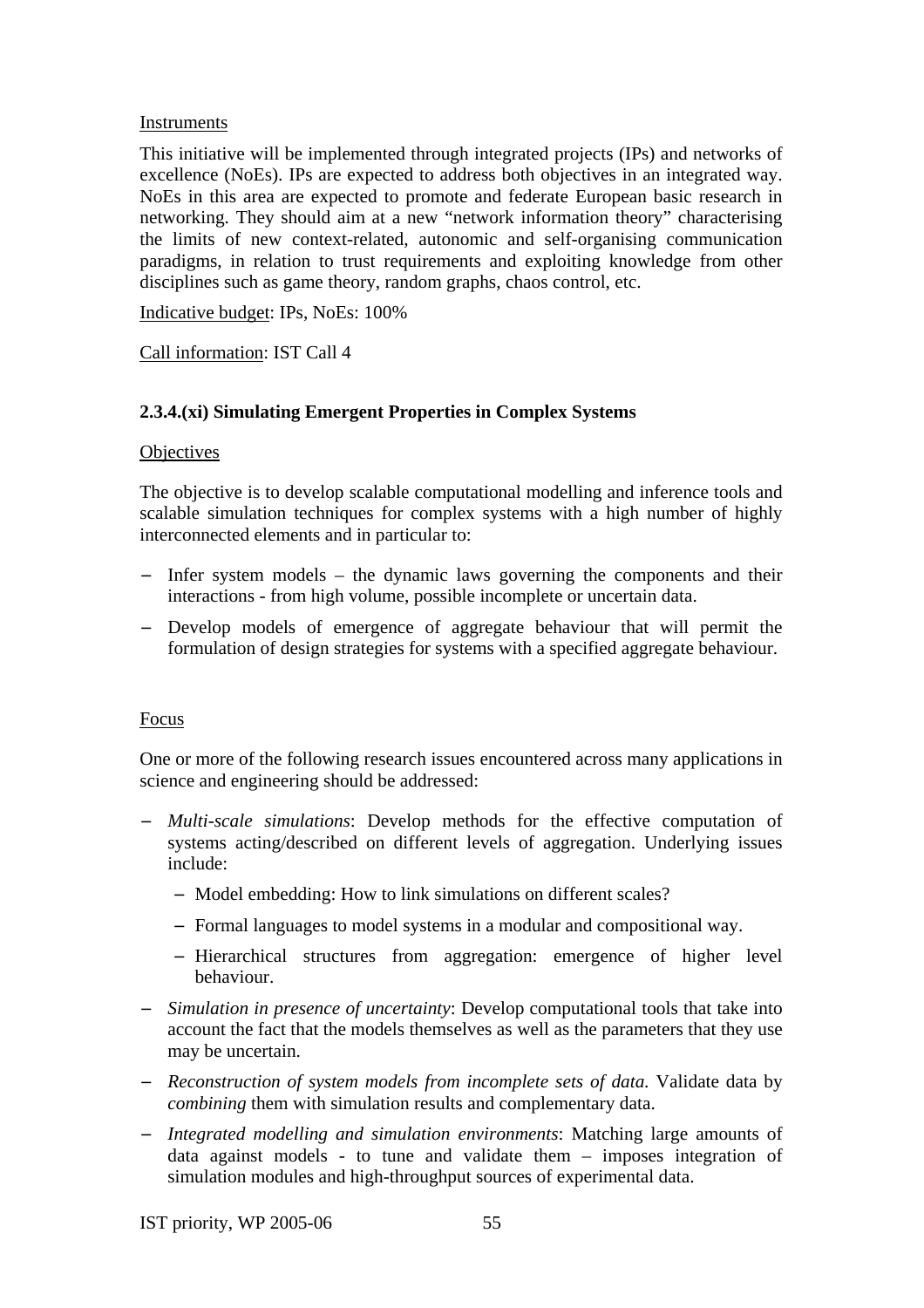Instruments

This initiative will be implemented through integrated projects (IPs) and networks of excellence (NoEs). IPs are expected to address both objectives in an integrated way. NoEs in this area are expected to promote and federate European basic research in networking. They should aim at a new "network information theory" characterising the limits of new context-related, autonomic and self-organising communication paradigms, in relation to trust requirements and exploiting knowledge from other disciplines such as game theory, random graphs, chaos control, etc.

Indicative budget: IPs, NoEs: 100%

Call information: IST Call 4

### 2.3.4.(xi) Simulating Emergent Properties in Complex Systems

Objectives

The objective is to develop scalable computational modelling and inference tools and scalable simulation techniques for complex systems with a high number of highly interconnected elements and in particular to:

- Infer system models – the dynamic laws governing the components and their interactions - from high volume, possible incomplete or uncertain data.
- Develop models of emergence of aggregate behaviour that will permit the formulation of design strategies for systems with a specified aggregate behaviour.

Focus

One or more of the following research issues encountered across many applications in science and engineering should be addressed:

- *Multi-scale simulations*: Develop methods for the effective computation of systems acting/described on different levels of aggregation. Underlying issues include:
  - Model embedding: How to link simulations on different scales?
  - Formal languages to model systems in a modular and compositional way.
  - Hierarchical structures from aggregation: emergence of higher level behaviour.
- *Simulation in presence of uncertainty*: Develop computational tools that take into account the fact that the models themselves as well as the parameters that they use may be uncertain.
- *Reconstruction of system models from incomplete sets of data.* Validate data by *combining* them with simulation results and complementary data.
- *Integrated modelling and simulation environments*: Matching large amounts of data against models - to tune and validate them – imposes integration of simulation modules and high-throughput sources of experimental data.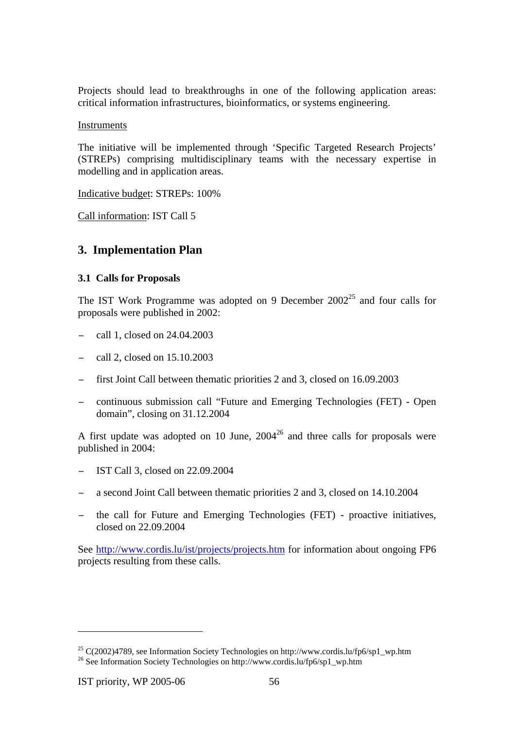Projects should lead to breakthroughs in one of the following application areas: critical information infrastructures, bioinformatics, or systems engineering.

Instruments

The initiative will be implemented through 'Specific Targeted Research Projects' (STREPs) comprising multidisciplinary teams with the necessary expertise in modelling and in application areas.

Indicative budget: STREPs: 100%

Call information: IST Call 5

## 3. Implementation Plan

### 3.1 Calls for Proposals

The IST Work Programme was adopted on 9 December 2002[25] and four calls for proposals were published in 2002:

- call 1, closed on 24.04.2003
- call 2, closed on 15.10.2003
- first Joint Call between thematic priorities 2 and 3, closed on 16.09.2003
- continuous submission call "Future and Emerging Technologies (FET) - Open domain", closing on 31.12.2004

A first update was adopted on 10 June, 2004[26] and three calls for proposals were published in 2004:

- IST Call 3, closed on 22.09.2004
- a second Joint Call between thematic priorities 2 and 3, closed on 14.10.2004
- the call for Future and Emerging Technologies (FET) - proactive initiatives, closed on 22.09.2004

See http://www.cordis.lu/ist/projects/projects.htm for information about ongoing FP6 projects resulting from these calls.

---

[25] C(2002)4789, see Information Society Technologies on http://www.cordis.lu/fp6/sp1_wp.htm

[26] See Information Society Technologies on http://www.cordis.lu/fp6/sp1_wp.htm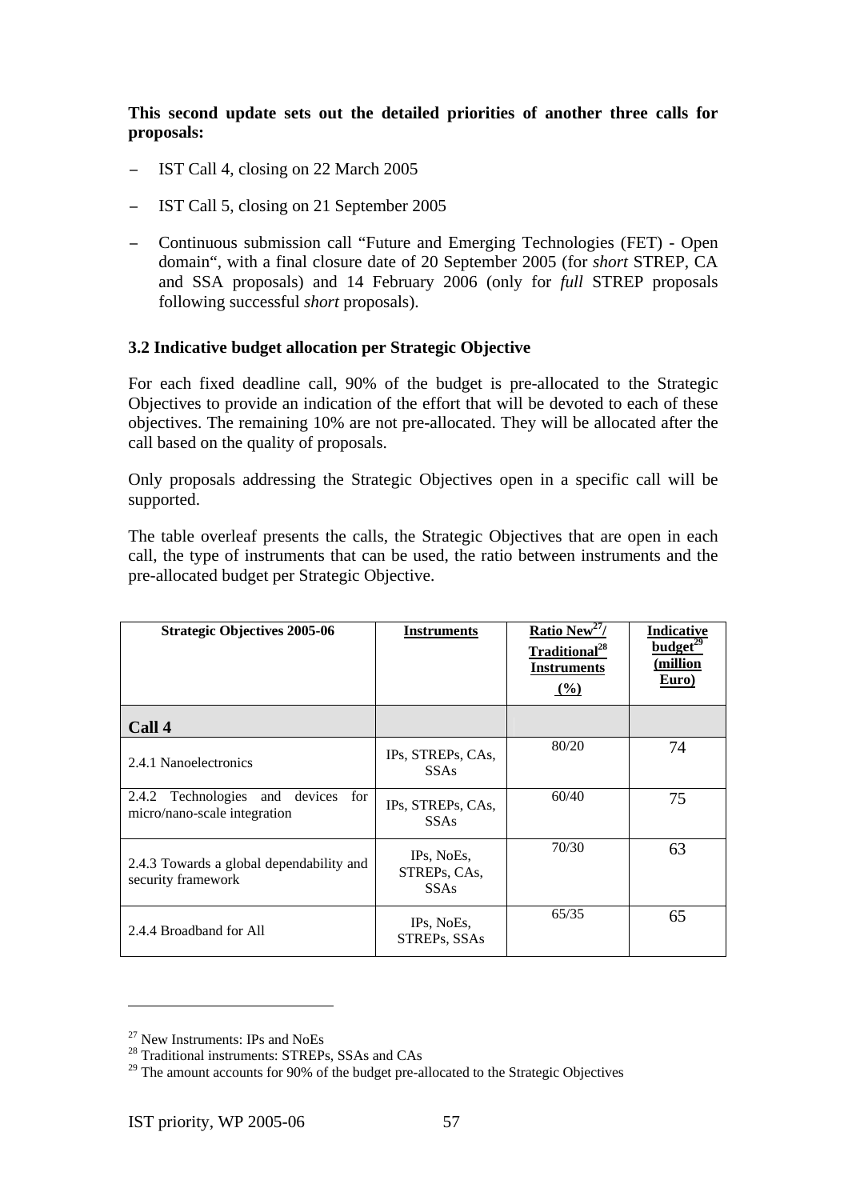**This second update sets out the detailed priorities of another three calls for proposals:**

- IST Call 4, closing on 22 March 2005
- IST Call 5, closing on 21 September 2005
- Continuous submission call "Future and Emerging Technologies (FET) - Open domain", with a final closure date of 20 September 2005 (for *short* STREP, CA and SSA proposals) and 14 February 2006 (only for *full* STREP proposals following successful *short* proposals).

### 3.2 Indicative budget allocation per Strategic Objective

For each fixed deadline call, 90% of the budget is pre-allocated to the Strategic Objectives to provide an indication of the effort that will be devoted to each of these objectives. The remaining 10% are not pre-allocated. They will be allocated after the call based on the quality of proposals.

Only proposals addressing the Strategic Objectives open in a specific call will be supported.

The table overleaf presents the calls, the Strategic Objectives that are open in each call, the type of instruments that can be used, the ratio between instruments and the pre-allocated budget per Strategic Objective.

| Strategic Objectives 2005-06 | Instruments | Ratio New[27]/ Traditional[28] Instruments (%) | Indicative budget[29] (million Euro) |
|---|---|---|---|
| **Call 4** | | | |
| 2.4.1 Nanoelectronics | IPs, STREPs, CAs, SSAs | 80/20 | 74 |
| 2.4.2 Technologies and devices for micro/nano-scale integration | IPs, STREPs, CAs, SSAs | 60/40 | 75 |
| 2.4.3 Towards a global dependability and security framework | IPs, NoEs, STREPs, CAs, SSAs | 70/30 | 63 |
| 2.4.4 Broadband for All | IPs, NoEs, STREPs, SSAs | 65/35 | 65 |

[27] New Instruments: IPs and NoEs

[28] Traditional instruments: STREPs, SSAs and CAs

[29] The amount accounts for 90% of the budget pre-allocated to the Strategic Objectives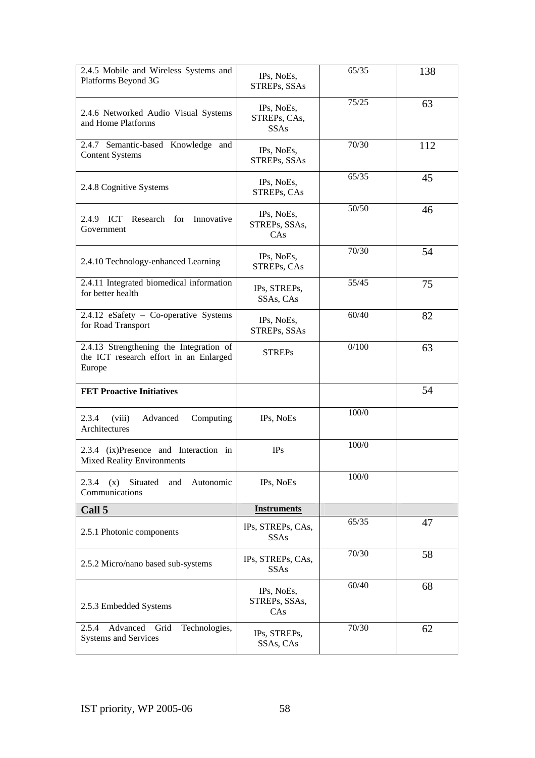| | | | |
|---|---|---|---|
| 2.4.5 Mobile and Wireless Systems and Platforms Beyond 3G | IPs, NoEs, STREPs, SSAs | 65/35 | 138 |
| 2.4.6 Networked Audio Visual Systems and Home Platforms | IPs, NoEs, STREPs, CAs, SSAs | 75/25 | 63 |
| 2.4.7 Semantic-based Knowledge and Content Systems | IPs, NoEs, STREPs, SSAs | 70/30 | 112 |
| 2.4.8 Cognitive Systems | IPs, NoEs, STREPs, CAs | 65/35 | 45 |
| 2.4.9 ICT Research for Innovative Government | IPs, NoEs, STREPs, SSAs, CAs | 50/50 | 46 |
| 2.4.10 Technology-enhanced Learning | IPs, NoEs, STREPs, CAs | 70/30 | 54 |
| 2.4.11 Integrated biomedical information for better health | IPs, STREPs, SSAs, CAs | 55/45 | 75 |
| 2.4.12 eSafety – Co-operative Systems for Road Transport | IPs, NoEs, STREPs, SSAs | 60/40 | 82 |
| 2.4.13 Strengthening the Integration of the ICT research effort in an Enlarged Europe | STREPs | 0/100 | 63 |
| **FET Proactive Initiatives** | | | 54 |
| 2.3.4 (viii) Advanced Computing Architectures | IPs, NoEs | 100/0 | |
| 2.3.4 (ix)Presence and Interaction in Mixed Reality Environments | IPs | 100/0 | |
| 2.3.4 (x) Situated and Autonomic Communications | IPs, NoEs | 100/0 | |
| **Call 5** | **Instruments** | | |
| 2.5.1 Photonic components | IPs, STREPs, CAs, SSAs | 65/35 | 47 |
| 2.5.2 Micro/nano based sub-systems | IPs, STREPs, CAs, SSAs | 70/30 | 58 |
| 2.5.3 Embedded Systems | IPs, NoEs, STREPs, SSAs, CAs | 60/40 | 68 |
| 2.5.4 Advanced Grid Technologies, Systems and Services | IPs, STREPs, SSAs, CAs | 70/30 | 62 |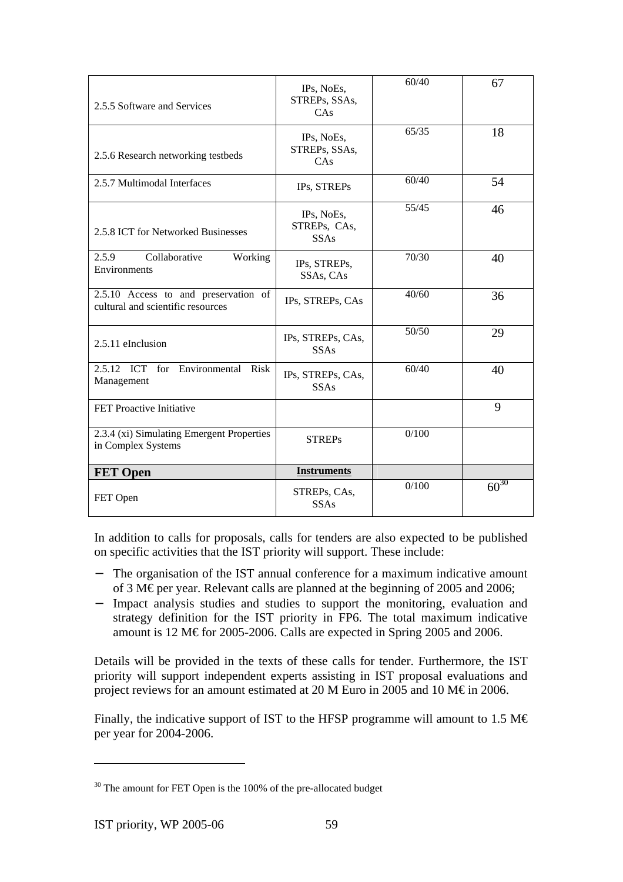| | | | |
|---|---|---|---|
| 2.5.5 Software and Services | IPs, NoEs, STREPs, SSAs, CAs | 60/40 | 67 |
| 2.5.6 Research networking testbeds | IPs, NoEs, STREPs, SSAs, CAs | 65/35 | 18 |
| 2.5.7 Multimodal Interfaces | IPs, STREPs | 60/40 | 54 |
| 2.5.8 ICT for Networked Businesses | IPs, NoEs, STREPs, CAs, SSAs | 55/45 | 46 |
| 2.5.9 Collaborative Working Environments | IPs, STREPs, SSAs, CAs | 70/30 | 40 |
| 2.5.10 Access to and preservation of cultural and scientific resources | IPs, STREPs, CAs | 40/60 | 36 |
| 2.5.11 eInclusion | IPs, STREPs, CAs, SSAs | 50/50 | 29 |
| 2.5.12 ICT for Environmental Risk Management | IPs, STREPs, CAs, SSAs | 60/40 | 40 |
| FET Proactive Initiative | | | 9 |
| 2.3.4 (xi) Simulating Emergent Properties in Complex Systems | STREPs | 0/100 | |
| **FET Open** | **Instruments** | | |
| FET Open | STREPs, CAs, SSAs | 0/100 | 60[30] |

In addition to calls for proposals, calls for tenders are also expected to be published on specific activities that the IST priority will support. These include:

- The organisation of the IST annual conference for a maximum indicative amount of 3 M€ per year. Relevant calls are planned at the beginning of 2005 and 2006;
- Impact analysis studies and studies to support the monitoring, evaluation and strategy definition for the IST priority in FP6. The total maximum indicative amount is 12 M€ for 2005-2006. Calls are expected in Spring 2005 and 2006.

Details will be provided in the texts of these calls for tender. Furthermore, the IST priority will support independent experts assisting in IST proposal evaluations and project reviews for an amount estimated at 20 M Euro in 2005 and 10 M€ in 2006.

Finally, the indicative support of IST to the HFSP programme will amount to 1.5 M€ per year for 2004-2006.

---

[30] The amount for FET Open is the 100% of the pre-allocated budget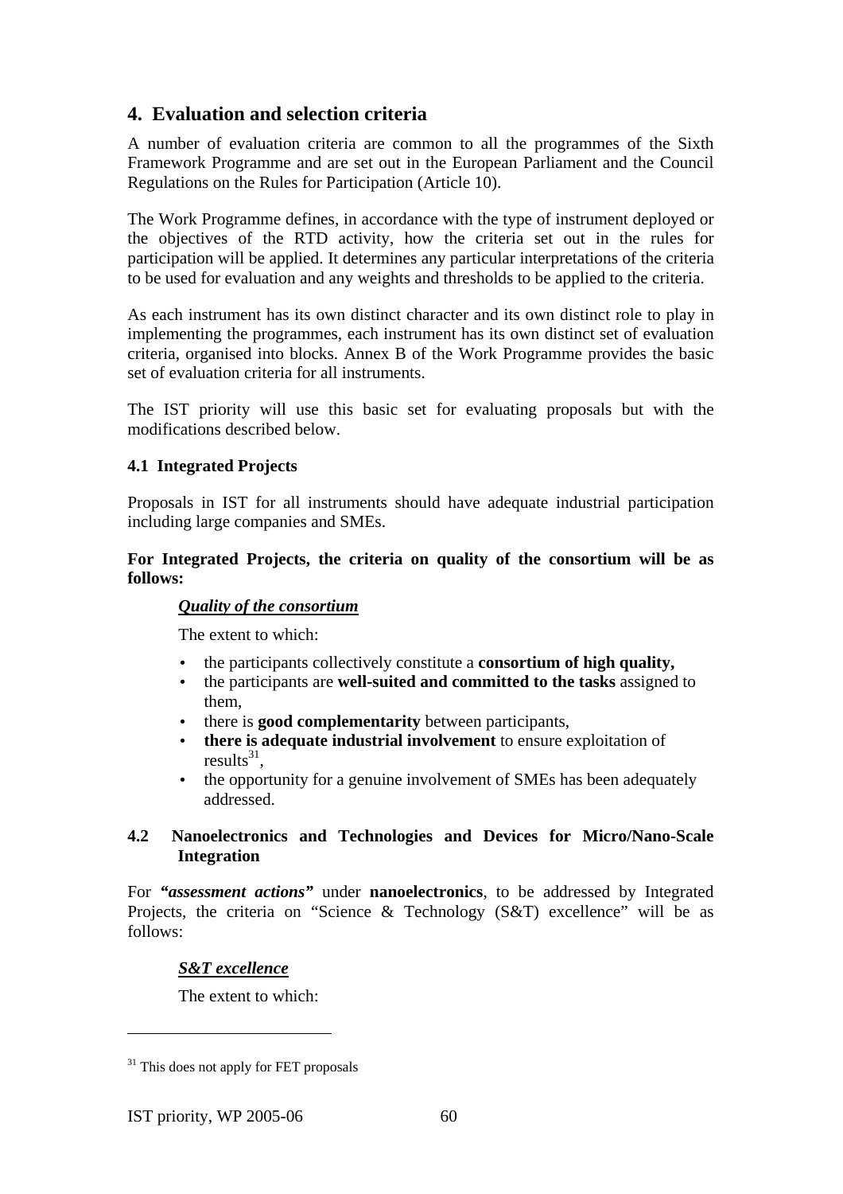## 4. Evaluation and selection criteria

A number of evaluation criteria are common to all the programmes of the Sixth Framework Programme and are set out in the European Parliament and the Council Regulations on the Rules for Participation (Article 10).

The Work Programme defines, in accordance with the type of instrument deployed or the objectives of the RTD activity, how the criteria set out in the rules for participation will be applied. It determines any particular interpretations of the criteria to be used for evaluation and any weights and thresholds to be applied to the criteria.

As each instrument has its own distinct character and its own distinct role to play in implementing the programmes, each instrument has its own distinct set of evaluation criteria, organised into blocks. Annex B of the Work Programme provides the basic set of evaluation criteria for all instruments.

The IST priority will use this basic set for evaluating proposals but with the modifications described below.

### 4.1 Integrated Projects

Proposals in IST for all instruments should have adequate industrial participation including large companies and SMEs.

**For Integrated Projects, the criteria on quality of the consortium will be as follows:**

***Quality of the consortium***

The extent to which:

- the participants collectively constitute a **consortium of high quality,**
- the participants are **well-suited and committed to the tasks** assigned to them,
- there is **good complementarity** between participants,
- **there is adequate industrial involvement** to ensure exploitation of results[31],
- the opportunity for a genuine involvement of SMEs has been adequately addressed.

### 4.2 Nanoelectronics and Technologies and Devices for Micro/Nano-Scale Integration

For ***"assessment actions"*** under **nanoelectronics**, to be addressed by Integrated Projects, the criteria on "Science & Technology (S&T) excellence" will be as follows:

***S&T excellence***

The extent to which:

[31] This does not apply for FET proposals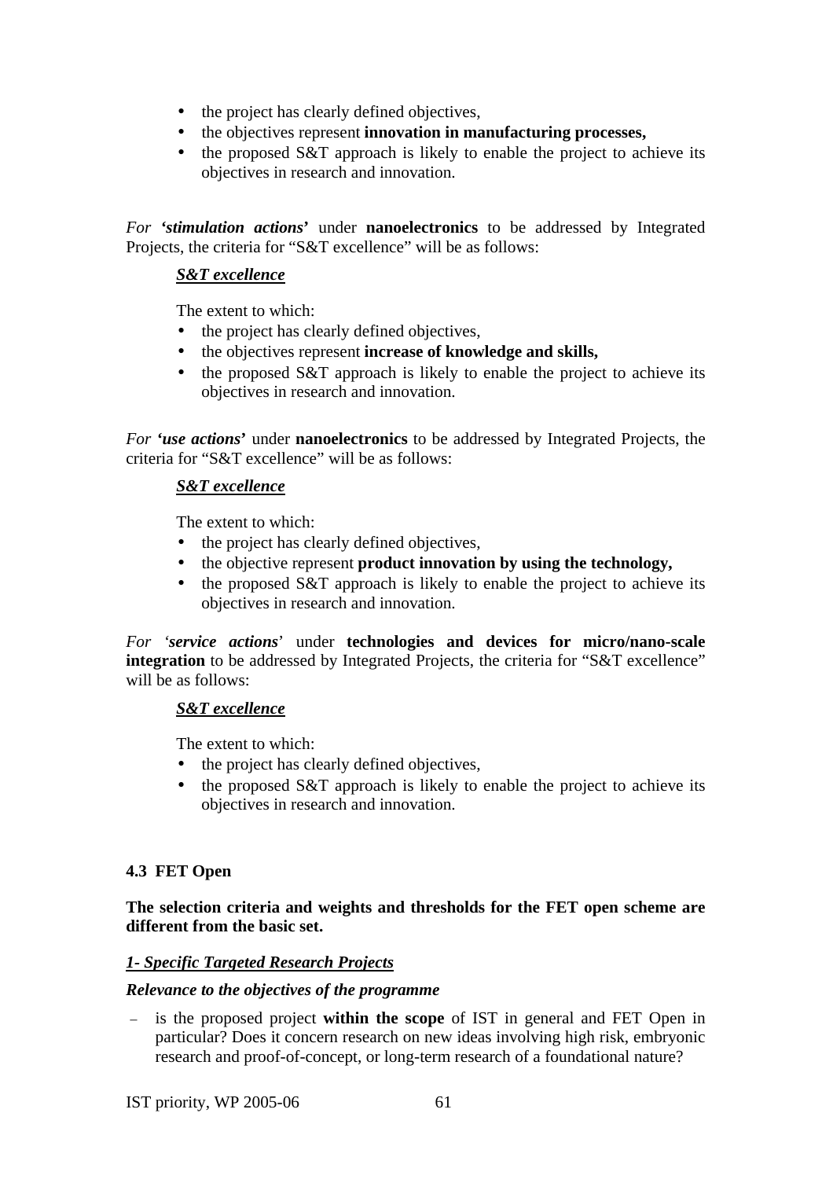- the project has clearly defined objectives,
- the objectives represent **innovation in manufacturing processes,**
- the proposed S&T approach is likely to enable the project to achieve its objectives in research and innovation.

*For* ***'stimulation actions'*** under **nanoelectronics** to be addressed by Integrated Projects, the criteria for "S&T excellence" will be as follows:

***S&T excellence***

The extent to which:

- the project has clearly defined objectives,
- the objectives represent **increase of knowledge and skills,**
- the proposed S&T approach is likely to enable the project to achieve its objectives in research and innovation.

*For* ***'use actions'*** under **nanoelectronics** to be addressed by Integrated Projects, the criteria for "S&T excellence" will be as follows:

***S&T excellence***

The extent to which:

- the project has clearly defined objectives,
- the objective represent **product innovation by using the technology,**
- the proposed S&T approach is likely to enable the project to achieve its objectives in research and innovation.

*For* *'**service actions**'* under **technologies and devices for micro/nano-scale integration** to be addressed by Integrated Projects, the criteria for "S&T excellence" will be as follows:

***S&T excellence***

The extent to which:

- the project has clearly defined objectives,
- the proposed S&T approach is likely to enable the project to achieve its objectives in research and innovation.

### 4.3 FET Open

**The selection criteria and weights and thresholds for the FET open scheme are different from the basic set.**

***1- Specific Targeted Research Projects***

***Relevance to the objectives of the programme***

– is the proposed project **within the scope** of IST in general and FET Open in particular? Does it concern research on new ideas involving high risk, embryonic research and proof-of-concept, or long-term research of a foundational nature?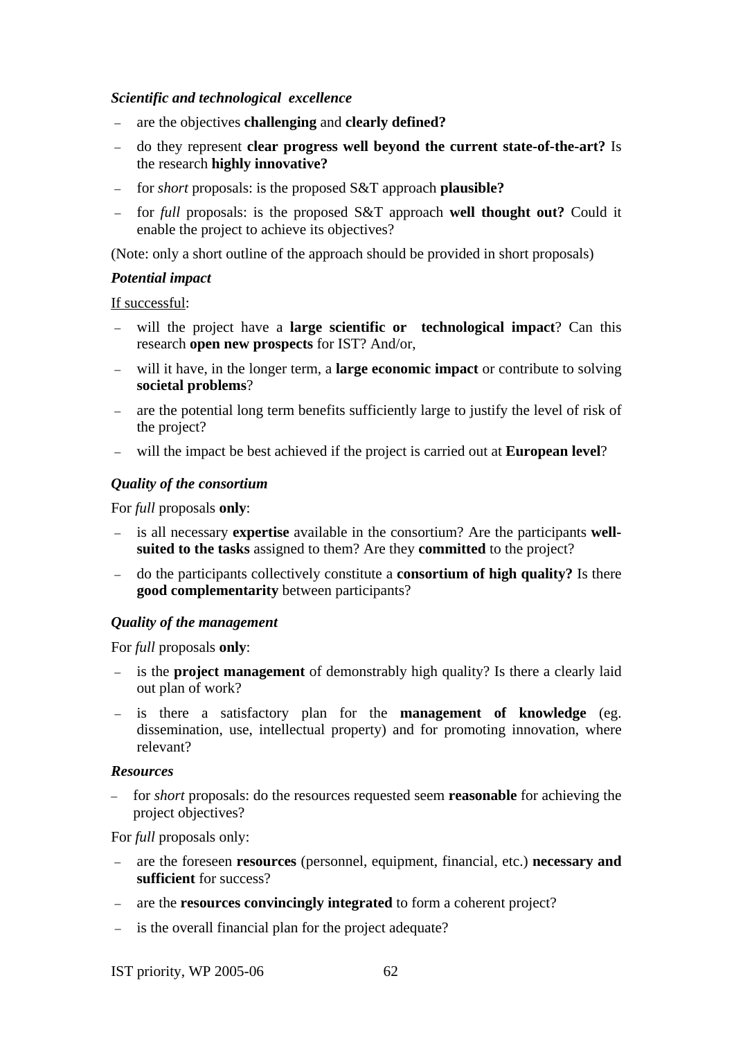***Scientific and technological excellence***

- are the objectives **challenging** and **clearly defined?**
- do they represent **clear progress well beyond the current state-of-the-art?** Is the research **highly innovative?**
- for *short* proposals: is the proposed S&T approach **plausible?**
- for *full* proposals: is the proposed S&T approach **well thought out?** Could it enable the project to achieve its objectives?

(Note: only a short outline of the approach should be provided in short proposals)

***Potential impact***

<u>If successful</u>:

- will the project have a **large scientific or technological impact**? Can this research **open new prospects** for IST? And/or,
- will it have, in the longer term, a **large economic impact** or contribute to solving **societal problems**?
- are the potential long term benefits sufficiently large to justify the level of risk of the project?
- will the impact be best achieved if the project is carried out at **European level**?

***Quality of the consortium***

For *full* proposals **only**:

- is all necessary **expertise** available in the consortium? Are the participants **well-suited to the tasks** assigned to them? Are they **committed** to the project?
- do the participants collectively constitute a **consortium of high quality?** Is there **good complementarity** between participants?

***Quality of the management***

For *full* proposals **only**:

- is the **project management** of demonstrably high quality? Is there a clearly laid out plan of work?
- is there a satisfactory plan for the **management of knowledge** (eg. dissemination, use, intellectual property) and for promoting innovation, where relevant?

***Resources***

- for *short* proposals: do the resources requested seem **reasonable** for achieving the project objectives?

For *full* proposals only:

- are the foreseen **resources** (personnel, equipment, financial, etc.) **necessary and sufficient** for success?
- are the **resources convincingly integrated** to form a coherent project?
- is the overall financial plan for the project adequate?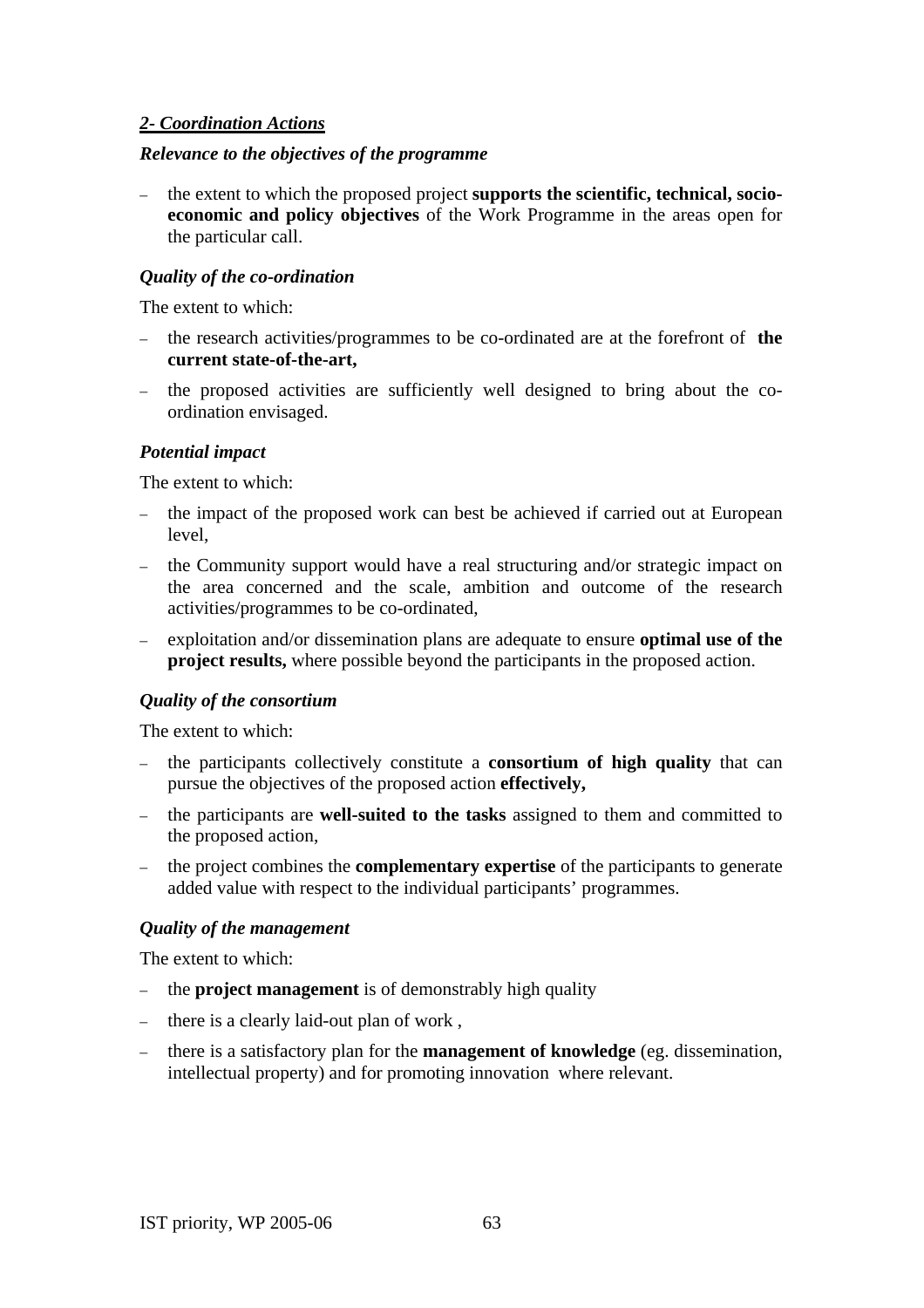***2- Coordination Actions***

***Relevance to the objectives of the programme***

- the extent to which the proposed project **supports the scientific, technical, socio-economic and policy objectives** of the Work Programme in the areas open for the particular call.

***Quality of the co-ordination***

The extent to which:

- the research activities/programmes to be co-ordinated are at the forefront of **the current state-of-the-art,**
- the proposed activities are sufficiently well designed to bring about the co-ordination envisaged.

***Potential impact***

The extent to which:

- the impact of the proposed work can best be achieved if carried out at European level,
- the Community support would have a real structuring and/or strategic impact on the area concerned and the scale, ambition and outcome of the research activities/programmes to be co-ordinated,
- exploitation and/or dissemination plans are adequate to ensure **optimal use of the project results,** where possible beyond the participants in the proposed action.

***Quality of the consortium***

The extent to which:

- the participants collectively constitute a **consortium of high quality** that can pursue the objectives of the proposed action **effectively,**
- the participants are **well-suited to the tasks** assigned to them and committed to the proposed action,
- the project combines the **complementary expertise** of the participants to generate added value with respect to the individual participants' programmes.

***Quality of the management***

The extent to which:

- the **project management** is of demonstrably high quality
- there is a clearly laid-out plan of work ,
- there is a satisfactory plan for the **management of knowledge** (eg. dissemination, intellectual property) and for promoting innovation where relevant.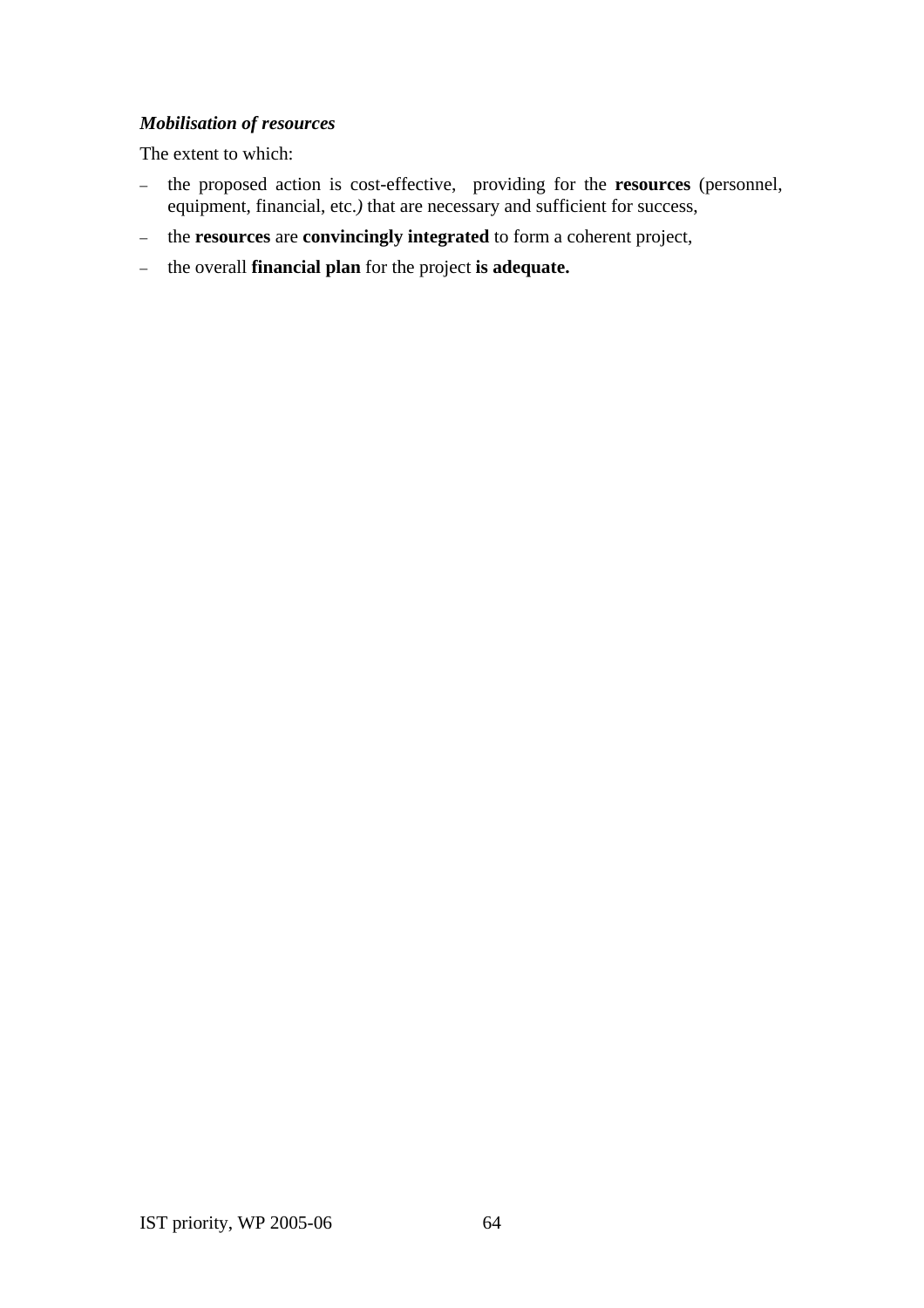***Mobilisation of resources***

The extent to which:

- the proposed action is cost-effective, providing for the **resources** (personnel, equipment, financial, etc.*)* that are necessary and sufficient for success,
- the **resources** are **convincingly integrated** to form a coherent project,
- the overall **financial plan** for the project **is adequate.**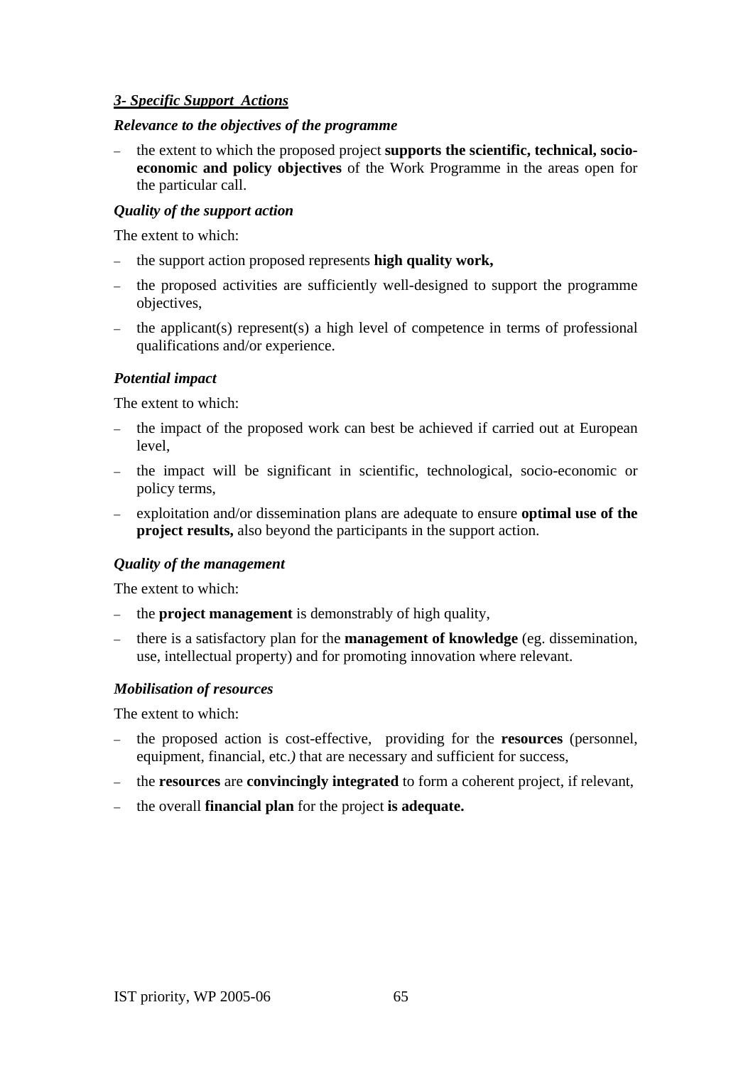### ***3- Specific Support  Actions***

***Relevance to the objectives of the programme***

- the extent to which the proposed project **supports the scientific, technical, socio-economic and policy objectives** of the Work Programme in the areas open for the particular call.

***Quality of the support action***

The extent to which:

- the support action proposed represents **high quality work,**
- the proposed activities are sufficiently well-designed to support the programme objectives,
- the applicant(s) represent(s) a high level of competence in terms of professional qualifications and/or experience.

***Potential impact***

The extent to which:

- the impact of the proposed work can best be achieved if carried out at European level,
- the impact will be significant in scientific, technological, socio-economic or policy terms,
- exploitation and/or dissemination plans are adequate to ensure **optimal use of the project results,** also beyond the participants in the support action.

***Quality of the management***

The extent to which:

- the **project management** is demonstrably of high quality,
- there is a satisfactory plan for the **management of knowledge** (eg. dissemination, use, intellectual property) and for promoting innovation where relevant.

***Mobilisation of resources***

The extent to which:

- the proposed action is cost-effective,  providing for the **resources** (personnel, equipment, financial, etc.*)* that are necessary and sufficient for success,
- the **resources** are **convincingly integrated** to form a coherent project, if relevant,
- the overall **financial plan** for the project **is adequate.**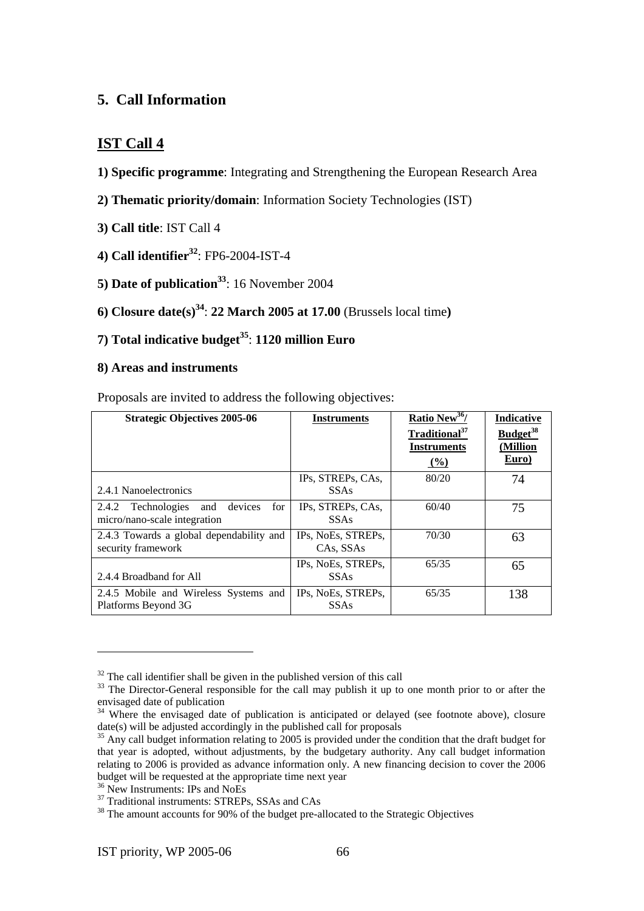## 5. Call Information

### IST Call 4

**1) Specific programme**: Integrating and Strengthening the European Research Area

**2) Thematic priority/domain**: Information Society Technologies (IST)

**3) Call title**: IST Call 4

**4) Call identifier[32]**: FP6-2004-IST-4

**5) Date of publication[33]**: 16 November 2004

**6) Closure date(s)[34]**: **22 March 2005 at 17.00** (Brussels local time**)**

**7) Total indicative budget[35]**: **1120 million Euro**

**8) Areas and instruments**

Proposals are invited to address the following objectives:

| Strategic Objectives 2005-06 | Instruments | Ratio New[36]/ Traditional[37] Instruments (%) | Indicative Budget[38] (Million Euro) |
|---|---|---|---|
| 2.4.1 Nanoelectronics | IPs, STREPs, CAs, SSAs | 80/20 | 74 |
| 2.4.2 Technologies and devices for micro/nano-scale integration | IPs, STREPs, CAs, SSAs | 60/40 | 75 |
| 2.4.3 Towards a global dependability and security framework | IPs, NoEs, STREPs, CAs, SSAs | 70/30 | 63 |
| 2.4.4 Broadband for All | IPs, NoEs, STREPs, SSAs | 65/35 | 65 |
| 2.4.5 Mobile and Wireless Systems and Platforms Beyond 3G | IPs, NoEs, STREPs, SSAs | 65/35 | 138 |

[32] The call identifier shall be given in the published version of this call

[33] The Director-General responsible for the call may publish it up to one month prior to or after the envisaged date of publication

[34] Where the envisaged date of publication is anticipated or delayed (see footnote above), closure date(s) will be adjusted accordingly in the published call for proposals

[35] Any call budget information relating to 2005 is provided under the condition that the draft budget for that year is adopted, without adjustments, by the budgetary authority. Any call budget information relating to 2006 is provided as advance information only. A new financing decision to cover the 2006 budget will be requested at the appropriate time next year

[36] New Instruments: IPs and NoEs

[37] Traditional instruments: STREPs, SSAs and CAs

[38] The amount accounts for 90% of the budget pre-allocated to the Strategic Objectives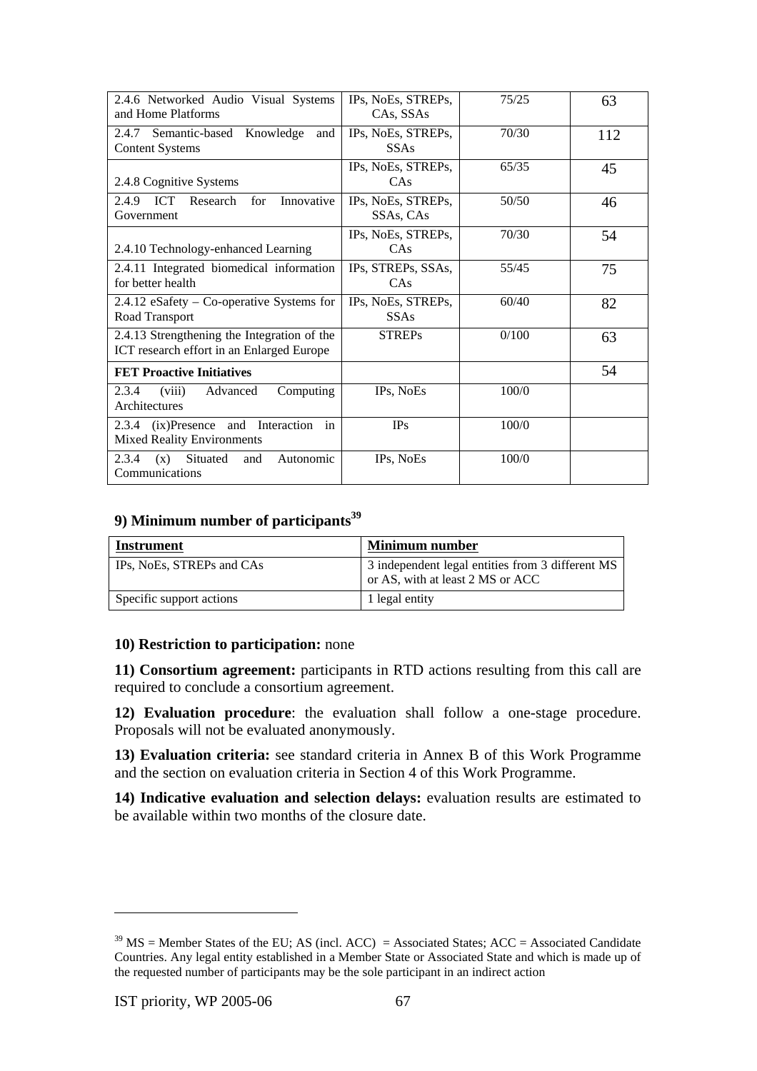| | | | |
|---|---|---|---|
| 2.4.6 Networked Audio Visual Systems and Home Platforms | IPs, NoEs, STREPs, CAs, SSAs | 75/25 | 63 |
| 2.4.7 Semantic-based Knowledge and Content Systems | IPs, NoEs, STREPs, SSAs | 70/30 | 112 |
| 2.4.8 Cognitive Systems | IPs, NoEs, STREPs, CAs | 65/35 | 45 |
| 2.4.9 ICT Research for Innovative Government | IPs, NoEs, STREPs, SSAs, CAs | 50/50 | 46 |
| 2.4.10 Technology-enhanced Learning | IPs, NoEs, STREPs, CAs | 70/30 | 54 |
| 2.4.11 Integrated biomedical information for better health | IPs, STREPs, SSAs, CAs | 55/45 | 75 |
| 2.4.12 eSafety – Co-operative Systems for Road Transport | IPs, NoEs, STREPs, SSAs | 60/40 | 82 |
| 2.4.13 Strengthening the Integration of the ICT research effort in an Enlarged Europe | STREPs | 0/100 | 63 |
| **FET Proactive Initiatives** | | | 54 |
| 2.3.4 (viii) Advanced Computing Architectures | IPs, NoEs | 100/0 | |
| 2.3.4 (ix)Presence and Interaction in Mixed Reality Environments | IPs | 100/0 | |
| 2.3.4 (x) Situated and Autonomic Communications | IPs, NoEs | 100/0 | |

**9) Minimum number of participants**[39]

| Instrument | Minimum number |
|---|---|
| IPs, NoEs, STREPs and CAs | 3 independent legal entities from 3 different MS or AS, with at least 2 MS or ACC |
| Specific support actions | 1 legal entity |

**10) Restriction to participation:** none

**11) Consortium agreement:** participants in RTD actions resulting from this call are required to conclude a consortium agreement.

**12) Evaluation procedure**: the evaluation shall follow a one-stage procedure. Proposals will not be evaluated anonymously.

**13) Evaluation criteria:** see standard criteria in Annex B of this Work Programme and the section on evaluation criteria in Section 4 of this Work Programme.

**14) Indicative evaluation and selection delays:** evaluation results are estimated to be available within two months of the closure date.

[39] MS = Member States of the EU; AS (incl. ACC) = Associated States; ACC = Associated Candidate Countries. Any legal entity established in a Member State or Associated State and which is made up of the requested number of participants may be the sole participant in an indirect action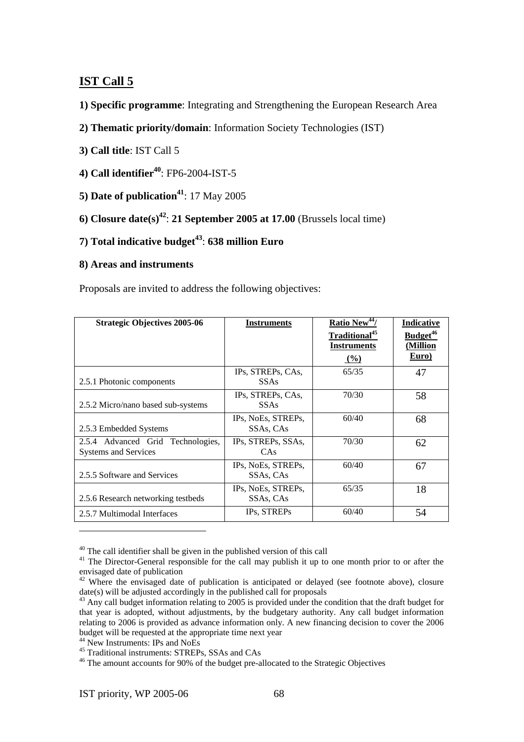## IST Call 5

**1) Specific programme**: Integrating and Strengthening the European Research Area

**2) Thematic priority/domain**: Information Society Technologies (IST)

**3) Call title**: IST Call 5

**4) Call identifier**[40]: FP6-2004-IST-5

**5) Date of publication**[41]: 17 May 2005

**6) Closure date(s)**[42]: **21 September 2005 at 17.00** (Brussels local time)

**7) Total indicative budget**[43]: **638 million Euro**

**8) Areas and instruments**

Proposals are invited to address the following objectives:

| Strategic Objectives 2005-06 | Instruments | Ratio New[44]/ Traditional[45] Instruments (%) | Indicative Budget[46] (Million Euro) |
|---|---|---|---|
| 2.5.1 Photonic components | IPs, STREPs, CAs, SSAs | 65/35 | 47 |
| 2.5.2 Micro/nano based sub-systems | IPs, STREPs, CAs, SSAs | 70/30 | 58 |
| 2.5.3 Embedded Systems | IPs, NoEs, STREPs, SSAs, CAs | 60/40 | 68 |
| 2.5.4 Advanced Grid Technologies, Systems and Services | IPs, STREPs, SSAs, CAs | 70/30 | 62 |
| 2.5.5 Software and Services | IPs, NoEs, STREPs, SSAs, CAs | 60/40 | 67 |
| 2.5.6 Research networking testbeds | IPs, NoEs, STREPs, SSAs, CAs | 65/35 | 18 |
| 2.5.7 Multimodal Interfaces | IPs, STREPs | 60/40 | 54 |

[40] The call identifier shall be given in the published version of this call

[41] The Director-General responsible for the call may publish it up to one month prior to or after the envisaged date of publication

[42] Where the envisaged date of publication is anticipated or delayed (see footnote above), closure date(s) will be adjusted accordingly in the published call for proposals

[43] Any call budget information relating to 2005 is provided under the condition that the draft budget for that year is adopted, without adjustments, by the budgetary authority. Any call budget information relating to 2006 is provided as advance information only. A new financing decision to cover the 2006 budget will be requested at the appropriate time next year

[44] New Instruments: IPs and NoEs

[45] Traditional instruments: STREPs, SSAs and CAs

[46] The amount accounts for 90% of the budget pre-allocated to the Strategic Objectives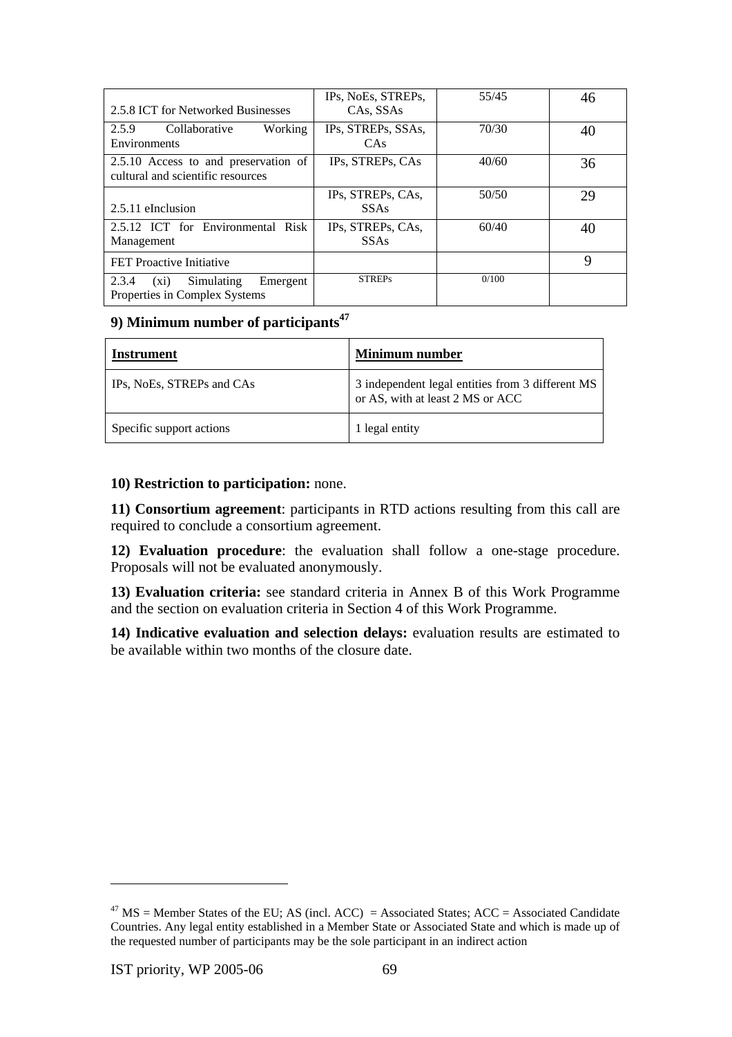| 2.5.8 ICT for Networked Businesses | IPs, NoEs, STREPs, CAs, SSAs | 55/45 | 46 |
|---|---|---|---|
| 2.5.9 Collaborative Working Environments | IPs, STREPs, SSAs, CAs | 70/30 | 40 |
| 2.5.10 Access to and preservation of cultural and scientific resources | IPs, STREPs, CAs | 40/60 | 36 |
| 2.5.11 eInclusion | IPs, STREPs, CAs, SSAs | 50/50 | 29 |
| 2.5.12 ICT for Environmental Risk Management | IPs, STREPs, CAs, SSAs | 60/40 | 40 |
| FET Proactive Initiative | | | 9 |
| 2.3.4 (xi) Simulating Emergent Properties in Complex Systems | STREPs | 0/100 | |

**9) Minimum number of participants[47]**

| Instrument | Minimum number |
|---|---|
| IPs, NoEs, STREPs and CAs | 3 independent legal entities from 3 different MS or AS, with at least 2 MS or ACC |
| Specific support actions | 1 legal entity |

**10) Restriction to participation:** none.

**11) Consortium agreement**: participants in RTD actions resulting from this call are required to conclude a consortium agreement.

**12) Evaluation procedure**: the evaluation shall follow a one-stage procedure. Proposals will not be evaluated anonymously.

**13) Evaluation criteria:** see standard criteria in Annex B of this Work Programme and the section on evaluation criteria in Section 4 of this Work Programme.

**14) Indicative evaluation and selection delays:** evaluation results are estimated to be available within two months of the closure date.

[47] MS = Member States of the EU; AS (incl. ACC) = Associated States; ACC = Associated Candidate Countries. Any legal entity established in a Member State or Associated State and which is made up of the requested number of participants may be the sole participant in an indirect action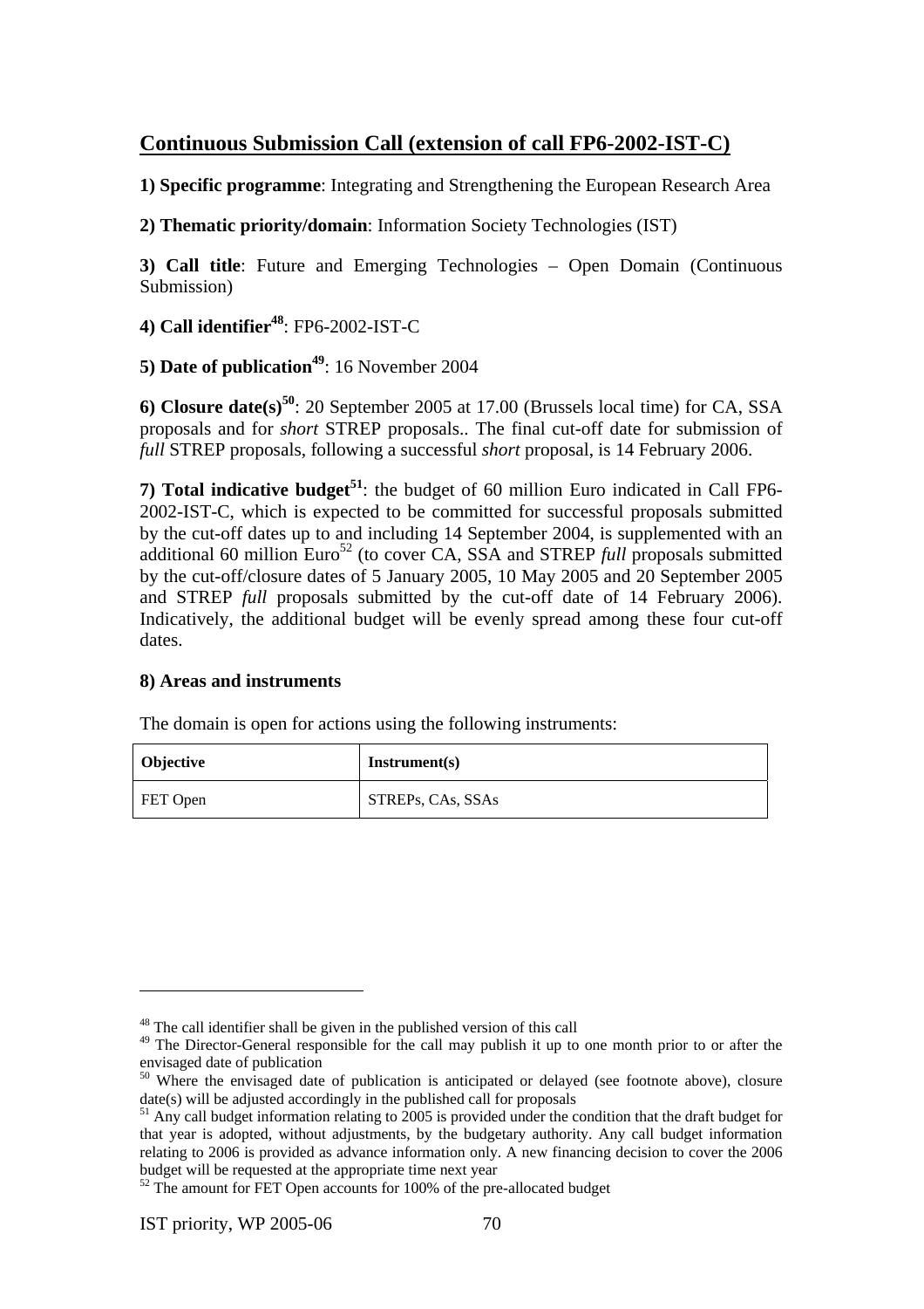## Continuous Submission Call (extension of call FP6-2002-IST-C)

**1) Specific programme**: Integrating and Strengthening the European Research Area

**2) Thematic priority/domain**: Information Society Technologies (IST)

**3) Call title**: Future and Emerging Technologies – Open Domain (Continuous Submission)

**4) Call identifier**[48]: FP6-2002-IST-C

**5) Date of publication**[49]: 16 November 2004

**6) Closure date(s)**[50]: 20 September 2005 at 17.00 (Brussels local time) for CA, SSA proposals and for *short* STREP proposals.. The final cut-off date for submission of *full* STREP proposals, following a successful *short* proposal, is 14 February 2006.

**7) Total indicative budget**[51]: the budget of 60 million Euro indicated in Call FP6-2002-IST-C, which is expected to be committed for successful proposals submitted by the cut-off dates up to and including 14 September 2004, is supplemented with an additional 60 million Euro[52] (to cover CA, SSA and STREP *full* proposals submitted by the cut-off/closure dates of 5 January 2005, 10 May 2005 and 20 September 2005 and STREP *full* proposals submitted by the cut-off date of 14 February 2006). Indicatively, the additional budget will be evenly spread among these four cut-off dates.

**8) Areas and instruments**

The domain is open for actions using the following instruments:

| Objective | Instrument(s) |
|---|---|
| FET Open | STREPs, CAs, SSAs |

---

[48] The call identifier shall be given in the published version of this call

[49] The Director-General responsible for the call may publish it up to one month prior to or after the envisaged date of publication

[50] Where the envisaged date of publication is anticipated or delayed (see footnote above), closure date(s) will be adjusted accordingly in the published call for proposals

[51] Any call budget information relating to 2005 is provided under the condition that the draft budget for that year is adopted, without adjustments, by the budgetary authority. Any call budget information relating to 2006 is provided as advance information only. A new financing decision to cover the 2006 budget will be requested at the appropriate time next year

[52] The amount for FET Open accounts for 100% of the pre-allocated budget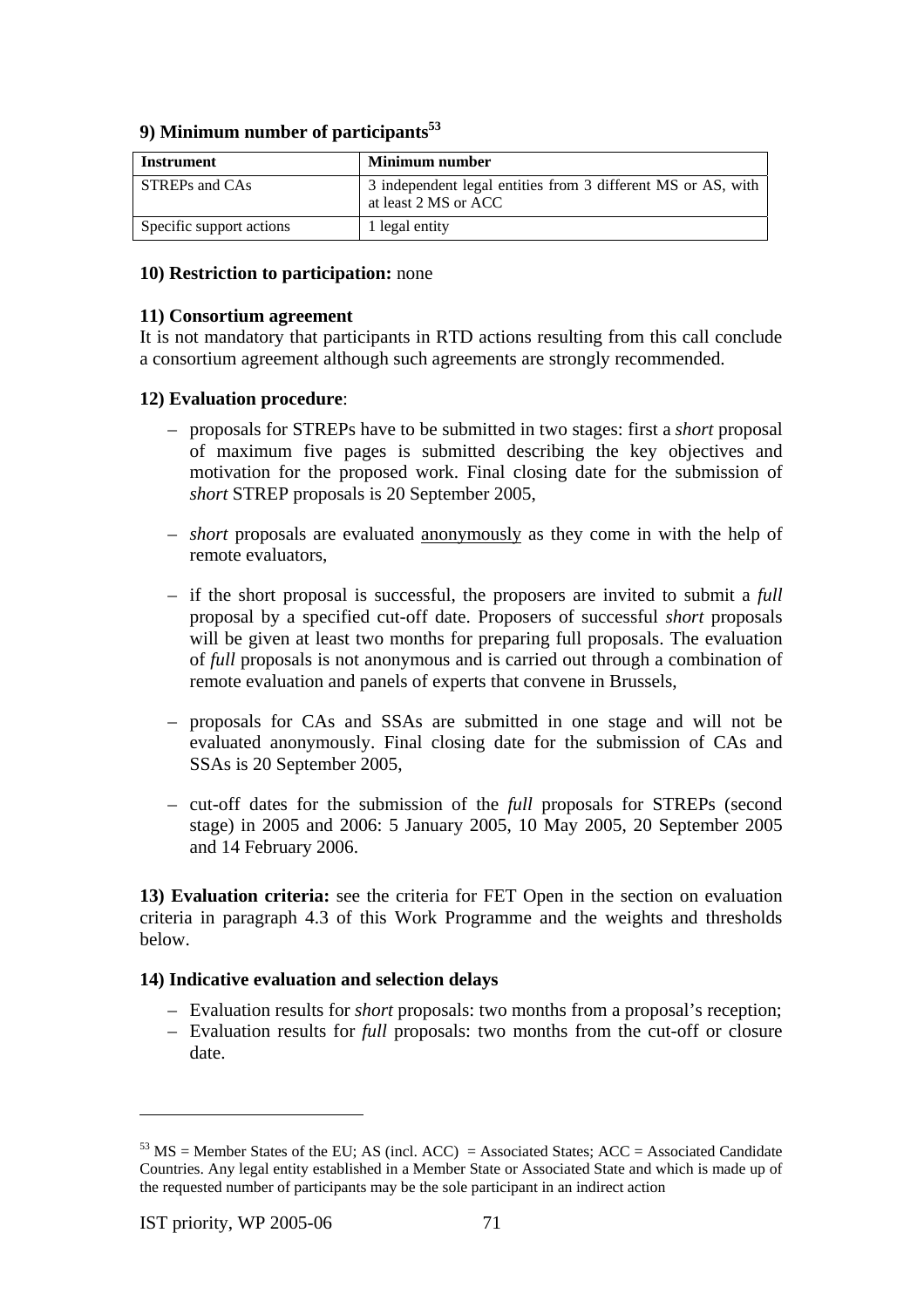**9) Minimum number of participants**[53]

| Instrument | Minimum number |
|---|---|
| STREPs and CAs | 3 independent legal entities from 3 different MS or AS, with at least 2 MS or ACC |
| Specific support actions | 1 legal entity |

**10) Restriction to participation:** none

**11) Consortium agreement**

It is not mandatory that participants in RTD actions resulting from this call conclude a consortium agreement although such agreements are strongly recommended.

**12) Evaluation procedure**:

- proposals for STREPs have to be submitted in two stages: first a *short* proposal of maximum five pages is submitted describing the key objectives and motivation for the proposed work. Final closing date for the submission of *short* STREP proposals is 20 September 2005,
- *short* proposals are evaluated anonymously as they come in with the help of remote evaluators,
- if the short proposal is successful, the proposers are invited to submit a *full* proposal by a specified cut-off date. Proposers of successful *short* proposals will be given at least two months for preparing full proposals. The evaluation of *full* proposals is not anonymous and is carried out through a combination of remote evaluation and panels of experts that convene in Brussels,
- proposals for CAs and SSAs are submitted in one stage and will not be evaluated anonymously. Final closing date for the submission of CAs and SSAs is 20 September 2005,
- cut-off dates for the submission of the *full* proposals for STREPs (second stage) in 2005 and 2006: 5 January 2005, 10 May 2005, 20 September 2005 and 14 February 2006.

**13) Evaluation criteria:** see the criteria for FET Open in the section on evaluation criteria in paragraph 4.3 of this Work Programme and the weights and thresholds below.

**14) Indicative evaluation and selection delays**

- Evaluation results for *short* proposals: two months from a proposal's reception;
- Evaluation results for *full* proposals: two months from the cut-off or closure date.

---

[53] MS = Member States of the EU; AS (incl. ACC) = Associated States; ACC = Associated Candidate Countries. Any legal entity established in a Member State or Associated State and which is made up of the requested number of participants may be the sole participant in an indirect action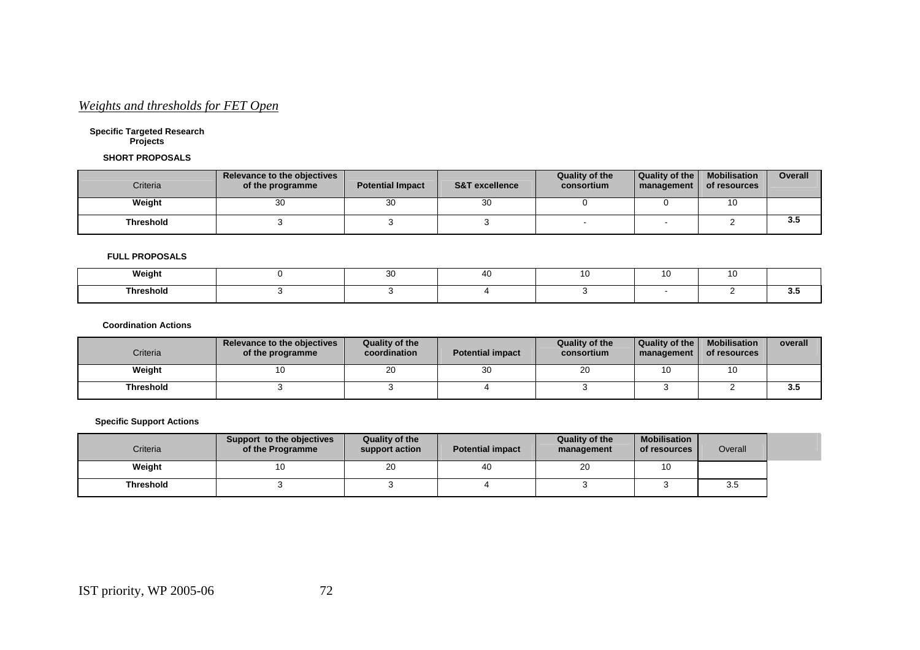*Weights and thresholds for FET Open*

**Specific Targeted Research Projects**

**SHORT PROPOSALS**

| Criteria | Relevance to the objectives of the programme | Potential Impact | S&T excellence | Quality of the consortium | Quality of the management | Mobilisation of resources | Overall |
|---|---|---|---|---|---|---|---|
| **Weight** | 30 | 30 | 30 | 0 | 0 | 10 | |
| **Threshold** | 3 | 3 | 3 | - | - | 2 | **3.5** |

**FULL PROPOSALS**

| Criteria | Relevance to the objectives of the programme | Potential Impact | S&T excellence | Quality of the consortium | Quality of the management | Mobilisation of resources | Overall |
|---|---|---|---|---|---|---|---|
| **Weight** | 0 | 30 | 40 | 10 | 10 | 10 | |
| **Threshold** | 3 | 3 | 4 | 3 | - | 2 | **3.5** |

**Coordination Actions**

| Criteria | Relevance to the objectives of the programme | Quality of the coordination | Potential impact | Quality of the consortium | Quality of the management | Mobilisation of resources | overall |
|---|---|---|---|---|---|---|---|
| **Weight** | 10 | 20 | 30 | 20 | 10 | 10 | |
| **Threshold** | 3 | 3 | 4 | 3 | 3 | 2 | **3.5** |

**Specific Support Actions**

| Criteria | Support to the objectives of the Programme | Quality of the support action | Potential impact | Quality of the management | Mobilisation of resources | Overall |
|---|---|---|---|---|---|---|
| **Weight** | 10 | 20 | 40 | 20 | 10 | |
| **Threshold** | 3 | 3 | 4 | 3 | 3 | 3.5 |

IST priority, WP 2005-06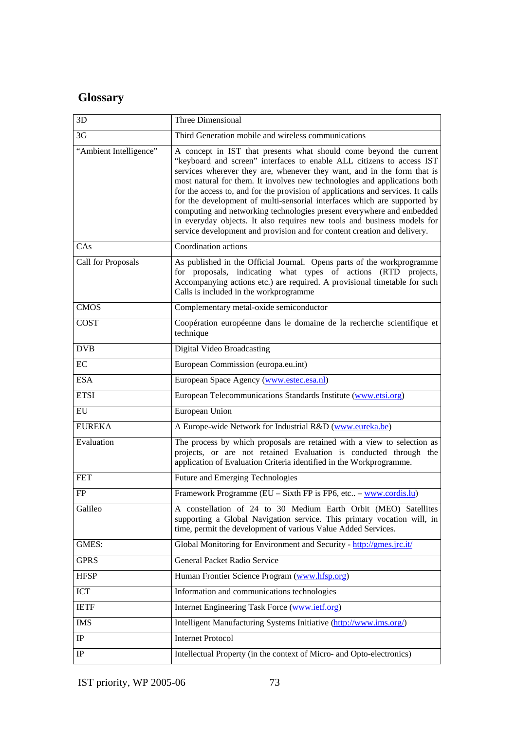## Glossary

| | |
|---|---|
| 3D | Three Dimensional |
| 3G | Third Generation mobile and wireless communications |
| "Ambient Intelligence" | A concept in IST that presents what should come beyond the current "keyboard and screen" interfaces to enable ALL citizens to access IST services wherever they are, whenever they want, and in the form that is most natural for them. It involves new technologies and applications both for the access to, and for the provision of applications and services. It calls for the development of multi-sensorial interfaces which are supported by computing and networking technologies present everywhere and embedded in everyday objects. It also requires new tools and business models for service development and provision and for content creation and delivery. |
| CAs | Coordination actions |
| Call for Proposals | As published in the Official Journal. Opens parts of the workprogramme for proposals, indicating what types of actions (RTD projects, Accompanying actions etc.) are required. A provisional timetable for such Calls is included in the workprogramme |
| CMOS | Complementary metal-oxide semiconductor |
| COST | Coopération européenne dans le domaine de la recherche scientifique et technique |
| DVB | Digital Video Broadcasting |
| EC | European Commission (europa.eu.int) |
| ESA | European Space Agency (www.estec.esa.nl) |
| ETSI | European Telecommunications Standards Institute (www.etsi.org) |
| EU | European Union |
| EUREKA | A Europe-wide Network for Industrial R&D (www.eureka.be) |
| Evaluation | The process by which proposals are retained with a view to selection as projects, or are not retained Evaluation is conducted through the application of Evaluation Criteria identified in the Workprogramme. |
| FET | Future and Emerging Technologies |
| FP | Framework Programme (EU – Sixth FP is FP6, etc.. – www.cordis.lu) |
| Galileo | A constellation of 24 to 30 Medium Earth Orbit (MEO) Satellites supporting a Global Navigation service. This primary vocation will, in time, permit the development of various Value Added Services. |
| GMES: | Global Monitoring for Environment and Security - http://gmes.jrc.it/ |
| GPRS | General Packet Radio Service |
| HFSP | Human Frontier Science Program (www.hfsp.org) |
| ICT | Information and communications technologies |
| IETF | Internet Engineering Task Force (www.ietf.org) |
| IMS | Intelligent Manufacturing Systems Initiative (http://www.ims.org/) |
| IP | Internet Protocol |
| IP | Intellectual Property (in the context of Micro- and Opto-electronics) |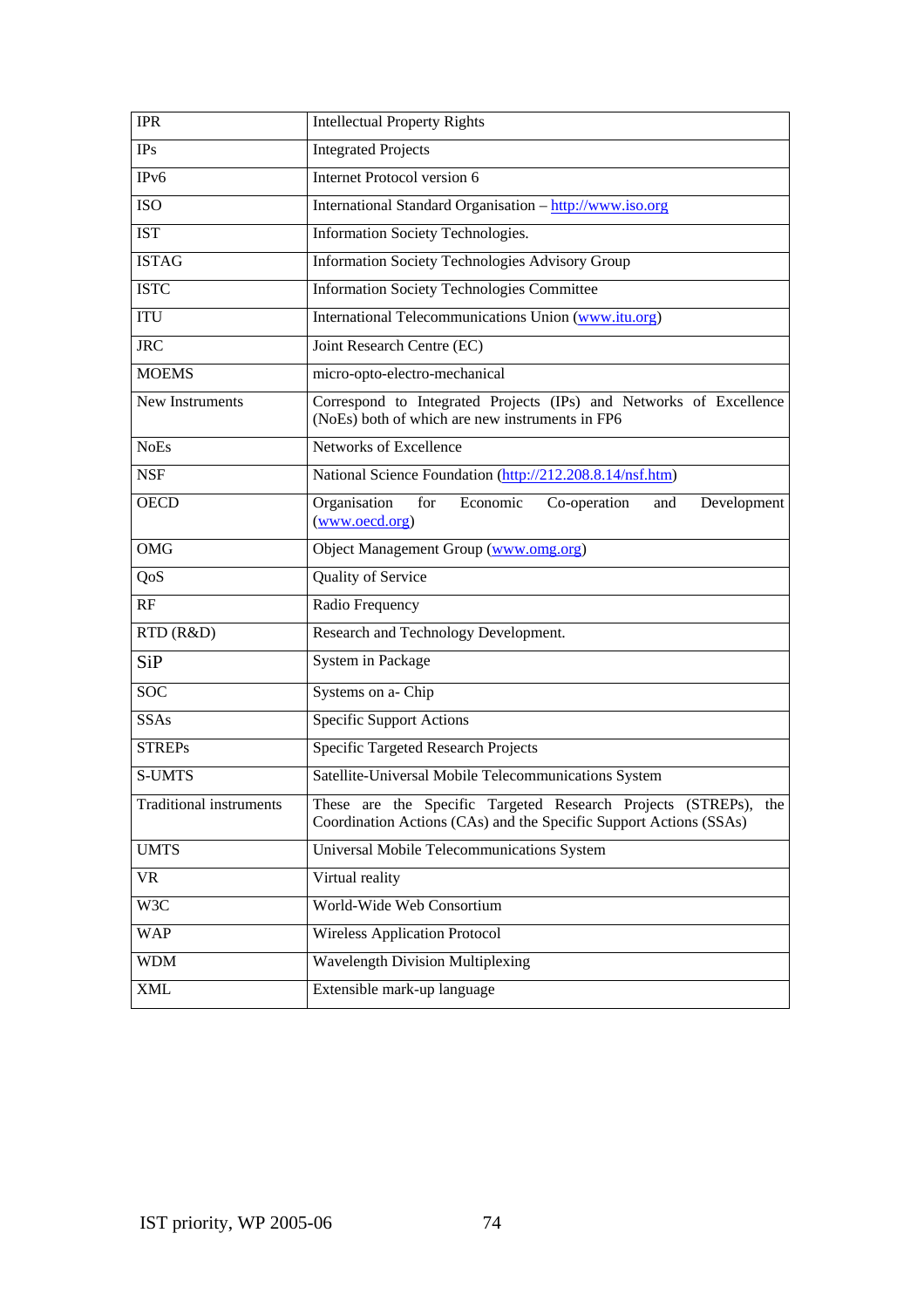| IPR | Intellectual Property Rights |
|---|---|
| IPs | Integrated Projects |
| IPv6 | Internet Protocol version 6 |
| ISO | International Standard Organisation – http://www.iso.org |
| IST | Information Society Technologies. |
| ISTAG | Information Society Technologies Advisory Group |
| ISTC | Information Society Technologies Committee |
| ITU | International Telecommunications Union (www.itu.org) |
| JRC | Joint Research Centre (EC) |
| MOEMS | micro-opto-electro-mechanical |
| New Instruments | Correspond to Integrated Projects (IPs) and Networks of Excellence (NoEs) both of which are new instruments in FP6 |
| NoEs | Networks of Excellence |
| NSF | National Science Foundation (http://212.208.8.14/nsf.htm) |
| OECD | Organisation for Economic Co-operation and Development (www.oecd.org) |
| OMG | Object Management Group (www.omg.org) |
| QoS | Quality of Service |
| RF | Radio Frequency |
| RTD (R&D) | Research and Technology Development. |
| SiP | System in Package |
| SOC | Systems on a- Chip |
| SSAs | Specific Support Actions |
| STREPs | Specific Targeted Research Projects |
| S-UMTS | Satellite-Universal Mobile Telecommunications System |
| Traditional instruments | These are the Specific Targeted Research Projects (STREPs), the Coordination Actions (CAs) and the Specific Support Actions (SSAs) |
| UMTS | Universal Mobile Telecommunications System |
| VR | Virtual reality |
| W3C | World-Wide Web Consortium |
| WAP | Wireless Application Protocol |
| WDM | Wavelength Division Multiplexing |
| XML | Extensible mark-up language |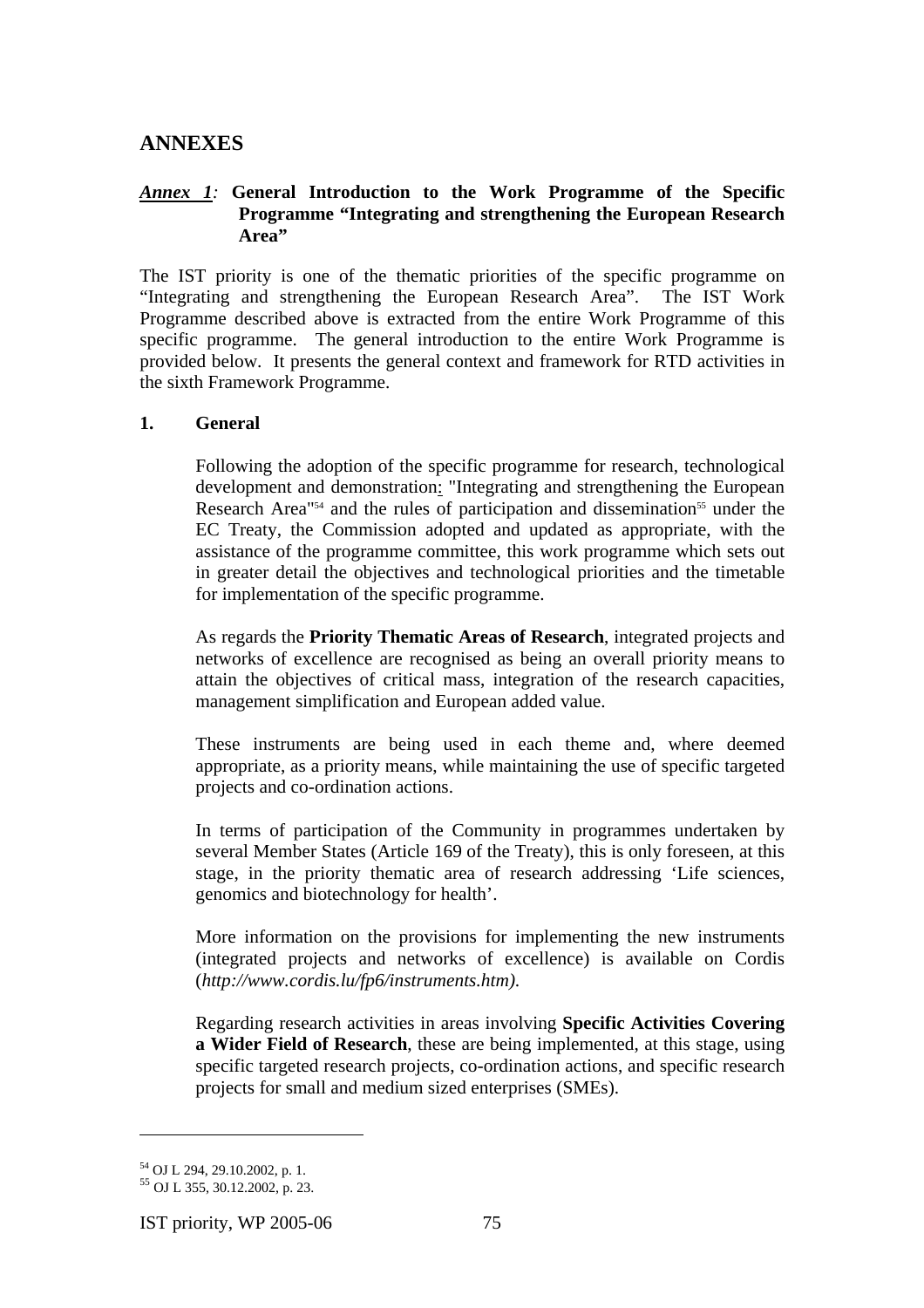# ANNEXES

## *Annex 1*: General Introduction to the Work Programme of the Specific Programme "Integrating and strengthening the European Research Area"

The IST priority is one of the thematic priorities of the specific programme on "Integrating and strengthening the European Research Area". The IST Work Programme described above is extracted from the entire Work Programme of this specific programme. The general introduction to the entire Work Programme is provided below. It presents the general context and framework for RTD activities in the sixth Framework Programme.

### 1. General

Following the adoption of the specific programme for research, technological development and demonstration: "Integrating and strengthening the European Research Area"[54] and the rules of participation and dissemination[55] under the EC Treaty, the Commission adopted and updated as appropriate, with the assistance of the programme committee, this work programme which sets out in greater detail the objectives and technological priorities and the timetable for implementation of the specific programme.

As regards the **Priority Thematic Areas of Research**, integrated projects and networks of excellence are recognised as being an overall priority means to attain the objectives of critical mass, integration of the research capacities, management simplification and European added value.

These instruments are being used in each theme and, where deemed appropriate, as a priority means, while maintaining the use of specific targeted projects and co-ordination actions.

In terms of participation of the Community in programmes undertaken by several Member States (Article 169 of the Treaty), this is only foreseen, at this stage, in the priority thematic area of research addressing 'Life sciences, genomics and biotechnology for health'.

More information on the provisions for implementing the new instruments (integrated projects and networks of excellence) is available on Cordis (*http://www.cordis.lu/fp6/instruments.htm).*

Regarding research activities in areas involving **Specific Activities Covering a Wider Field of Research**, these are being implemented, at this stage, using specific targeted research projects, co-ordination actions, and specific research projects for small and medium sized enterprises (SMEs).

---

[54] OJ L 294, 29.10.2002, p. 1.

[55] OJ L 355, 30.12.2002, p. 23.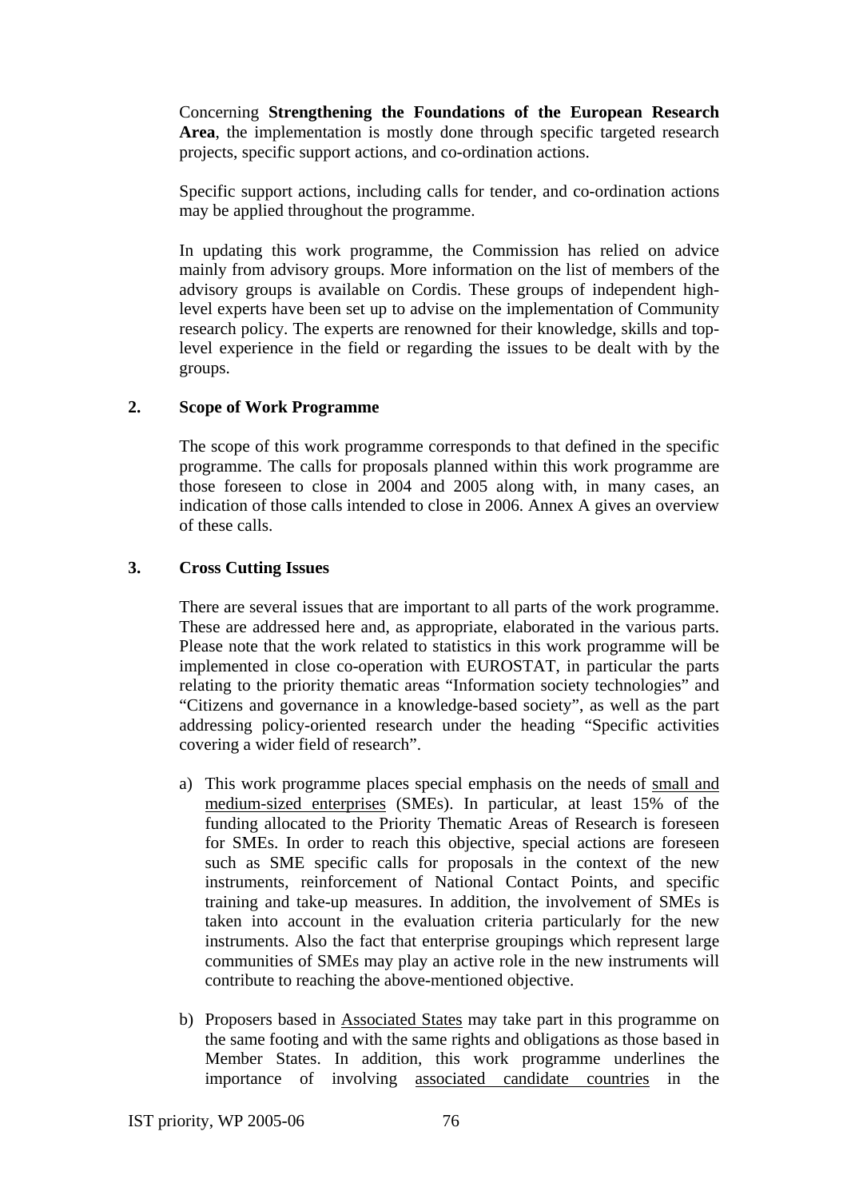Concerning **Strengthening the Foundations of the European Research Area**, the implementation is mostly done through specific targeted research projects, specific support actions, and co-ordination actions.

Specific support actions, including calls for tender, and co-ordination actions may be applied throughout the programme.

In updating this work programme, the Commission has relied on advice mainly from advisory groups. More information on the list of members of the advisory groups is available on Cordis. These groups of independent high-level experts have been set up to advise on the implementation of Community research policy. The experts are renowned for their knowledge, skills and top-level experience in the field or regarding the issues to be dealt with by the groups.

## 2. Scope of Work Programme

The scope of this work programme corresponds to that defined in the specific programme. The calls for proposals planned within this work programme are those foreseen to close in 2004 and 2005 along with, in many cases, an indication of those calls intended to close in 2006. Annex A gives an overview of these calls.

## 3. Cross Cutting Issues

There are several issues that are important to all parts of the work programme. These are addressed here and, as appropriate, elaborated in the various parts. Please note that the work related to statistics in this work programme will be implemented in close co-operation with EUROSTAT, in particular the parts relating to the priority thematic areas "Information society technologies" and "Citizens and governance in a knowledge-based society", as well as the part addressing policy-oriented research under the heading "Specific activities covering a wider field of research".

a) This work programme places special emphasis on the needs of small and medium-sized enterprises (SMEs). In particular, at least 15% of the funding allocated to the Priority Thematic Areas of Research is foreseen for SMEs. In order to reach this objective, special actions are foreseen such as SME specific calls for proposals in the context of the new instruments, reinforcement of National Contact Points, and specific training and take-up measures. In addition, the involvement of SMEs is taken into account in the evaluation criteria particularly for the new instruments. Also the fact that enterprise groupings which represent large communities of SMEs may play an active role in the new instruments will contribute to reaching the above-mentioned objective.

b) Proposers based in Associated States may take part in this programme on the same footing and with the same rights and obligations as those based in Member States. In addition, this work programme underlines the importance of involving associated candidate countries in the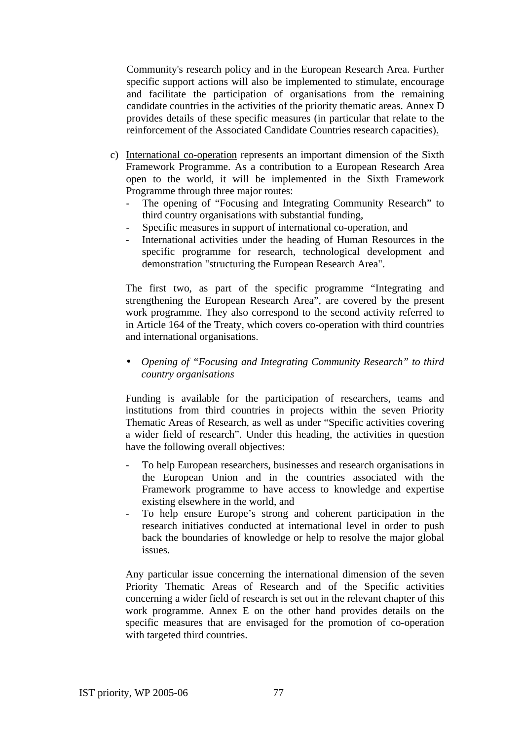Community's research policy and in the European Research Area. Further specific support actions will also be implemented to stimulate, encourage and facilitate the participation of organisations from the remaining candidate countries in the activities of the priority thematic areas. Annex D provides details of these specific measures (in particular that relate to the reinforcement of the Associated Candidate Countries research capacities).

c) International co-operation represents an important dimension of the Sixth Framework Programme. As a contribution to a European Research Area open to the world, it will be implemented in the Sixth Framework Programme through three major routes:

- The opening of "Focusing and Integrating Community Research" to third country organisations with substantial funding,
- Specific measures in support of international co-operation, and
- International activities under the heading of Human Resources in the specific programme for research, technological development and demonstration "structuring the European Research Area".

The first two, as part of the specific programme "Integrating and strengthening the European Research Area", are covered by the present work programme. They also correspond to the second activity referred to in Article 164 of the Treaty, which covers co-operation with third countries and international organisations.

- *Opening of "Focusing and Integrating Community Research" to third country organisations*

Funding is available for the participation of researchers, teams and institutions from third countries in projects within the seven Priority Thematic Areas of Research, as well as under "Specific activities covering a wider field of research". Under this heading, the activities in question have the following overall objectives:

- To help European researchers, businesses and research organisations in the European Union and in the countries associated with the Framework programme to have access to knowledge and expertise existing elsewhere in the world, and
- To help ensure Europe's strong and coherent participation in the research initiatives conducted at international level in order to push back the boundaries of knowledge or help to resolve the major global issues.

Any particular issue concerning the international dimension of the seven Priority Thematic Areas of Research and of the Specific activities concerning a wider field of research is set out in the relevant chapter of this work programme. Annex E on the other hand provides details on the specific measures that are envisaged for the promotion of co-operation with targeted third countries.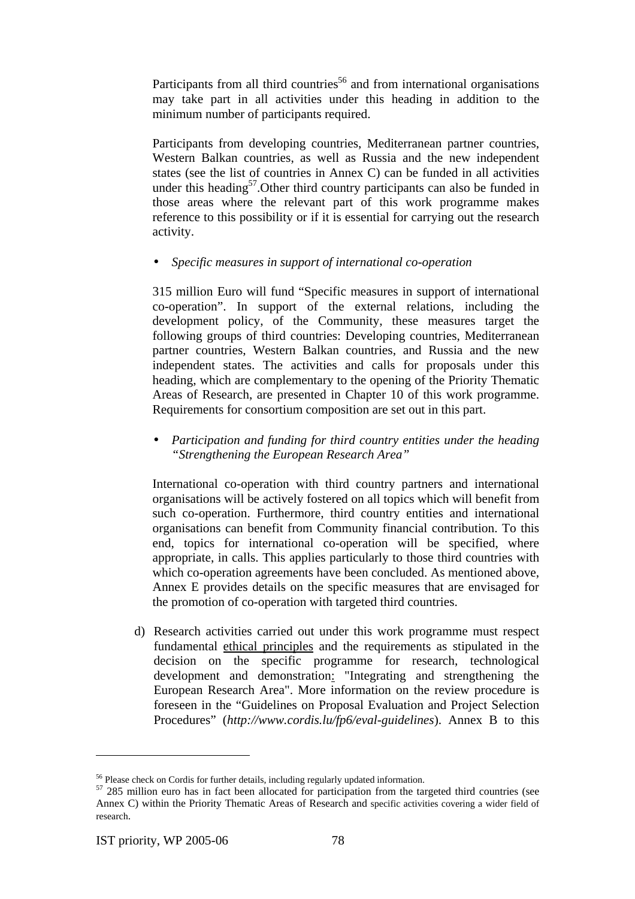Participants from all third countries[56] and from international organisations may take part in all activities under this heading in addition to the minimum number of participants required.

Participants from developing countries, Mediterranean partner countries, Western Balkan countries, as well as Russia and the new independent states (see the list of countries in Annex C) can be funded in all activities under this heading[57].Other third country participants can also be funded in those areas where the relevant part of this work programme makes reference to this possibility or if it is essential for carrying out the research activity.

- *Specific measures in support of international co-operation*

315 million Euro will fund "Specific measures in support of international co-operation". In support of the external relations, including the development policy, of the Community, these measures target the following groups of third countries: Developing countries, Mediterranean partner countries, Western Balkan countries, and Russia and the new independent states. The activities and calls for proposals under this heading, which are complementary to the opening of the Priority Thematic Areas of Research, are presented in Chapter 10 of this work programme. Requirements for consortium composition are set out in this part.

- *Participation and funding for third country entities under the heading "Strengthening the European Research Area"*

International co-operation with third country partners and international organisations will be actively fostered on all topics which will benefit from such co-operation. Furthermore, third country entities and international organisations can benefit from Community financial contribution. To this end, topics for international co-operation will be specified, where appropriate, in calls. This applies particularly to those third countries with which co-operation agreements have been concluded. As mentioned above, Annex E provides details on the specific measures that are envisaged for the promotion of co-operation with targeted third countries.

d) Research activities carried out under this work programme must respect fundamental ethical principles and the requirements as stipulated in the decision on the specific programme for research, technological development and demonstration: "Integrating and strengthening the European Research Area". More information on the review procedure is foreseen in the "Guidelines on Proposal Evaluation and Project Selection Procedures" (*http://www.cordis.lu/fp6/eval-guidelines*). Annex B to this

---

[56] Please check on Cordis for further details, including regularly updated information.

[57] 285 million euro has in fact been allocated for participation from the targeted third countries (see Annex C) within the Priority Thematic Areas of Research and specific activities covering a wider field of research.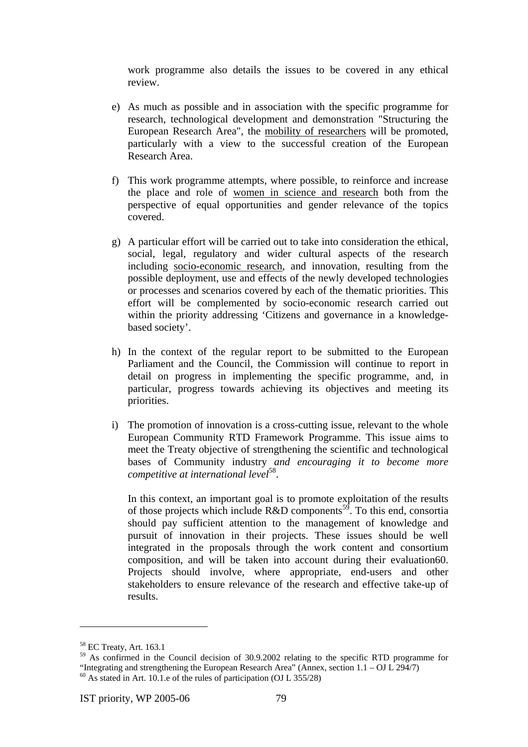work programme also details the issues to be covered in any ethical review.

e) As much as possible and in association with the specific programme for research, technological development and demonstration "Structuring the European Research Area", the mobility of researchers will be promoted, particularly with a view to the successful creation of the European Research Area.

f) This work programme attempts, where possible, to reinforce and increase the place and role of women in science and research both from the perspective of equal opportunities and gender relevance of the topics covered.

g) A particular effort will be carried out to take into consideration the ethical, social, legal, regulatory and wider cultural aspects of the research including socio-economic research, and innovation, resulting from the possible deployment, use and effects of the newly developed technologies or processes and scenarios covered by each of the thematic priorities. This effort will be complemented by socio-economic research carried out within the priority addressing 'Citizens and governance in a knowledge-based society'.

h) In the context of the regular report to be submitted to the European Parliament and the Council, the Commission will continue to report in detail on progress in implementing the specific programme, and, in particular, progress towards achieving its objectives and meeting its priorities.

i) The promotion of innovation is a cross-cutting issue, relevant to the whole European Community RTD Framework Programme. This issue aims to meet the Treaty objective of strengthening the scientific and technological bases of Community industry *and encouraging it to become more competitive at international level*[58].

   In this context, an important goal is to promote exploitation of the results of those projects which include R&D components[59]. To this end, consortia should pay sufficient attention to the management of knowledge and pursuit of innovation in their projects. These issues should be well integrated in the proposals through the work content and consortium composition, and will be taken into account during their evaluation60. Projects should involve, where appropriate, end-users and other stakeholders to ensure relevance of the research and effective take-up of results.

---

[58] EC Treaty, Art. 163.1

[59] As confirmed in the Council decision of 30.9.2002 relating to the specific RTD programme for "Integrating and strengthening the European Research Area" (Annex, section 1.1 – OJ L 294/7)

[60] As stated in Art. 10.1.e of the rules of participation (OJ L 355/28)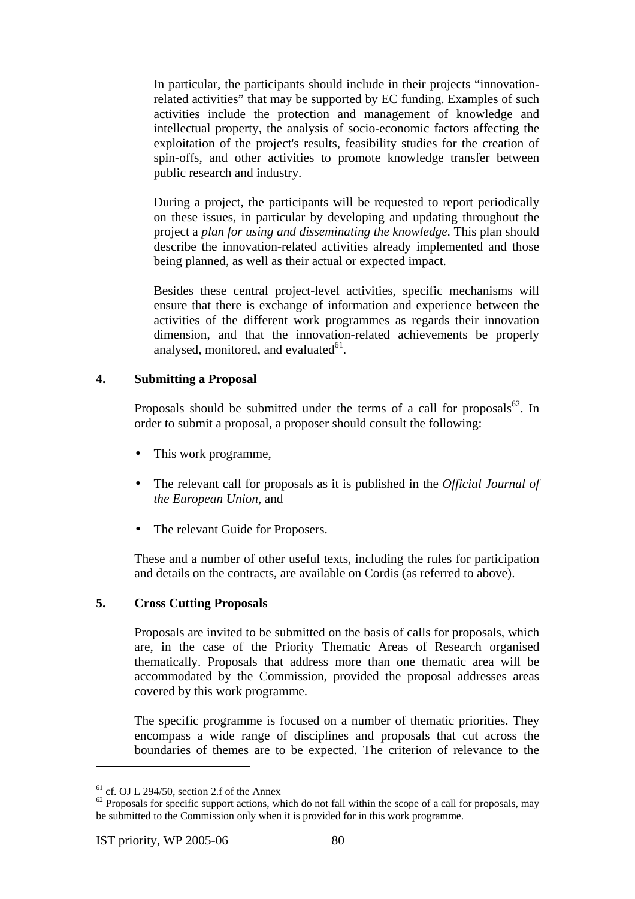In particular, the participants should include in their projects "innovation-related activities" that may be supported by EC funding. Examples of such activities include the protection and management of knowledge and intellectual property, the analysis of socio-economic factors affecting the exploitation of the project's results, feasibility studies for the creation of spin-offs, and other activities to promote knowledge transfer between public research and industry.

During a project, the participants will be requested to report periodically on these issues, in particular by developing and updating throughout the project a *plan for using and disseminating the knowledge*. This plan should describe the innovation-related activities already implemented and those being planned, as well as their actual or expected impact.

Besides these central project-level activities, specific mechanisms will ensure that there is exchange of information and experience between the activities of the different work programmes as regards their innovation dimension, and that the innovation-related achievements be properly analysed, monitored, and evaluated[61].

## 4. Submitting a Proposal

Proposals should be submitted under the terms of a call for proposals[62]. In order to submit a proposal, a proposer should consult the following:

- This work programme,
- The relevant call for proposals as it is published in the *Official Journal of the European Union*, and
- The relevant Guide for Proposers.

These and a number of other useful texts, including the rules for participation and details on the contracts, are available on Cordis (as referred to above).

## 5. Cross Cutting Proposals

Proposals are invited to be submitted on the basis of calls for proposals, which are, in the case of the Priority Thematic Areas of Research organised thematically. Proposals that address more than one thematic area will be accommodated by the Commission, provided the proposal addresses areas covered by this work programme.

The specific programme is focused on a number of thematic priorities. They encompass a wide range of disciplines and proposals that cut across the boundaries of themes are to be expected. The criterion of relevance to the

---

[61] cf. OJ L 294/50, section 2.f of the Annex

[62] Proposals for specific support actions, which do not fall within the scope of a call for proposals, may be submitted to the Commission only when it is provided for in this work programme.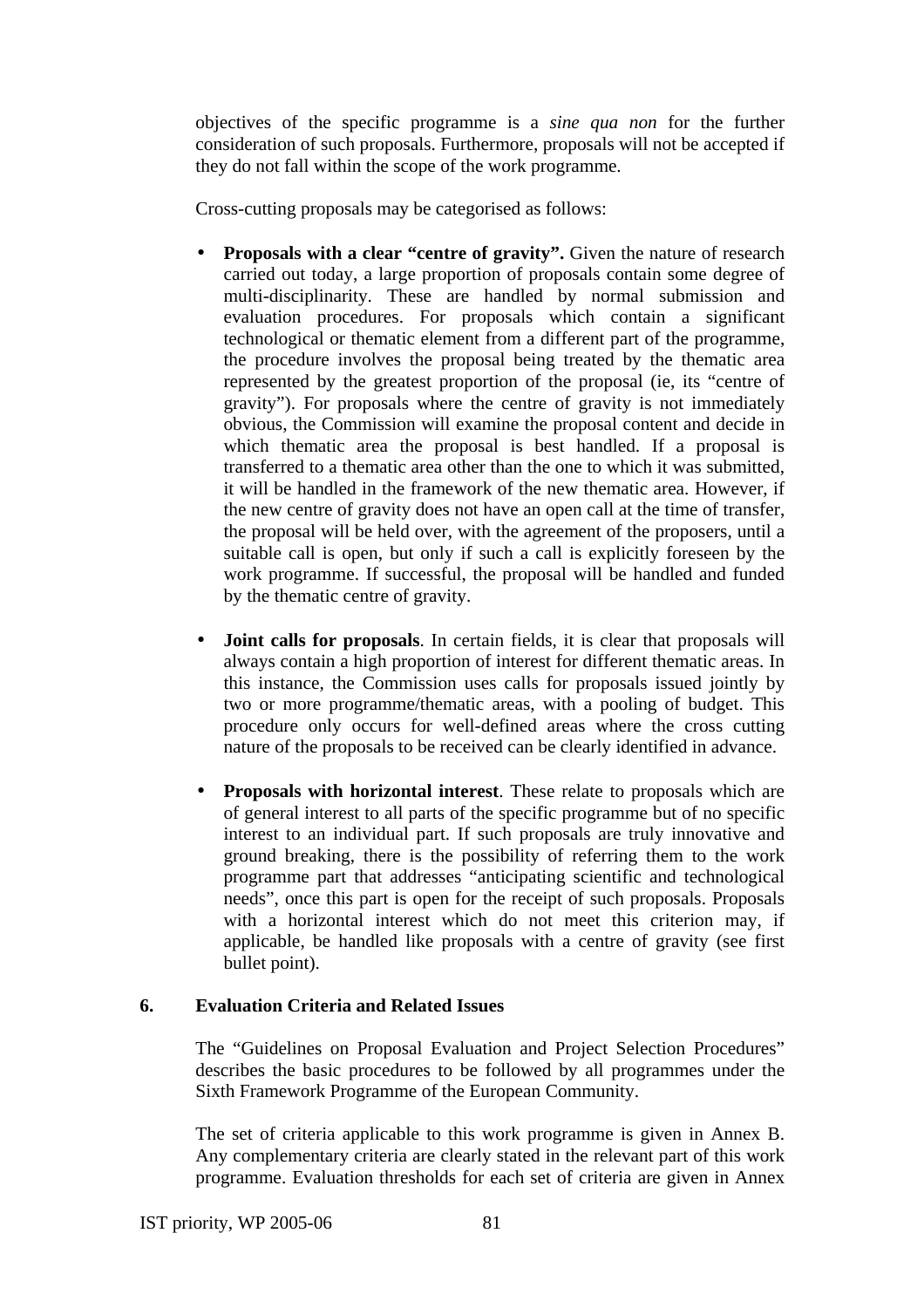objectives of the specific programme is a *sine qua non* for the further consideration of such proposals. Furthermore, proposals will not be accepted if they do not fall within the scope of the work programme.

Cross-cutting proposals may be categorised as follows:

- **Proposals with a clear "centre of gravity".** Given the nature of research carried out today, a large proportion of proposals contain some degree of multi-disciplinarity. These are handled by normal submission and evaluation procedures. For proposals which contain a significant technological or thematic element from a different part of the programme, the procedure involves the proposal being treated by the thematic area represented by the greatest proportion of the proposal (ie, its "centre of gravity"). For proposals where the centre of gravity is not immediately obvious, the Commission will examine the proposal content and decide in which thematic area the proposal is best handled. If a proposal is transferred to a thematic area other than the one to which it was submitted, it will be handled in the framework of the new thematic area. However, if the new centre of gravity does not have an open call at the time of transfer, the proposal will be held over, with the agreement of the proposers, until a suitable call is open, but only if such a call is explicitly foreseen by the work programme. If successful, the proposal will be handled and funded by the thematic centre of gravity.

- **Joint calls for proposals**. In certain fields, it is clear that proposals will always contain a high proportion of interest for different thematic areas. In this instance, the Commission uses calls for proposals issued jointly by two or more programme/thematic areas, with a pooling of budget. This procedure only occurs for well-defined areas where the cross cutting nature of the proposals to be received can be clearly identified in advance.

- **Proposals with horizontal interest**. These relate to proposals which are of general interest to all parts of the specific programme but of no specific interest to an individual part. If such proposals are truly innovative and ground breaking, there is the possibility of referring them to the work programme part that addresses "anticipating scientific and technological needs", once this part is open for the receipt of such proposals. Proposals with a horizontal interest which do not meet this criterion may, if applicable, be handled like proposals with a centre of gravity (see first bullet point).

## 6. Evaluation Criteria and Related Issues

The "Guidelines on Proposal Evaluation and Project Selection Procedures" describes the basic procedures to be followed by all programmes under the Sixth Framework Programme of the European Community.

The set of criteria applicable to this work programme is given in Annex B. Any complementary criteria are clearly stated in the relevant part of this work programme. Evaluation thresholds for each set of criteria are given in Annex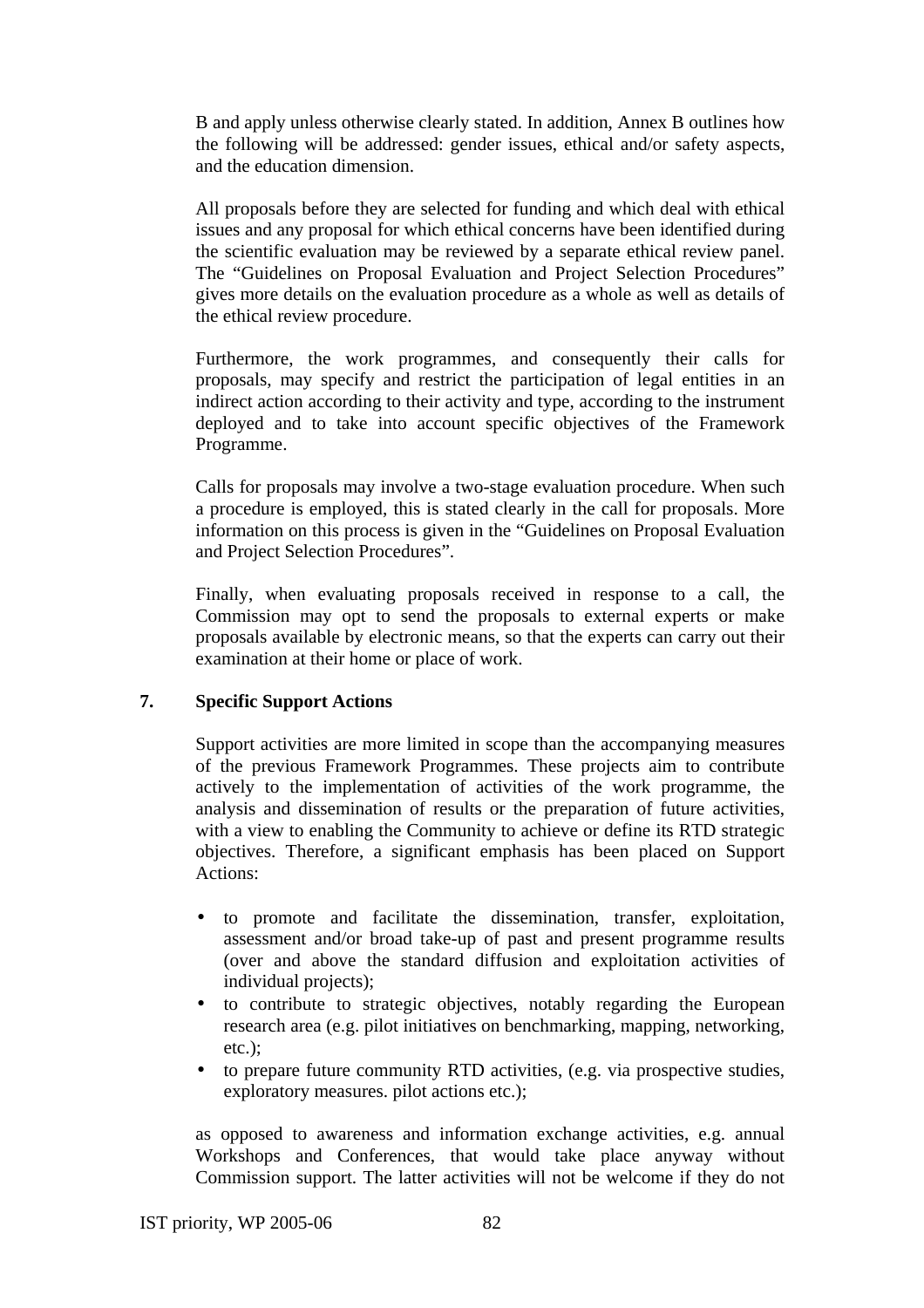B and apply unless otherwise clearly stated. In addition, Annex B outlines how the following will be addressed: gender issues, ethical and/or safety aspects, and the education dimension.

All proposals before they are selected for funding and which deal with ethical issues and any proposal for which ethical concerns have been identified during the scientific evaluation may be reviewed by a separate ethical review panel. The "Guidelines on Proposal Evaluation and Project Selection Procedures" gives more details on the evaluation procedure as a whole as well as details of the ethical review procedure.

Furthermore, the work programmes, and consequently their calls for proposals, may specify and restrict the participation of legal entities in an indirect action according to their activity and type, according to the instrument deployed and to take into account specific objectives of the Framework Programme.

Calls for proposals may involve a two-stage evaluation procedure. When such a procedure is employed, this is stated clearly in the call for proposals. More information on this process is given in the "Guidelines on Proposal Evaluation and Project Selection Procedures".

Finally, when evaluating proposals received in response to a call, the Commission may opt to send the proposals to external experts or make proposals available by electronic means, so that the experts can carry out their examination at their home or place of work.

## 7. Specific Support Actions

Support activities are more limited in scope than the accompanying measures of the previous Framework Programmes. These projects aim to contribute actively to the implementation of activities of the work programme, the analysis and dissemination of results or the preparation of future activities, with a view to enabling the Community to achieve or define its RTD strategic objectives. Therefore, a significant emphasis has been placed on Support Actions:

- to promote and facilitate the dissemination, transfer, exploitation, assessment and/or broad take-up of past and present programme results (over and above the standard diffusion and exploitation activities of individual projects);
- to contribute to strategic objectives, notably regarding the European research area (e.g. pilot initiatives on benchmarking, mapping, networking, etc.);
- to prepare future community RTD activities, (e.g. via prospective studies, exploratory measures. pilot actions etc.);

as opposed to awareness and information exchange activities, e.g. annual Workshops and Conferences, that would take place anyway without Commission support. The latter activities will not be welcome if they do not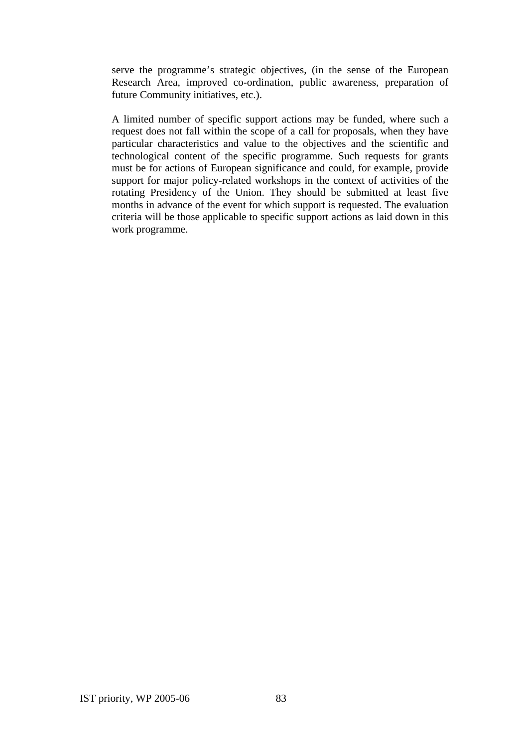serve the programme's strategic objectives, (in the sense of the European Research Area, improved co-ordination, public awareness, preparation of future Community initiatives, etc.).

A limited number of specific support actions may be funded, where such a request does not fall within the scope of a call for proposals, when they have particular characteristics and value to the objectives and the scientific and technological content of the specific programme. Such requests for grants must be for actions of European significance and could, for example, provide support for major policy-related workshops in the context of activities of the rotating Presidency of the Union. They should be submitted at least five months in advance of the event for which support is requested. The evaluation criteria will be those applicable to specific support actions as laid down in this work programme.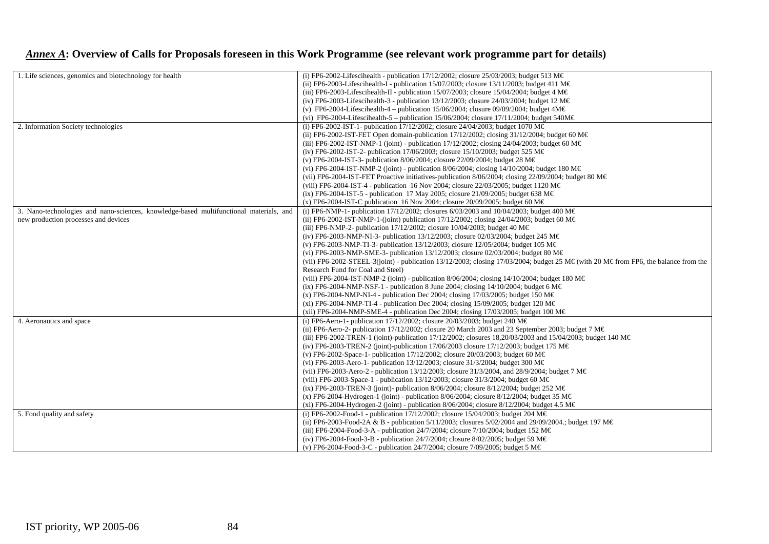## ***Annex A*: Overview of Calls for Proposals foreseen in this Work Programme (see relevant work programme part for details)**

| | |
|---|---|
| 1. Life sciences, genomics and biotechnology for health | (i) FP6-2002-Lifescihealth - publication 17/12/2002; closure 25/03/2003; budget 513 M€<br>(ii) FP6-2003-Lifescihealth-I - publication 15/07/2003; closure 13/11/2003; budget 411 M€<br>(iii) FP6-2003-Lifescihealth-II - publication 15/07/2003; closure 15/04/2004; budget 4 M€<br>(iv) FP6-2003-Lifescihealth-3 - publication 13/12/2003; closure 24/03/2004; budget 12 M€<br>(v) FP6-2004-Lifescihealth-4 – publication 15/06/2004; closure 09/09/2004; budget 4M€<br>(vi) FP6-2004-Lifescihealth-5 – publication 15/06/2004; closure 17/11/2004; budget 540M€ |
| 2. Information Society technologies | (i) FP6-2002-IST-1- publication 17/12/2002; closure 24/04/2003; budget 1070 M€<br>(ii) FP6-2002-IST-FET Open domain-publication 17/12/2002; closing 31/12/2004; budget 60 M€<br>(iii) FP6-2002-IST-NMP-1 (joint) - publication 17/12/2002; closing 24/04/2003; budget 60 M€<br>(iv) FP6-2002-IST-2- publication 17/06/2003; closure 15/10/2003; budget 525 M€<br>(v) FP6-2004-IST-3- publication 8/06/2004; closure 22/09/2004; budget 28 M€<br>(vi) FP6-2004-IST-NMP-2 (joint) - publication 8/06/2004; closing 14/10/2004; budget 180 M€<br>(vii) FP6-2004-IST-FET Proactive initiatives-publication 8/06/2004; closing 22/09/2004; budget 80 M€<br>(viii) FP6-2004-IST-4 - publication 16 Nov 2004; closure 22/03/2005; budget 1120 M€<br>(ix) FP6-2004-IST-5 - publication 17 May 2005; closure 21/09/2005; budget 638 M€<br>(x) FP6-2004-IST-C publication 16 Nov 2004; closure 20/09/2005; budget 60 M€ |
| 3. Nano-technologies and nano-sciences, knowledge-based multifunctional materials, and new production processes and devices | (i) FP6-NMP-1- publication 17/12/2002; closures 6/03/2003 and 10/04/2003; budget 400 M€<br>(ii) FP6-2002-IST-NMP-1-(joint) publication 17/12/2002; closing 24/04/2003; budget 60 M€<br>(iii) FP6-NMP-2- publication 17/12/2002; closure 10/04/2003; budget 40 M€<br>(iv) FP6-2003-NMP-NI-3- publication 13/12/2003; closure 02/03/2004; budget 245 M€<br>(v) FP6-2003-NMP-TI-3- publication 13/12/2003; closure 12/05/2004; budget 105 M€<br>(vi) FP6-2003-NMP-SME-3- publication 13/12/2003; closure 02/03/2004; budget 80 M€<br>(vii) FP6-2002-STEEL-3(joint) - publication 13/12/2003; closing 17/03/2004; budget 25 M€ (with 20 M€ from FP6, the balance from the Research Fund for Coal and Steel)<br>(viii) FP6-2004-IST-NMP-2 (joint) - publication 8/06/2004; closing 14/10/2004; budget 180 M€<br>(ix) FP6-2004-NMP-NSF-1 - publication 8 June 2004; closing 14/10/2004; budget 6 M€<br>(x) FP6-2004-NMP-NI-4 - publication Dec 2004; closing 17/03/2005; budget 150 M€<br>(xi) FP6-2004-NMP-TI-4 - publication Dec 2004; closing 15/09/2005; budget 120 M€<br>(xii) FP6-2004-NMP-SME-4 - publication Dec 2004; closing 17/03/2005; budget 100 M€ |
| 4. Aeronautics and space | (i) FP6-Aero-1- publication 17/12/2002; closure 20/03/2003; budget 240 M€<br>(ii) FP6-Aero-2- publication 17/12/2002; closure 20 March 2003 and 23 September 2003; budget 7 M€<br>(iii) FP6-2002-TREN-1 (joint)-publication 17/12/2002; closures 18,20/03/2003 and 15/04/2003; budget 140 M€<br>(iv) FP6-2003-TREN-2 (joint)-publication 17/06/2003 closure 17/12/2003; budget 175 M€<br>(v) FP6-2002-Space-1- publication 17/12/2002; closure 20/03/2003; budget 60 M€<br>(vi) FP6-2003-Aero-1- publication 13/12/2003; closure 31/3/2004; budget 300 M€<br>(vii) FP6-2003-Aero-2 - publication 13/12/2003; closure 31/3/2004, and 28/9/2004; budget 7 M€<br>(viii) FP6-2003-Space-1 - publication 13/12/2003; closure 31/3/2004; budget 60 M€<br>(ix) FP6-2003-TREN-3 (joint)- publication 8/06/2004; closure 8/12/2004; budget 252 M€<br>(x) FP6-2004-Hydrogen-1 (joint) - publication 8/06/2004; closure 8/12/2004; budget 35 M€<br>(xi) FP6-2004-Hydrogen-2 (joint) - publication 8/06/2004; closure 8/12/2004; budget 4.5 M€ |
| 5. Food quality and safety | (i) FP6-2002-Food-1 - publication 17/12/2002; closure 15/04/2003; budget 204 M€<br>(ii) FP6-2003-Food-2A & B - publication 5/11/2003; closures 5/02/2004 and 29/09/2004.; budget 197 M€<br>(iii) FP6-2004-Food-3-A - publication 24/7/2004; closure 7/10/2004; budget 152 M€<br>(iv) FP6-2004-Food-3-B - publication 24/7/2004; closure 8/02/2005; budget 59 M€<br>(v) FP6-2004-Food-3-C - publication 24/7/2004; closure 7/09/2005; budget 5 M€ |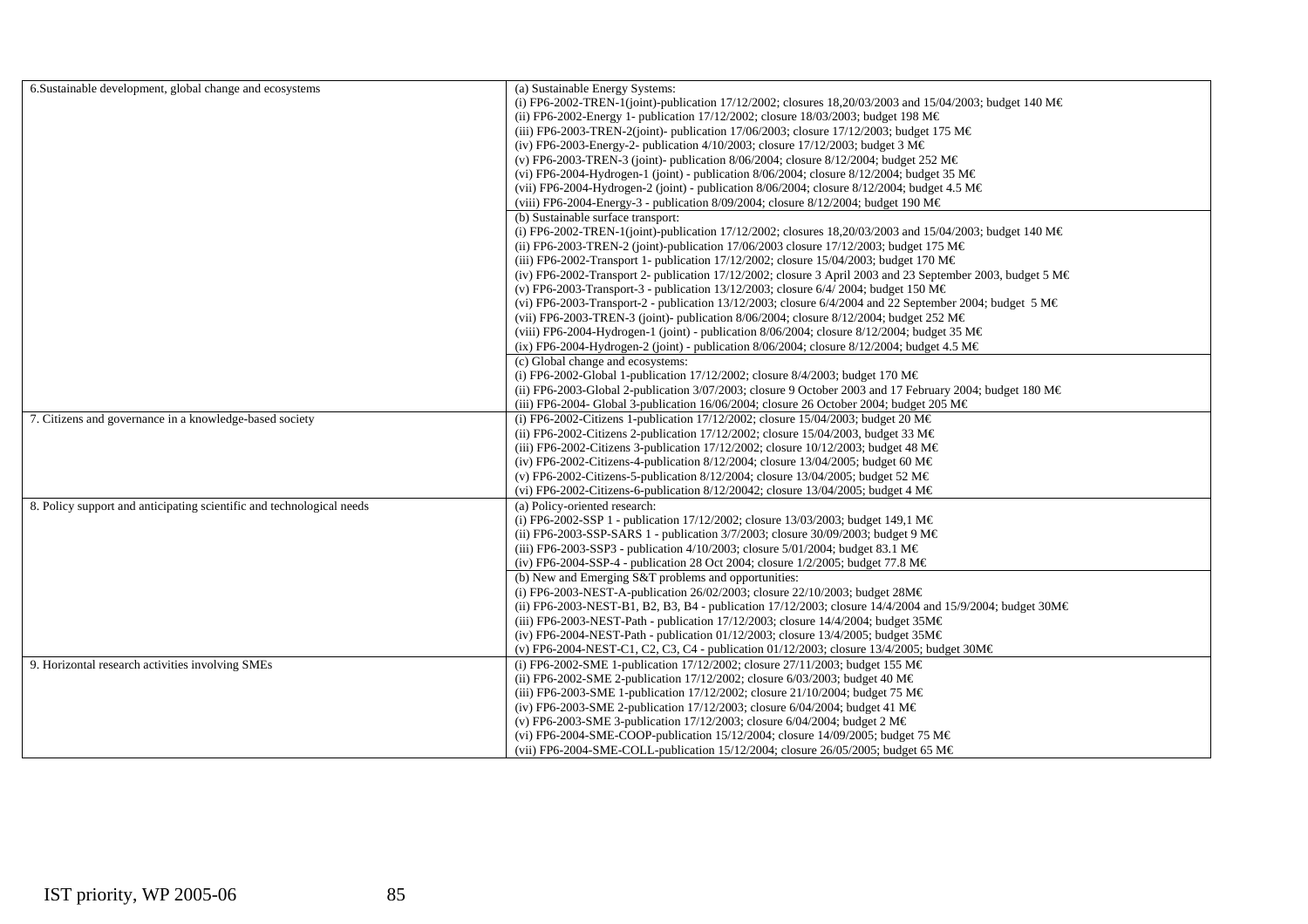| | |
|---|---|
| 6.Sustainable development, global change and ecosystems | (a) Sustainable Energy Systems:<br>(i) FP6-2002-TREN-1(joint)-publication 17/12/2002; closures 18,20/03/2003 and 15/04/2003; budget 140 M€<br>(ii) FP6-2002-Energy 1- publication 17/12/2002; closure 18/03/2003; budget 198 M€<br>(iii) FP6-2003-TREN-2(joint)- publication 17/06/2003; closure 17/12/2003; budget 175 M€<br>(iv) FP6-2003-Energy-2- publication 4/10/2003; closure 17/12/2003; budget 3 M€<br>(v) FP6-2003-TREN-3 (joint)- publication 8/06/2004; closure 8/12/2004; budget 252 M€<br>(vi) FP6-2004-Hydrogen-1 (joint) - publication 8/06/2004; closure 8/12/2004; budget 35 M€<br>(vii) FP6-2004-Hydrogen-2 (joint) - publication 8/06/2004; closure 8/12/2004; budget 4.5 M€<br>(viii) FP6-2004-Energy-3 - publication 8/09/2004; closure 8/12/2004; budget 190 M€ |
| | (b) Sustainable surface transport:<br>(i) FP6-2002-TREN-1(joint)-publication 17/12/2002; closures 18,20/03/2003 and 15/04/2003; budget 140 M€<br>(ii) FP6-2003-TREN-2 (joint)-publication 17/06/2003 closure 17/12/2003; budget 175 M€<br>(iii) FP6-2002-Transport 1- publication 17/12/2002; closure 15/04/2003; budget 170 M€<br>(iv) FP6-2002-Transport 2- publication 17/12/2002; closure 3 April 2003 and 23 September 2003, budget 5 M€<br>(v) FP6-2003-Transport-3 - publication 13/12/2003; closure 6/4/ 2004; budget 150 M€<br>(vi) FP6-2003-Transport-2 - publication 13/12/2003; closure 6/4/2004 and 22 September 2004; budget 5 M€<br>(vii) FP6-2003-TREN-3 (joint)- publication 8/06/2004; closure 8/12/2004; budget 252 M€<br>(viii) FP6-2004-Hydrogen-1 (joint) - publication 8/06/2004; closure 8/12/2004; budget 35 M€<br>(ix) FP6-2004-Hydrogen-2 (joint) - publication 8/06/2004; closure 8/12/2004; budget 4.5 M€ |
| | (c) Global change and ecosystems:<br>(i) FP6-2002-Global 1-publication 17/12/2002; closure 8/4/2003; budget 170 M€<br>(ii) FP6-2003-Global 2-publication 3/07/2003; closure 9 October 2003 and 17 February 2004; budget 180 M€<br>(iii) FP6-2004- Global 3-publication 16/06/2004; closure 26 October 2004; budget 205 M€ |
| 7. Citizens and governance in a knowledge-based society | (i) FP6-2002-Citizens 1-publication 17/12/2002; closure 15/04/2003; budget 20 M€<br>(ii) FP6-2002-Citizens 2-publication 17/12/2002; closure 15/04/2003, budget 33 M€<br>(iii) FP6-2002-Citizens 3-publication 17/12/2002; closure 10/12/2003; budget 48 M€<br>(iv) FP6-2002-Citizens-4-publication 8/12/2004; closure 13/04/2005; budget 60 M€<br>(v) FP6-2002-Citizens-5-publication 8/12/2004; closure 13/04/2005; budget 52 M€<br>(vi) FP6-2002-Citizens-6-publication 8/12/20042; closure 13/04/2005; budget 4 M€ |
| 8. Policy support and anticipating scientific and technological needs | (a) Policy-oriented research:<br>(i) FP6-2002-SSP 1 - publication 17/12/2002; closure 13/03/2003; budget 149,1 M€<br>(ii) FP6-2003-SSP-SARS 1 - publication 3/7/2003; closure 30/09/2003; budget 9 M€<br>(iii) FP6-2003-SSP3 - publication 4/10/2003; closure 5/01/2004; budget 83.1 M€<br>(iv) FP6-2004-SSP-4 - publication 28 Oct 2004; closure 1/2/2005; budget 77.8 M€ |
| | (b) New and Emerging S&T problems and opportunities:<br>(i) FP6-2003-NEST-A-publication 26/02/2003; closure 22/10/2003; budget 28M€<br>(ii) FP6-2003-NEST-B1, B2, B3, B4 - publication 17/12/2003; closure 14/4/2004 and 15/9/2004; budget 30M€<br>(iii) FP6-2003-NEST-Path - publication 17/12/2003; closure 14/4/2004; budget 35M€<br>(iv) FP6-2004-NEST-Path - publication 01/12/2003; closure 13/4/2005; budget 35M€<br>(v) FP6-2004-NEST-C1, C2, C3, C4 - publication 01/12/2003; closure 13/4/2005; budget 30M€ |
| 9. Horizontal research activities involving SMEs | (i) FP6-2002-SME 1-publication 17/12/2002; closure 27/11/2003; budget 155 M€<br>(ii) FP6-2002-SME 2-publication 17/12/2002; closure 6/03/2003; budget 40 M€<br>(iii) FP6-2003-SME 1-publication 17/12/2002; closure 21/10/2004; budget 75 M€<br>(iv) FP6-2003-SME 2-publication 17/12/2003; closure 6/04/2004; budget 41 M€<br>(v) FP6-2003-SME 3-publication 17/12/2003; closure 6/04/2004; budget 2 M€<br>(vi) FP6-2004-SME-COOP-publication 15/12/2004; closure 14/09/2005; budget 75 M€<br>(vii) FP6-2004-SME-COLL-publication 15/12/2004; closure 26/05/2005; budget 65 M€ |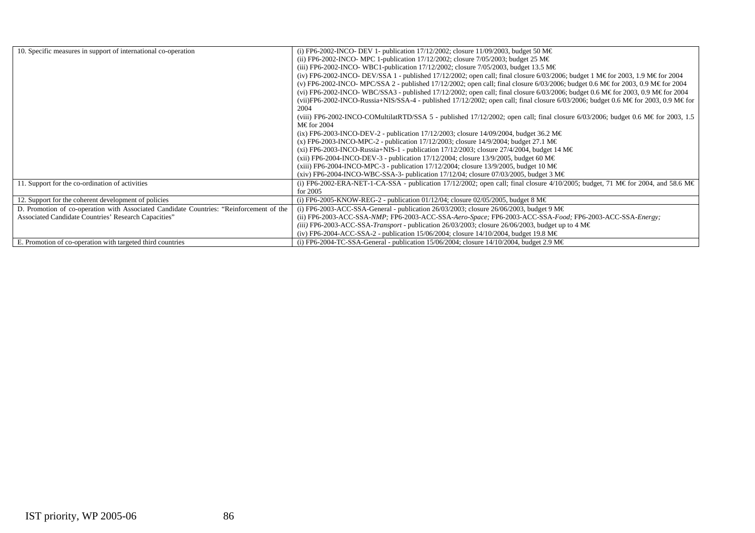| | |
|---|---|
| 10. Specific measures in support of international co-operation | (i) FP6-2002-INCO- DEV 1- publication 17/12/2002; closure 11/09/2003, budget 50 M€<br>(ii) FP6-2002-INCO- MPC 1-publication 17/12/2002; closure 7/05/2003; budget 25 M€<br>(iii) FP6-2002-INCO- WBC1-publication 17/12/2002; closure 7/05/2003, budget 13.5 M€<br>(iv) FP6-2002-INCO- DEV/SSA 1 - published 17/12/2002; open call; final closure 6/03/2006; budget 1 M€ for 2003, 1.9 M€ for 2004<br>(v) FP6-2002-INCO- MPC/SSA 2 - published 17/12/2002; open call; final closure 6/03/2006; budget 0.6 M€ for 2003, 0.9 M€ for 2004<br>(vi) FP6-2002-INCO- WBC/SSA3 - published 17/12/2002; open call; final closure 6/03/2006; budget 0.6 M€ for 2003, 0.9 M€ for 2004<br>(vii)FP6-2002-INCO-Russia+NIS/SSA-4 - published 17/12/2002; open call; final closure 6/03/2006; budget 0.6 M€ for 2003, 0.9 M€ for 2004<br>(viii) FP6-2002-INCO-COMultilatRTD/SSA 5 - published 17/12/2002; open call; final closure 6/03/2006; budget 0.6 M€ for 2003, 1.5 M€ for 2004<br>(ix) FP6-2003-INCO-DEV-2 - publication 17/12/2003; closure 14/09/2004, budget 36.2 M€<br>(x) FP6-2003-INCO-MPC-2 - publication 17/12/2003; closure 14/9/2004; budget 27.1 M€<br>(xi) FP6-2003-INCO-Russia+NIS-1 - publication 17/12/2003; closure 27/4/2004, budget 14 M€<br>(xii) FP6-2004-INCO-DEV-3 - publication 17/12/2004; closure 13/9/2005, budget 60 M€<br>(xiii) FP6-2004-INCO-MPC-3 - publication 17/12/2004; closure 13/9/2005, budget 10 M€<br>(xiv) FP6-2004-INCO-WBC-SSA-3- publication 17/12/04; closure 07/03/2005, budget 3 M€ |
| 11. Support for the co-ordination of activities | (i) FP6-2002-ERA-NET-1-CA-SSA - publication 17/12/2002; open call; final closure 4/10/2005; budget, 71 M€ for 2004, and 58.6 M€ for 2005 |
| 12. Support for the coherent development of policies | (i) FP6-2005-KNOW-REG-2 - publication 01/12/04; closure 02/05/2005, budget 8 M€ |
| D. Promotion of co-operation with Associated Candidate Countries: "Reinforcement of the Associated Candidate Countries' Research Capacities" | (i) FP6-2003-ACC-SSA-General - publication 26/03/2003; closure 26/06/2003, budget 9 M€<br>(ii) FP6-2003-ACC-SSA-*NMP;* FP6-2003-ACC-SSA-*Aero-Space;* FP6-2003-ACC-SSA-*Food;* FP6-2003-ACC-SSA-*Energy;*<br>*(iii)* FP6-2003-ACC-SSA-*Transport* - publication 26/03/2003; closure 26/06/2003, budget up to 4 M€<br>(iv) FP6-2004-ACC-SSA-2 - publication 15/06/2004; closure 14/10/2004, budget 19.8 M€ |
| E. Promotion of co-operation with targeted third countries | (i) FP6-2004-TC-SSA-General - publication 15/06/2004; closure 14/10/2004, budget 2.9 M€ |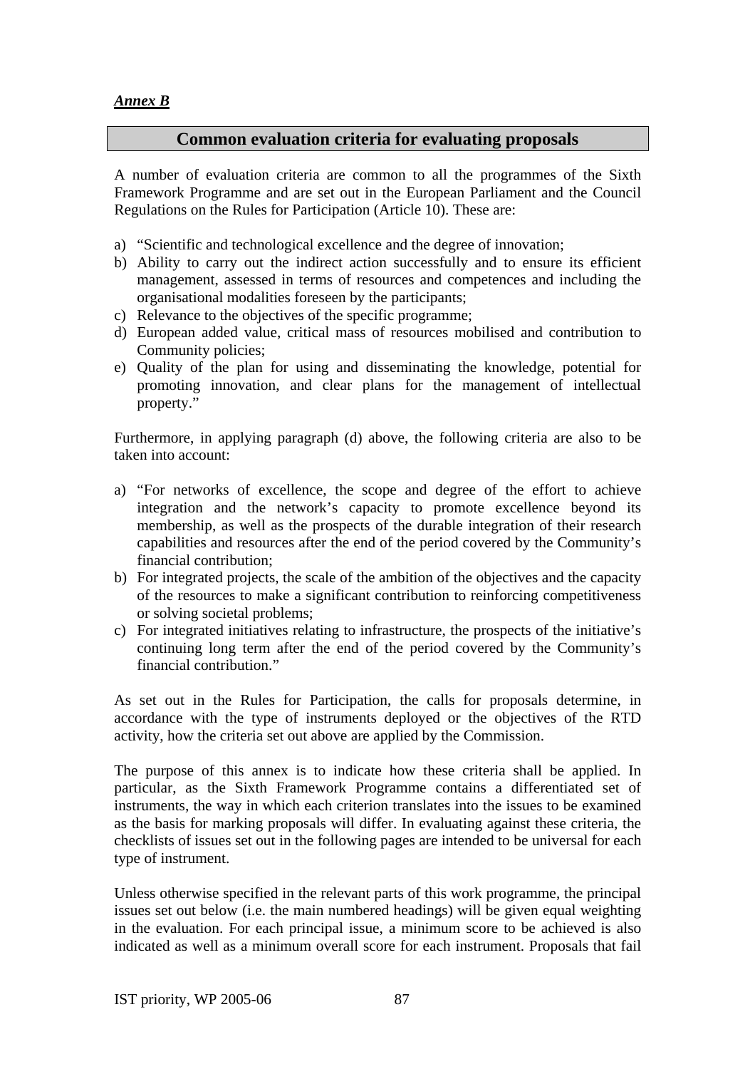***Annex B***

## Common evaluation criteria for evaluating proposals

A number of evaluation criteria are common to all the programmes of the Sixth Framework Programme and are set out in the European Parliament and the Council Regulations on the Rules for Participation (Article 10). These are:

a) "Scientific and technological excellence and the degree of innovation;
b) Ability to carry out the indirect action successfully and to ensure its efficient management, assessed in terms of resources and competences and including the organisational modalities foreseen by the participants;
c) Relevance to the objectives of the specific programme;
d) European added value, critical mass of resources mobilised and contribution to Community policies;
e) Quality of the plan for using and disseminating the knowledge, potential for promoting innovation, and clear plans for the management of intellectual property."

Furthermore, in applying paragraph (d) above, the following criteria are also to be taken into account:

a) "For networks of excellence, the scope and degree of the effort to achieve integration and the network's capacity to promote excellence beyond its membership, as well as the prospects of the durable integration of their research capabilities and resources after the end of the period covered by the Community's financial contribution;
b) For integrated projects, the scale of the ambition of the objectives and the capacity of the resources to make a significant contribution to reinforcing competitiveness or solving societal problems;
c) For integrated initiatives relating to infrastructure, the prospects of the initiative's continuing long term after the end of the period covered by the Community's financial contribution."

As set out in the Rules for Participation, the calls for proposals determine, in accordance with the type of instruments deployed or the objectives of the RTD activity, how the criteria set out above are applied by the Commission.

The purpose of this annex is to indicate how these criteria shall be applied. In particular, as the Sixth Framework Programme contains a differentiated set of instruments, the way in which each criterion translates into the issues to be examined as the basis for marking proposals will differ. In evaluating against these criteria, the checklists of issues set out in the following pages are intended to be universal for each type of instrument.

Unless otherwise specified in the relevant parts of this work programme, the principal issues set out below (i.e. the main numbered headings) will be given equal weighting in the evaluation. For each principal issue, a minimum score to be achieved is also indicated as well as a minimum overall score for each instrument. Proposals that fail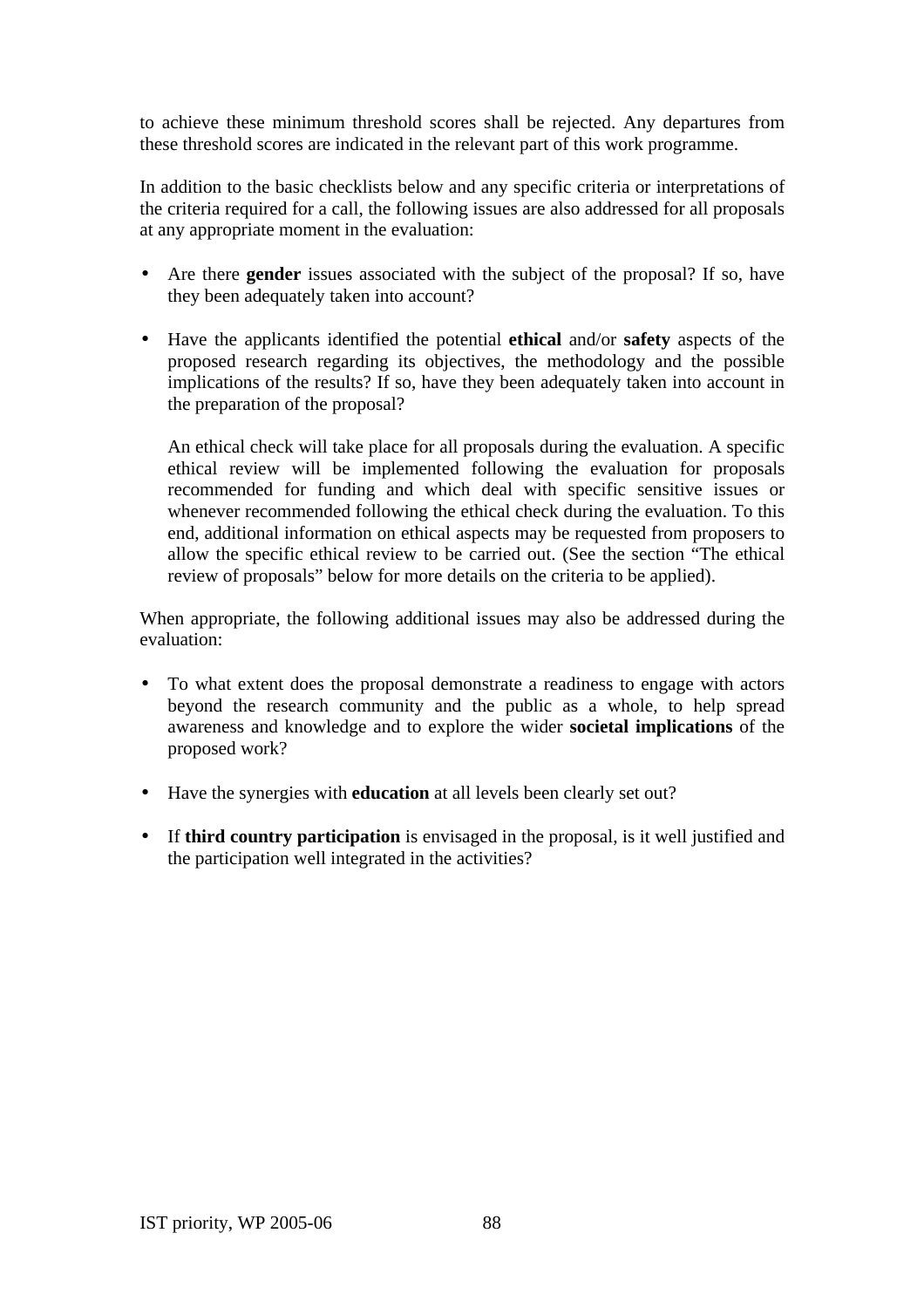to achieve these minimum threshold scores shall be rejected. Any departures from these threshold scores are indicated in the relevant part of this work programme.

In addition to the basic checklists below and any specific criteria or interpretations of the criteria required for a call, the following issues are also addressed for all proposals at any appropriate moment in the evaluation:

- Are there **gender** issues associated with the subject of the proposal? If so, have they been adequately taken into account?

- Have the applicants identified the potential **ethical** and/or **safety** aspects of the proposed research regarding its objectives, the methodology and the possible implications of the results? If so, have they been adequately taken into account in the preparation of the proposal?

  An ethical check will take place for all proposals during the evaluation. A specific ethical review will be implemented following the evaluation for proposals recommended for funding and which deal with specific sensitive issues or whenever recommended following the ethical check during the evaluation. To this end, additional information on ethical aspects may be requested from proposers to allow the specific ethical review to be carried out. (See the section "The ethical review of proposals" below for more details on the criteria to be applied).

When appropriate, the following additional issues may also be addressed during the evaluation:

- To what extent does the proposal demonstrate a readiness to engage with actors beyond the research community and the public as a whole, to help spread awareness and knowledge and to explore the wider **societal implications** of the proposed work?

- Have the synergies with **education** at all levels been clearly set out?

- If **third country participation** is envisaged in the proposal, is it well justified and the participation well integrated in the activities?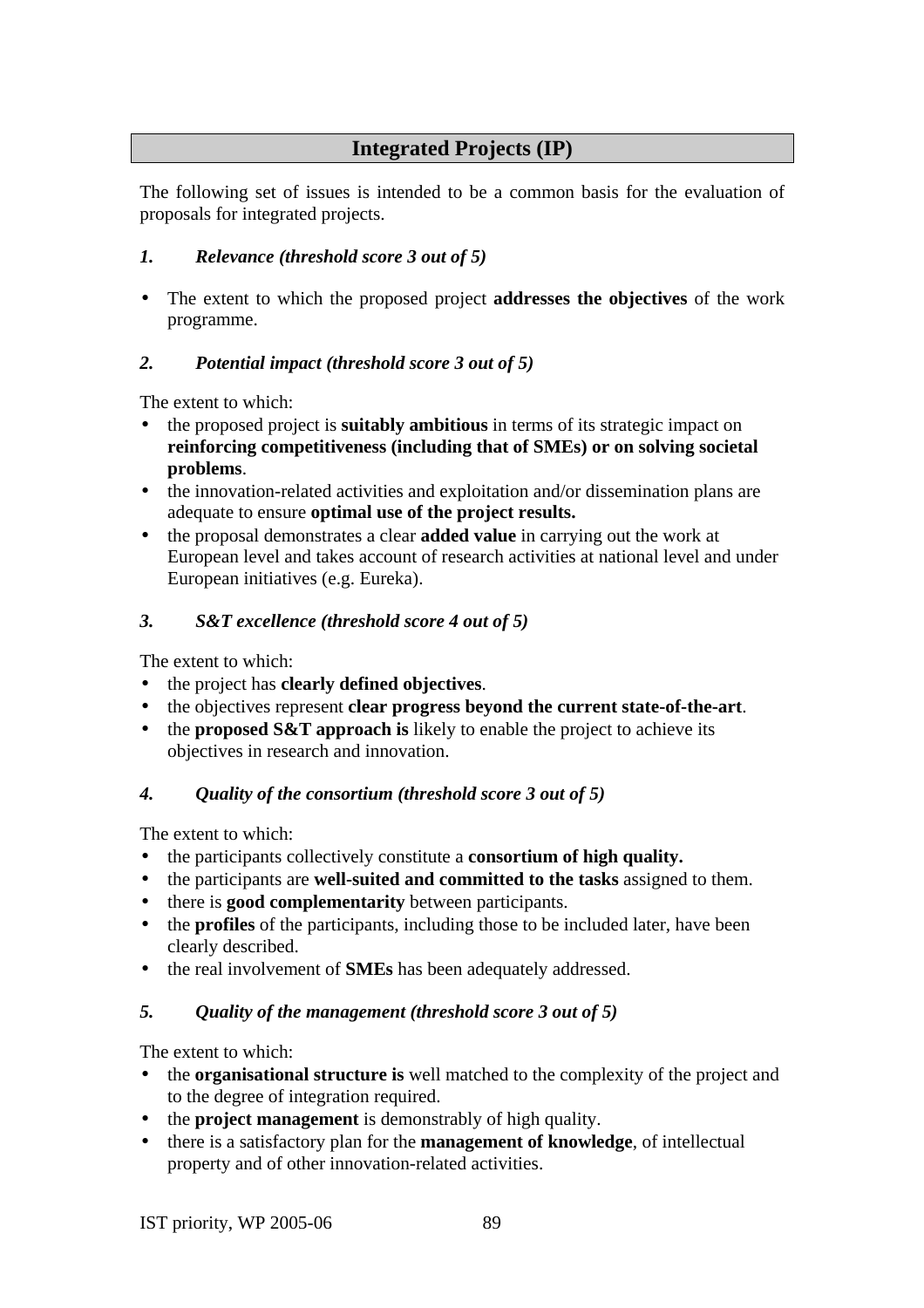## Integrated Projects (IP)

The following set of issues is intended to be a common basis for the evaluation of proposals for integrated projects.

### *1. Relevance (threshold score 3 out of 5)*

- The extent to which the proposed project **addresses the objectives** of the work programme.

### *2. Potential impact (threshold score 3 out of 5)*

The extent to which:

- the proposed project is **suitably ambitious** in terms of its strategic impact on **reinforcing competitiveness (including that of SMEs) or on solving societal problems**.
- the innovation-related activities and exploitation and/or dissemination plans are adequate to ensure **optimal use of the project results.**
- the proposal demonstrates a clear **added value** in carrying out the work at European level and takes account of research activities at national level and under European initiatives (e.g. Eureka).

### *3. S&T excellence (threshold score 4 out of 5)*

The extent to which:

- the project has **clearly defined objectives**.
- the objectives represent **clear progress beyond the current state-of-the-art**.
- the **proposed S&T approach is** likely to enable the project to achieve its objectives in research and innovation.

### *4. Quality of the consortium (threshold score 3 out of 5)*

The extent to which:

- the participants collectively constitute a **consortium of high quality.**
- the participants are **well-suited and committed to the tasks** assigned to them.
- there is **good complementarity** between participants.
- the **profiles** of the participants, including those to be included later, have been clearly described.
- the real involvement of **SMEs** has been adequately addressed.

### *5. Quality of the management (threshold score 3 out of 5)*

The extent to which:

- the **organisational structure is** well matched to the complexity of the project and to the degree of integration required.
- the **project management** is demonstrably of high quality.
- there is a satisfactory plan for the **management of knowledge**, of intellectual property and of other innovation-related activities.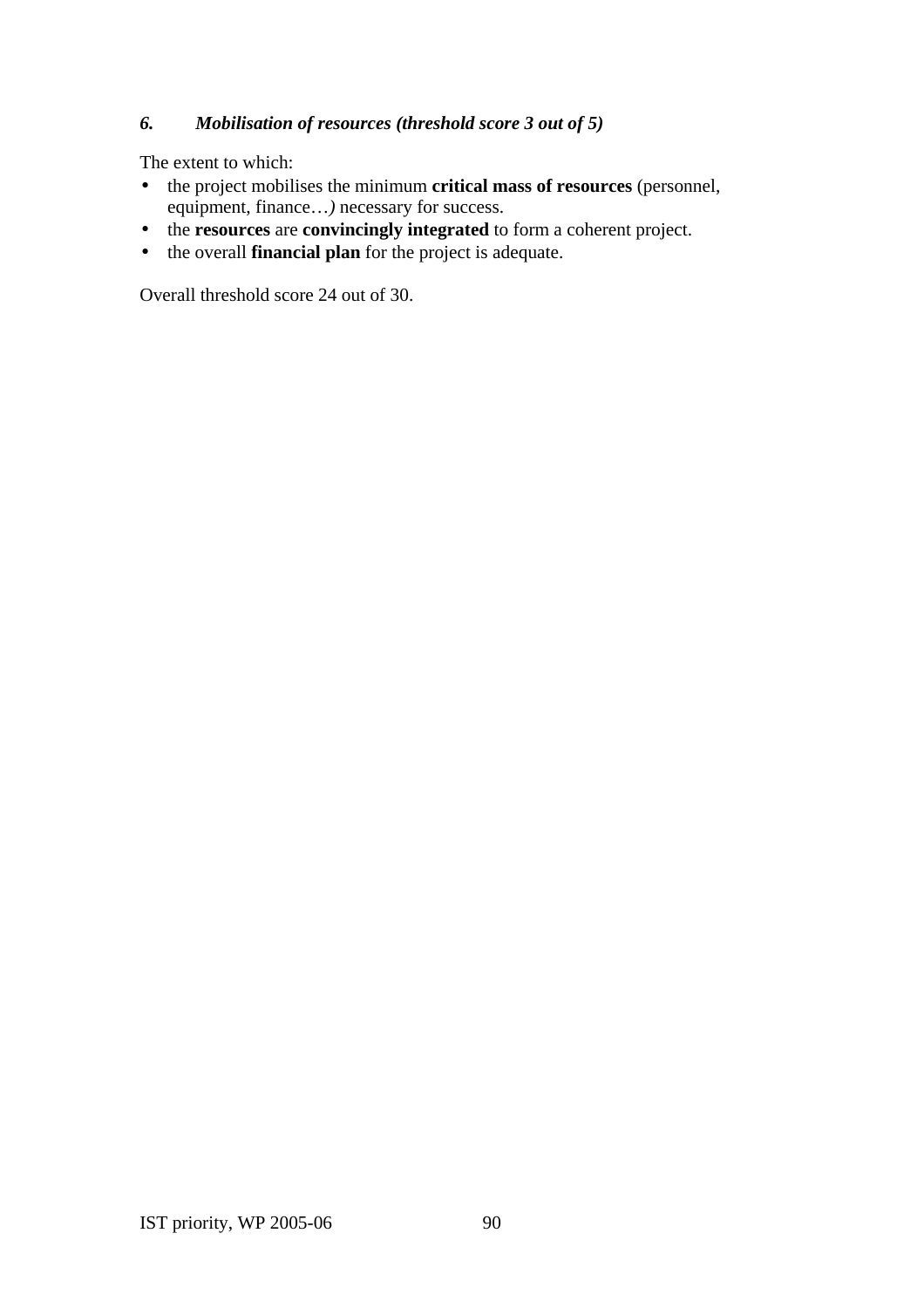### *6. Mobilisation of resources (threshold score 3 out of 5)*

The extent to which:

- the project mobilises the minimum **critical mass of resources** (personnel, equipment, finance…*)* necessary for success.
- the **resources** are **convincingly integrated** to form a coherent project.
- the overall **financial plan** for the project is adequate.

Overall threshold score 24 out of 30.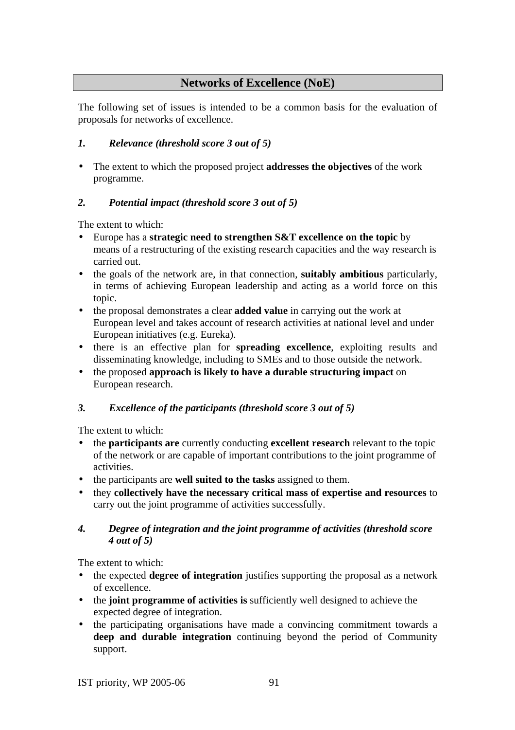## Networks of Excellence (NoE)

The following set of issues is intended to be a common basis for the evaluation of proposals for networks of excellence.

### *1. Relevance (threshold score 3 out of 5)*

- The extent to which the proposed project **addresses the objectives** of the work programme.

### *2. Potential impact (threshold score 3 out of 5)*

The extent to which:

- Europe has a **strategic need to strengthen S&T excellence on the topic** by means of a restructuring of the existing research capacities and the way research is carried out.
- the goals of the network are, in that connection, **suitably ambitious** particularly, in terms of achieving European leadership and acting as a world force on this topic.
- the proposal demonstrates a clear **added value** in carrying out the work at European level and takes account of research activities at national level and under European initiatives (e.g. Eureka).
- there is an effective plan for **spreading excellence**, exploiting results and disseminating knowledge, including to SMEs and to those outside the network.
- the proposed **approach is likely to have a durable structuring impact** on European research.

### *3. Excellence of the participants (threshold score 3 out of 5)*

The extent to which:

- the **participants are** currently conducting **excellent research** relevant to the topic of the network or are capable of important contributions to the joint programme of activities.
- the participants are **well suited to the tasks** assigned to them.
- they **collectively have the necessary critical mass of expertise and resources** to carry out the joint programme of activities successfully.

### *4. Degree of integration and the joint programme of activities (threshold score 4 out of 5)*

The extent to which:

- the expected **degree of integration** justifies supporting the proposal as a network of excellence.
- the **joint programme of activities is** sufficiently well designed to achieve the expected degree of integration.
- the participating organisations have made a convincing commitment towards a **deep and durable integration** continuing beyond the period of Community support.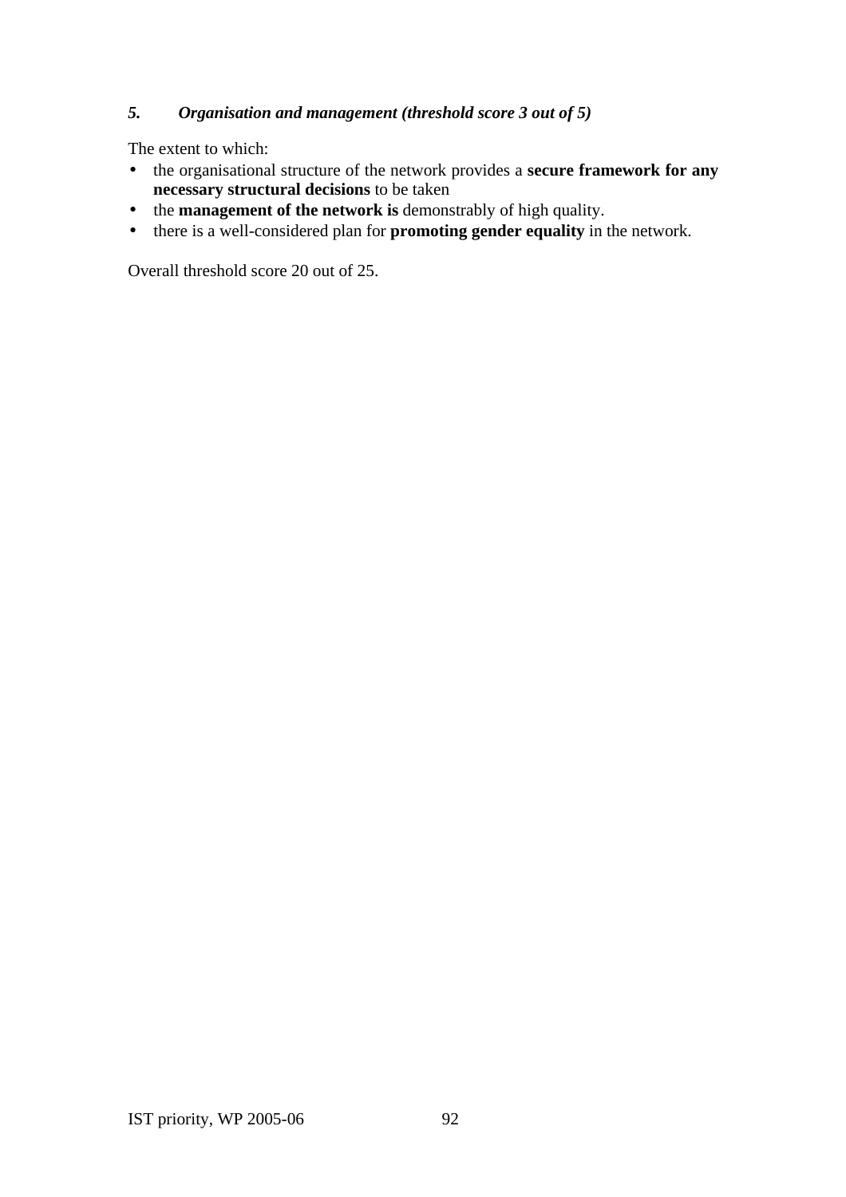***5. Organisation and management (threshold score 3 out of 5)***

The extent to which:

- the organisational structure of the network provides a **secure framework for any necessary structural decisions** to be taken
- the **management of the network is** demonstrably of high quality.
- there is a well-considered plan for **promoting gender equality** in the network.

Overall threshold score 20 out of 25.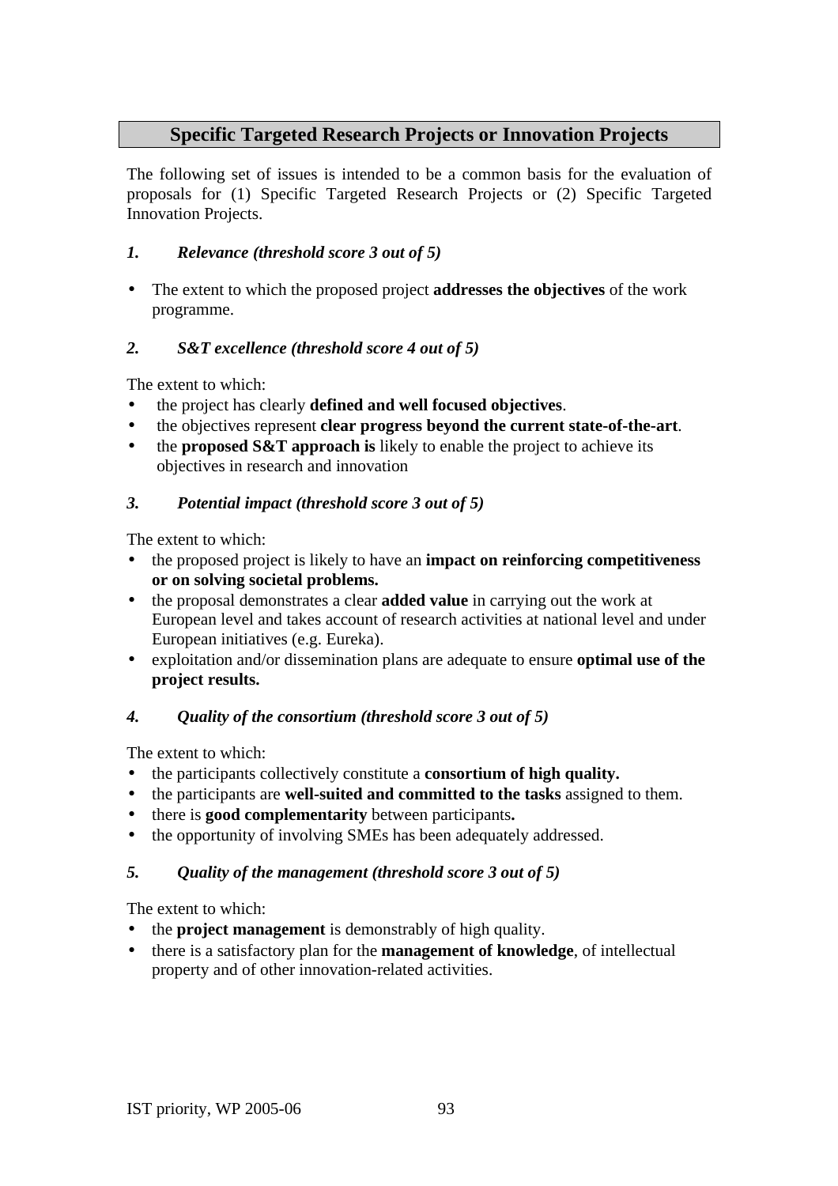## Specific Targeted Research Projects or Innovation Projects

The following set of issues is intended to be a common basis for the evaluation of proposals for (1) Specific Targeted Research Projects or (2) Specific Targeted Innovation Projects.

### *1. Relevance (threshold score 3 out of 5)*

- The extent to which the proposed project **addresses the objectives** of the work programme.

### *2. S&T excellence (threshold score 4 out of 5)*

The extent to which:

- the project has clearly **defined and well focused objectives**.
- the objectives represent **clear progress beyond the current state-of-the-art**.
- the **proposed S&T approach is** likely to enable the project to achieve its objectives in research and innovation

### *3. Potential impact (threshold score 3 out of 5)*

The extent to which:

- the proposed project is likely to have an **impact on reinforcing competitiveness or on solving societal problems.**
- the proposal demonstrates a clear **added value** in carrying out the work at European level and takes account of research activities at national level and under European initiatives (e.g. Eureka).
- exploitation and/or dissemination plans are adequate to ensure **optimal use of the project results.**

### *4. Quality of the consortium (threshold score 3 out of 5)*

The extent to which:

- the participants collectively constitute a **consortium of high quality.**
- the participants are **well-suited and committed to the tasks** assigned to them.
- there is **good complementarity** between participants**.**
- the opportunity of involving SMEs has been adequately addressed.

### *5. Quality of the management (threshold score 3 out of 5)*

The extent to which:

- the **project management** is demonstrably of high quality.
- there is a satisfactory plan for the **management of knowledge**, of intellectual property and of other innovation-related activities.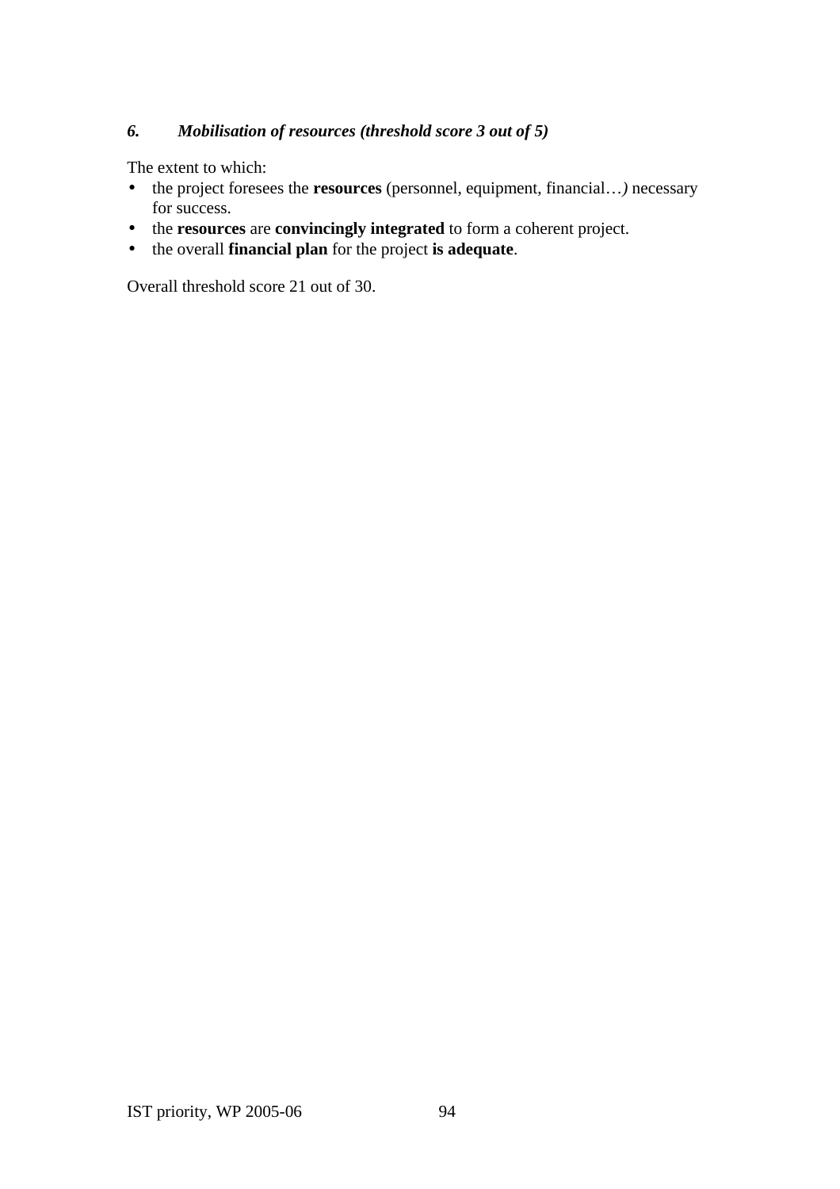### *6. Mobilisation of resources (threshold score 3 out of 5)*

The extent to which:

- the project foresees the **resources** (personnel, equipment, financial…*)* necessary for success.
- the **resources** are **convincingly integrated** to form a coherent project.
- the overall **financial plan** for the project **is adequate**.

Overall threshold score 21 out of 30.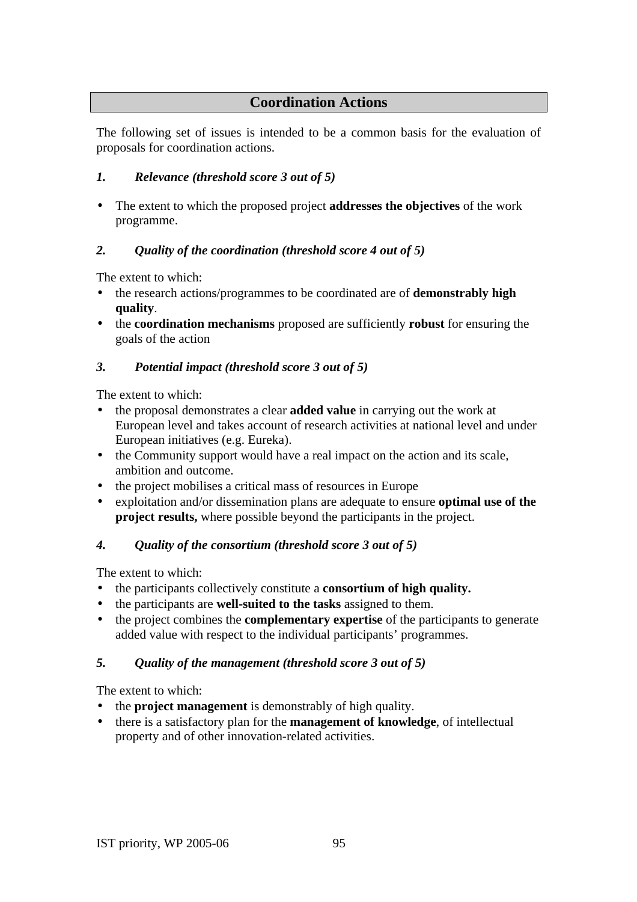## Coordination Actions

The following set of issues is intended to be a common basis for the evaluation of proposals for coordination actions.

### *1. Relevance (threshold score 3 out of 5)*

- The extent to which the proposed project **addresses the objectives** of the work programme.

### *2. Quality of the coordination (threshold score 4 out of 5)*

The extent to which:

- the research actions/programmes to be coordinated are of **demonstrably high quality**.
- the **coordination mechanisms** proposed are sufficiently **robust** for ensuring the goals of the action

### *3. Potential impact (threshold score 3 out of 5)*

The extent to which:

- the proposal demonstrates a clear **added value** in carrying out the work at European level and takes account of research activities at national level and under European initiatives (e.g. Eureka).
- the Community support would have a real impact on the action and its scale, ambition and outcome.
- the project mobilises a critical mass of resources in Europe
- exploitation and/or dissemination plans are adequate to ensure **optimal use of the project results,** where possible beyond the participants in the project.

### *4. Quality of the consortium (threshold score 3 out of 5)*

The extent to which:

- the participants collectively constitute a **consortium of high quality.**
- the participants are **well-suited to the tasks** assigned to them.
- the project combines the **complementary expertise** of the participants to generate added value with respect to the individual participants' programmes.

### *5. Quality of the management (threshold score 3 out of 5)*

The extent to which:

- the **project management** is demonstrably of high quality.
- there is a satisfactory plan for the **management of knowledge**, of intellectual property and of other innovation-related activities.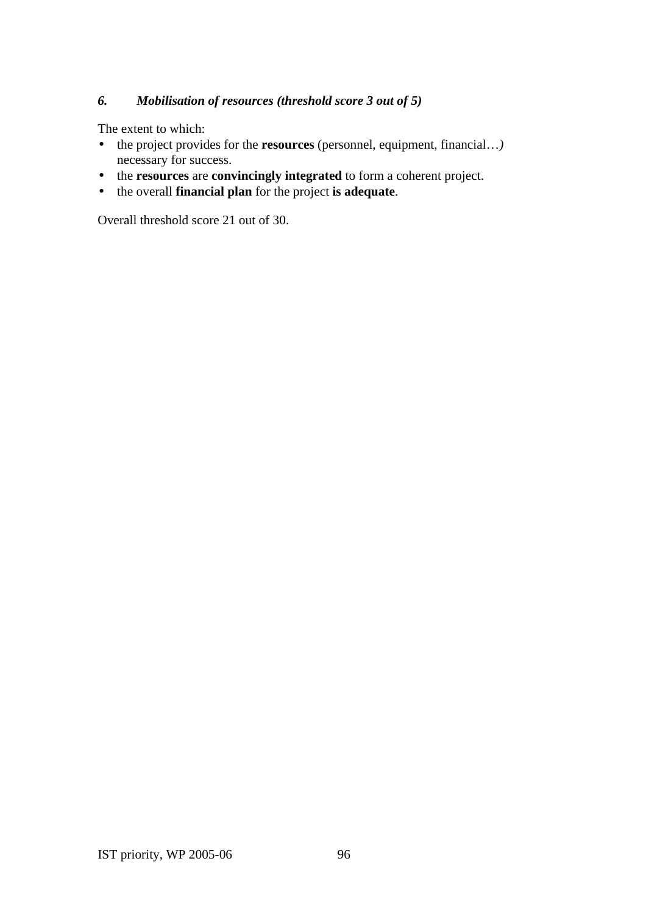### *6. Mobilisation of resources (threshold score 3 out of 5)*

The extent to which:

- the project provides for the **resources** (personnel, equipment, financial…*)* necessary for success.
- the **resources** are **convincingly integrated** to form a coherent project.
- the overall **financial plan** for the project **is adequate**.

Overall threshold score 21 out of 30.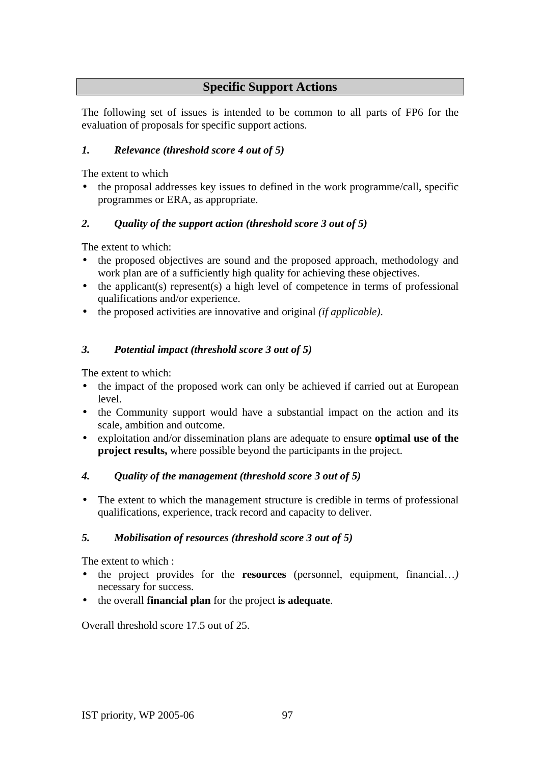## Specific Support Actions

The following set of issues is intended to be common to all parts of FP6 for the evaluation of proposals for specific support actions.

### *1. Relevance (threshold score 4 out of 5)*

The extent to which

- the proposal addresses key issues to defined in the work programme/call, specific programmes or ERA, as appropriate.

### *2. Quality of the support action (threshold score 3 out of 5)*

The extent to which:

- the proposed objectives are sound and the proposed approach, methodology and work plan are of a sufficiently high quality for achieving these objectives.
- the applicant(s) represent(s) a high level of competence in terms of professional qualifications and/or experience.
- the proposed activities are innovative and original *(if applicable)*.

### *3. Potential impact (threshold score 3 out of 5)*

The extent to which:

- the impact of the proposed work can only be achieved if carried out at European level.
- the Community support would have a substantial impact on the action and its scale, ambition and outcome.
- exploitation and/or dissemination plans are adequate to ensure **optimal use of the project results,** where possible beyond the participants in the project.

### *4. Quality of the management (threshold score 3 out of 5)*

- The extent to which the management structure is credible in terms of professional qualifications, experience, track record and capacity to deliver.

### *5. Mobilisation of resources (threshold score 3 out of 5)*

The extent to which :

- the project provides for the **resources** (personnel, equipment, financial…*)* necessary for success.
- the overall **financial plan** for the project **is adequate**.

Overall threshold score 17.5 out of 25.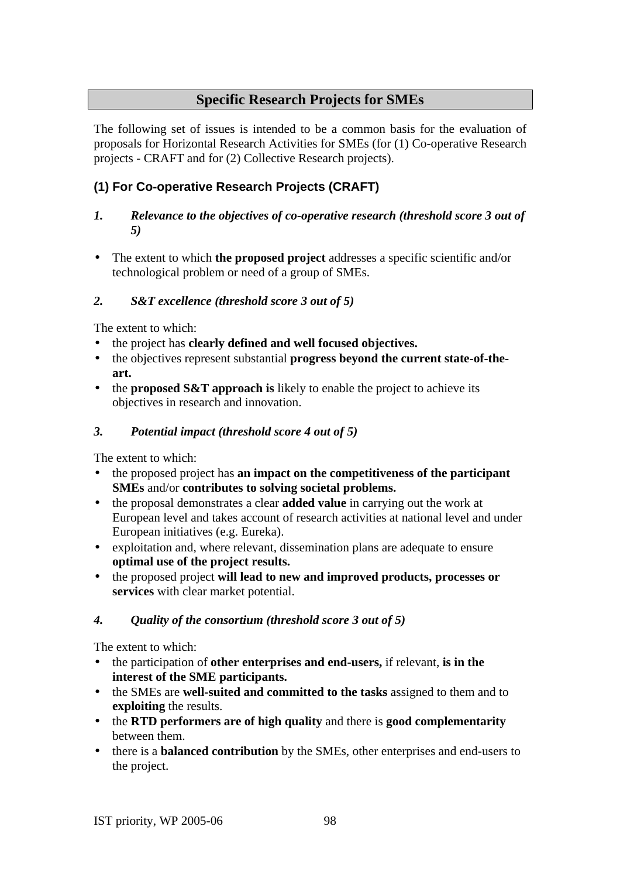## Specific Research Projects for SMEs

The following set of issues is intended to be a common basis for the evaluation of proposals for Horizontal Research Activities for SMEs (for (1) Co-operative Research projects - CRAFT and for (2) Collective Research projects).

### (1) For Co-operative Research Projects (CRAFT)

***1. Relevance to the objectives of co-operative research (threshold score 3 out of 5)***

- The extent to which **the proposed project** addresses a specific scientific and/or technological problem or need of a group of SMEs.

***2. S&T excellence (threshold score 3 out of 5)***

The extent to which:

- the project has **clearly defined and well focused objectives.**
- the objectives represent substantial **progress beyond the current state-of-the-art.**
- the **proposed S&T approach is** likely to enable the project to achieve its objectives in research and innovation.

***3. Potential impact (threshold score 4 out of 5)***

The extent to which:

- the proposed project has **an impact on the competitiveness of the participant SMEs** and/or **contributes to solving societal problems.**
- the proposal demonstrates a clear **added value** in carrying out the work at European level and takes account of research activities at national level and under European initiatives (e.g. Eureka).
- exploitation and, where relevant, dissemination plans are adequate to ensure **optimal use of the project results.**
- the proposed project **will lead to new and improved products, processes or services** with clear market potential.

***4. Quality of the consortium (threshold score 3 out of 5)***

The extent to which:

- the participation of **other enterprises and end-users,** if relevant, **is in the interest of the SME participants.**
- the SMEs are **well-suited and committed to the tasks** assigned to them and to **exploiting** the results.
- the **RTD performers are of high quality** and there is **good complementarity** between them.
- there is a **balanced contribution** by the SMEs, other enterprises and end-users to the project.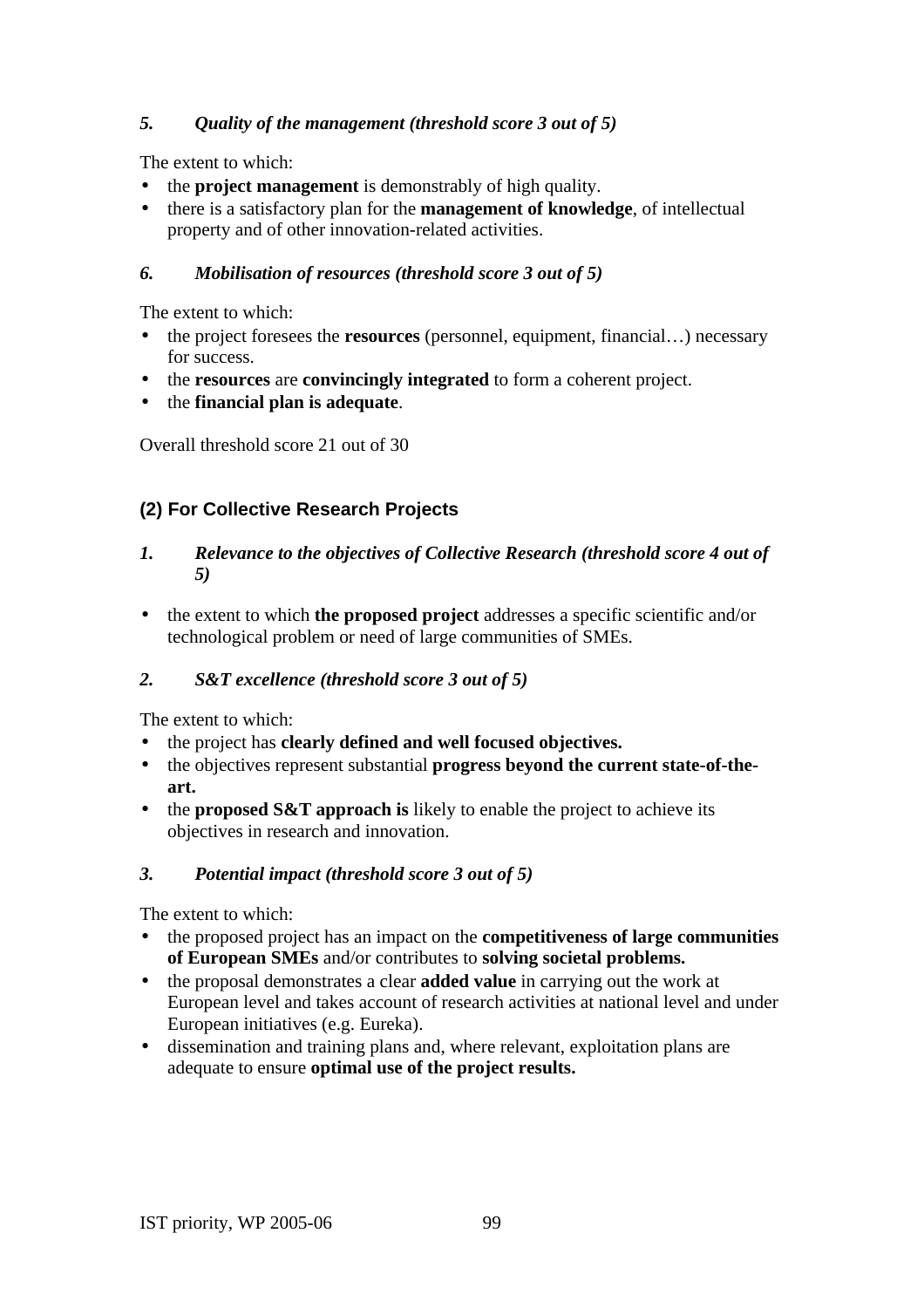*5. Quality of the management (threshold score 3 out of 5)*

The extent to which:

- the **project management** is demonstrably of high quality.
- there is a satisfactory plan for the **management of knowledge**, of intellectual property and of other innovation-related activities.

*6. Mobilisation of resources (threshold score 3 out of 5)*

The extent to which:

- the project foresees the **resources** (personnel, equipment, financial…) necessary for success.
- the **resources** are **convincingly integrated** to form a coherent project.
- the **financial plan is adequate**.

Overall threshold score 21 out of 30

### (2) For Collective Research Projects

*1. Relevance to the objectives of Collective Research (threshold score 4 out of 5)*

- the extent to which **the proposed project** addresses a specific scientific and/or technological problem or need of large communities of SMEs.

*2. S&T excellence (threshold score 3 out of 5)*

The extent to which:

- the project has **clearly defined and well focused objectives.**
- the objectives represent substantial **progress beyond the current state-of-the-art.**
- the **proposed S&T approach is** likely to enable the project to achieve its objectives in research and innovation.

*3. Potential impact (threshold score 3 out of 5)*

The extent to which:

- the proposed project has an impact on the **competitiveness of large communities of European SMEs** and/or contributes to **solving societal problems.**
- the proposal demonstrates a clear **added value** in carrying out the work at European level and takes account of research activities at national level and under European initiatives (e.g. Eureka).
- dissemination and training plans and, where relevant, exploitation plans are adequate to ensure **optimal use of the project results.**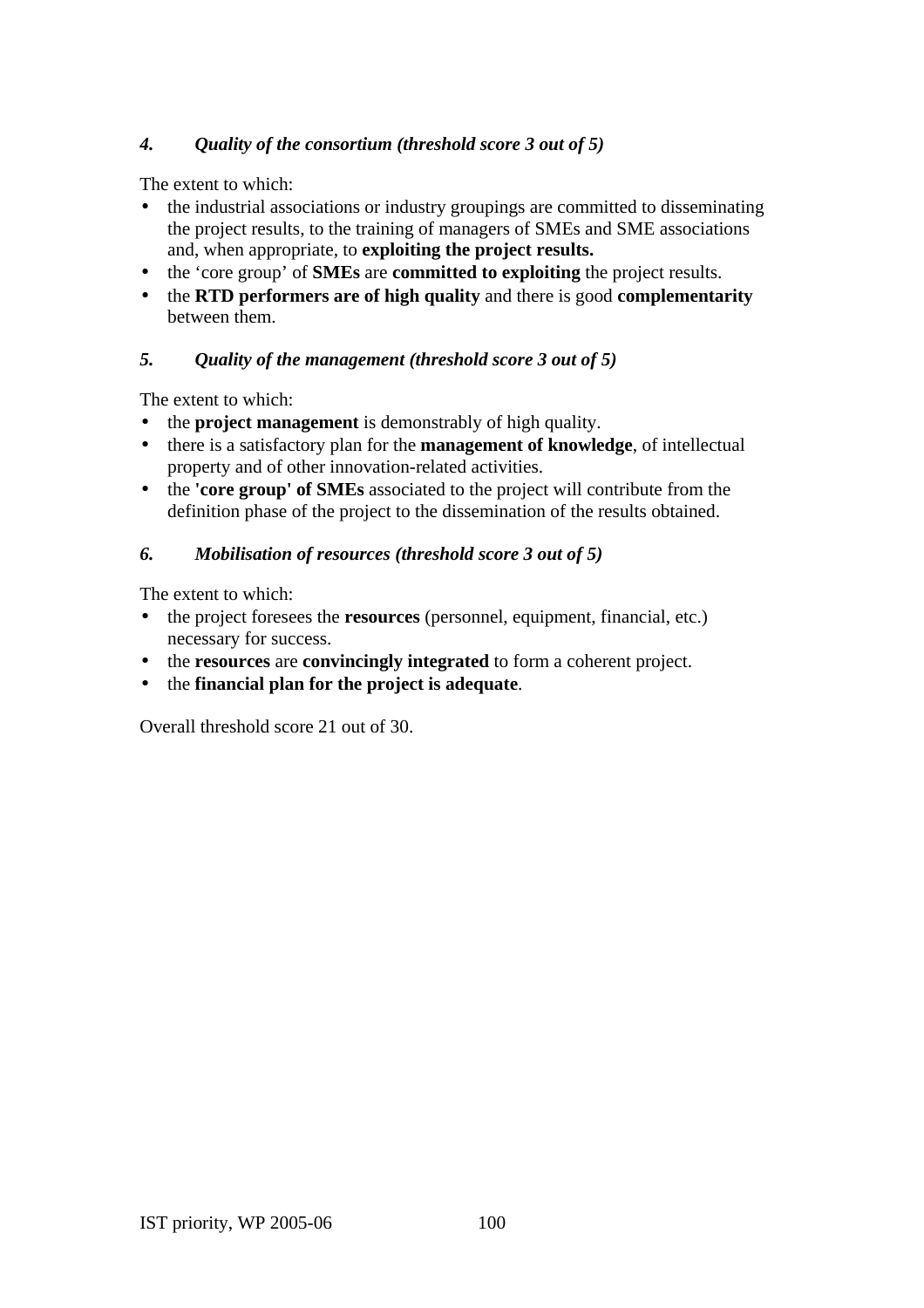### *4. Quality of the consortium (threshold score 3 out of 5)*

The extent to which:

- the industrial associations or industry groupings are committed to disseminating the project results, to the training of managers of SMEs and SME associations and, when appropriate, to **exploiting the project results.**
- the 'core group' of **SMEs** are **committed to exploiting** the project results.
- the **RTD performers are of high quality** and there is good **complementarity** between them.

### *5. Quality of the management (threshold score 3 out of 5)*

The extent to which:

- the **project management** is demonstrably of high quality.
- there is a satisfactory plan for the **management of knowledge**, of intellectual property and of other innovation-related activities.
- the **'core group' of SMEs** associated to the project will contribute from the definition phase of the project to the dissemination of the results obtained.

### *6. Mobilisation of resources (threshold score 3 out of 5)*

The extent to which:

- the project foresees the **resources** (personnel, equipment, financial, etc.) necessary for success.
- the **resources** are **convincingly integrated** to form a coherent project.
- the **financial plan for the project is adequate**.

Overall threshold score 21 out of 30.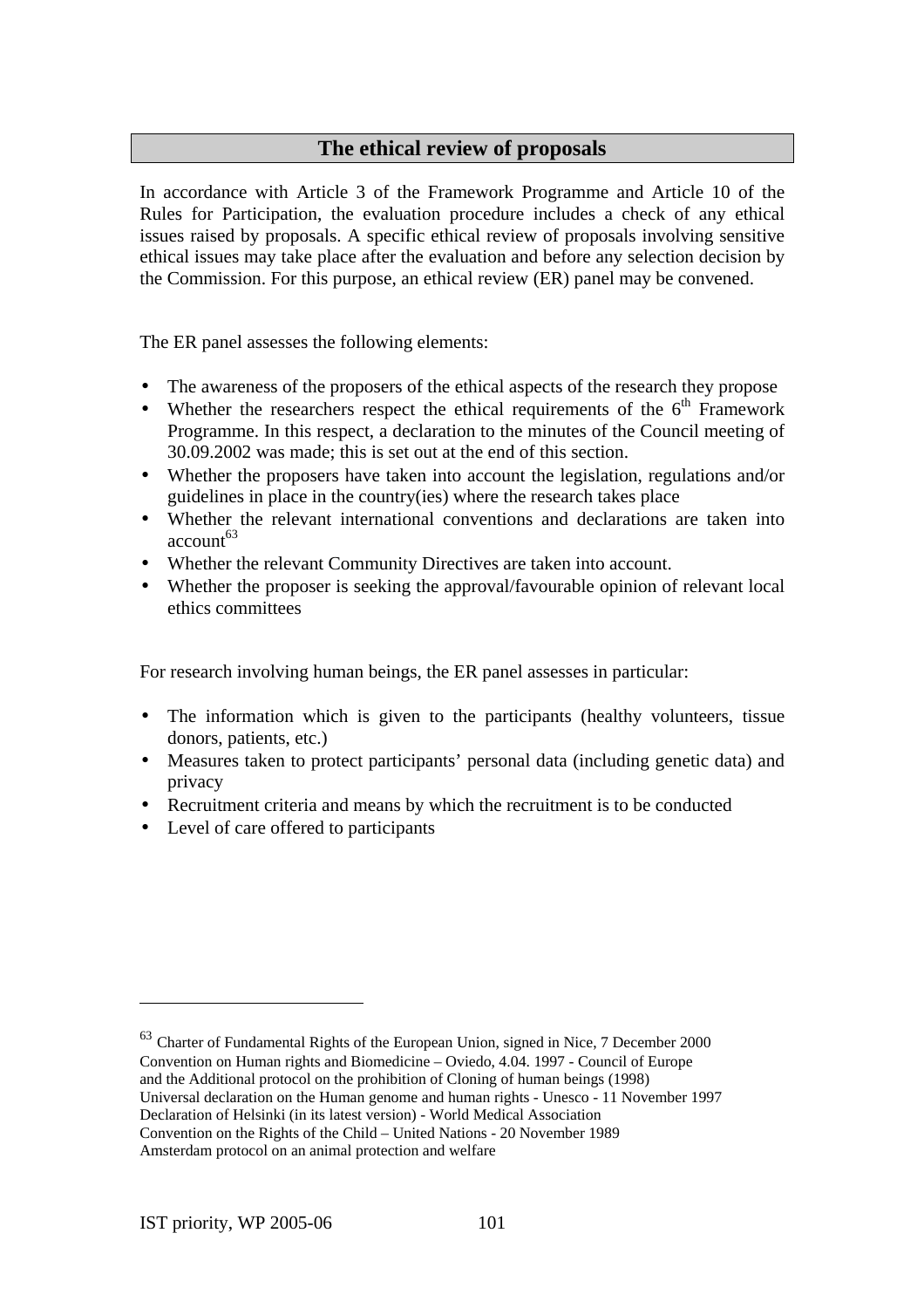## The ethical review of proposals

In accordance with Article 3 of the Framework Programme and Article 10 of the Rules for Participation, the evaluation procedure includes a check of any ethical issues raised by proposals. A specific ethical review of proposals involving sensitive ethical issues may take place after the evaluation and before any selection decision by the Commission. For this purpose, an ethical review (ER) panel may be convened.

The ER panel assesses the following elements:

- The awareness of the proposers of the ethical aspects of the research they propose
- Whether the researchers respect the ethical requirements of the 6th Framework Programme. In this respect, a declaration to the minutes of the Council meeting of 30.09.2002 was made; this is set out at the end of this section.
- Whether the proposers have taken into account the legislation, regulations and/or guidelines in place in the country(ies) where the research takes place
- Whether the relevant international conventions and declarations are taken into account[63]
- Whether the relevant Community Directives are taken into account.
- Whether the proposer is seeking the approval/favourable opinion of relevant local ethics committees

For research involving human beings, the ER panel assesses in particular:

- The information which is given to the participants (healthy volunteers, tissue donors, patients, etc.)
- Measures taken to protect participants' personal data (including genetic data) and privacy
- Recruitment criteria and means by which the recruitment is to be conducted
- Level of care offered to participants

---

[63] Charter of Fundamental Rights of the European Union, signed in Nice, 7 December 2000
Convention on Human rights and Biomedicine – Oviedo, 4.04. 1997 - Council of Europe
and the Additional protocol on the prohibition of Cloning of human beings (1998)
Universal declaration on the Human genome and human rights - Unesco - 11 November 1997
Declaration of Helsinki (in its latest version) - World Medical Association
Convention on the Rights of the Child – United Nations - 20 November 1989
Amsterdam protocol on an animal protection and welfare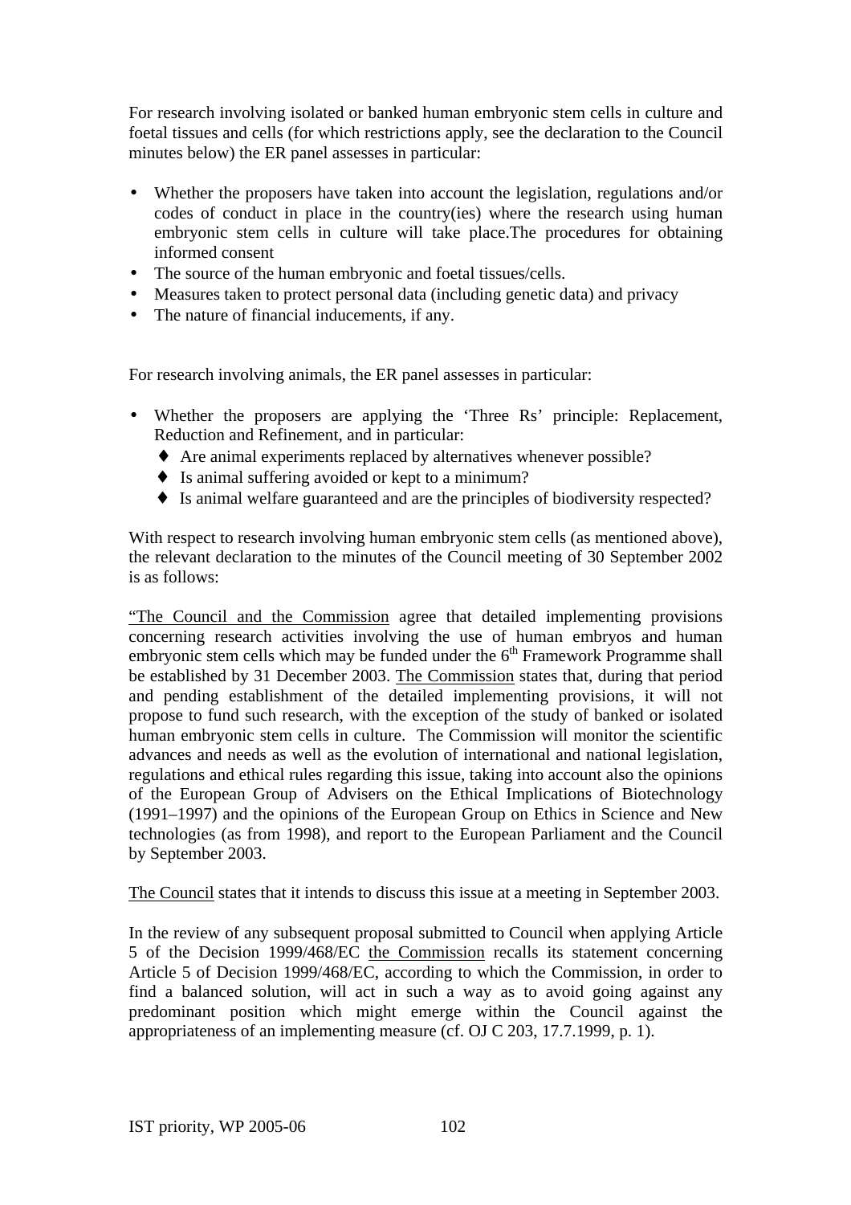For research involving isolated or banked human embryonic stem cells in culture and foetal tissues and cells (for which restrictions apply, see the declaration to the Council minutes below) the ER panel assesses in particular:

- Whether the proposers have taken into account the legislation, regulations and/or codes of conduct in place in the country(ies) where the research using human embryonic stem cells in culture will take place.The procedures for obtaining informed consent
- The source of the human embryonic and foetal tissues/cells.
- Measures taken to protect personal data (including genetic data) and privacy
- The nature of financial inducements, if any.

For research involving animals, the ER panel assesses in particular:

- Whether the proposers are applying the 'Three Rs' principle: Replacement, Reduction and Refinement, and in particular:
  - Are animal experiments replaced by alternatives whenever possible?
  - Is animal suffering avoided or kept to a minimum?
  - Is animal welfare guaranteed and are the principles of biodiversity respected?

With respect to research involving human embryonic stem cells (as mentioned above), the relevant declaration to the minutes of the Council meeting of 30 September 2002 is as follows:

"The Council and the Commission agree that detailed implementing provisions concerning research activities involving the use of human embryos and human embryonic stem cells which may be funded under the 6th Framework Programme shall be established by 31 December 2003. The Commission states that, during that period and pending establishment of the detailed implementing provisions, it will not propose to fund such research, with the exception of the study of banked or isolated human embryonic stem cells in culture. The Commission will monitor the scientific advances and needs as well as the evolution of international and national legislation, regulations and ethical rules regarding this issue, taking into account also the opinions of the European Group of Advisers on the Ethical Implications of Biotechnology (1991–1997) and the opinions of the European Group on Ethics in Science and New technologies (as from 1998), and report to the European Parliament and the Council by September 2003.

The Council states that it intends to discuss this issue at a meeting in September 2003.

In the review of any subsequent proposal submitted to Council when applying Article 5 of the Decision 1999/468/EC the Commission recalls its statement concerning Article 5 of Decision 1999/468/EC, according to which the Commission, in order to find a balanced solution, will act in such a way as to avoid going against any predominant position which might emerge within the Council against the appropriateness of an implementing measure (cf. OJ C 203, 17.7.1999, p. 1).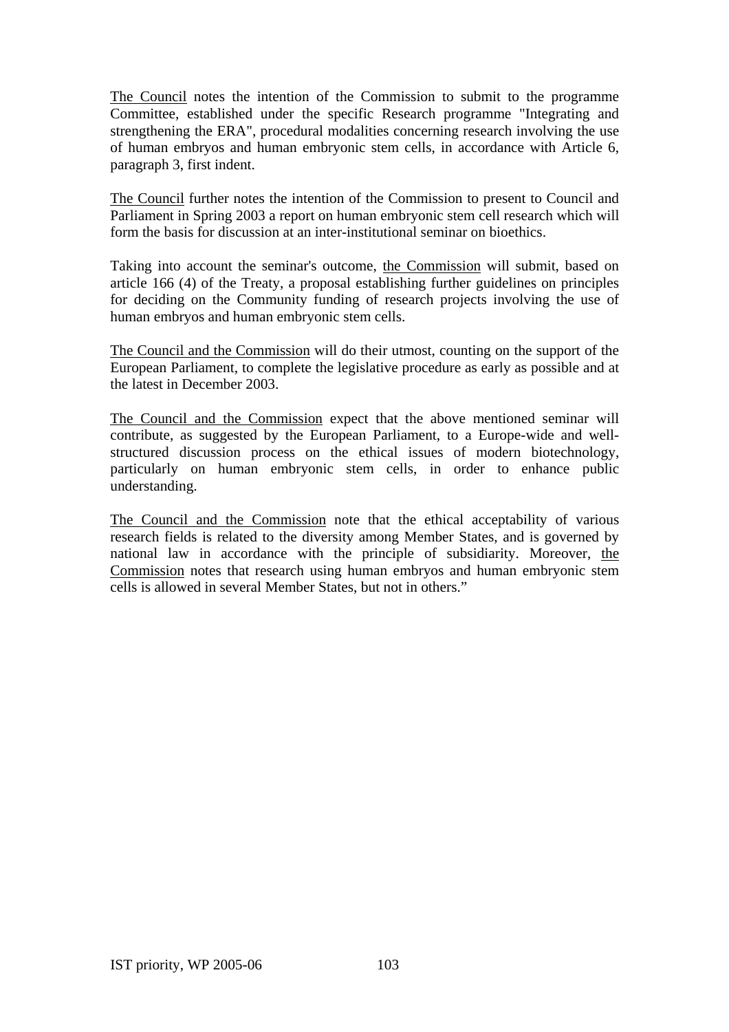The Council notes the intention of the Commission to submit to the programme Committee, established under the specific Research programme "Integrating and strengthening the ERA", procedural modalities concerning research involving the use of human embryos and human embryonic stem cells, in accordance with Article 6, paragraph 3, first indent.

The Council further notes the intention of the Commission to present to Council and Parliament in Spring 2003 a report on human embryonic stem cell research which will form the basis for discussion at an inter-institutional seminar on bioethics.

Taking into account the seminar's outcome, the Commission will submit, based on article 166 (4) of the Treaty, a proposal establishing further guidelines on principles for deciding on the Community funding of research projects involving the use of human embryos and human embryonic stem cells.

The Council and the Commission will do their utmost, counting on the support of the European Parliament, to complete the legislative procedure as early as possible and at the latest in December 2003.

The Council and the Commission expect that the above mentioned seminar will contribute, as suggested by the European Parliament, to a Europe-wide and well-structured discussion process on the ethical issues of modern biotechnology, particularly on human embryonic stem cells, in order to enhance public understanding.

The Council and the Commission note that the ethical acceptability of various research fields is related to the diversity among Member States, and is governed by national law in accordance with the principle of subsidiarity. Moreover, the Commission notes that research using human embryos and human embryonic stem cells is allowed in several Member States, but not in others."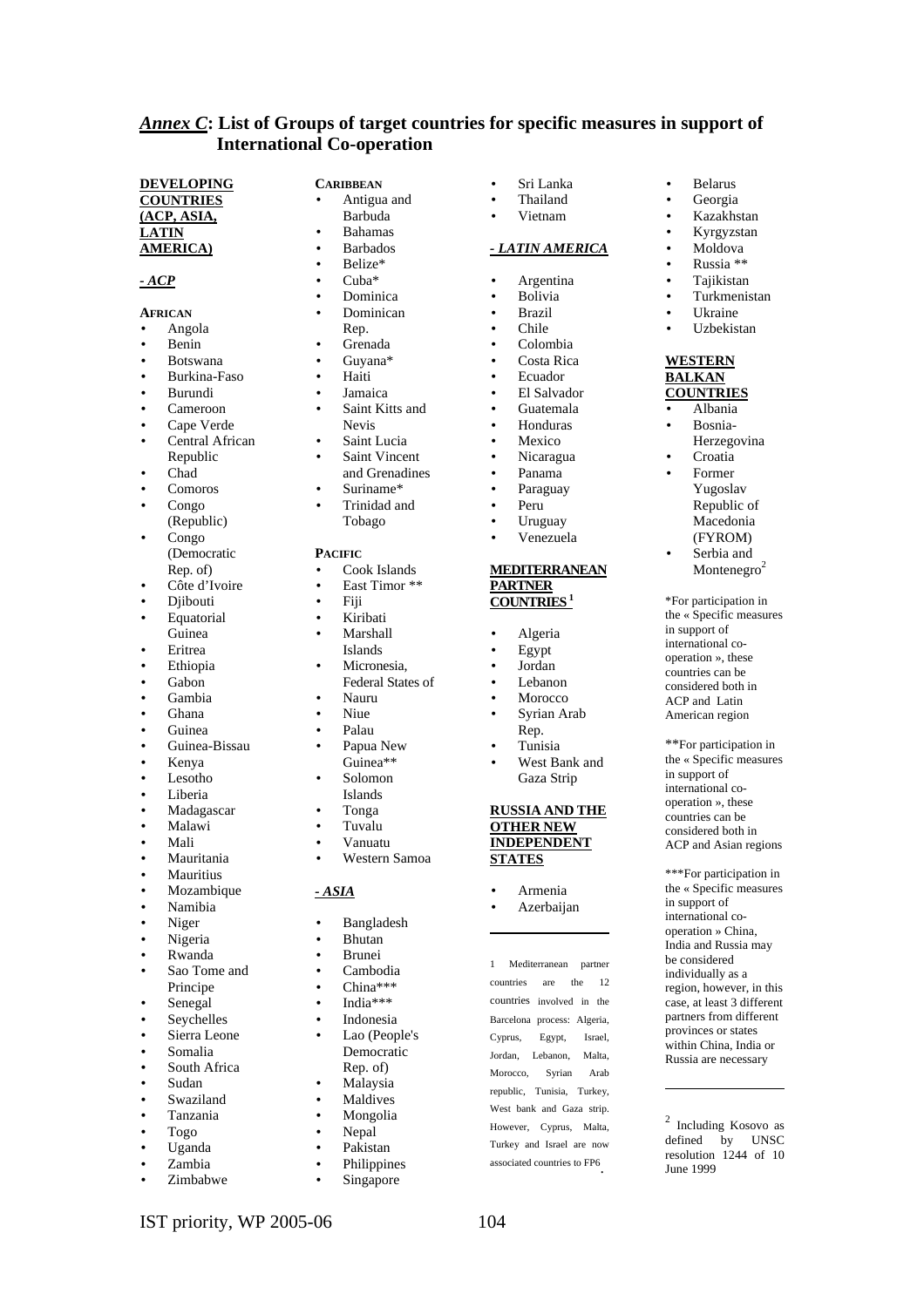## *Annex C*: List of Groups of target countries for specific measures in support of International Co-operation

**DEVELOPING COUNTRIES (ACP, ASIA, LATIN AMERICA)**

***- ACP***

**AFRICAN**

- Angola
- Benin
- Botswana
- Burkina-Faso
- Burundi
- Cameroon
- Cape Verde
- Central African Republic
- Chad
- Comoros
- Congo (Republic)
- Congo (Democratic Rep. of)
- Côte d'Ivoire
- Djibouti
- Equatorial Guinea
- Eritrea
- Ethiopia
- Gabon
- Gambia
- Ghana
- Guinea
- Guinea-Bissau
- Kenya
- Lesotho
- Liberia
- Madagascar
- Malawi
- Mali
- Mauritania
- Mauritius
- Mozambique
- Namibia
- Niger
- Nigeria
- Rwanda
- Sao Tome and Principe
- Senegal
- Seychelles
- Sierra Leone
- Somalia
- South Africa
- Sudan
- Swaziland
- Tanzania
- Togo
- Uganda
- Zambia
- Zimbabwe

**CARIBBEAN**

- Antigua and Barbuda
- Bahamas
- Barbados
- Belize*
- Cuba*
- Dominica
- Dominican Rep.
- Grenada
- Guyana*
- Haiti
- Jamaica
- Saint Kitts and Nevis
- Saint Lucia
- Saint Vincent and Grenadines
- Suriname*
- Trinidad and Tobago

**PACIFIC**

- Cook Islands
- East Timor **
- Fiji
- Kiribati
- Marshall Islands
- Micronesia, Federal States of
- Nauru
- Niue
- Palau
- Papua New Guinea**
- Solomon Islands
- Tonga
- Tuvalu
- Vanuatu
- Western Samoa

***- ASIA***

- Bangladesh
- Bhutan
- Brunei
- Cambodia
- China***
- India***
- Indonesia
- Lao (People's Democratic Rep. of)
- Malaysia
- Maldives
- Mongolia
- Nepal
- Pakistan
- Philippines
- Singapore
- Sri Lanka
- Thailand
- Vietnam

***- LATIN AMERICA***

- Argentina
- Bolivia
- Brazil
- Chile
- Colombia
- Costa Rica
- Ecuador
- El Salvador
- Guatemala
- Honduras
- Mexico
- Nicaragua
- Panama
- Paraguay
- Peru
- Uruguay
- Venezuela

**MEDITERRANEAN PARTNER COUNTRIES [1]**

- Algeria
- Egypt
- Jordan
- Lebanon
- Morocco
- Syrian Arab Rep.
- Tunisia
- West Bank and Gaza Strip

**RUSSIA AND THE OTHER NEW INDEPENDENT STATES**

- Armenia
- Azerbaijan
- Belarus
- Georgia
- Kazakhstan
- Kyrgyzstan
- Moldova
- Russia **
- Tajikistan
- Turkmenistan
- Ukraine
- Uzbekistan

**WESTERN BALKAN COUNTRIES**

- Albania
- Bosnia-Herzegovina
- Croatia
- Former Yugoslav Republic of Macedonia (FYROM)
- Serbia and Montenegro[2]

*For participation in the « Specific measures in support of international co-operation », these countries can be considered both in ACP and Latin American region

**For participation in the « Specific measures in support of international co-operation », these countries can be considered both in ACP and Asian regions

***For participation in the « Specific measures in support of international co-operation » China, India and Russia may be considered individually as a region, however, in this case, at least 3 different partners from different provinces or states within China, India or Russia are necessary

---

1 Mediterranean partner countries are the 12 countries involved in the Barcelona process: Algeria, Cyprus, Egypt, Israel, Jordan, Lebanon, Malta, Morocco, Syrian Arab republic, Tunisia, Turkey, West bank and Gaza strip. However, Cyprus, Malta, Turkey and Israel are now associated countries to FP6.

2 Including Kosovo as defined by UNSC resolution 1244 of 10 June 1999